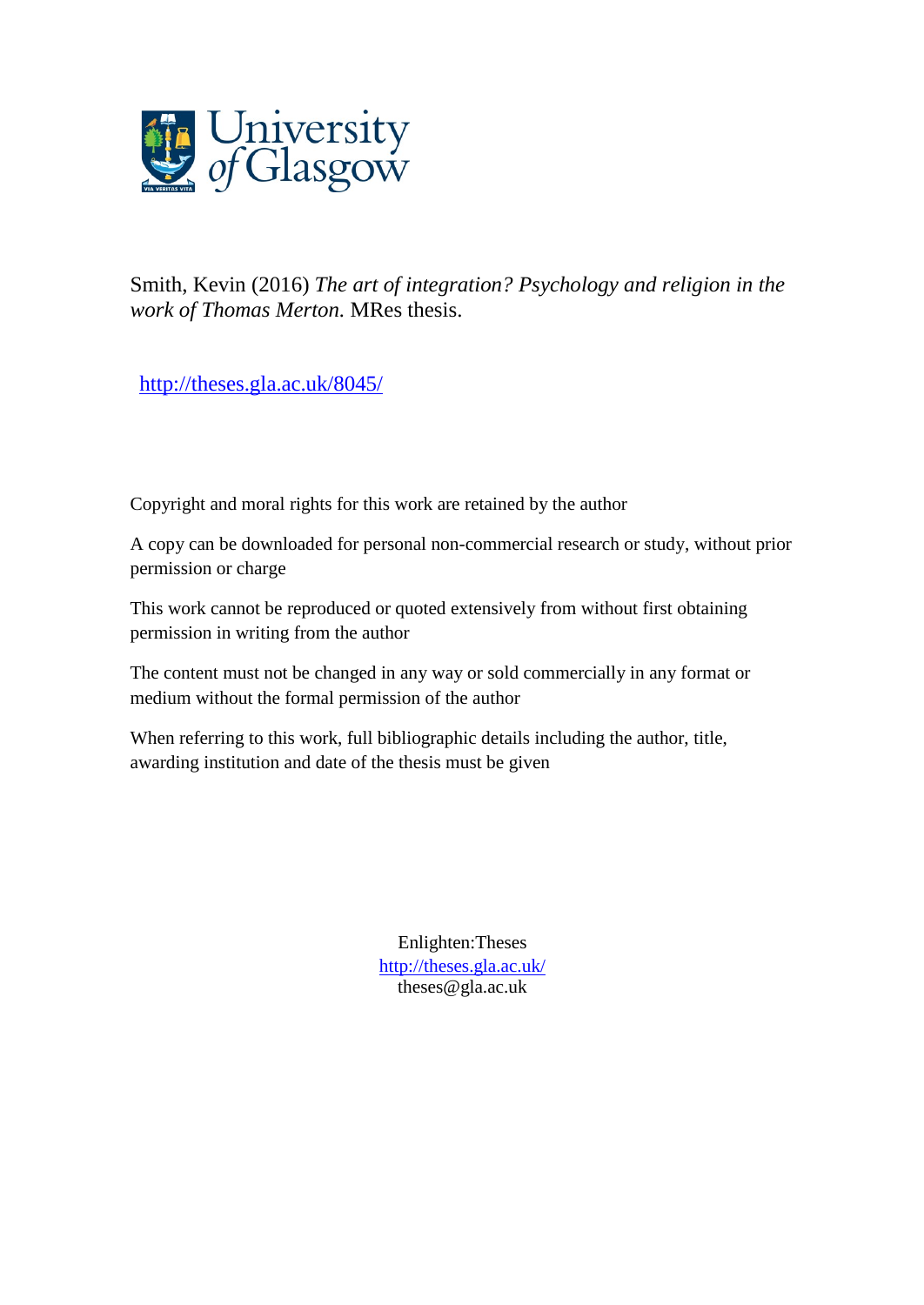Smith, Kevin (2016) *The art of integration? Psychology and religion in the work of Thomas Merton.* MRes thesis.

http://theses.gla.ac.uk/8045/

Copyright and moral rights for this work are retained by the author

A copy can be downloaded for personal non-commercial research or study, without prior permission or charge

This work cannot be reproduced or quoted extensively from without first obtaining permission in writing from the author

The content must not be changed in any way or sold commercially in any format or medium without the formal permission of the author

When referring to this work, full bibliographic details including the author, title, awarding institution and date of the thesis must be given

Enlighten:Theses
http://theses.gla.ac.uk/
theses@gla.ac.uk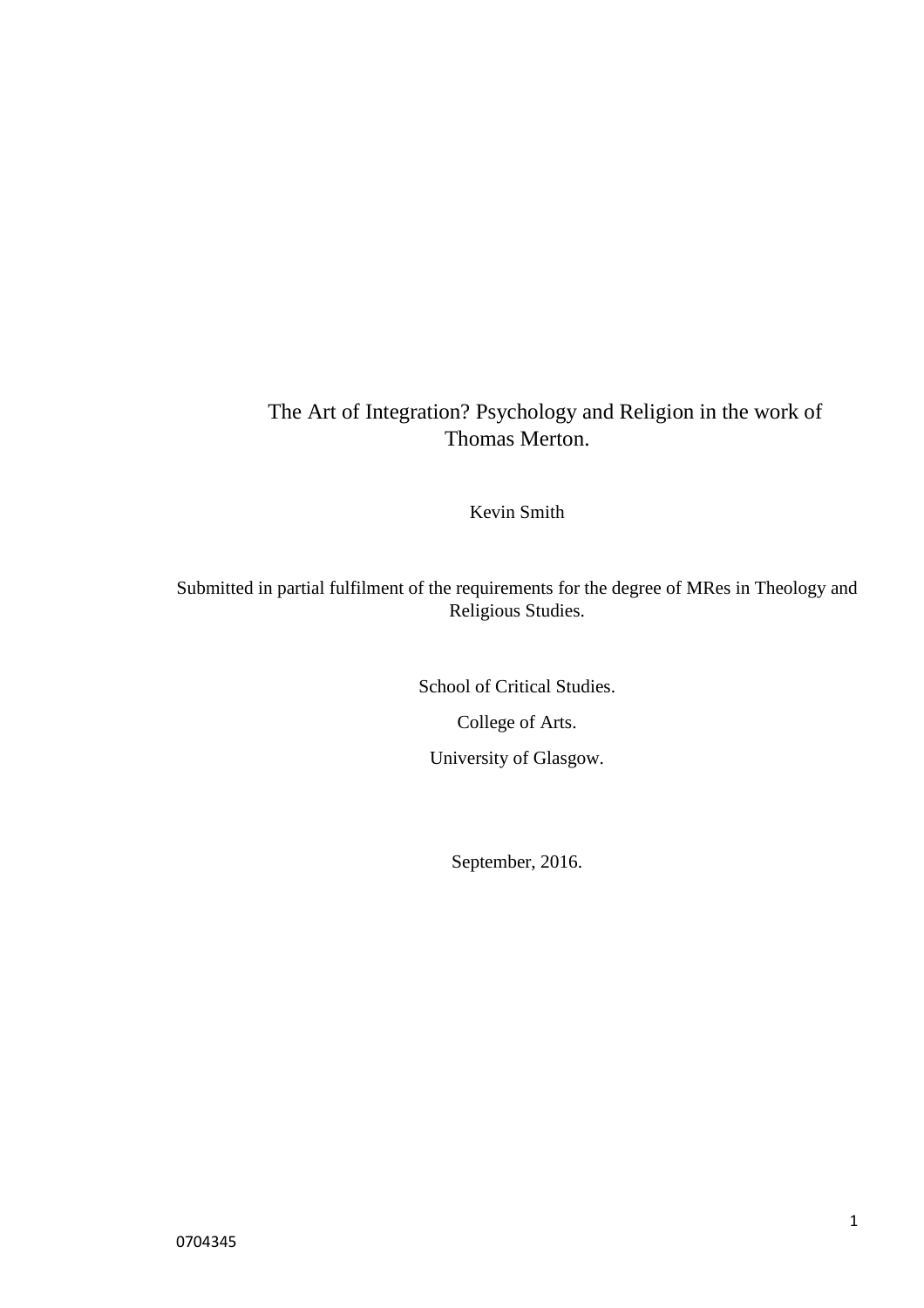# The Art of Integration? Psychology and Religion in the work of Thomas Merton.

Kevin Smith

Submitted in partial fulfilment of the requirements for the degree of MRes in Theology and Religious Studies.

School of Critical Studies.

College of Arts.

University of Glasgow.

September, 2016.

0704345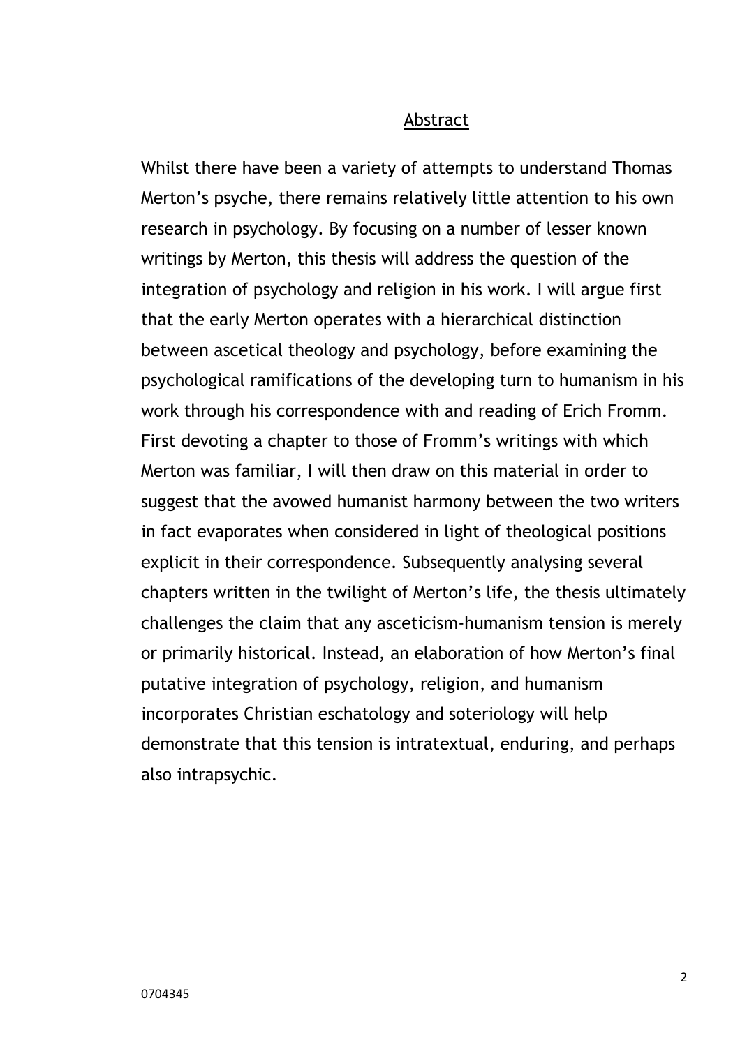## Abstract

Whilst there have been a variety of attempts to understand Thomas Merton's psyche, there remains relatively little attention to his own research in psychology. By focusing on a number of lesser known writings by Merton, this thesis will address the question of the integration of psychology and religion in his work. I will argue first that the early Merton operates with a hierarchical distinction between ascetical theology and psychology, before examining the psychological ramifications of the developing turn to humanism in his work through his correspondence with and reading of Erich Fromm. First devoting a chapter to those of Fromm's writings with which Merton was familiar, I will then draw on this material in order to suggest that the avowed humanist harmony between the two writers in fact evaporates when considered in light of theological positions explicit in their correspondence. Subsequently analysing several chapters written in the twilight of Merton's life, the thesis ultimately challenges the claim that any asceticism-humanism tension is merely or primarily historical. Instead, an elaboration of how Merton's final putative integration of psychology, religion, and humanism incorporates Christian eschatology and soteriology will help demonstrate that this tension is intratextual, enduring, and perhaps also intrapsychic.

0704345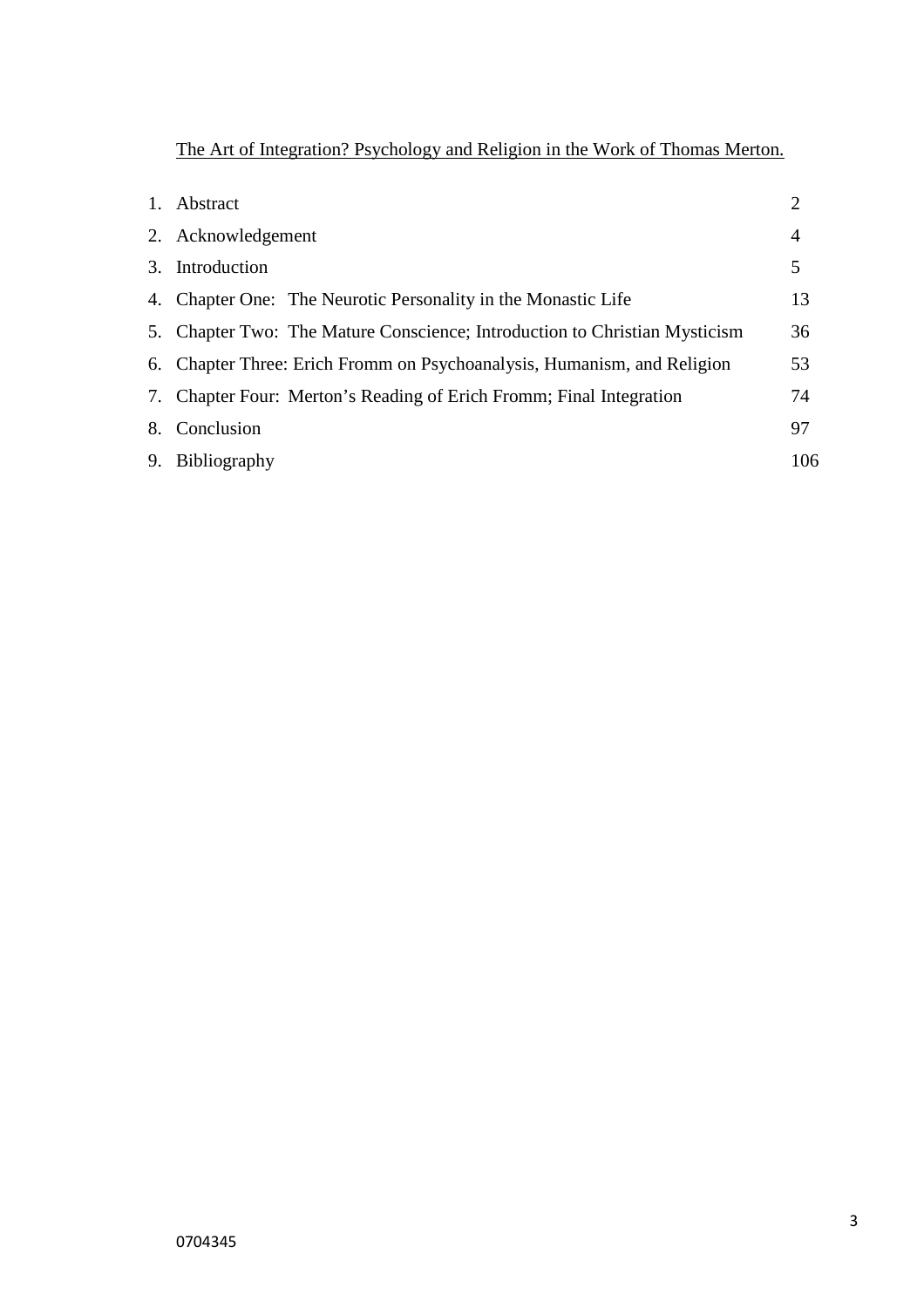The Art of Integration? Psychology and Religion in the Work of Thomas Merton.

| | | |
|---|---|---|
| 1. | Abstract | 2 |
| 2. | Acknowledgement | 4 |
| 3. | Introduction | 5 |
| 4. | Chapter One: The Neurotic Personality in the Monastic Life | 13 |
| 5. | Chapter Two: The Mature Conscience; Introduction to Christian Mysticism | 36 |
| 6. | Chapter Three: Erich Fromm on Psychoanalysis, Humanism, and Religion | 53 |
| 7. | Chapter Four: Merton's Reading of Erich Fromm; Final Integration | 74 |
| 8. | Conclusion | 97 |
| 9. | Bibliography | 106 |

0704345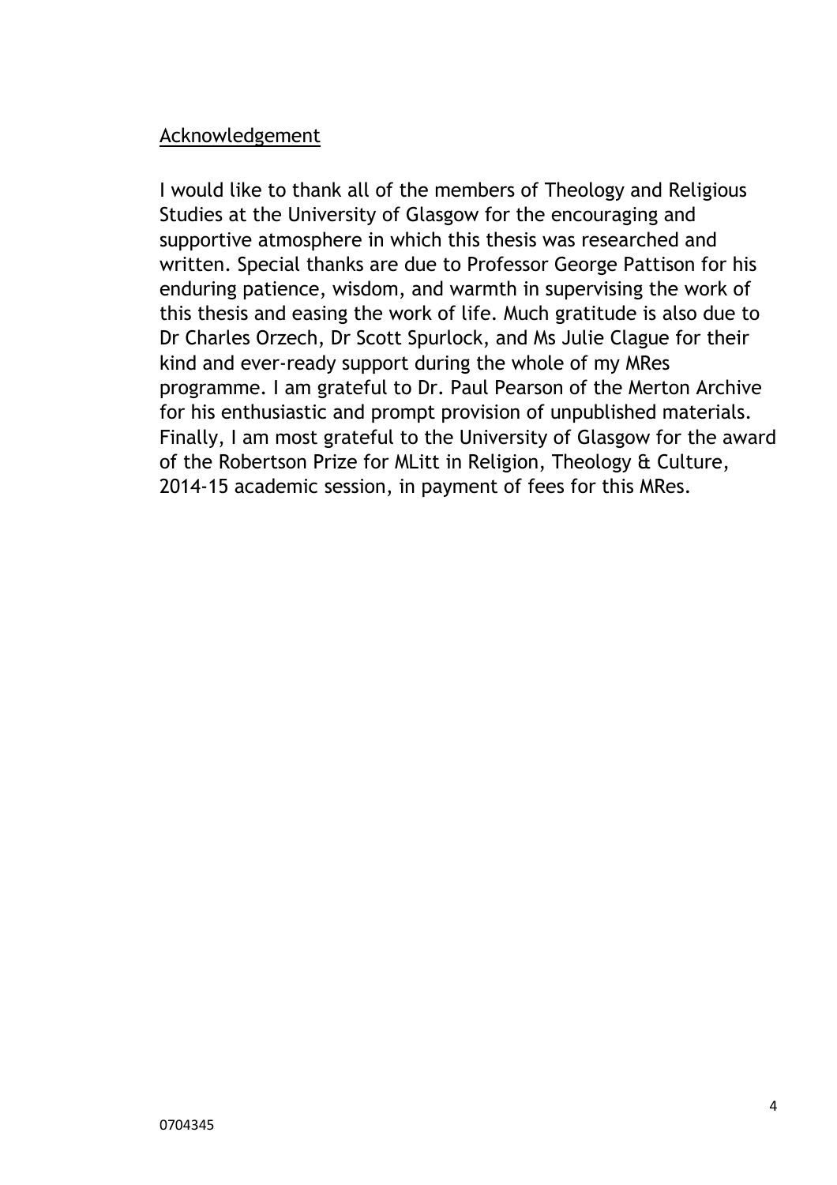## Acknowledgement

I would like to thank all of the members of Theology and Religious Studies at the University of Glasgow for the encouraging and supportive atmosphere in which this thesis was researched and written. Special thanks are due to Professor George Pattison for his enduring patience, wisdom, and warmth in supervising the work of this thesis and easing the work of life. Much gratitude is also due to Dr Charles Orzech, Dr Scott Spurlock, and Ms Julie Clague for their kind and ever-ready support during the whole of my MRes programme. I am grateful to Dr. Paul Pearson of the Merton Archive for his enthusiastic and prompt provision of unpublished materials. Finally, I am most grateful to the University of Glasgow for the award of the Robertson Prize for MLitt in Religion, Theology & Culture, 2014-15 academic session, in payment of fees for this MRes.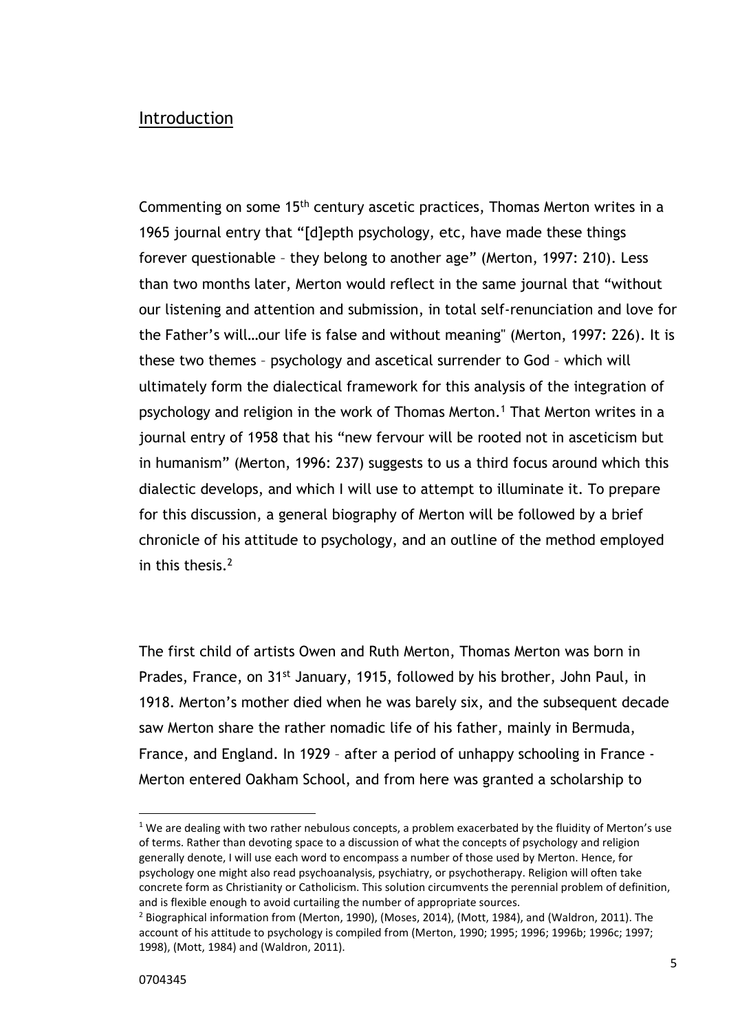## Introduction

Commenting on some 15th century ascetic practices, Thomas Merton writes in a 1965 journal entry that "[d]epth psychology, etc, have made these things forever questionable – they belong to another age" (Merton, 1997: 210). Less than two months later, Merton would reflect in the same journal that "without our listening and attention and submission, in total self-renunciation and love for the Father's will…our life is false and without meaning" (Merton, 1997: 226). It is these two themes – psychology and ascetical surrender to God – which will ultimately form the dialectical framework for this analysis of the integration of psychology and religion in the work of Thomas Merton.[1] That Merton writes in a journal entry of 1958 that his "new fervour will be rooted not in asceticism but in humanism" (Merton, 1996: 237) suggests to us a third focus around which this dialectic develops, and which I will use to attempt to illuminate it. To prepare for this discussion, a general biography of Merton will be followed by a brief chronicle of his attitude to psychology, and an outline of the method employed in this thesis.[2]

The first child of artists Owen and Ruth Merton, Thomas Merton was born in Prades, France, on 31st January, 1915, followed by his brother, John Paul, in 1918. Merton's mother died when he was barely six, and the subsequent decade saw Merton share the rather nomadic life of his father, mainly in Bermuda, France, and England. In 1929 – after a period of unhappy schooling in France - Merton entered Oakham School, and from here was granted a scholarship to

[1] We are dealing with two rather nebulous concepts, a problem exacerbated by the fluidity of Merton's use of terms. Rather than devoting space to a discussion of what the concepts of psychology and religion generally denote, I will use each word to encompass a number of those used by Merton. Hence, for psychology one might also read psychoanalysis, psychiatry, or psychotherapy. Religion will often take concrete form as Christianity or Catholicism. This solution circumvents the perennial problem of definition, and is flexible enough to avoid curtailing the number of appropriate sources.

[2] Biographical information from (Merton, 1990), (Moses, 2014), (Mott, 1984), and (Waldron, 2011). The account of his attitude to psychology is compiled from (Merton, 1990; 1995; 1996; 1996b; 1996c; 1997; 1998), (Mott, 1984) and (Waldron, 2011).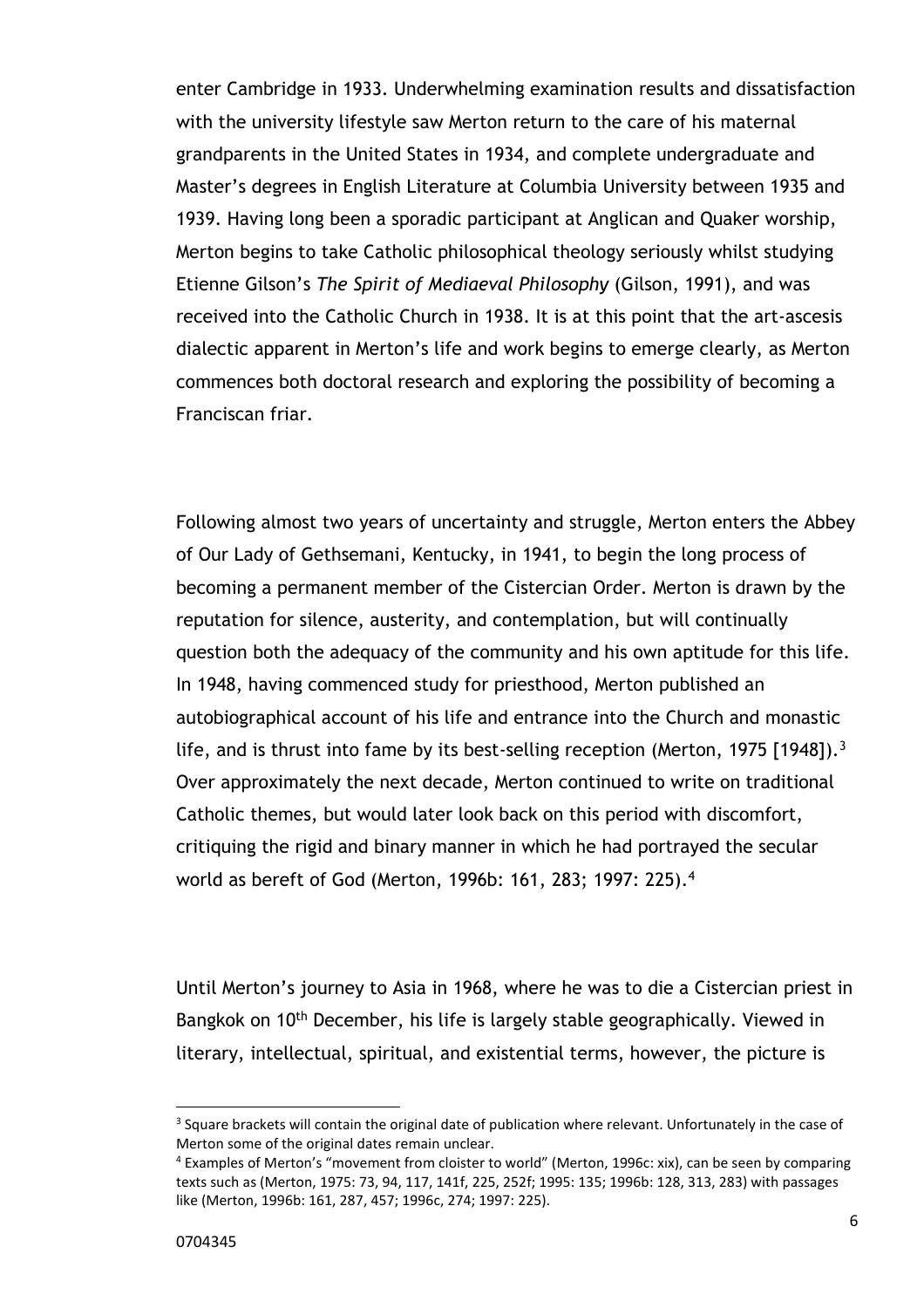enter Cambridge in 1933. Underwhelming examination results and dissatisfaction with the university lifestyle saw Merton return to the care of his maternal grandparents in the United States in 1934, and complete undergraduate and Master's degrees in English Literature at Columbia University between 1935 and 1939. Having long been a sporadic participant at Anglican and Quaker worship, Merton begins to take Catholic philosophical theology seriously whilst studying Etienne Gilson's *The Spirit of Mediaeval Philosophy* (Gilson, 1991), and was received into the Catholic Church in 1938. It is at this point that the art-ascesis dialectic apparent in Merton's life and work begins to emerge clearly, as Merton commences both doctoral research and exploring the possibility of becoming a Franciscan friar.

Following almost two years of uncertainty and struggle, Merton enters the Abbey of Our Lady of Gethsemani, Kentucky, in 1941, to begin the long process of becoming a permanent member of the Cistercian Order. Merton is drawn by the reputation for silence, austerity, and contemplation, but will continually question both the adequacy of the community and his own aptitude for this life. In 1948, having commenced study for priesthood, Merton published an autobiographical account of his life and entrance into the Church and monastic life, and is thrust into fame by its best-selling reception (Merton, 1975 [1948]).[3] Over approximately the next decade, Merton continued to write on traditional Catholic themes, but would later look back on this period with discomfort, critiquing the rigid and binary manner in which he had portrayed the secular world as bereft of God (Merton, 1996b: 161, 283; 1997: 225).[4]

Until Merton's journey to Asia in 1968, where he was to die a Cistercian priest in Bangkok on 10th December, his life is largely stable geographically. Viewed in literary, intellectual, spiritual, and existential terms, however, the picture is

[3] Square brackets will contain the original date of publication where relevant. Unfortunately in the case of Merton some of the original dates remain unclear.

[4] Examples of Merton's "movement from cloister to world" (Merton, 1996c: xix), can be seen by comparing texts such as (Merton, 1975: 73, 94, 117, 141f, 225, 252f; 1995: 135; 1996b: 128, 313, 283) with passages like (Merton, 1996b: 161, 287, 457; 1996c, 274; 1997: 225).

0704345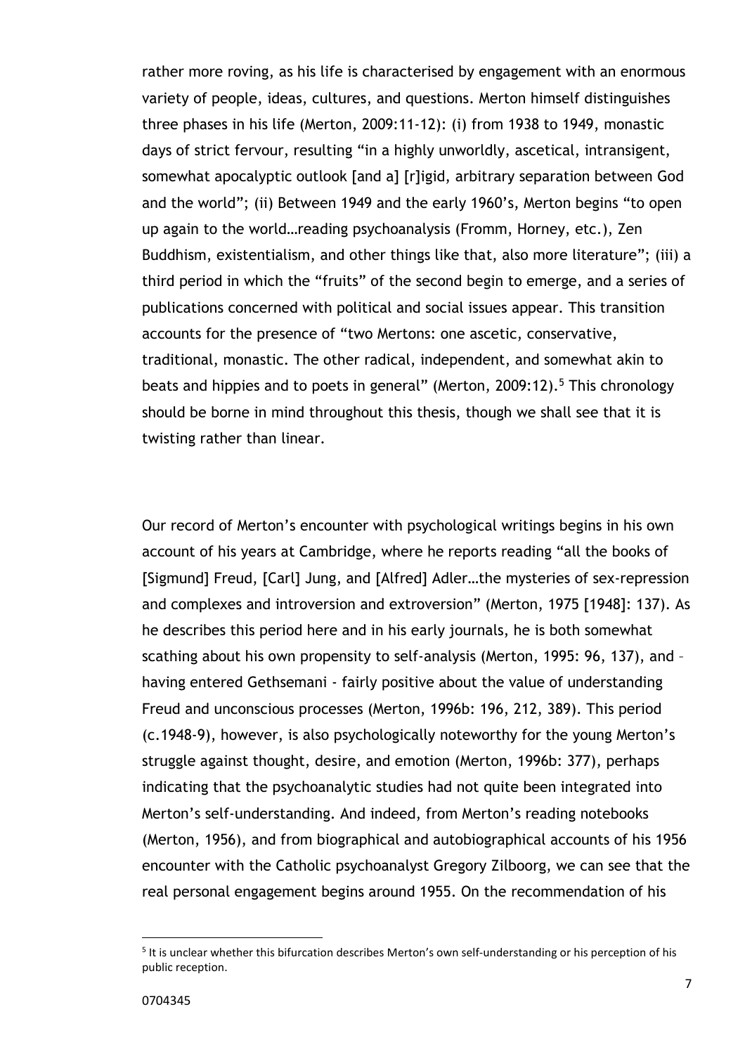rather more roving, as his life is characterised by engagement with an enormous variety of people, ideas, cultures, and questions. Merton himself distinguishes three phases in his life (Merton, 2009:11-12): (i) from 1938 to 1949, monastic days of strict fervour, resulting "in a highly unworldly, ascetical, intransigent, somewhat apocalyptic outlook [and a] [r]igid, arbitrary separation between God and the world"; (ii) Between 1949 and the early 1960's, Merton begins "to open up again to the world…reading psychoanalysis (Fromm, Horney, etc.), Zen Buddhism, existentialism, and other things like that, also more literature"; (iii) a third period in which the "fruits" of the second begin to emerge, and a series of publications concerned with political and social issues appear. This transition accounts for the presence of "two Mertons: one ascetic, conservative, traditional, monastic. The other radical, independent, and somewhat akin to beats and hippies and to poets in general" (Merton, 2009:12).[5] This chronology should be borne in mind throughout this thesis, though we shall see that it is twisting rather than linear.

Our record of Merton's encounter with psychological writings begins in his own account of his years at Cambridge, where he reports reading "all the books of [Sigmund] Freud, [Carl] Jung, and [Alfred] Adler…the mysteries of sex-repression and complexes and introversion and extroversion" (Merton, 1975 [1948]: 137). As he describes this period here and in his early journals, he is both somewhat scathing about his own propensity to self-analysis (Merton, 1995: 96, 137), and – having entered Gethsemani - fairly positive about the value of understanding Freud and unconscious processes (Merton, 1996b: 196, 212, 389). This period (c.1948-9), however, is also psychologically noteworthy for the young Merton's struggle against thought, desire, and emotion (Merton, 1996b: 377), perhaps indicating that the psychoanalytic studies had not quite been integrated into Merton's self-understanding. And indeed, from Merton's reading notebooks (Merton, 1956), and from biographical and autobiographical accounts of his 1956 encounter with the Catholic psychoanalyst Gregory Zilboorg, we can see that the real personal engagement begins around 1955. On the recommendation of his

[5] It is unclear whether this bifurcation describes Merton's own self-understanding or his perception of his public reception.

0704345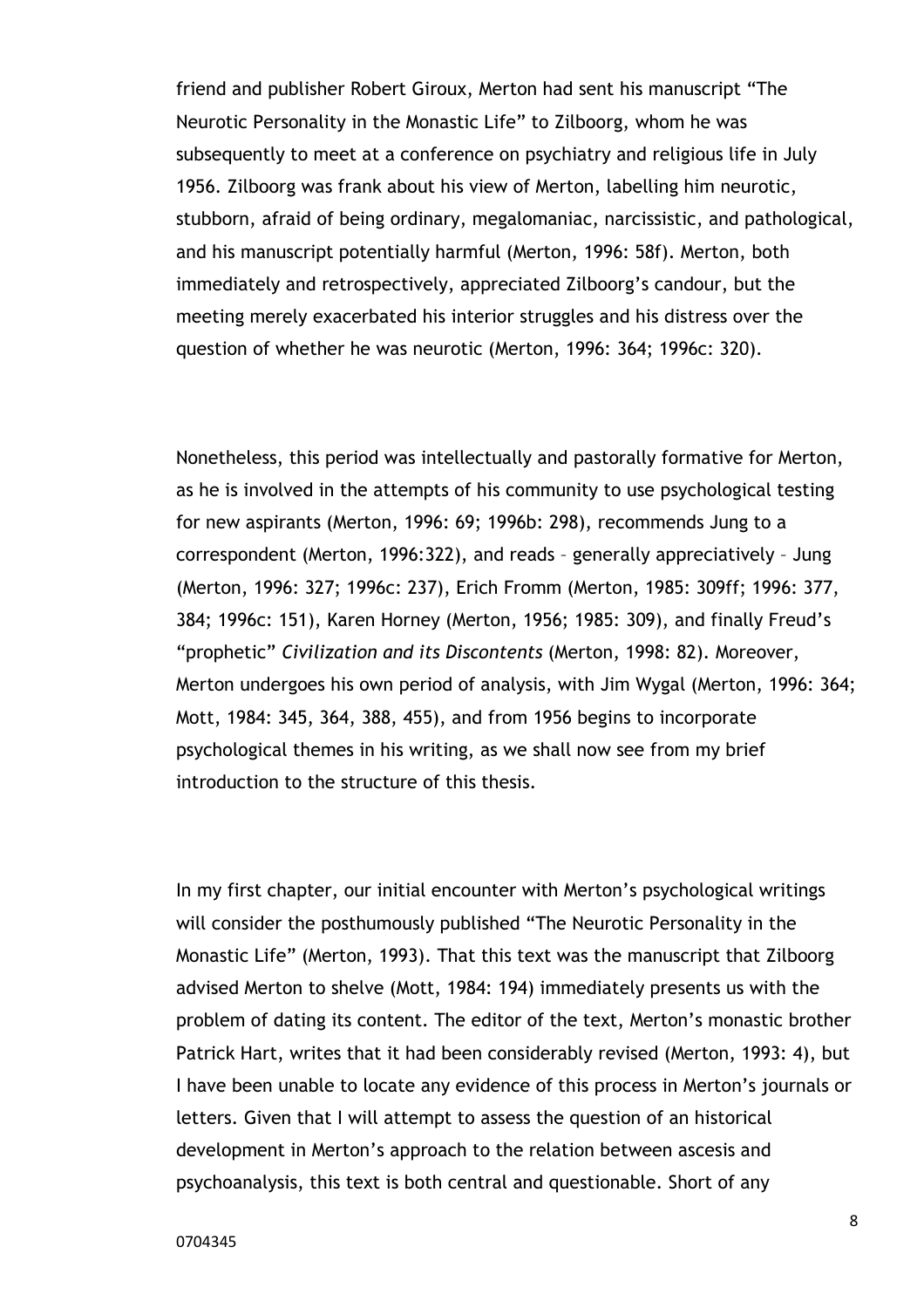friend and publisher Robert Giroux, Merton had sent his manuscript "The Neurotic Personality in the Monastic Life" to Zilboorg, whom he was subsequently to meet at a conference on psychiatry and religious life in July 1956. Zilboorg was frank about his view of Merton, labelling him neurotic, stubborn, afraid of being ordinary, megalomaniac, narcissistic, and pathological, and his manuscript potentially harmful (Merton, 1996: 58f). Merton, both immediately and retrospectively, appreciated Zilboorg's candour, but the meeting merely exacerbated his interior struggles and his distress over the question of whether he was neurotic (Merton, 1996: 364; 1996c: 320).

Nonetheless, this period was intellectually and pastorally formative for Merton, as he is involved in the attempts of his community to use psychological testing for new aspirants (Merton, 1996: 69; 1996b: 298), recommends Jung to a correspondent (Merton, 1996:322), and reads – generally appreciatively – Jung (Merton, 1996: 327; 1996c: 237), Erich Fromm (Merton, 1985: 309ff; 1996: 377, 384; 1996c: 151), Karen Horney (Merton, 1956; 1985: 309), and finally Freud's "prophetic" *Civilization and its Discontents* (Merton, 1998: 82). Moreover, Merton undergoes his own period of analysis, with Jim Wygal (Merton, 1996: 364; Mott, 1984: 345, 364, 388, 455), and from 1956 begins to incorporate psychological themes in his writing, as we shall now see from my brief introduction to the structure of this thesis.

In my first chapter, our initial encounter with Merton's psychological writings will consider the posthumously published "The Neurotic Personality in the Monastic Life" (Merton, 1993). That this text was the manuscript that Zilboorg advised Merton to shelve (Mott, 1984: 194) immediately presents us with the problem of dating its content. The editor of the text, Merton's monastic brother Patrick Hart, writes that it had been considerably revised (Merton, 1993: 4), but I have been unable to locate any evidence of this process in Merton's journals or letters. Given that I will attempt to assess the question of an historical development in Merton's approach to the relation between ascesis and psychoanalysis, this text is both central and questionable. Short of any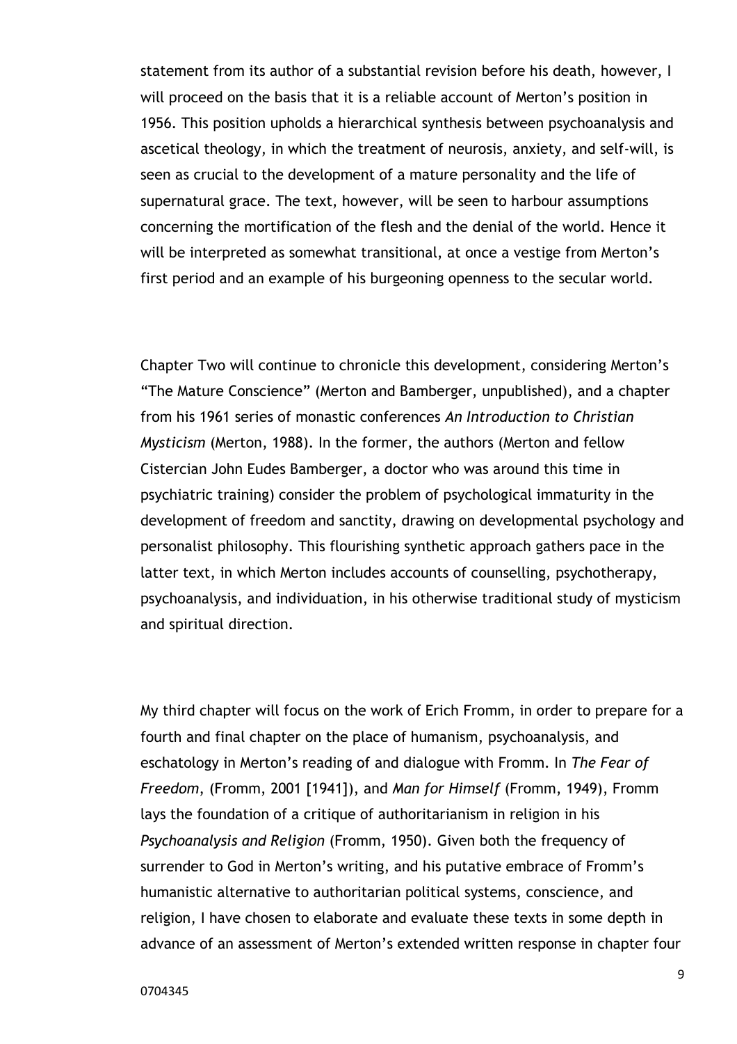statement from its author of a substantial revision before his death, however, I will proceed on the basis that it is a reliable account of Merton's position in 1956. This position upholds a hierarchical synthesis between psychoanalysis and ascetical theology, in which the treatment of neurosis, anxiety, and self-will, is seen as crucial to the development of a mature personality and the life of supernatural grace. The text, however, will be seen to harbour assumptions concerning the mortification of the flesh and the denial of the world. Hence it will be interpreted as somewhat transitional, at once a vestige from Merton's first period and an example of his burgeoning openness to the secular world.

Chapter Two will continue to chronicle this development, considering Merton's "The Mature Conscience" (Merton and Bamberger, unpublished), and a chapter from his 1961 series of monastic conferences *An Introduction to Christian Mysticism* (Merton, 1988). In the former, the authors (Merton and fellow Cistercian John Eudes Bamberger, a doctor who was around this time in psychiatric training) consider the problem of psychological immaturity in the development of freedom and sanctity, drawing on developmental psychology and personalist philosophy. This flourishing synthetic approach gathers pace in the latter text, in which Merton includes accounts of counselling, psychotherapy, psychoanalysis, and individuation, in his otherwise traditional study of mysticism and spiritual direction.

My third chapter will focus on the work of Erich Fromm, in order to prepare for a fourth and final chapter on the place of humanism, psychoanalysis, and eschatology in Merton's reading of and dialogue with Fromm. In *The Fear of Freedom*, (Fromm, 2001 [1941]), and *Man for Himself* (Fromm, 1949), Fromm lays the foundation of a critique of authoritarianism in religion in his *Psychoanalysis and Religion* (Fromm, 1950). Given both the frequency of surrender to God in Merton's writing, and his putative embrace of Fromm's humanistic alternative to authoritarian political systems, conscience, and religion, I have chosen to elaborate and evaluate these texts in some depth in advance of an assessment of Merton's extended written response in chapter four

0704345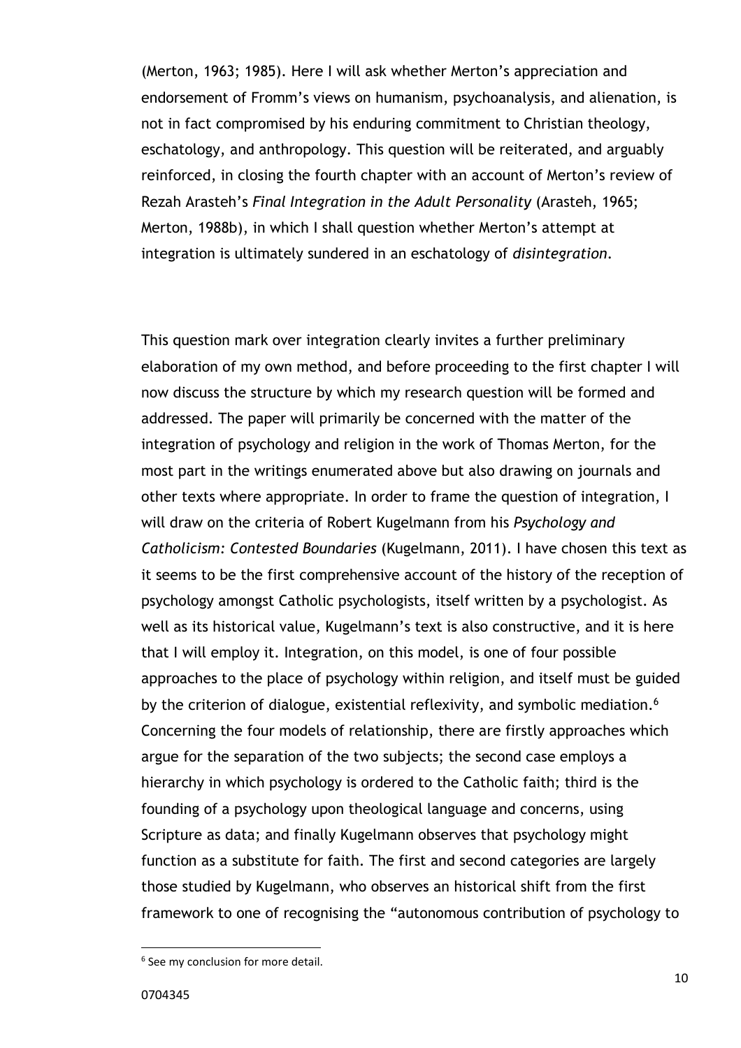(Merton, 1963; 1985). Here I will ask whether Merton's appreciation and endorsement of Fromm's views on humanism, psychoanalysis, and alienation, is not in fact compromised by his enduring commitment to Christian theology, eschatology, and anthropology. This question will be reiterated, and arguably reinforced, in closing the fourth chapter with an account of Merton's review of Rezah Arasteh's *Final Integration in the Adult Personality* (Arasteh, 1965; Merton, 1988b), in which I shall question whether Merton's attempt at integration is ultimately sundered in an eschatology of *disintegration*.

This question mark over integration clearly invites a further preliminary elaboration of my own method, and before proceeding to the first chapter I will now discuss the structure by which my research question will be formed and addressed. The paper will primarily be concerned with the matter of the integration of psychology and religion in the work of Thomas Merton, for the most part in the writings enumerated above but also drawing on journals and other texts where appropriate. In order to frame the question of integration, I will draw on the criteria of Robert Kugelmann from his *Psychology and Catholicism: Contested Boundaries* (Kugelmann, 2011). I have chosen this text as it seems to be the first comprehensive account of the history of the reception of psychology amongst Catholic psychologists, itself written by a psychologist. As well as its historical value, Kugelmann's text is also constructive, and it is here that I will employ it. Integration, on this model, is one of four possible approaches to the place of psychology within religion, and itself must be guided by the criterion of dialogue, existential reflexivity, and symbolic mediation.[6] Concerning the four models of relationship, there are firstly approaches which argue for the separation of the two subjects; the second case employs a hierarchy in which psychology is ordered to the Catholic faith; third is the founding of a psychology upon theological language and concerns, using Scripture as data; and finally Kugelmann observes that psychology might function as a substitute for faith. The first and second categories are largely those studied by Kugelmann, who observes an historical shift from the first framework to one of recognising the "autonomous contribution of psychology to

[6] See my conclusion for more detail.

0704345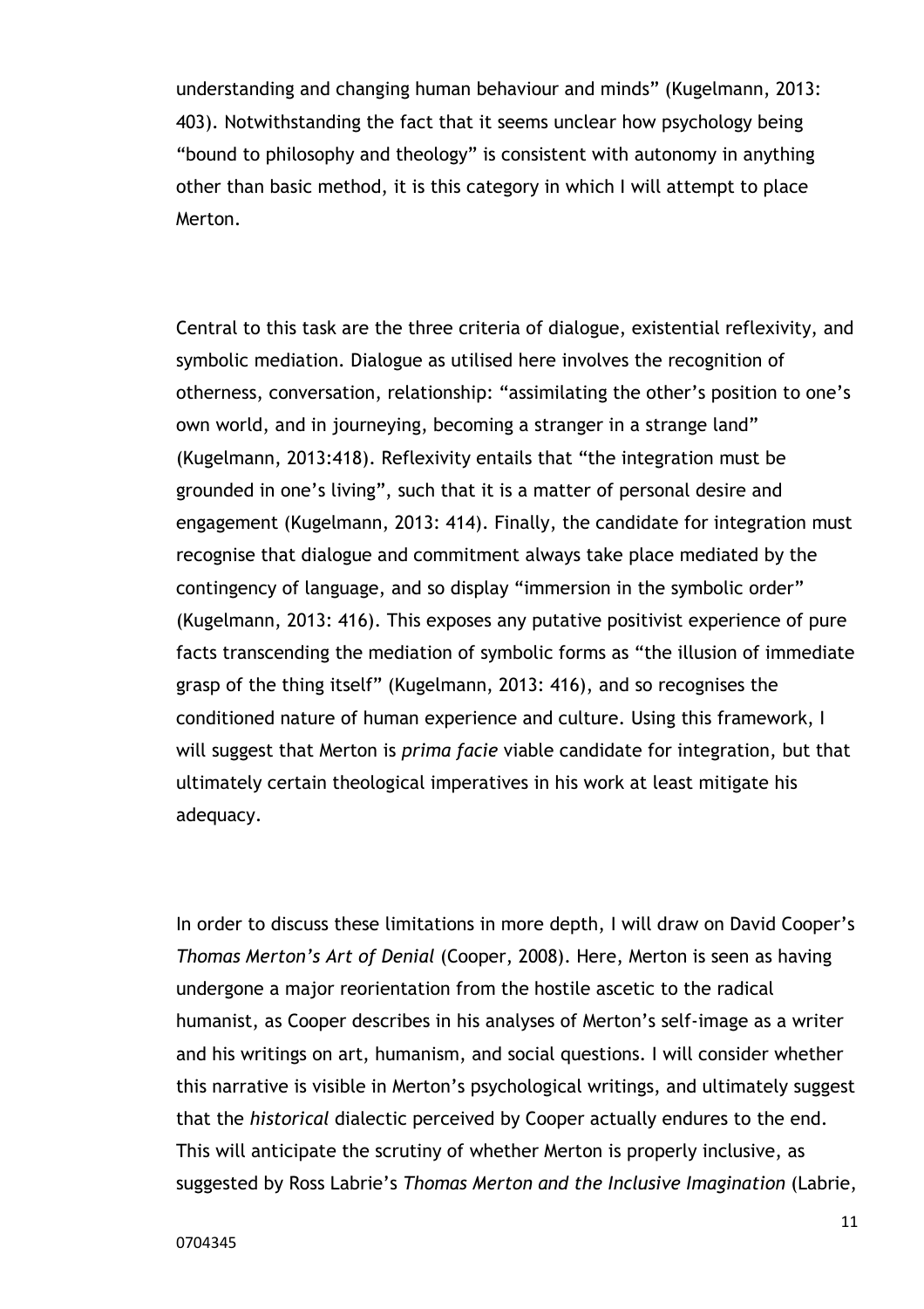understanding and changing human behaviour and minds" (Kugelmann, 2013: 403). Notwithstanding the fact that it seems unclear how psychology being "bound to philosophy and theology" is consistent with autonomy in anything other than basic method, it is this category in which I will attempt to place Merton.

Central to this task are the three criteria of dialogue, existential reflexivity, and symbolic mediation. Dialogue as utilised here involves the recognition of otherness, conversation, relationship: "assimilating the other's position to one's own world, and in journeying, becoming a stranger in a strange land" (Kugelmann, 2013:418). Reflexivity entails that "the integration must be grounded in one's living", such that it is a matter of personal desire and engagement (Kugelmann, 2013: 414). Finally, the candidate for integration must recognise that dialogue and commitment always take place mediated by the contingency of language, and so display "immersion in the symbolic order" (Kugelmann, 2013: 416). This exposes any putative positivist experience of pure facts transcending the mediation of symbolic forms as "the illusion of immediate grasp of the thing itself" (Kugelmann, 2013: 416), and so recognises the conditioned nature of human experience and culture. Using this framework, I will suggest that Merton is *prima facie* viable candidate for integration, but that ultimately certain theological imperatives in his work at least mitigate his adequacy.

In order to discuss these limitations in more depth, I will draw on David Cooper's *Thomas Merton's Art of Denial* (Cooper, 2008). Here, Merton is seen as having undergone a major reorientation from the hostile ascetic to the radical humanist, as Cooper describes in his analyses of Merton's self-image as a writer and his writings on art, humanism, and social questions. I will consider whether this narrative is visible in Merton's psychological writings, and ultimately suggest that the *historical* dialectic perceived by Cooper actually endures to the end. This will anticipate the scrutiny of whether Merton is properly inclusive, as suggested by Ross Labrie's *Thomas Merton and the Inclusive Imagination* (Labrie,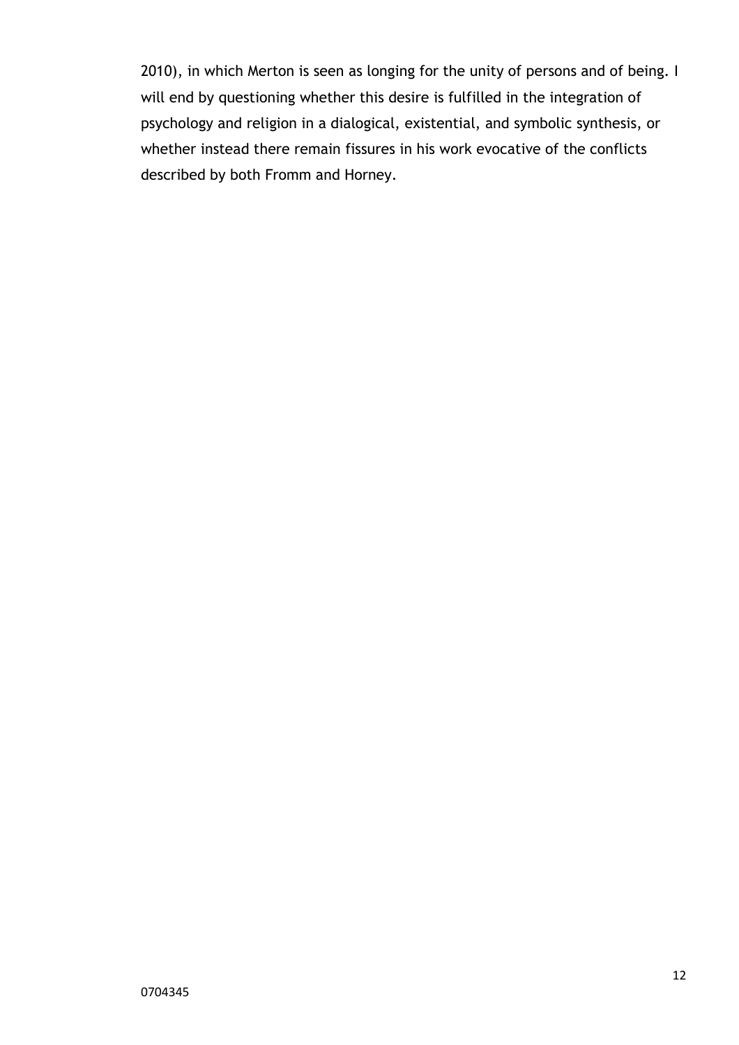2010), in which Merton is seen as longing for the unity of persons and of being. I will end by questioning whether this desire is fulfilled in the integration of psychology and religion in a dialogical, existential, and symbolic synthesis, or whether instead there remain fissures in his work evocative of the conflicts described by both Fromm and Horney.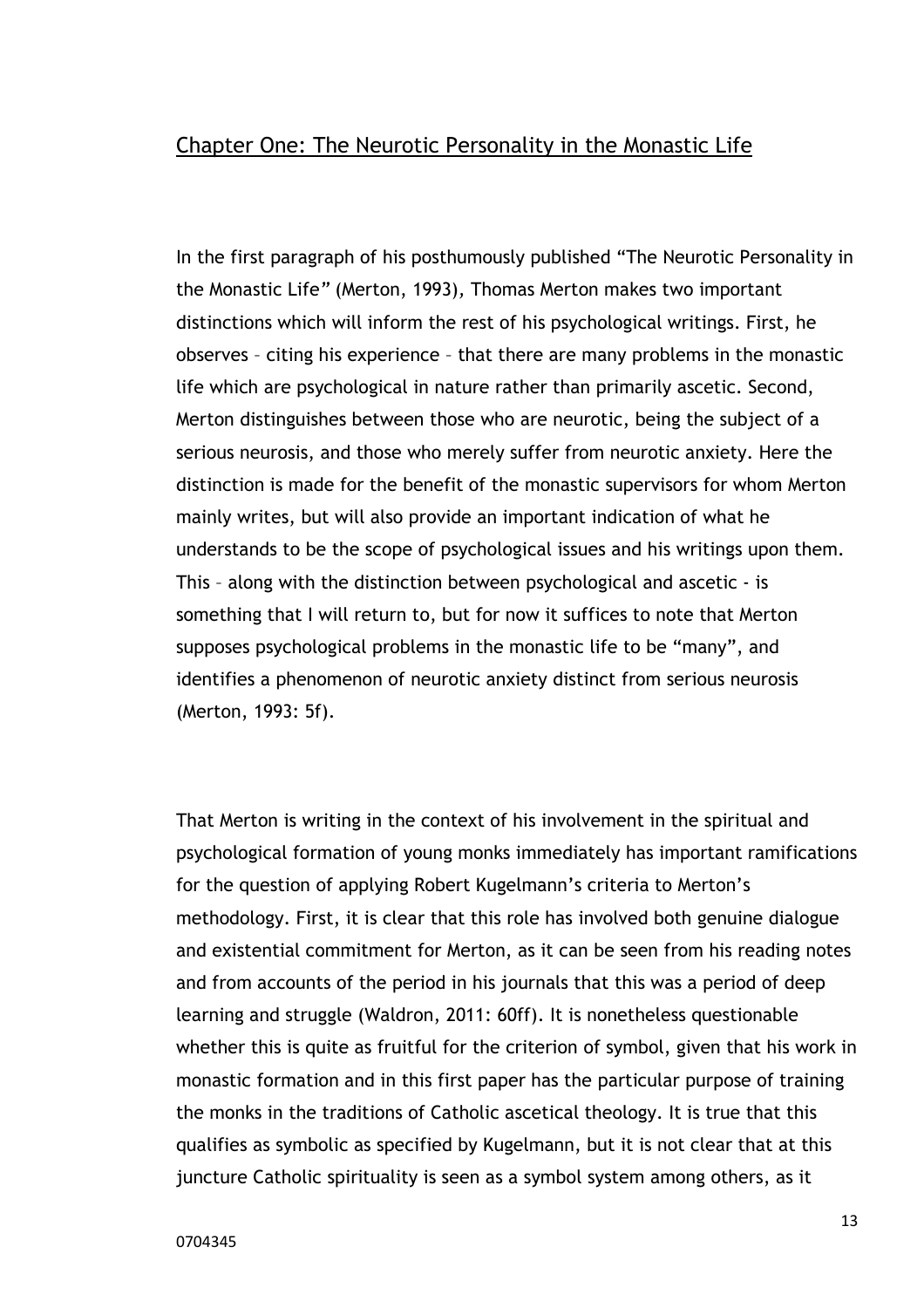# Chapter One: The Neurotic Personality in the Monastic Life

In the first paragraph of his posthumously published "The Neurotic Personality in the Monastic Life" (Merton, 1993), Thomas Merton makes two important distinctions which will inform the rest of his psychological writings. First, he observes – citing his experience – that there are many problems in the monastic life which are psychological in nature rather than primarily ascetic. Second, Merton distinguishes between those who are neurotic, being the subject of a serious neurosis, and those who merely suffer from neurotic anxiety. Here the distinction is made for the benefit of the monastic supervisors for whom Merton mainly writes, but will also provide an important indication of what he understands to be the scope of psychological issues and his writings upon them. This – along with the distinction between psychological and ascetic - is something that I will return to, but for now it suffices to note that Merton supposes psychological problems in the monastic life to be "many", and identifies a phenomenon of neurotic anxiety distinct from serious neurosis (Merton, 1993: 5f).

That Merton is writing in the context of his involvement in the spiritual and psychological formation of young monks immediately has important ramifications for the question of applying Robert Kugelmann's criteria to Merton's methodology. First, it is clear that this role has involved both genuine dialogue and existential commitment for Merton, as it can be seen from his reading notes and from accounts of the period in his journals that this was a period of deep learning and struggle (Waldron, 2011: 60ff). It is nonetheless questionable whether this is quite as fruitful for the criterion of symbol, given that his work in monastic formation and in this first paper has the particular purpose of training the monks in the traditions of Catholic ascetical theology. It is true that this qualifies as symbolic as specified by Kugelmann, but it is not clear that at this juncture Catholic spirituality is seen as a symbol system among others, as it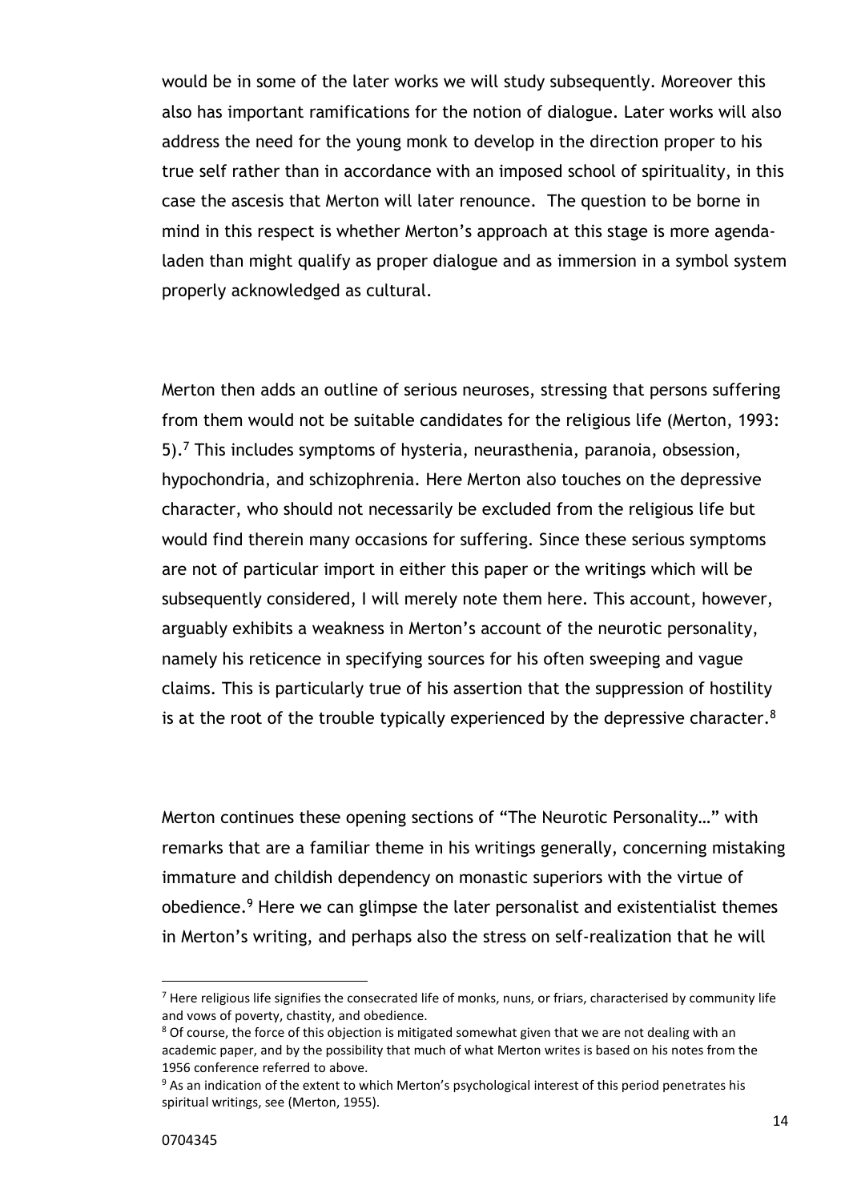would be in some of the later works we will study subsequently. Moreover this also has important ramifications for the notion of dialogue. Later works will also address the need for the young monk to develop in the direction proper to his true self rather than in accordance with an imposed school of spirituality, in this case the ascesis that Merton will later renounce. The question to be borne in mind in this respect is whether Merton's approach at this stage is more agenda-laden than might qualify as proper dialogue and as immersion in a symbol system properly acknowledged as cultural.

Merton then adds an outline of serious neuroses, stressing that persons suffering from them would not be suitable candidates for the religious life (Merton, 1993: 5).[7] This includes symptoms of hysteria, neurasthenia, paranoia, obsession, hypochondria, and schizophrenia. Here Merton also touches on the depressive character, who should not necessarily be excluded from the religious life but would find therein many occasions for suffering. Since these serious symptoms are not of particular import in either this paper or the writings which will be subsequently considered, I will merely note them here. This account, however, arguably exhibits a weakness in Merton's account of the neurotic personality, namely his reticence in specifying sources for his often sweeping and vague claims. This is particularly true of his assertion that the suppression of hostility is at the root of the trouble typically experienced by the depressive character.[8]

Merton continues these opening sections of "The Neurotic Personality…" with remarks that are a familiar theme in his writings generally, concerning mistaking immature and childish dependency on monastic superiors with the virtue of obedience.[9] Here we can glimpse the later personalist and existentialist themes in Merton's writing, and perhaps also the stress on self-realization that he will

---

[7] Here religious life signifies the consecrated life of monks, nuns, or friars, characterised by community life and vows of poverty, chastity, and obedience.

[8] Of course, the force of this objection is mitigated somewhat given that we are not dealing with an academic paper, and by the possibility that much of what Merton writes is based on his notes from the 1956 conference referred to above.

[9] As an indication of the extent to which Merton's psychological interest of this period penetrates his spiritual writings, see (Merton, 1955).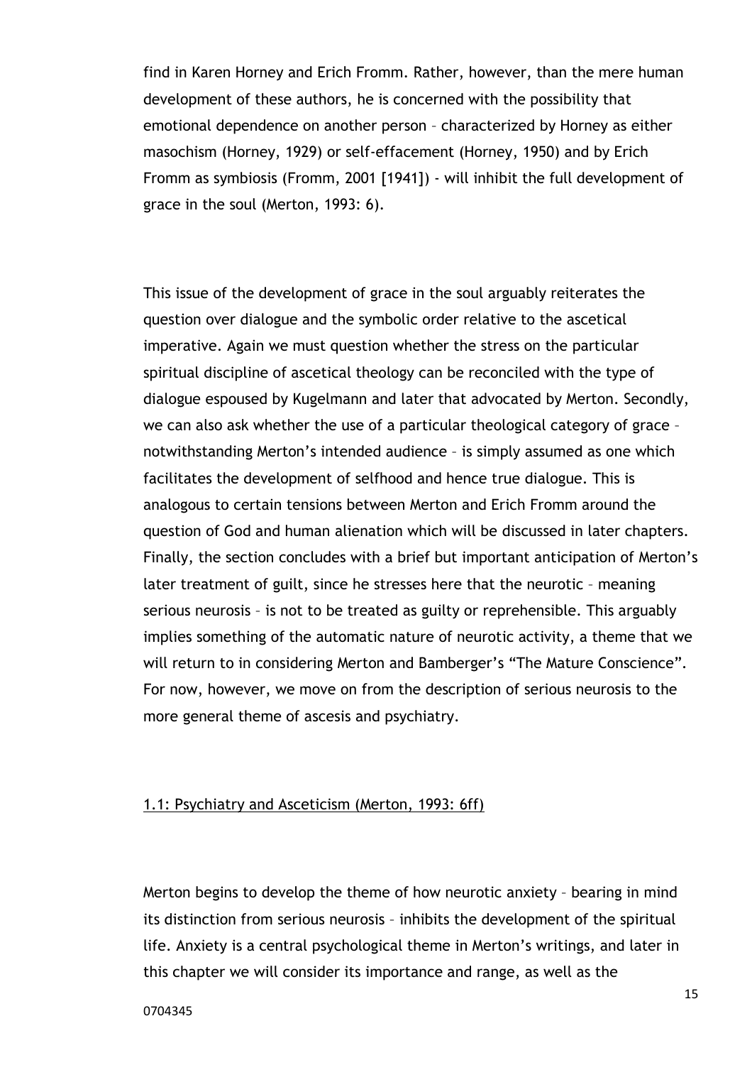find in Karen Horney and Erich Fromm. Rather, however, than the mere human development of these authors, he is concerned with the possibility that emotional dependence on another person – characterized by Horney as either masochism (Horney, 1929) or self-effacement (Horney, 1950) and by Erich Fromm as symbiosis (Fromm, 2001 [1941]) - will inhibit the full development of grace in the soul (Merton, 1993: 6).

This issue of the development of grace in the soul arguably reiterates the question over dialogue and the symbolic order relative to the ascetical imperative. Again we must question whether the stress on the particular spiritual discipline of ascetical theology can be reconciled with the type of dialogue espoused by Kugelmann and later that advocated by Merton. Secondly, we can also ask whether the use of a particular theological category of grace – notwithstanding Merton's intended audience – is simply assumed as one which facilitates the development of selfhood and hence true dialogue. This is analogous to certain tensions between Merton and Erich Fromm around the question of God and human alienation which will be discussed in later chapters. Finally, the section concludes with a brief but important anticipation of Merton's later treatment of guilt, since he stresses here that the neurotic – meaning serious neurosis – is not to be treated as guilty or reprehensible. This arguably implies something of the automatic nature of neurotic activity, a theme that we will return to in considering Merton and Bamberger's "The Mature Conscience". For now, however, we move on from the description of serious neurosis to the more general theme of ascesis and psychiatry.

<u>1.1: Psychiatry and Asceticism (Merton, 1993: 6ff)</u>

Merton begins to develop the theme of how neurotic anxiety – bearing in mind its distinction from serious neurosis – inhibits the development of the spiritual life. Anxiety is a central psychological theme in Merton's writings, and later in this chapter we will consider its importance and range, as well as the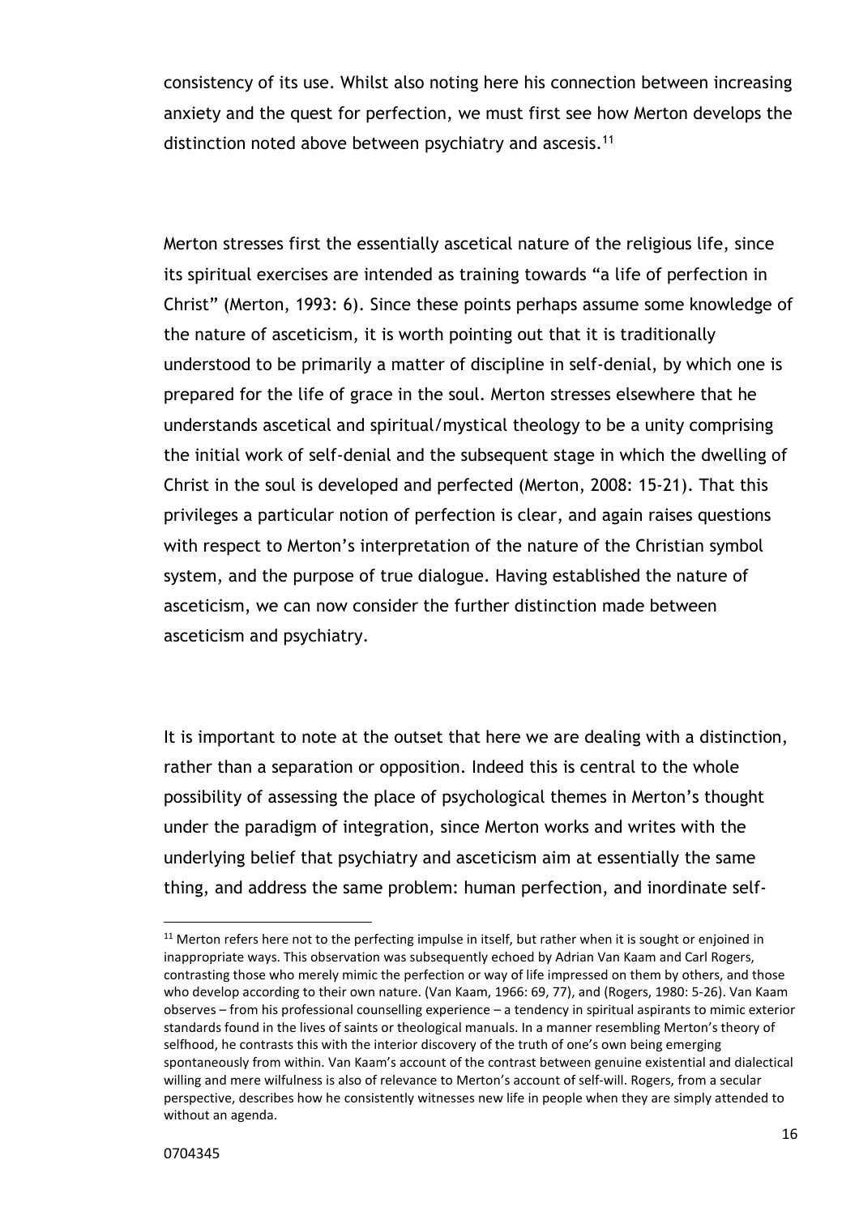consistency of its use. Whilst also noting here his connection between increasing anxiety and the quest for perfection, we must first see how Merton develops the distinction noted above between psychiatry and ascesis.[11]

Merton stresses first the essentially ascetical nature of the religious life, since its spiritual exercises are intended as training towards "a life of perfection in Christ" (Merton, 1993: 6). Since these points perhaps assume some knowledge of the nature of asceticism, it is worth pointing out that it is traditionally understood to be primarily a matter of discipline in self-denial, by which one is prepared for the life of grace in the soul. Merton stresses elsewhere that he understands ascetical and spiritual/mystical theology to be a unity comprising the initial work of self-denial and the subsequent stage in which the dwelling of Christ in the soul is developed and perfected (Merton, 2008: 15-21). That this privileges a particular notion of perfection is clear, and again raises questions with respect to Merton's interpretation of the nature of the Christian symbol system, and the purpose of true dialogue. Having established the nature of asceticism, we can now consider the further distinction made between asceticism and psychiatry.

It is important to note at the outset that here we are dealing with a distinction, rather than a separation or opposition. Indeed this is central to the whole possibility of assessing the place of psychological themes in Merton's thought under the paradigm of integration, since Merton works and writes with the underlying belief that psychiatry and asceticism aim at essentially the same thing, and address the same problem: human perfection, and inordinate self-

[11] Merton refers here not to the perfecting impulse in itself, but rather when it is sought or enjoined in inappropriate ways. This observation was subsequently echoed by Adrian Van Kaam and Carl Rogers, contrasting those who merely mimic the perfection or way of life impressed on them by others, and those who develop according to their own nature. (Van Kaam, 1966: 69, 77), and (Rogers, 1980: 5-26). Van Kaam observes – from his professional counselling experience – a tendency in spiritual aspirants to mimic exterior standards found in the lives of saints or theological manuals. In a manner resembling Merton's theory of selfhood, he contrasts this with the interior discovery of the truth of one's own being emerging spontaneously from within. Van Kaam's account of the contrast between genuine existential and dialectical willing and mere wilfulness is also of relevance to Merton's account of self-will. Rogers, from a secular perspective, describes how he consistently witnesses new life in people when they are simply attended to without an agenda.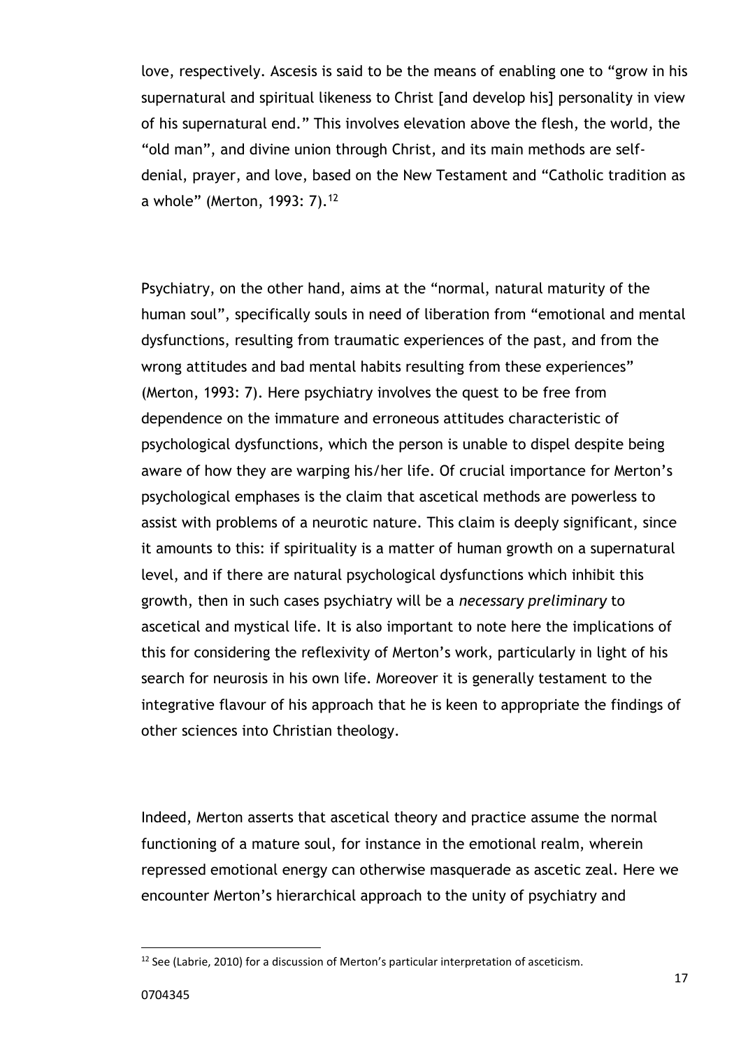love, respectively. Ascesis is said to be the means of enabling one to "grow in his supernatural and spiritual likeness to Christ [and develop his] personality in view of his supernatural end." This involves elevation above the flesh, the world, the "old man", and divine union through Christ, and its main methods are self-denial, prayer, and love, based on the New Testament and "Catholic tradition as a whole" (Merton, 1993: 7).[12]

Psychiatry, on the other hand, aims at the "normal, natural maturity of the human soul", specifically souls in need of liberation from "emotional and mental dysfunctions, resulting from traumatic experiences of the past, and from the wrong attitudes and bad mental habits resulting from these experiences" (Merton, 1993: 7). Here psychiatry involves the quest to be free from dependence on the immature and erroneous attitudes characteristic of psychological dysfunctions, which the person is unable to dispel despite being aware of how they are warping his/her life. Of crucial importance for Merton's psychological emphases is the claim that ascetical methods are powerless to assist with problems of a neurotic nature. This claim is deeply significant, since it amounts to this: if spirituality is a matter of human growth on a supernatural level, and if there are natural psychological dysfunctions which inhibit this growth, then in such cases psychiatry will be a *necessary preliminary* to ascetical and mystical life. It is also important to note here the implications of this for considering the reflexivity of Merton's work, particularly in light of his search for neurosis in his own life. Moreover it is generally testament to the integrative flavour of his approach that he is keen to appropriate the findings of other sciences into Christian theology.

Indeed, Merton asserts that ascetical theory and practice assume the normal functioning of a mature soul, for instance in the emotional realm, wherein repressed emotional energy can otherwise masquerade as ascetic zeal. Here we encounter Merton's hierarchical approach to the unity of psychiatry and

[12] See (Labrie, 2010) for a discussion of Merton's particular interpretation of asceticism.

0704345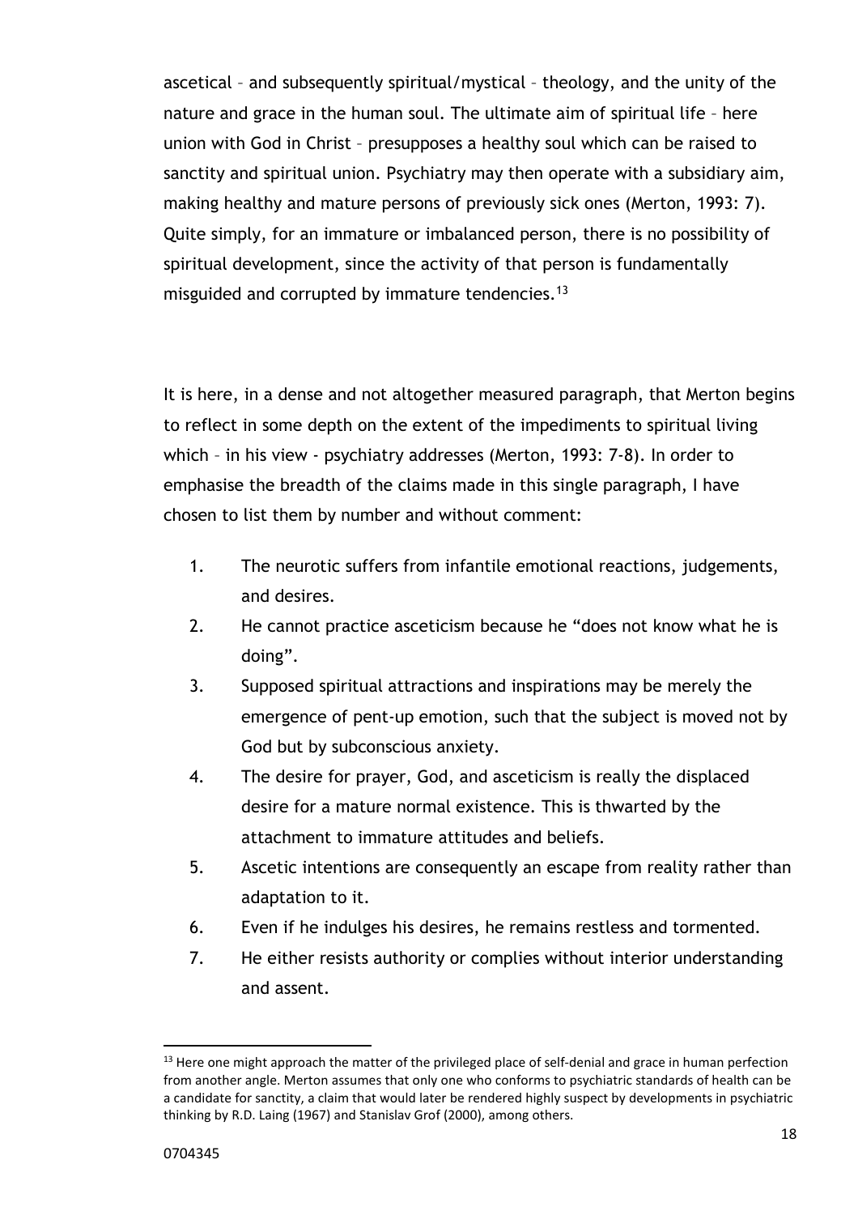ascetical – and subsequently spiritual/mystical – theology, and the unity of the nature and grace in the human soul. The ultimate aim of spiritual life – here union with God in Christ – presupposes a healthy soul which can be raised to sanctity and spiritual union. Psychiatry may then operate with a subsidiary aim, making healthy and mature persons of previously sick ones (Merton, 1993: 7). Quite simply, for an immature or imbalanced person, there is no possibility of spiritual development, since the activity of that person is fundamentally misguided and corrupted by immature tendencies.[13]

It is here, in a dense and not altogether measured paragraph, that Merton begins to reflect in some depth on the extent of the impediments to spiritual living which – in his view - psychiatry addresses (Merton, 1993: 7-8). In order to emphasise the breadth of the claims made in this single paragraph, I have chosen to list them by number and without comment:

1. The neurotic suffers from infantile emotional reactions, judgements, and desires.
2. He cannot practice asceticism because he "does not know what he is doing".
3. Supposed spiritual attractions and inspirations may be merely the emergence of pent-up emotion, such that the subject is moved not by God but by subconscious anxiety.
4. The desire for prayer, God, and asceticism is really the displaced desire for a mature normal existence. This is thwarted by the attachment to immature attitudes and beliefs.
5. Ascetic intentions are consequently an escape from reality rather than adaptation to it.
6. Even if he indulges his desires, he remains restless and tormented.
7. He either resists authority or complies without interior understanding and assent.

[13] Here one might approach the matter of the privileged place of self-denial and grace in human perfection from another angle. Merton assumes that only one who conforms to psychiatric standards of health can be a candidate for sanctity, a claim that would later be rendered highly suspect by developments in psychiatric thinking by R.D. Laing (1967) and Stanislav Grof (2000), among others.

0704345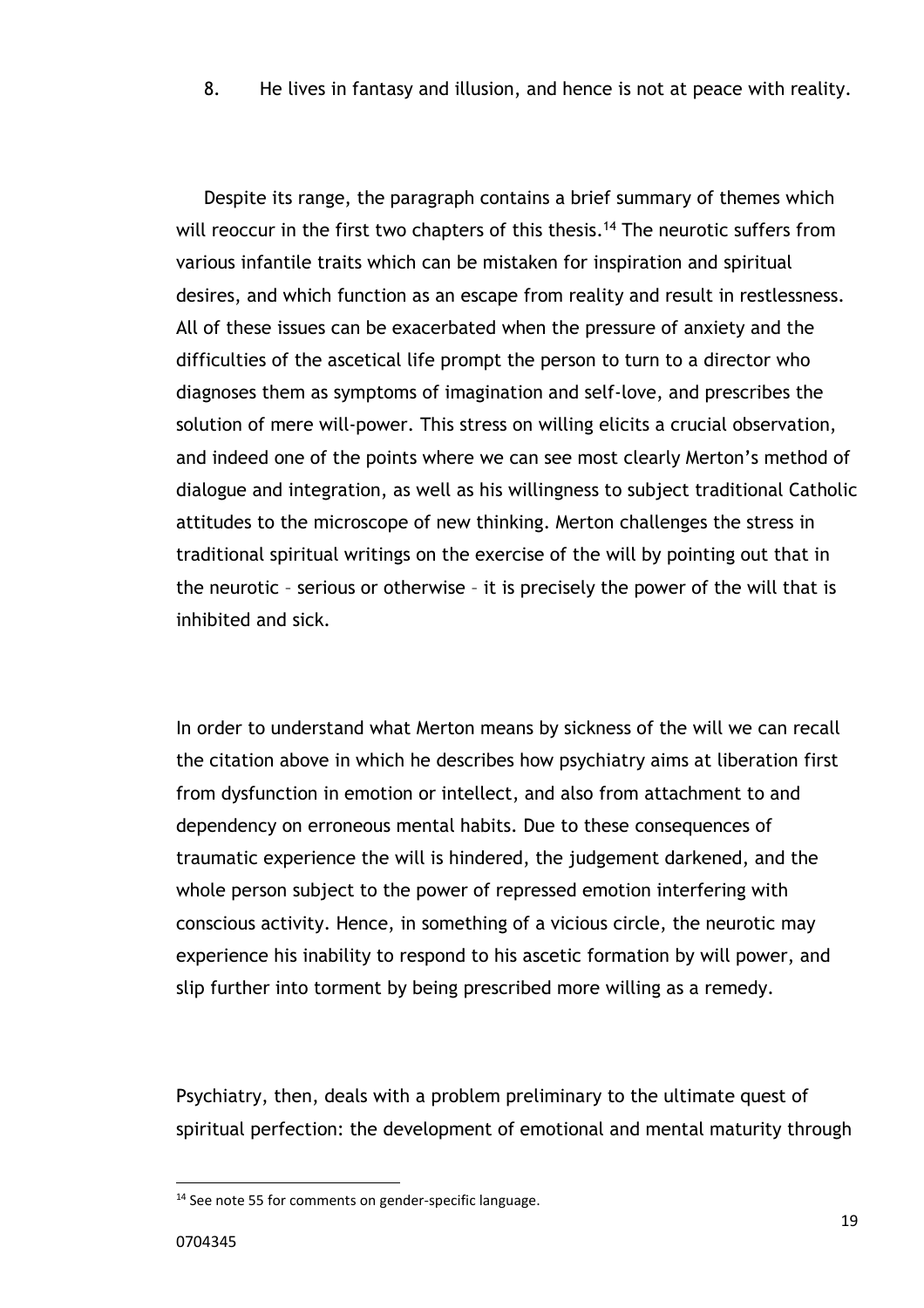8. He lives in fantasy and illusion, and hence is not at peace with reality.

Despite its range, the paragraph contains a brief summary of themes which will reoccur in the first two chapters of this thesis.[14] The neurotic suffers from various infantile traits which can be mistaken for inspiration and spiritual desires, and which function as an escape from reality and result in restlessness. All of these issues can be exacerbated when the pressure of anxiety and the difficulties of the ascetical life prompt the person to turn to a director who diagnoses them as symptoms of imagination and self-love, and prescribes the solution of mere will-power. This stress on willing elicits a crucial observation, and indeed one of the points where we can see most clearly Merton's method of dialogue and integration, as well as his willingness to subject traditional Catholic attitudes to the microscope of new thinking. Merton challenges the stress in traditional spiritual writings on the exercise of the will by pointing out that in the neurotic – serious or otherwise – it is precisely the power of the will that is inhibited and sick.

In order to understand what Merton means by sickness of the will we can recall the citation above in which he describes how psychiatry aims at liberation first from dysfunction in emotion or intellect, and also from attachment to and dependency on erroneous mental habits. Due to these consequences of traumatic experience the will is hindered, the judgement darkened, and the whole person subject to the power of repressed emotion interfering with conscious activity. Hence, in something of a vicious circle, the neurotic may experience his inability to respond to his ascetic formation by will power, and slip further into torment by being prescribed more willing as a remedy.

Psychiatry, then, deals with a problem preliminary to the ultimate quest of spiritual perfection: the development of emotional and mental maturity through

[14] See note 55 for comments on gender-specific language.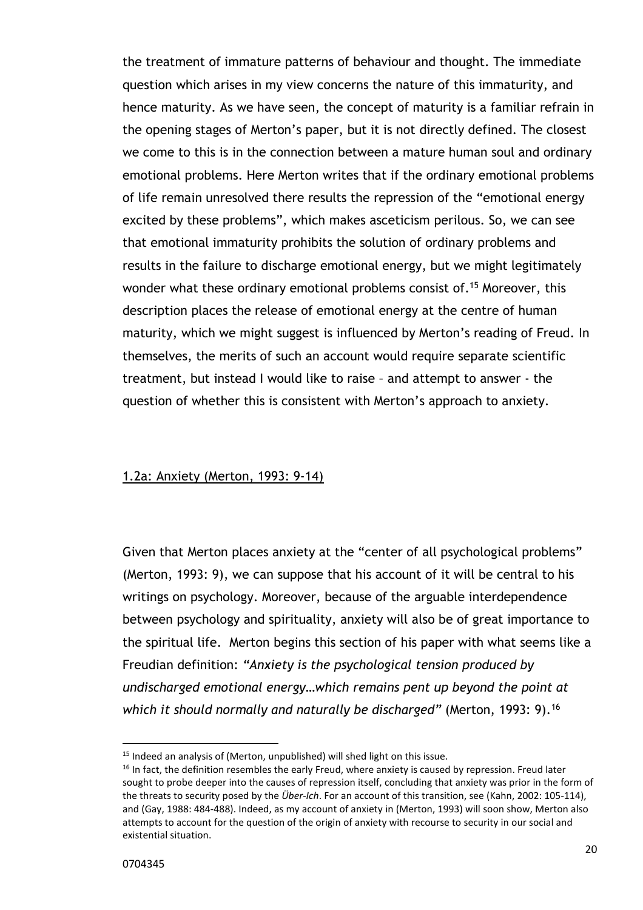the treatment of immature patterns of behaviour and thought. The immediate question which arises in my view concerns the nature of this immaturity, and hence maturity. As we have seen, the concept of maturity is a familiar refrain in the opening stages of Merton's paper, but it is not directly defined. The closest we come to this is in the connection between a mature human soul and ordinary emotional problems. Here Merton writes that if the ordinary emotional problems of life remain unresolved there results the repression of the "emotional energy excited by these problems", which makes asceticism perilous. So, we can see that emotional immaturity prohibits the solution of ordinary problems and results in the failure to discharge emotional energy, but we might legitimately wonder what these ordinary emotional problems consist of.[15] Moreover, this description places the release of emotional energy at the centre of human maturity, which we might suggest is influenced by Merton's reading of Freud. In themselves, the merits of such an account would require separate scientific treatment, but instead I would like to raise – and attempt to answer - the question of whether this is consistent with Merton's approach to anxiety.

### 1.2a: Anxiety (Merton, 1993: 9-14)

Given that Merton places anxiety at the "center of all psychological problems" (Merton, 1993: 9), we can suppose that his account of it will be central to his writings on psychology. Moreover, because of the arguable interdependence between psychology and spirituality, anxiety will also be of great importance to the spiritual life. Merton begins this section of his paper with what seems like a Freudian definition: *"Anxiety is the psychological tension produced by undischarged emotional energy…which remains pent up beyond the point at which it should normally and naturally be discharged"* (Merton, 1993: 9).[16]

---

[15] Indeed an analysis of (Merton, unpublished) will shed light on this issue.

[16] In fact, the definition resembles the early Freud, where anxiety is caused by repression. Freud later sought to probe deeper into the causes of repression itself, concluding that anxiety was prior in the form of the threats to security posed by the *Über-Ich*. For an account of this transition, see (Kahn, 2002: 105-114), and (Gay, 1988: 484-488). Indeed, as my account of anxiety in (Merton, 1993) will soon show, Merton also attempts to account for the question of the origin of anxiety with recourse to security in our social and existential situation.

0704345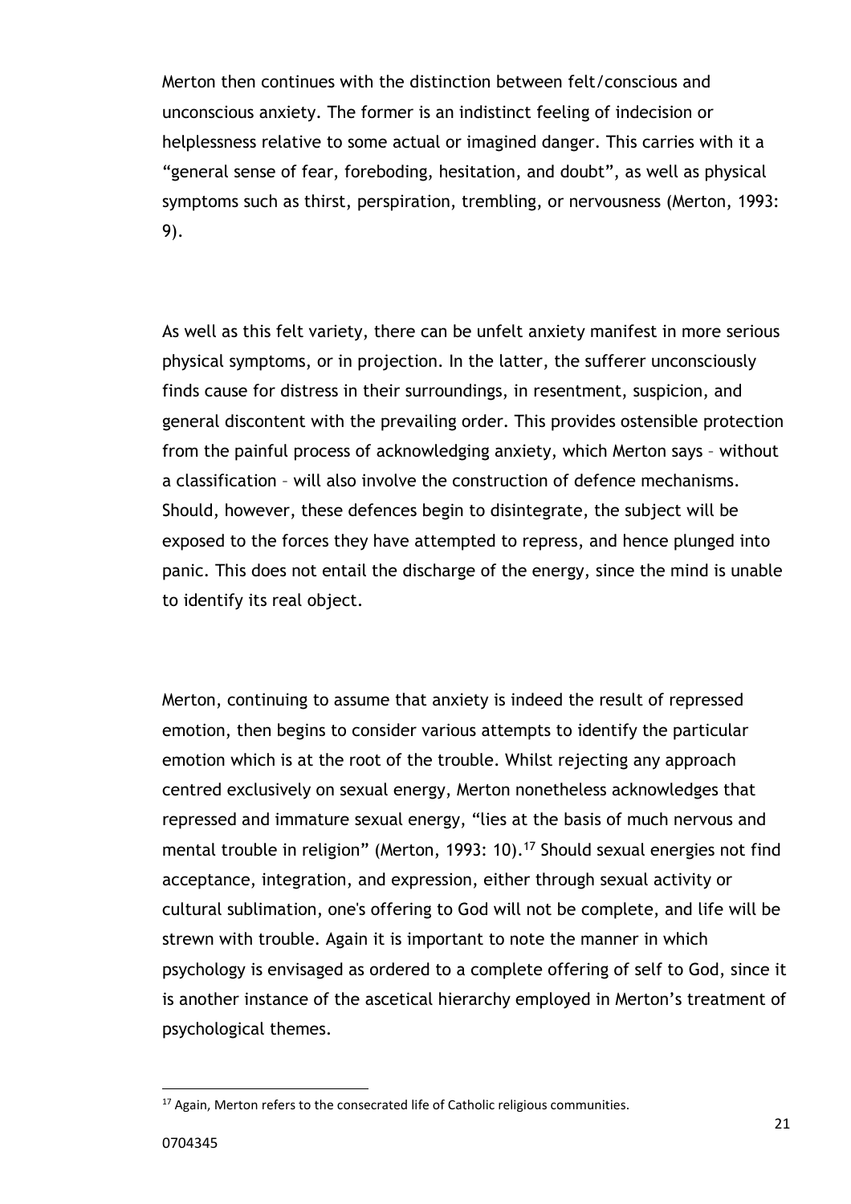Merton then continues with the distinction between felt/conscious and unconscious anxiety. The former is an indistinct feeling of indecision or helplessness relative to some actual or imagined danger. This carries with it a "general sense of fear, foreboding, hesitation, and doubt", as well as physical symptoms such as thirst, perspiration, trembling, or nervousness (Merton, 1993: 9).

As well as this felt variety, there can be unfelt anxiety manifest in more serious physical symptoms, or in projection. In the latter, the sufferer unconsciously finds cause for distress in their surroundings, in resentment, suspicion, and general discontent with the prevailing order. This provides ostensible protection from the painful process of acknowledging anxiety, which Merton says – without a classification – will also involve the construction of defence mechanisms. Should, however, these defences begin to disintegrate, the subject will be exposed to the forces they have attempted to repress, and hence plunged into panic. This does not entail the discharge of the energy, since the mind is unable to identify its real object.

Merton, continuing to assume that anxiety is indeed the result of repressed emotion, then begins to consider various attempts to identify the particular emotion which is at the root of the trouble. Whilst rejecting any approach centred exclusively on sexual energy, Merton nonetheless acknowledges that repressed and immature sexual energy, "lies at the basis of much nervous and mental trouble in religion" (Merton, 1993: 10).[17] Should sexual energies not find acceptance, integration, and expression, either through sexual activity or cultural sublimation, one's offering to God will not be complete, and life will be strewn with trouble. Again it is important to note the manner in which psychology is envisaged as ordered to a complete offering of self to God, since it is another instance of the ascetical hierarchy employed in Merton's treatment of psychological themes.

[17] Again, Merton refers to the consecrated life of Catholic religious communities.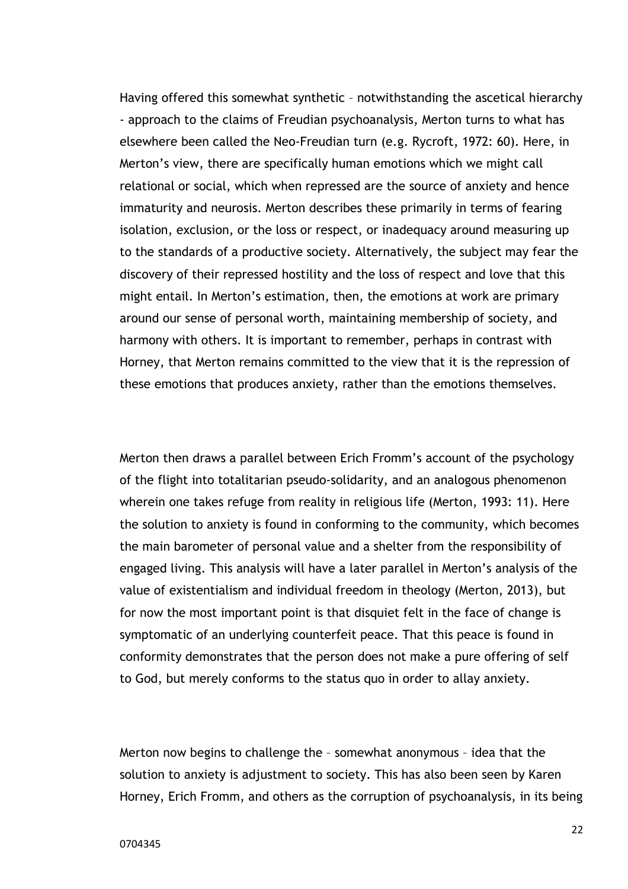Having offered this somewhat synthetic – notwithstanding the ascetical hierarchy - approach to the claims of Freudian psychoanalysis, Merton turns to what has elsewhere been called the Neo-Freudian turn (e.g. Rycroft, 1972: 60). Here, in Merton's view, there are specifically human emotions which we might call relational or social, which when repressed are the source of anxiety and hence immaturity and neurosis. Merton describes these primarily in terms of fearing isolation, exclusion, or the loss or respect, or inadequacy around measuring up to the standards of a productive society. Alternatively, the subject may fear the discovery of their repressed hostility and the loss of respect and love that this might entail. In Merton's estimation, then, the emotions at work are primary around our sense of personal worth, maintaining membership of society, and harmony with others. It is important to remember, perhaps in contrast with Horney, that Merton remains committed to the view that it is the repression of these emotions that produces anxiety, rather than the emotions themselves.

Merton then draws a parallel between Erich Fromm's account of the psychology of the flight into totalitarian pseudo-solidarity, and an analogous phenomenon wherein one takes refuge from reality in religious life (Merton, 1993: 11). Here the solution to anxiety is found in conforming to the community, which becomes the main barometer of personal value and a shelter from the responsibility of engaged living. This analysis will have a later parallel in Merton's analysis of the value of existentialism and individual freedom in theology (Merton, 2013), but for now the most important point is that disquiet felt in the face of change is symptomatic of an underlying counterfeit peace. That this peace is found in conformity demonstrates that the person does not make a pure offering of self to God, but merely conforms to the status quo in order to allay anxiety.

Merton now begins to challenge the – somewhat anonymous – idea that the solution to anxiety is adjustment to society. This has also been seen by Karen Horney, Erich Fromm, and others as the corruption of psychoanalysis, in its being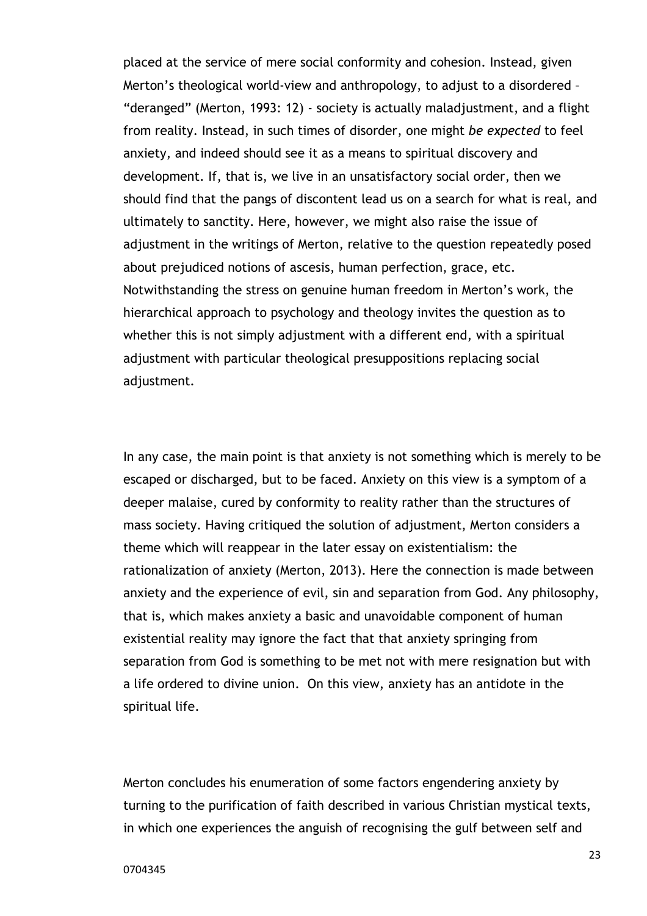placed at the service of mere social conformity and cohesion. Instead, given Merton's theological world-view and anthropology, to adjust to a disordered – "deranged" (Merton, 1993: 12) - society is actually maladjustment, and a flight from reality. Instead, in such times of disorder, one might *be expected* to feel anxiety, and indeed should see it as a means to spiritual discovery and development. If, that is, we live in an unsatisfactory social order, then we should find that the pangs of discontent lead us on a search for what is real, and ultimately to sanctity. Here, however, we might also raise the issue of adjustment in the writings of Merton, relative to the question repeatedly posed about prejudiced notions of ascesis, human perfection, grace, etc. Notwithstanding the stress on genuine human freedom in Merton's work, the hierarchical approach to psychology and theology invites the question as to whether this is not simply adjustment with a different end, with a spiritual adjustment with particular theological presuppositions replacing social adjustment.

In any case, the main point is that anxiety is not something which is merely to be escaped or discharged, but to be faced. Anxiety on this view is a symptom of a deeper malaise, cured by conformity to reality rather than the structures of mass society. Having critiqued the solution of adjustment, Merton considers a theme which will reappear in the later essay on existentialism: the rationalization of anxiety (Merton, 2013). Here the connection is made between anxiety and the experience of evil, sin and separation from God. Any philosophy, that is, which makes anxiety a basic and unavoidable component of human existential reality may ignore the fact that that anxiety springing from separation from God is something to be met not with mere resignation but with a life ordered to divine union. On this view, anxiety has an antidote in the spiritual life.

Merton concludes his enumeration of some factors engendering anxiety by turning to the purification of faith described in various Christian mystical texts, in which one experiences the anguish of recognising the gulf between self and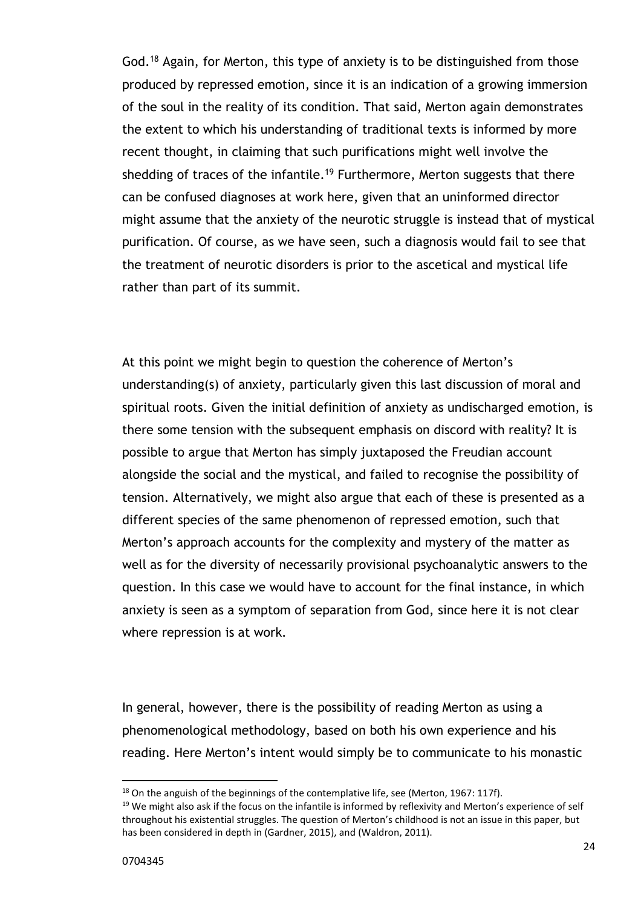God.[18] Again, for Merton, this type of anxiety is to be distinguished from those produced by repressed emotion, since it is an indication of a growing immersion of the soul in the reality of its condition. That said, Merton again demonstrates the extent to which his understanding of traditional texts is informed by more recent thought, in claiming that such purifications might well involve the shedding of traces of the infantile.[19] Furthermore, Merton suggests that there can be confused diagnoses at work here, given that an uninformed director might assume that the anxiety of the neurotic struggle is instead that of mystical purification. Of course, as we have seen, such a diagnosis would fail to see that the treatment of neurotic disorders is prior to the ascetical and mystical life rather than part of its summit.

At this point we might begin to question the coherence of Merton's understanding(s) of anxiety, particularly given this last discussion of moral and spiritual roots. Given the initial definition of anxiety as undischarged emotion, is there some tension with the subsequent emphasis on discord with reality? It is possible to argue that Merton has simply juxtaposed the Freudian account alongside the social and the mystical, and failed to recognise the possibility of tension. Alternatively, we might also argue that each of these is presented as a different species of the same phenomenon of repressed emotion, such that Merton's approach accounts for the complexity and mystery of the matter as well as for the diversity of necessarily provisional psychoanalytic answers to the question. In this case we would have to account for the final instance, in which anxiety is seen as a symptom of separation from God, since here it is not clear where repression is at work.

In general, however, there is the possibility of reading Merton as using a phenomenological methodology, based on both his own experience and his reading. Here Merton's intent would simply be to communicate to his monastic

---

[18] On the anguish of the beginnings of the contemplative life, see (Merton, 1967: 117f).

[19] We might also ask if the focus on the infantile is informed by reflexivity and Merton's experience of self throughout his existential struggles. The question of Merton's childhood is not an issue in this paper, but has been considered in depth in (Gardner, 2015), and (Waldron, 2011).

0704345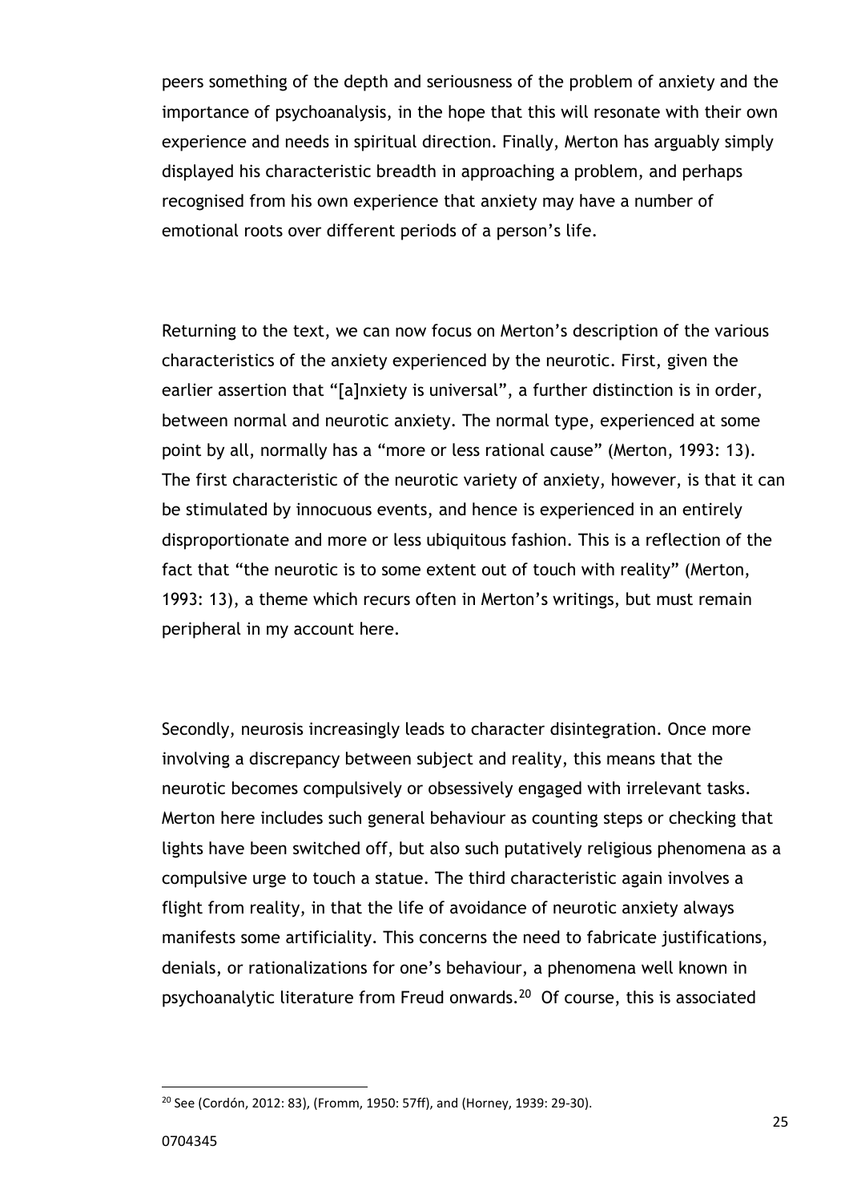peers something of the depth and seriousness of the problem of anxiety and the importance of psychoanalysis, in the hope that this will resonate with their own experience and needs in spiritual direction. Finally, Merton has arguably simply displayed his characteristic breadth in approaching a problem, and perhaps recognised from his own experience that anxiety may have a number of emotional roots over different periods of a person's life.

Returning to the text, we can now focus on Merton's description of the various characteristics of the anxiety experienced by the neurotic. First, given the earlier assertion that "[a]nxiety is universal", a further distinction is in order, between normal and neurotic anxiety. The normal type, experienced at some point by all, normally has a "more or less rational cause" (Merton, 1993: 13). The first characteristic of the neurotic variety of anxiety, however, is that it can be stimulated by innocuous events, and hence is experienced in an entirely disproportionate and more or less ubiquitous fashion. This is a reflection of the fact that "the neurotic is to some extent out of touch with reality" (Merton, 1993: 13), a theme which recurs often in Merton's writings, but must remain peripheral in my account here.

Secondly, neurosis increasingly leads to character disintegration. Once more involving a discrepancy between subject and reality, this means that the neurotic becomes compulsively or obsessively engaged with irrelevant tasks. Merton here includes such general behaviour as counting steps or checking that lights have been switched off, but also such putatively religious phenomena as a compulsive urge to touch a statue. The third characteristic again involves a flight from reality, in that the life of avoidance of neurotic anxiety always manifests some artificiality. This concerns the need to fabricate justifications, denials, or rationalizations for one's behaviour, a phenomena well known in psychoanalytic literature from Freud onwards.[20] Of course, this is associated

---

[20] See (Cordón, 2012: 83), (Fromm, 1950: 57ff), and (Horney, 1939: 29-30).

0704345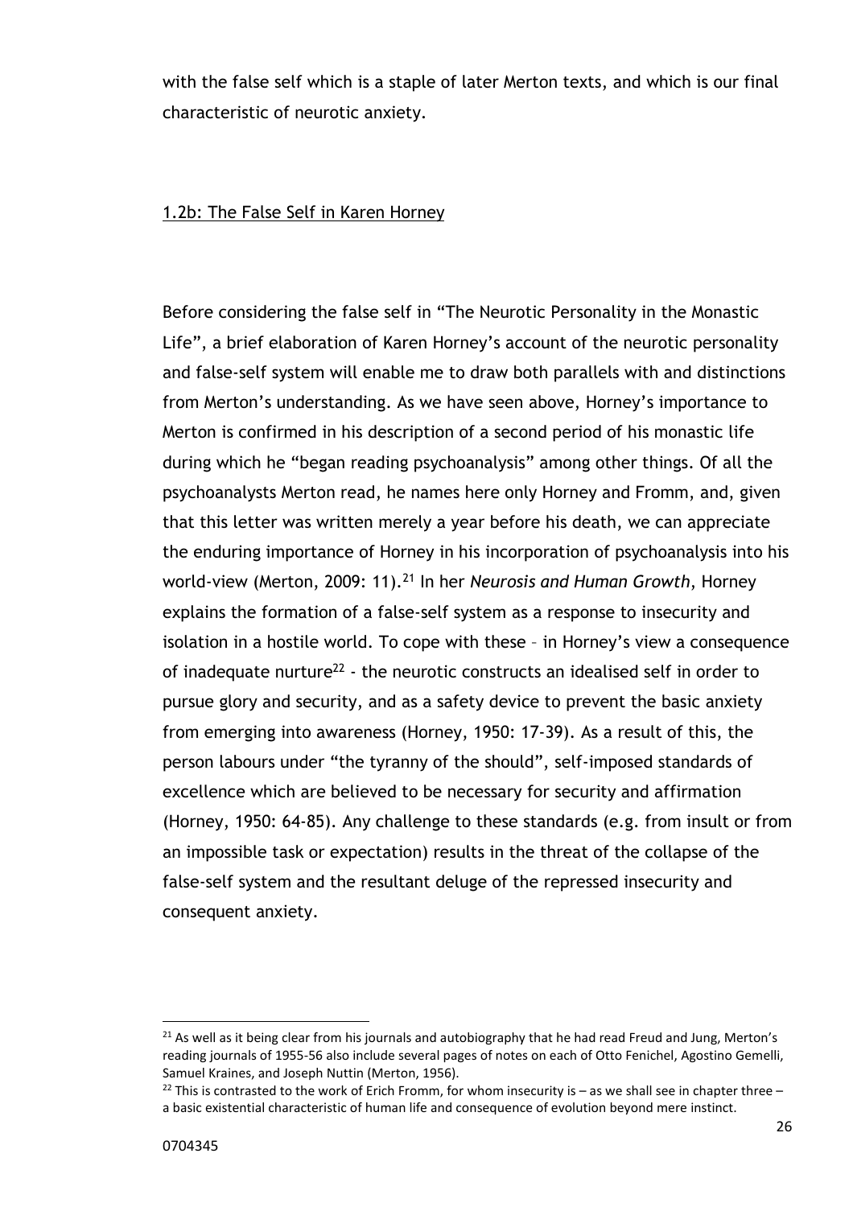with the false self which is a staple of later Merton texts, and which is our final characteristic of neurotic anxiety.

### 1.2b: The False Self in Karen Horney

Before considering the false self in "The Neurotic Personality in the Monastic Life", a brief elaboration of Karen Horney's account of the neurotic personality and false-self system will enable me to draw both parallels with and distinctions from Merton's understanding. As we have seen above, Horney's importance to Merton is confirmed in his description of a second period of his monastic life during which he "began reading psychoanalysis" among other things. Of all the psychoanalysts Merton read, he names here only Horney and Fromm, and, given that this letter was written merely a year before his death, we can appreciate the enduring importance of Horney in his incorporation of psychoanalysis into his world-view (Merton, 2009: 11).[21] In her *Neurosis and Human Growth*, Horney explains the formation of a false-self system as a response to insecurity and isolation in a hostile world. To cope with these – in Horney's view a consequence of inadequate nurture[22] - the neurotic constructs an idealised self in order to pursue glory and security, and as a safety device to prevent the basic anxiety from emerging into awareness (Horney, 1950: 17-39). As a result of this, the person labours under "the tyranny of the should", self-imposed standards of excellence which are believed to be necessary for security and affirmation (Horney, 1950: 64-85). Any challenge to these standards (e.g. from insult or from an impossible task or expectation) results in the threat of the collapse of the false-self system and the resultant deluge of the repressed insecurity and consequent anxiety.

---

[21] As well as it being clear from his journals and autobiography that he had read Freud and Jung, Merton's reading journals of 1955-56 also include several pages of notes on each of Otto Fenichel, Agostino Gemelli, Samuel Kraines, and Joseph Nuttin (Merton, 1956).

[22] This is contrasted to the work of Erich Fromm, for whom insecurity is – as we shall see in chapter three – a basic existential characteristic of human life and consequence of evolution beyond mere instinct.

0704345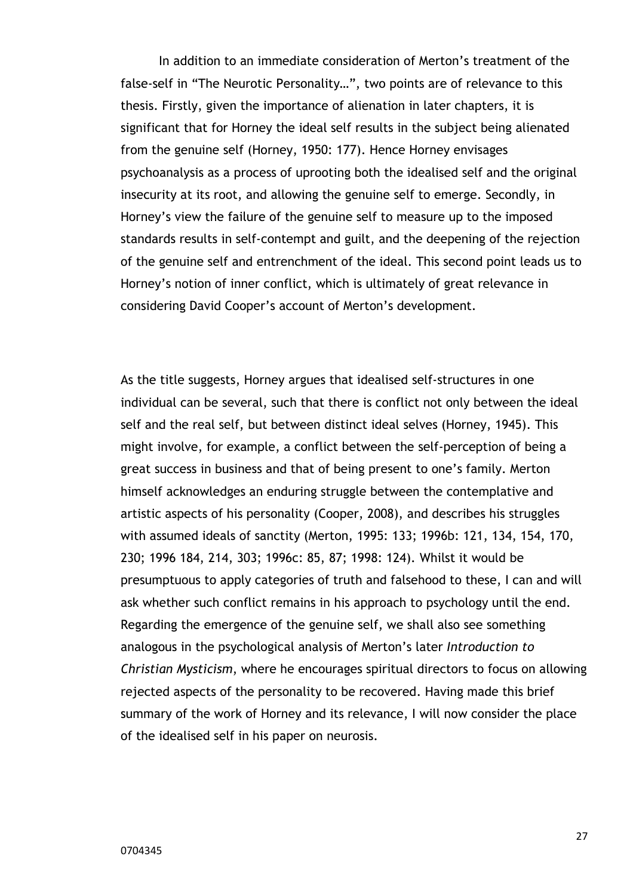In addition to an immediate consideration of Merton's treatment of the false-self in "The Neurotic Personality…", two points are of relevance to this thesis. Firstly, given the importance of alienation in later chapters, it is significant that for Horney the ideal self results in the subject being alienated from the genuine self (Horney, 1950: 177). Hence Horney envisages psychoanalysis as a process of uprooting both the idealised self and the original insecurity at its root, and allowing the genuine self to emerge. Secondly, in Horney's view the failure of the genuine self to measure up to the imposed standards results in self-contempt and guilt, and the deepening of the rejection of the genuine self and entrenchment of the ideal. This second point leads us to Horney's notion of inner conflict, which is ultimately of great relevance in considering David Cooper's account of Merton's development.

As the title suggests, Horney argues that idealised self-structures in one individual can be several, such that there is conflict not only between the ideal self and the real self, but between distinct ideal selves (Horney, 1945). This might involve, for example, a conflict between the self-perception of being a great success in business and that of being present to one's family. Merton himself acknowledges an enduring struggle between the contemplative and artistic aspects of his personality (Cooper, 2008), and describes his struggles with assumed ideals of sanctity (Merton, 1995: 133; 1996b: 121, 134, 154, 170, 230; 1996 184, 214, 303; 1996c: 85, 87; 1998: 124). Whilst it would be presumptuous to apply categories of truth and falsehood to these, I can and will ask whether such conflict remains in his approach to psychology until the end. Regarding the emergence of the genuine self, we shall also see something analogous in the psychological analysis of Merton's later *Introduction to Christian Mysticism*, where he encourages spiritual directors to focus on allowing rejected aspects of the personality to be recovered. Having made this brief summary of the work of Horney and its relevance, I will now consider the place of the idealised self in his paper on neurosis.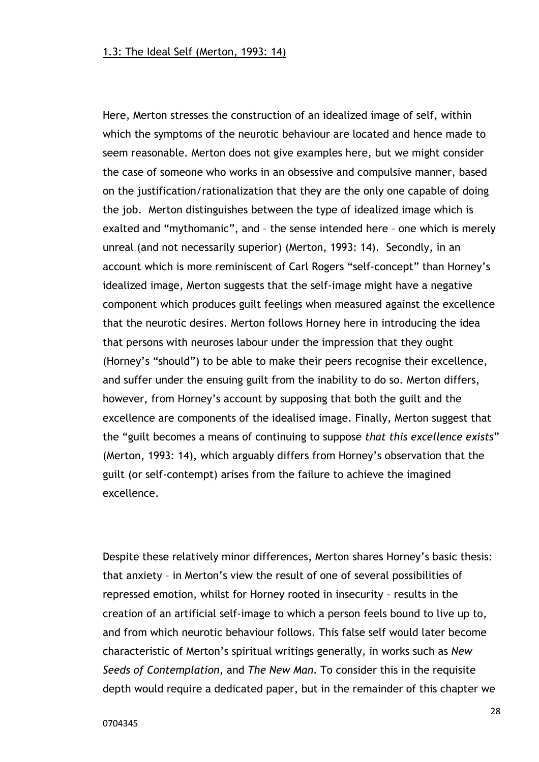1.3: The Ideal Self (Merton, 1993: 14)

Here, Merton stresses the construction of an idealized image of self, within which the symptoms of the neurotic behaviour are located and hence made to seem reasonable. Merton does not give examples here, but we might consider the case of someone who works in an obsessive and compulsive manner, based on the justification/rationalization that they are the only one capable of doing the job. Merton distinguishes between the type of idealized image which is exalted and "mythomanic", and – the sense intended here – one which is merely unreal (and not necessarily superior) (Merton, 1993: 14). Secondly, in an account which is more reminiscent of Carl Rogers "self-concept" than Horney's idealized image, Merton suggests that the self-image might have a negative component which produces guilt feelings when measured against the excellence that the neurotic desires. Merton follows Horney here in introducing the idea that persons with neuroses labour under the impression that they ought (Horney's "should") to be able to make their peers recognise their excellence, and suffer under the ensuing guilt from the inability to do so. Merton differs, however, from Horney's account by supposing that both the guilt and the excellence are components of the idealised image. Finally, Merton suggest that the "guilt becomes a means of continuing to suppose *that this excellence exists*" (Merton, 1993: 14), which arguably differs from Horney's observation that the guilt (or self-contempt) arises from the failure to achieve the imagined excellence.

Despite these relatively minor differences, Merton shares Horney's basic thesis: that anxiety – in Merton's view the result of one of several possibilities of repressed emotion, whilst for Horney rooted in insecurity – results in the creation of an artificial self-image to which a person feels bound to live up to, and from which neurotic behaviour follows. This false self would later become characteristic of Merton's spiritual writings generally, in works such as *New Seeds of Contemplation*, and *The New Man*. To consider this in the requisite depth would require a dedicated paper, but in the remainder of this chapter we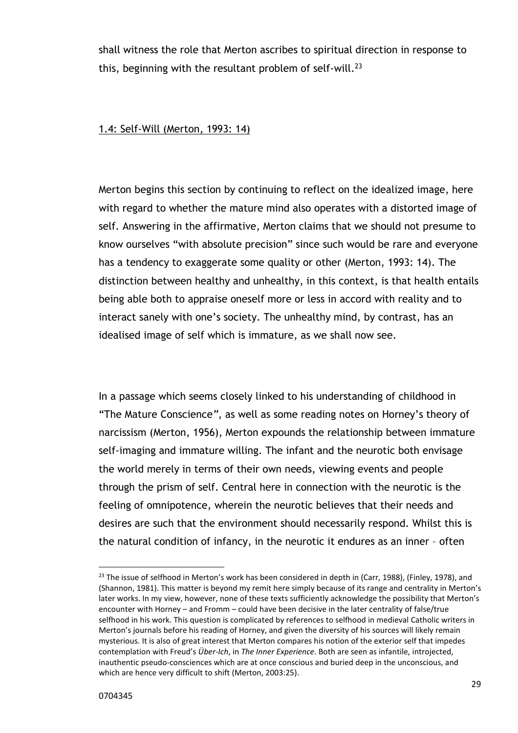shall witness the role that Merton ascribes to spiritual direction in response to this, beginning with the resultant problem of self-will.[23]

### 1.4: Self-Will (Merton, 1993: 14)

Merton begins this section by continuing to reflect on the idealized image, here with regard to whether the mature mind also operates with a distorted image of self. Answering in the affirmative, Merton claims that we should not presume to know ourselves "with absolute precision" since such would be rare and everyone has a tendency to exaggerate some quality or other (Merton, 1993: 14). The distinction between healthy and unhealthy, in this context, is that health entails being able both to appraise oneself more or less in accord with reality and to interact sanely with one's society. The unhealthy mind, by contrast, has an idealised image of self which is immature, as we shall now see.

In a passage which seems closely linked to his understanding of childhood in "The Mature Conscience", as well as some reading notes on Horney's theory of narcissism (Merton, 1956), Merton expounds the relationship between immature self-imaging and immature willing. The infant and the neurotic both envisage the world merely in terms of their own needs, viewing events and people through the prism of self. Central here in connection with the neurotic is the feeling of omnipotence, wherein the neurotic believes that their needs and desires are such that the environment should necessarily respond. Whilst this is the natural condition of infancy, in the neurotic it endures as an inner – often

---

[23] The issue of selfhood in Merton's work has been considered in depth in (Carr, 1988), (Finley, 1978), and (Shannon, 1981). This matter is beyond my remit here simply because of its range and centrality in Merton's later works. In my view, however, none of these texts sufficiently acknowledge the possibility that Merton's encounter with Horney – and Fromm – could have been decisive in the later centrality of false/true selfhood in his work. This question is complicated by references to selfhood in medieval Catholic writers in Merton's journals before his reading of Horney, and given the diversity of his sources will likely remain mysterious. It is also of great interest that Merton compares his notion of the exterior self that impedes contemplation with Freud's *Über-Ich*, in *The Inner Experience*. Both are seen as infantile, introjected, inauthentic pseudo-consciences which are at once conscious and buried deep in the unconscious, and which are hence very difficult to shift (Merton, 2003:25).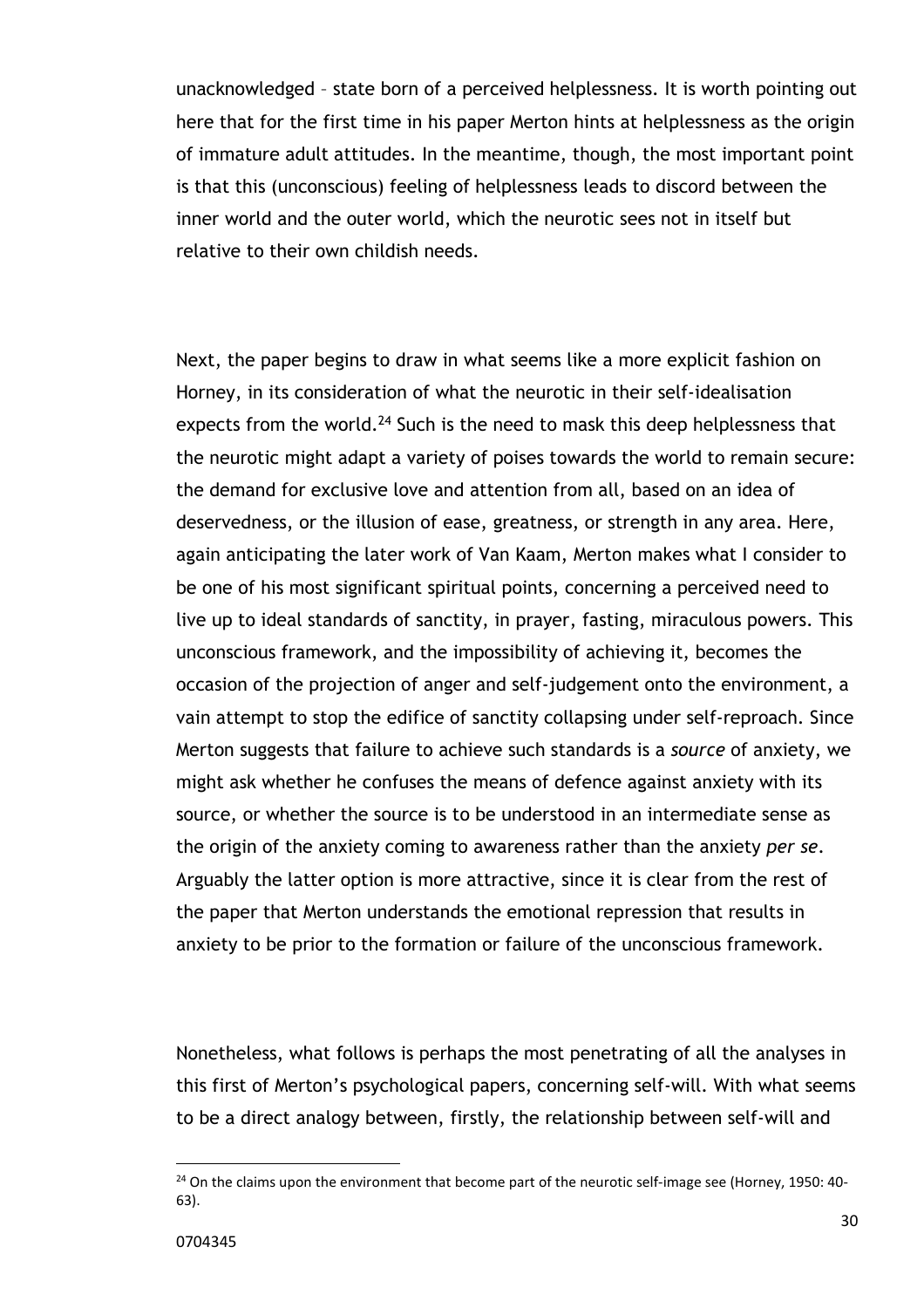unacknowledged – state born of a perceived helplessness. It is worth pointing out here that for the first time in his paper Merton hints at helplessness as the origin of immature adult attitudes. In the meantime, though, the most important point is that this (unconscious) feeling of helplessness leads to discord between the inner world and the outer world, which the neurotic sees not in itself but relative to their own childish needs.

Next, the paper begins to draw in what seems like a more explicit fashion on Horney, in its consideration of what the neurotic in their self-idealisation expects from the world.[24] Such is the need to mask this deep helplessness that the neurotic might adapt a variety of poises towards the world to remain secure: the demand for exclusive love and attention from all, based on an idea of deservedness, or the illusion of ease, greatness, or strength in any area. Here, again anticipating the later work of Van Kaam, Merton makes what I consider to be one of his most significant spiritual points, concerning a perceived need to live up to ideal standards of sanctity, in prayer, fasting, miraculous powers. This unconscious framework, and the impossibility of achieving it, becomes the occasion of the projection of anger and self-judgement onto the environment, a vain attempt to stop the edifice of sanctity collapsing under self-reproach. Since Merton suggests that failure to achieve such standards is a *source* of anxiety, we might ask whether he confuses the means of defence against anxiety with its source, or whether the source is to be understood in an intermediate sense as the origin of the anxiety coming to awareness rather than the anxiety *per se*. Arguably the latter option is more attractive, since it is clear from the rest of the paper that Merton understands the emotional repression that results in anxiety to be prior to the formation or failure of the unconscious framework.

Nonetheless, what follows is perhaps the most penetrating of all the analyses in this first of Merton's psychological papers, concerning self-will. With what seems to be a direct analogy between, firstly, the relationship between self-will and

[24] On the claims upon the environment that become part of the neurotic self-image see (Horney, 1950: 40-63).

0704345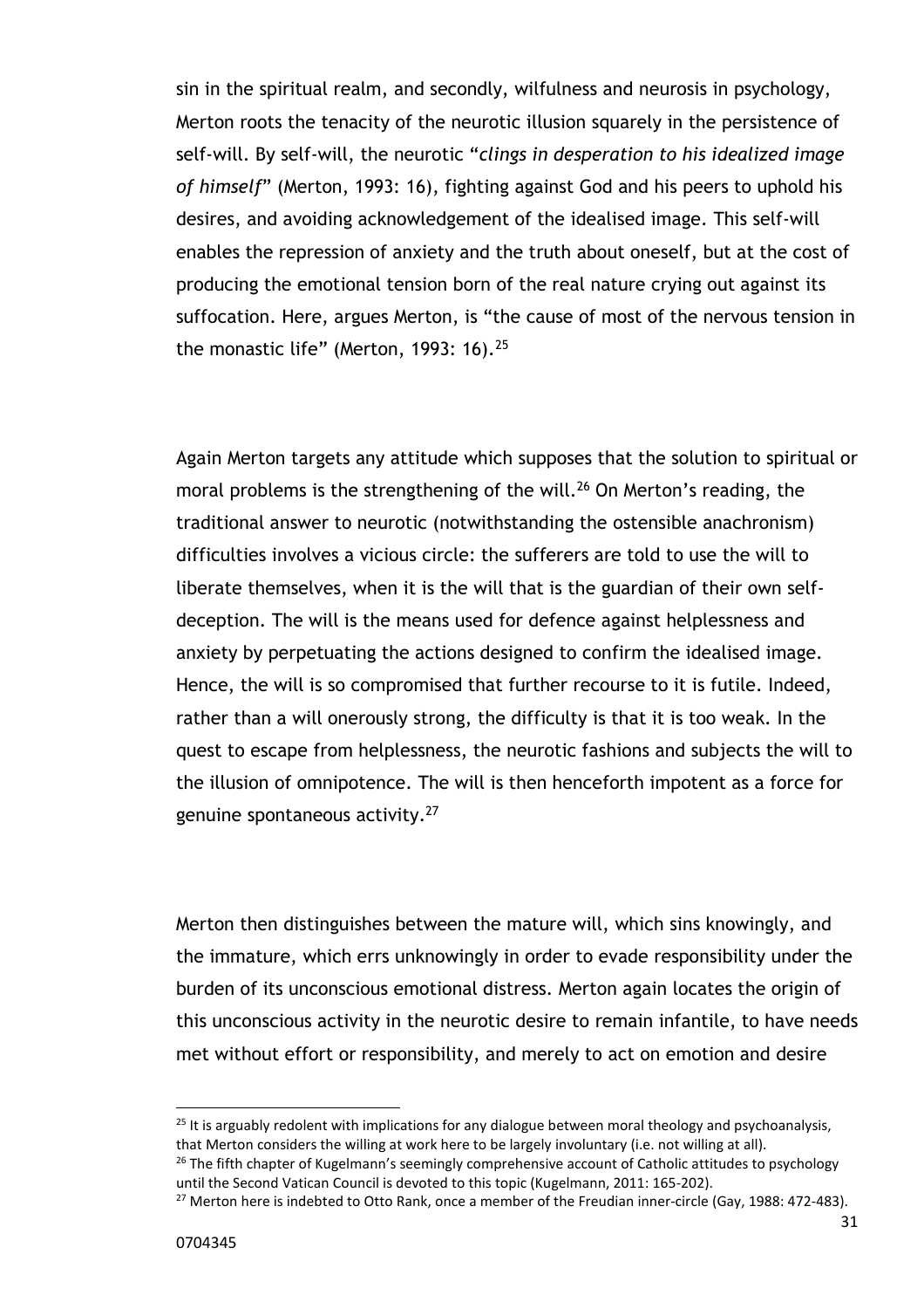sin in the spiritual realm, and secondly, wilfulness and neurosis in psychology, Merton roots the tenacity of the neurotic illusion squarely in the persistence of self-will. By self-will, the neurotic "*clings in desperation to his idealized image of himself*" (Merton, 1993: 16), fighting against God and his peers to uphold his desires, and avoiding acknowledgement of the idealised image. This self-will enables the repression of anxiety and the truth about oneself, but at the cost of producing the emotional tension born of the real nature crying out against its suffocation. Here, argues Merton, is "the cause of most of the nervous tension in the monastic life" (Merton, 1993: 16).[25]

Again Merton targets any attitude which supposes that the solution to spiritual or moral problems is the strengthening of the will.[26] On Merton's reading, the traditional answer to neurotic (notwithstanding the ostensible anachronism) difficulties involves a vicious circle: the sufferers are told to use the will to liberate themselves, when it is the will that is the guardian of their own self-deception. The will is the means used for defence against helplessness and anxiety by perpetuating the actions designed to confirm the idealised image. Hence, the will is so compromised that further recourse to it is futile. Indeed, rather than a will onerously strong, the difficulty is that it is too weak. In the quest to escape from helplessness, the neurotic fashions and subjects the will to the illusion of omnipotence. The will is then henceforth impotent as a force for genuine spontaneous activity.[27]

Merton then distinguishes between the mature will, which sins knowingly, and the immature, which errs unknowingly in order to evade responsibility under the burden of its unconscious emotional distress. Merton again locates the origin of this unconscious activity in the neurotic desire to remain infantile, to have needs met without effort or responsibility, and merely to act on emotion and desire

[25] It is arguably redolent with implications for any dialogue between moral theology and psychoanalysis, that Merton considers the willing at work here to be largely involuntary (i.e. not willing at all).

[26] The fifth chapter of Kugelmann's seemingly comprehensive account of Catholic attitudes to psychology until the Second Vatican Council is devoted to this topic (Kugelmann, 2011: 165-202).

[27] Merton here is indebted to Otto Rank, once a member of the Freudian inner-circle (Gay, 1988: 472-483).

0704345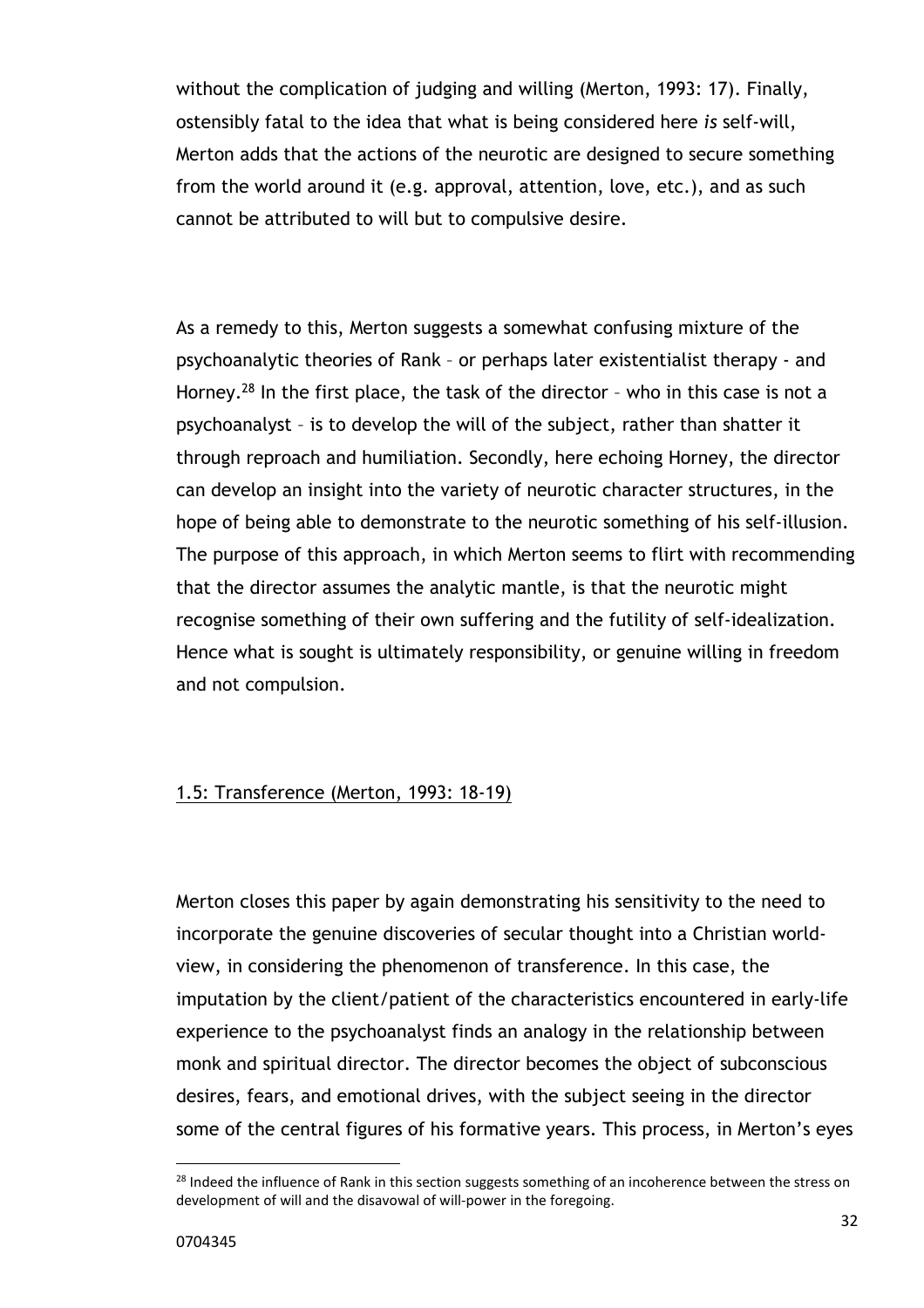without the complication of judging and willing (Merton, 1993: 17). Finally, ostensibly fatal to the idea that what is being considered here *is* self-will, Merton adds that the actions of the neurotic are designed to secure something from the world around it (e.g. approval, attention, love, etc.), and as such cannot be attributed to will but to compulsive desire.

As a remedy to this, Merton suggests a somewhat confusing mixture of the psychoanalytic theories of Rank – or perhaps later existentialist therapy - and Horney.[28] In the first place, the task of the director – who in this case is not a psychoanalyst – is to develop the will of the subject, rather than shatter it through reproach and humiliation. Secondly, here echoing Horney, the director can develop an insight into the variety of neurotic character structures, in the hope of being able to demonstrate to the neurotic something of his self-illusion. The purpose of this approach, in which Merton seems to flirt with recommending that the director assumes the analytic mantle, is that the neurotic might recognise something of their own suffering and the futility of self-idealization. Hence what is sought is ultimately responsibility, or genuine willing in freedom and not compulsion.

1.5: Transference (Merton, 1993: 18-19)

Merton closes this paper by again demonstrating his sensitivity to the need to incorporate the genuine discoveries of secular thought into a Christian world-view, in considering the phenomenon of transference. In this case, the imputation by the client/patient of the characteristics encountered in early-life experience to the psychoanalyst finds an analogy in the relationship between monk and spiritual director. The director becomes the object of subconscious desires, fears, and emotional drives, with the subject seeing in the director some of the central figures of his formative years. This process, in Merton's eyes

[28] Indeed the influence of Rank in this section suggests something of an incoherence between the stress on development of will and the disavowal of will-power in the foregoing.

0704345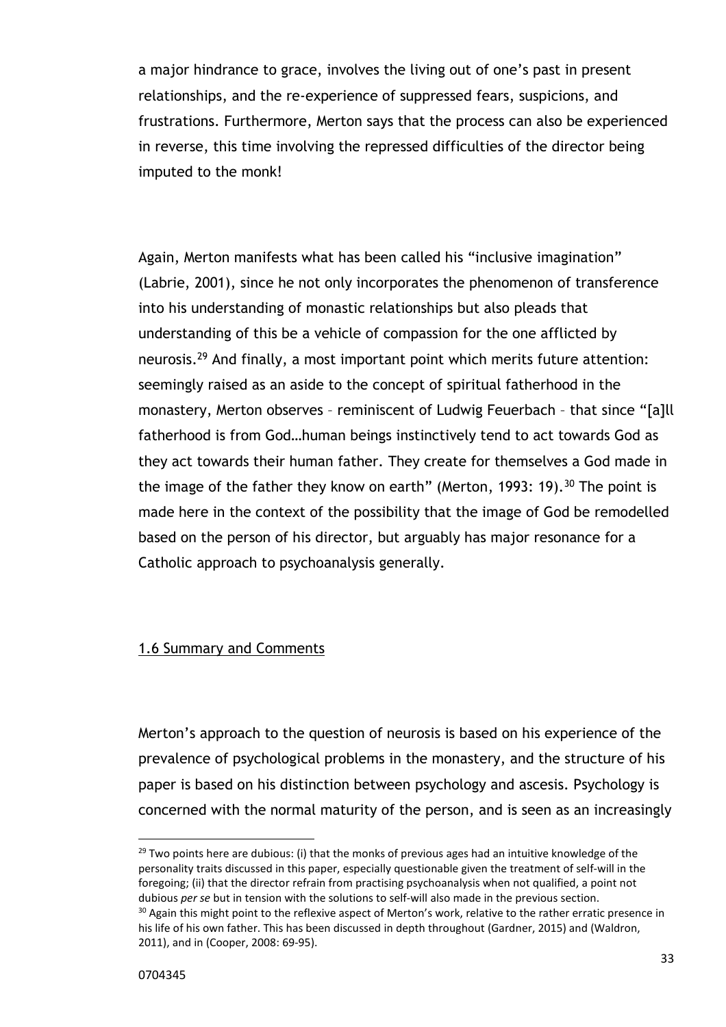a major hindrance to grace, involves the living out of one's past in present relationships, and the re-experience of suppressed fears, suspicions, and frustrations. Furthermore, Merton says that the process can also be experienced in reverse, this time involving the repressed difficulties of the director being imputed to the monk!

Again, Merton manifests what has been called his "inclusive imagination" (Labrie, 2001), since he not only incorporates the phenomenon of transference into his understanding of monastic relationships but also pleads that understanding of this be a vehicle of compassion for the one afflicted by neurosis.[29] And finally, a most important point which merits future attention: seemingly raised as an aside to the concept of spiritual fatherhood in the monastery, Merton observes – reminiscent of Ludwig Feuerbach – that since "[a]ll fatherhood is from God…human beings instinctively tend to act towards God as they act towards their human father. They create for themselves a God made in the image of the father they know on earth" (Merton, 1993: 19).[30] The point is made here in the context of the possibility that the image of God be remodelled based on the person of his director, but arguably has major resonance for a Catholic approach to psychoanalysis generally.

## 1.6 Summary and Comments

Merton's approach to the question of neurosis is based on his experience of the prevalence of psychological problems in the monastery, and the structure of his paper is based on his distinction between psychology and ascesis. Psychology is concerned with the normal maturity of the person, and is seen as an increasingly

[29] Two points here are dubious: (i) that the monks of previous ages had an intuitive knowledge of the personality traits discussed in this paper, especially questionable given the treatment of self-will in the foregoing; (ii) that the director refrain from practising psychoanalysis when not qualified, a point not dubious *per se* but in tension with the solutions to self-will also made in the previous section.

[30] Again this might point to the reflexive aspect of Merton's work, relative to the rather erratic presence in his life of his own father. This has been discussed in depth throughout (Gardner, 2015) and (Waldron, 2011), and in (Cooper, 2008: 69-95).

0704345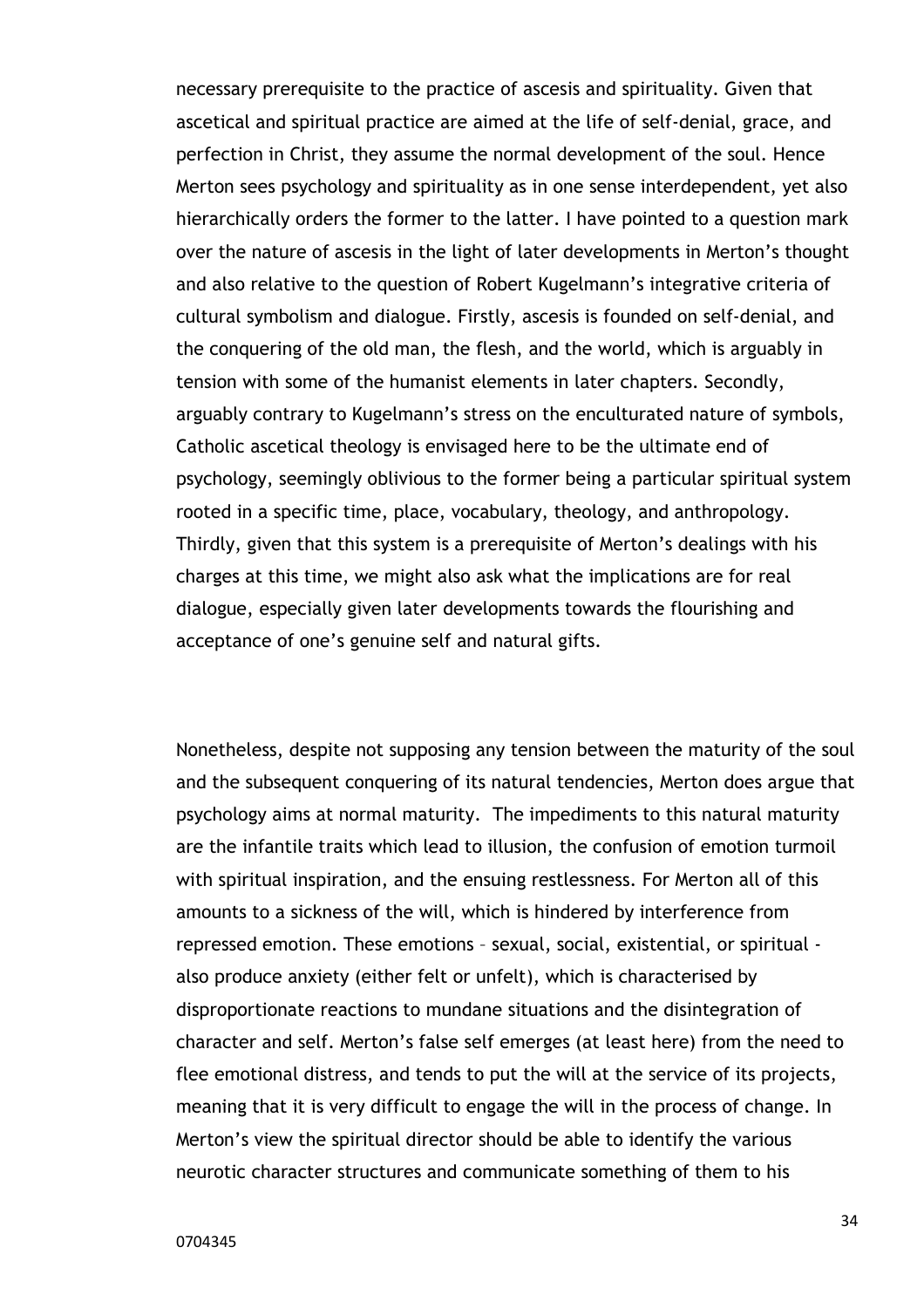necessary prerequisite to the practice of ascesis and spirituality. Given that ascetical and spiritual practice are aimed at the life of self-denial, grace, and perfection in Christ, they assume the normal development of the soul. Hence Merton sees psychology and spirituality as in one sense interdependent, yet also hierarchically orders the former to the latter. I have pointed to a question mark over the nature of ascesis in the light of later developments in Merton's thought and also relative to the question of Robert Kugelmann's integrative criteria of cultural symbolism and dialogue. Firstly, ascesis is founded on self-denial, and the conquering of the old man, the flesh, and the world, which is arguably in tension with some of the humanist elements in later chapters. Secondly, arguably contrary to Kugelmann's stress on the enculturated nature of symbols, Catholic ascetical theology is envisaged here to be the ultimate end of psychology, seemingly oblivious to the former being a particular spiritual system rooted in a specific time, place, vocabulary, theology, and anthropology. Thirdly, given that this system is a prerequisite of Merton's dealings with his charges at this time, we might also ask what the implications are for real dialogue, especially given later developments towards the flourishing and acceptance of one's genuine self and natural gifts.

Nonetheless, despite not supposing any tension between the maturity of the soul and the subsequent conquering of its natural tendencies, Merton does argue that psychology aims at normal maturity. The impediments to this natural maturity are the infantile traits which lead to illusion, the confusion of emotion turmoil with spiritual inspiration, and the ensuing restlessness. For Merton all of this amounts to a sickness of the will, which is hindered by interference from repressed emotion. These emotions – sexual, social, existential, or spiritual - also produce anxiety (either felt or unfelt), which is characterised by disproportionate reactions to mundane situations and the disintegration of character and self. Merton's false self emerges (at least here) from the need to flee emotional distress, and tends to put the will at the service of its projects, meaning that it is very difficult to engage the will in the process of change. In Merton's view the spiritual director should be able to identify the various neurotic character structures and communicate something of them to his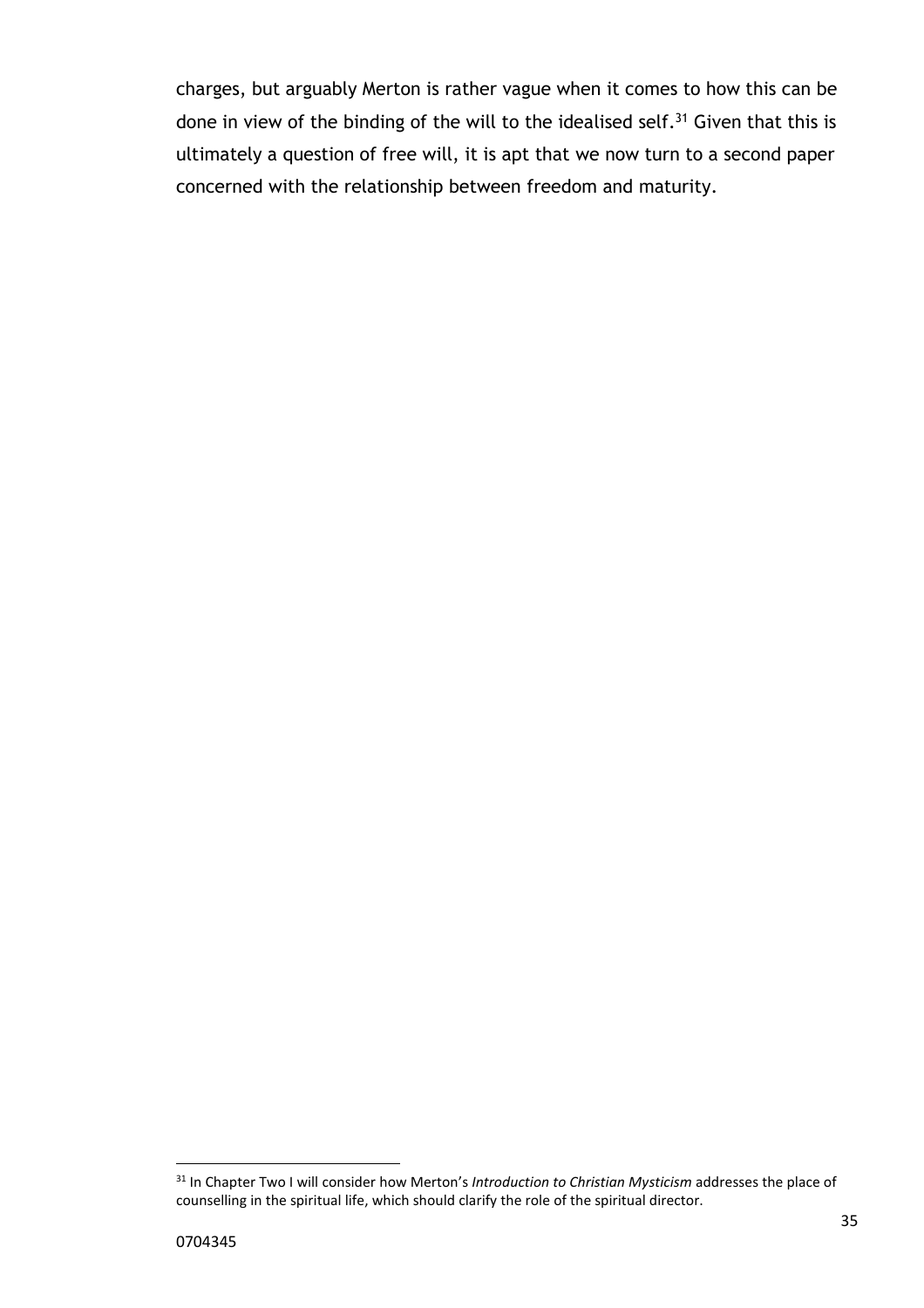charges, but arguably Merton is rather vague when it comes to how this can be done in view of the binding of the will to the idealised self.[31] Given that this is ultimately a question of free will, it is apt that we now turn to a second paper concerned with the relationship between freedom and maturity.

[31] In Chapter Two I will consider how Merton's *Introduction to Christian Mysticism* addresses the place of counselling in the spiritual life, which should clarify the role of the spiritual director.

0704345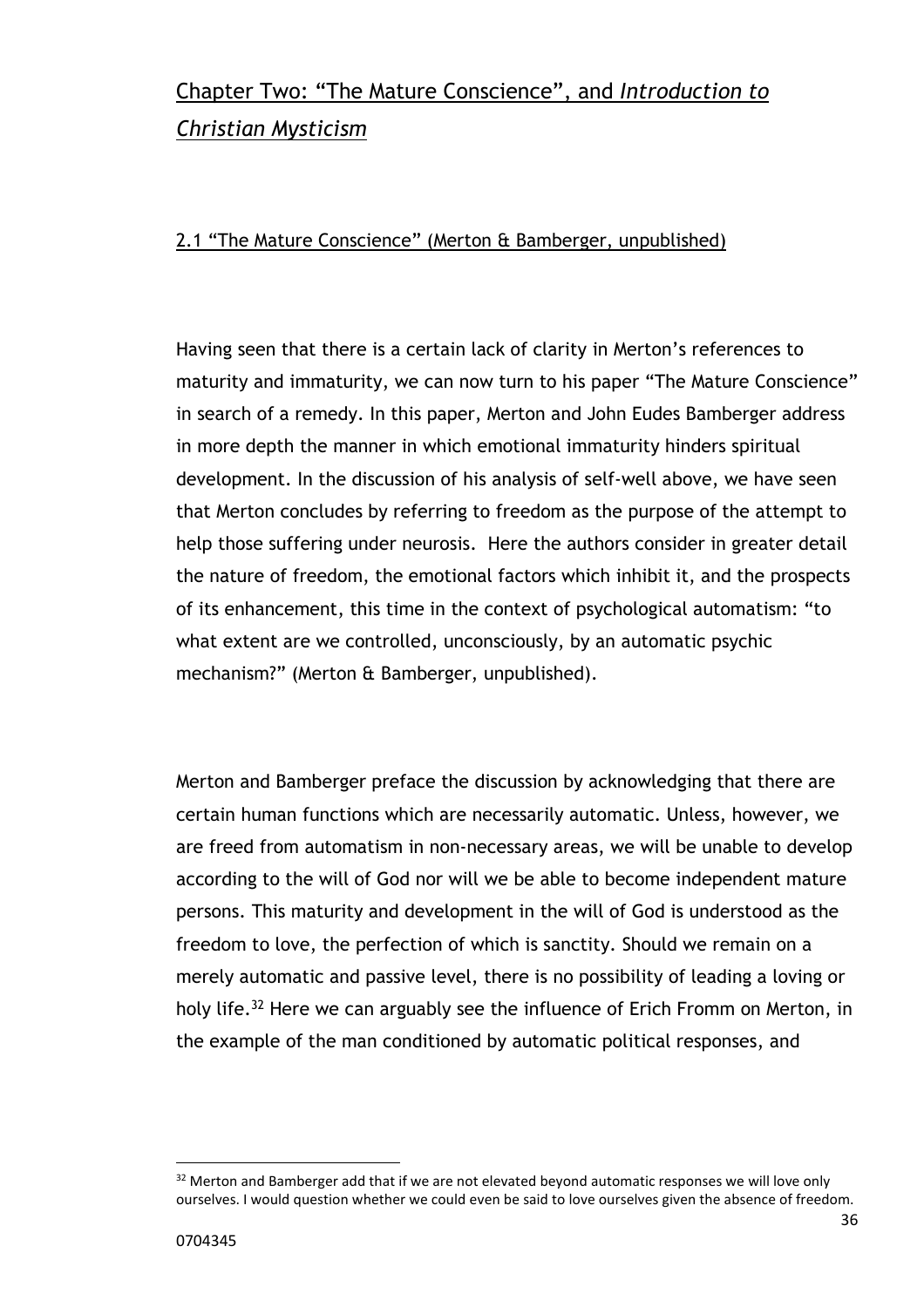## Chapter Two: "The Mature Conscience", and *Introduction to Christian Mysticism*

### 2.1 "The Mature Conscience" (Merton & Bamberger, unpublished)

Having seen that there is a certain lack of clarity in Merton's references to maturity and immaturity, we can now turn to his paper "The Mature Conscience" in search of a remedy. In this paper, Merton and John Eudes Bamberger address in more depth the manner in which emotional immaturity hinders spiritual development. In the discussion of his analysis of self-well above, we have seen that Merton concludes by referring to freedom as the purpose of the attempt to help those suffering under neurosis. Here the authors consider in greater detail the nature of freedom, the emotional factors which inhibit it, and the prospects of its enhancement, this time in the context of psychological automatism: "to what extent are we controlled, unconsciously, by an automatic psychic mechanism?" (Merton & Bamberger, unpublished).

Merton and Bamberger preface the discussion by acknowledging that there are certain human functions which are necessarily automatic. Unless, however, we are freed from automatism in non-necessary areas, we will be unable to develop according to the will of God nor will we be able to become independent mature persons. This maturity and development in the will of God is understood as the freedom to love, the perfection of which is sanctity. Should we remain on a merely automatic and passive level, there is no possibility of leading a loving or holy life.[32] Here we can arguably see the influence of Erich Fromm on Merton, in the example of the man conditioned by automatic political responses, and

[32] Merton and Bamberger add that if we are not elevated beyond automatic responses we will love only ourselves. I would question whether we could even be said to love ourselves given the absence of freedom.

0704345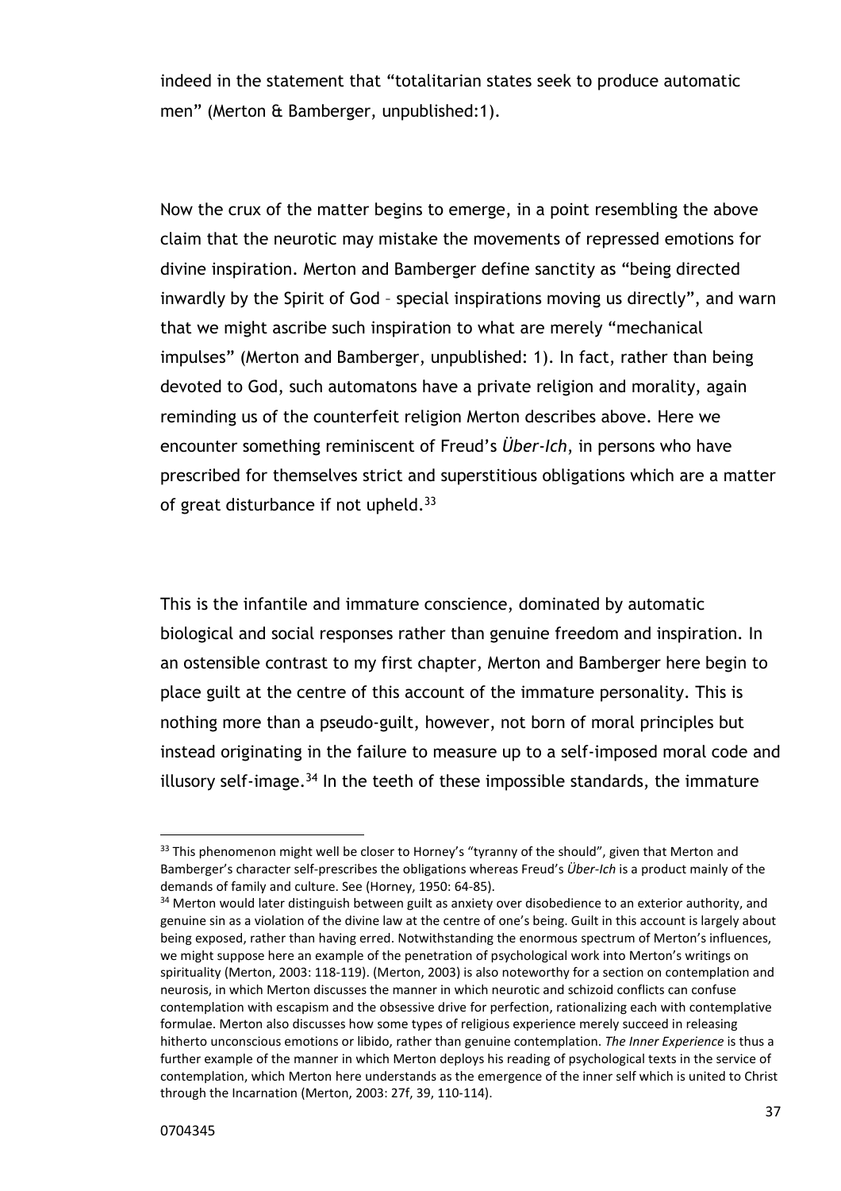indeed in the statement that "totalitarian states seek to produce automatic men" (Merton & Bamberger, unpublished:1).

Now the crux of the matter begins to emerge, in a point resembling the above claim that the neurotic may mistake the movements of repressed emotions for divine inspiration. Merton and Bamberger define sanctity as "being directed inwardly by the Spirit of God – special inspirations moving us directly", and warn that we might ascribe such inspiration to what are merely "mechanical impulses" (Merton and Bamberger, unpublished: 1). In fact, rather than being devoted to God, such automatons have a private religion and morality, again reminding us of the counterfeit religion Merton describes above. Here we encounter something reminiscent of Freud's *Über-Ich*, in persons who have prescribed for themselves strict and superstitious obligations which are a matter of great disturbance if not upheld.[33]

This is the infantile and immature conscience, dominated by automatic biological and social responses rather than genuine freedom and inspiration. In an ostensible contrast to my first chapter, Merton and Bamberger here begin to place guilt at the centre of this account of the immature personality. This is nothing more than a pseudo-guilt, however, not born of moral principles but instead originating in the failure to measure up to a self-imposed moral code and illusory self-image.[34] In the teeth of these impossible standards, the immature

[33] This phenomenon might well be closer to Horney's "tyranny of the should", given that Merton and Bamberger's character self-prescribes the obligations whereas Freud's *Über-Ich* is a product mainly of the demands of family and culture. See (Horney, 1950: 64-85).

[34] Merton would later distinguish between guilt as anxiety over disobedience to an exterior authority, and genuine sin as a violation of the divine law at the centre of one's being. Guilt in this account is largely about being exposed, rather than having erred. Notwithstanding the enormous spectrum of Merton's influences, we might suppose here an example of the penetration of psychological work into Merton's writings on spirituality (Merton, 2003: 118-119). (Merton, 2003) is also noteworthy for a section on contemplation and neurosis, in which Merton discusses the manner in which neurotic and schizoid conflicts can confuse contemplation with escapism and the obsessive drive for perfection, rationalizing each with contemplative formulae. Merton also discusses how some types of religious experience merely succeed in releasing hitherto unconscious emotions or libido, rather than genuine contemplation. *The Inner Experience* is thus a further example of the manner in which Merton deploys his reading of psychological texts in the service of contemplation, which Merton here understands as the emergence of the inner self which is united to Christ through the Incarnation (Merton, 2003: 27f, 39, 110-114).

0704345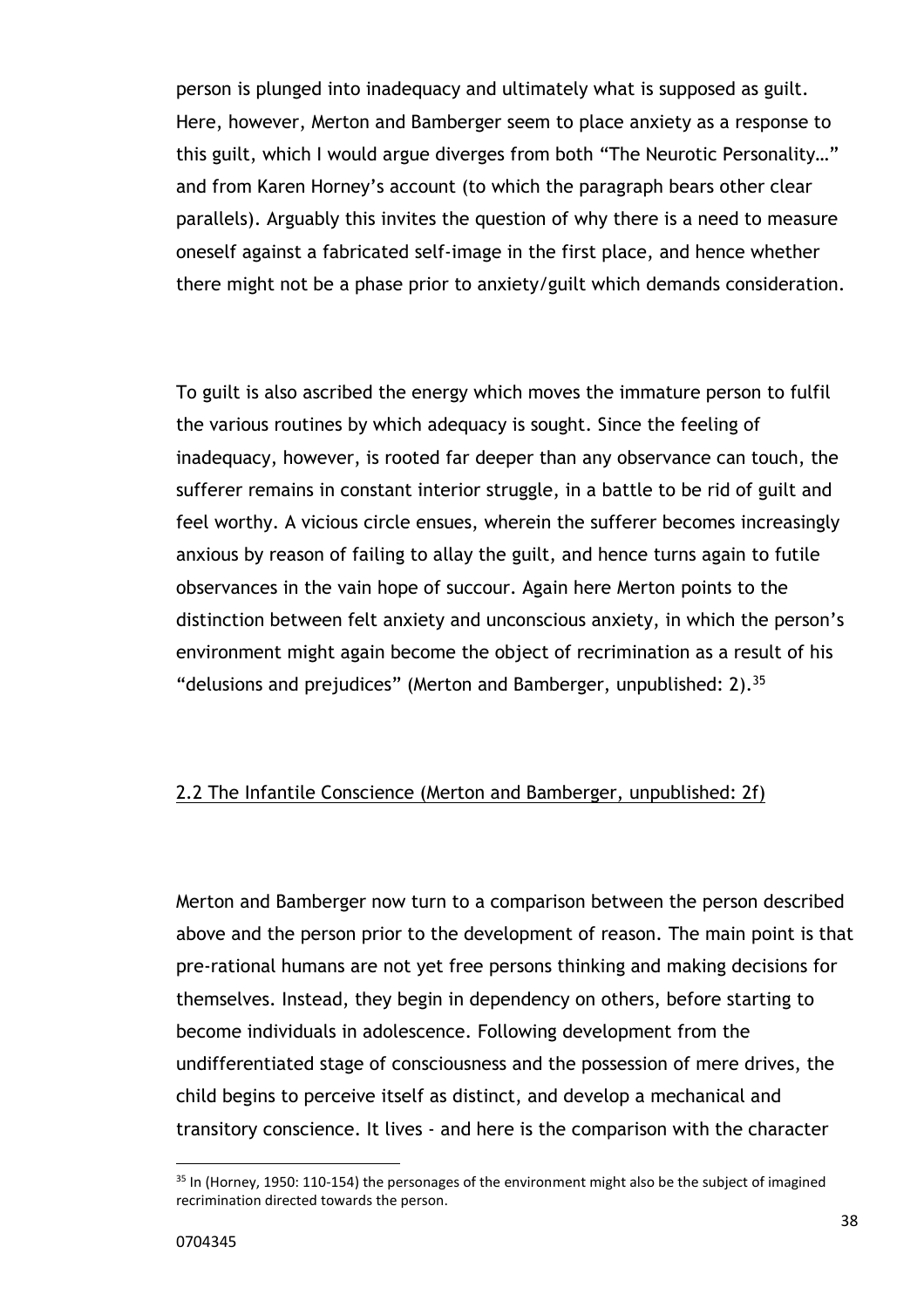person is plunged into inadequacy and ultimately what is supposed as guilt. Here, however, Merton and Bamberger seem to place anxiety as a response to this guilt, which I would argue diverges from both "The Neurotic Personality…" and from Karen Horney's account (to which the paragraph bears other clear parallels). Arguably this invites the question of why there is a need to measure oneself against a fabricated self-image in the first place, and hence whether there might not be a phase prior to anxiety/guilt which demands consideration.

To guilt is also ascribed the energy which moves the immature person to fulfil the various routines by which adequacy is sought. Since the feeling of inadequacy, however, is rooted far deeper than any observance can touch, the sufferer remains in constant interior struggle, in a battle to be rid of guilt and feel worthy. A vicious circle ensues, wherein the sufferer becomes increasingly anxious by reason of failing to allay the guilt, and hence turns again to futile observances in the vain hope of succour. Again here Merton points to the distinction between felt anxiety and unconscious anxiety, in which the person's environment might again become the object of recrimination as a result of his "delusions and prejudices" (Merton and Bamberger, unpublished: 2).[35]

## 2.2 The Infantile Conscience (Merton and Bamberger, unpublished: 2f)

Merton and Bamberger now turn to a comparison between the person described above and the person prior to the development of reason. The main point is that pre-rational humans are not yet free persons thinking and making decisions for themselves. Instead, they begin in dependency on others, before starting to become individuals in adolescence. Following development from the undifferentiated stage of consciousness and the possession of mere drives, the child begins to perceive itself as distinct, and develop a mechanical and transitory conscience. It lives - and here is the comparison with the character

[35] In (Horney, 1950: 110-154) the personages of the environment might also be the subject of imagined recrimination directed towards the person.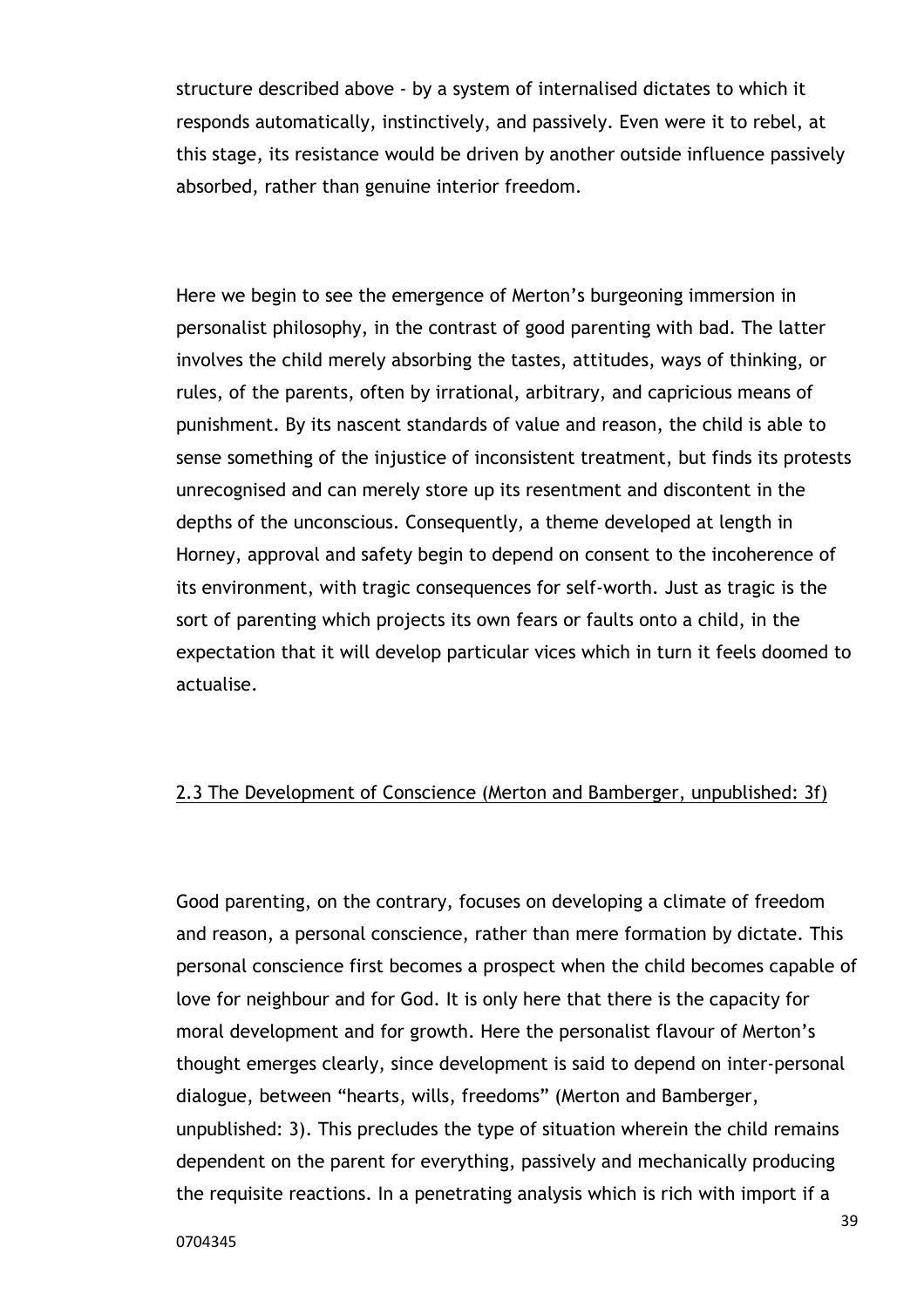structure described above - by a system of internalised dictates to which it responds automatically, instinctively, and passively. Even were it to rebel, at this stage, its resistance would be driven by another outside influence passively absorbed, rather than genuine interior freedom.

Here we begin to see the emergence of Merton's burgeoning immersion in personalist philosophy, in the contrast of good parenting with bad. The latter involves the child merely absorbing the tastes, attitudes, ways of thinking, or rules, of the parents, often by irrational, arbitrary, and capricious means of punishment. By its nascent standards of value and reason, the child is able to sense something of the injustice of inconsistent treatment, but finds its protests unrecognised and can merely store up its resentment and discontent in the depths of the unconscious. Consequently, a theme developed at length in Horney, approval and safety begin to depend on consent to the incoherence of its environment, with tragic consequences for self-worth. Just as tragic is the sort of parenting which projects its own fears or faults onto a child, in the expectation that it will develop particular vices which in turn it feels doomed to actualise.

## 2.3 The Development of Conscience (Merton and Bamberger, unpublished: 3f)

Good parenting, on the contrary, focuses on developing a climate of freedom and reason, a personal conscience, rather than mere formation by dictate. This personal conscience first becomes a prospect when the child becomes capable of love for neighbour and for God. It is only here that there is the capacity for moral development and for growth. Here the personalist flavour of Merton's thought emerges clearly, since development is said to depend on inter-personal dialogue, between "hearts, wills, freedoms" (Merton and Bamberger, unpublished: 3). This precludes the type of situation wherein the child remains dependent on the parent for everything, passively and mechanically producing the requisite reactions. In a penetrating analysis which is rich with import if a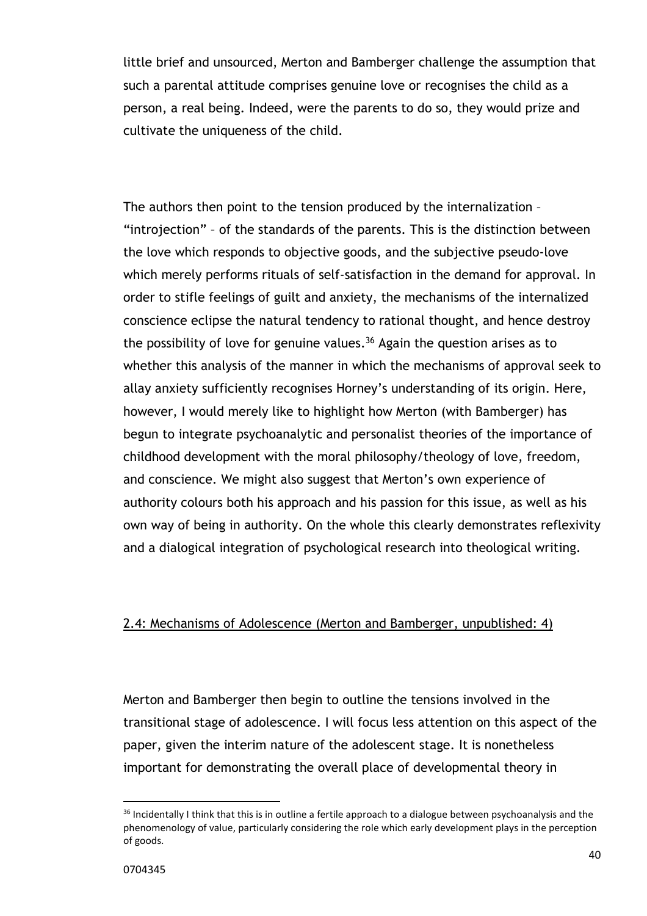little brief and unsourced, Merton and Bamberger challenge the assumption that such a parental attitude comprises genuine love or recognises the child as a person, a real being. Indeed, were the parents to do so, they would prize and cultivate the uniqueness of the child.

The authors then point to the tension produced by the internalization – "introjection" – of the standards of the parents. This is the distinction between the love which responds to objective goods, and the subjective pseudo-love which merely performs rituals of self-satisfaction in the demand for approval. In order to stifle feelings of guilt and anxiety, the mechanisms of the internalized conscience eclipse the natural tendency to rational thought, and hence destroy the possibility of love for genuine values.[36] Again the question arises as to whether this analysis of the manner in which the mechanisms of approval seek to allay anxiety sufficiently recognises Horney's understanding of its origin. Here, however, I would merely like to highlight how Merton (with Bamberger) has begun to integrate psychoanalytic and personalist theories of the importance of childhood development with the moral philosophy/theology of love, freedom, and conscience. We might also suggest that Merton's own experience of authority colours both his approach and his passion for this issue, as well as his own way of being in authority. On the whole this clearly demonstrates reflexivity and a dialogical integration of psychological research into theological writing.

## 2.4: Mechanisms of Adolescence (Merton and Bamberger, unpublished: 4)

Merton and Bamberger then begin to outline the tensions involved in the transitional stage of adolescence. I will focus less attention on this aspect of the paper, given the interim nature of the adolescent stage. It is nonetheless important for demonstrating the overall place of developmental theory in

[36] Incidentally I think that this is in outline a fertile approach to a dialogue between psychoanalysis and the phenomenology of value, particularly considering the role which early development plays in the perception of goods.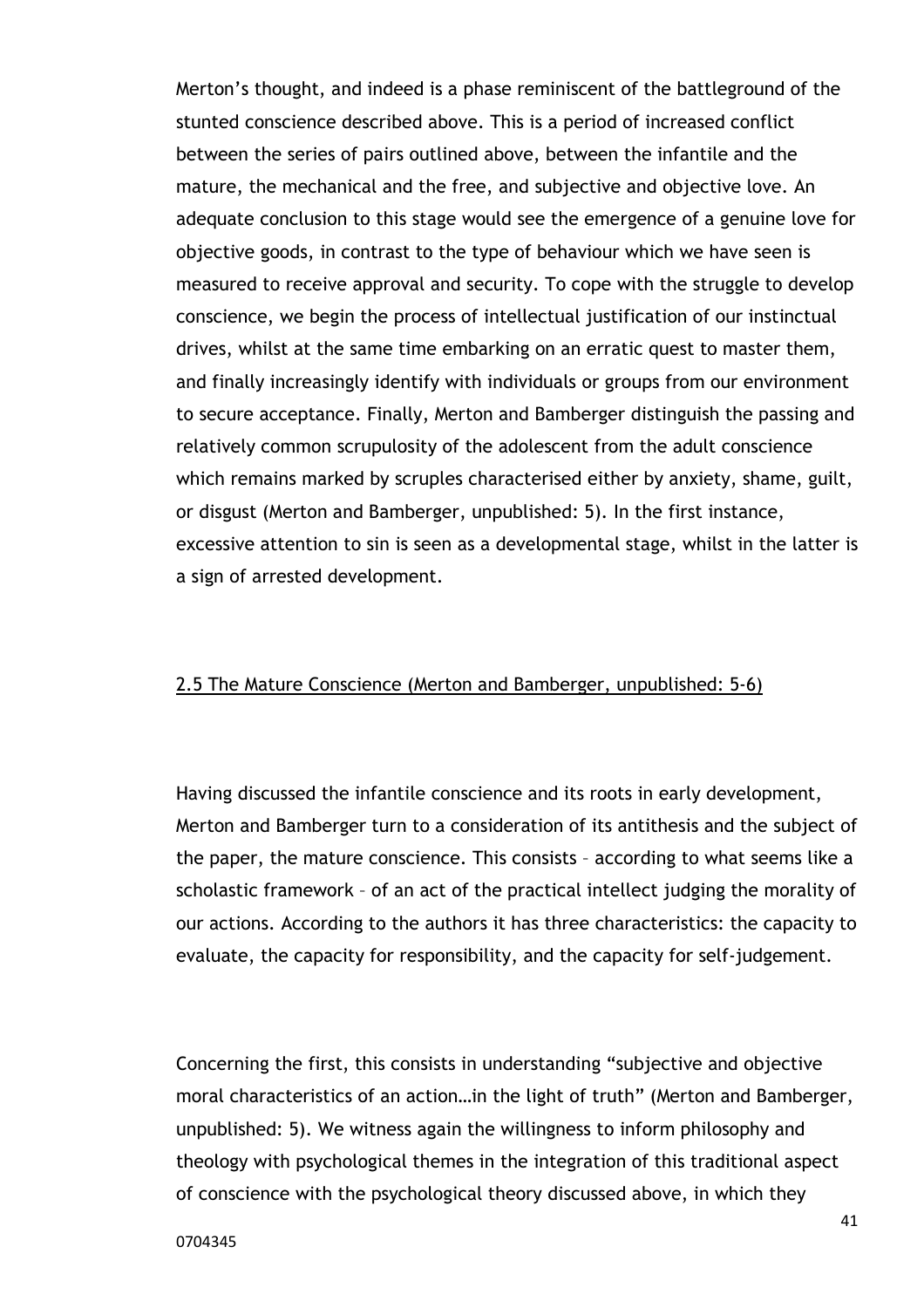Merton's thought, and indeed is a phase reminiscent of the battleground of the stunted conscience described above. This is a period of increased conflict between the series of pairs outlined above, between the infantile and the mature, the mechanical and the free, and subjective and objective love. An adequate conclusion to this stage would see the emergence of a genuine love for objective goods, in contrast to the type of behaviour which we have seen is measured to receive approval and security. To cope with the struggle to develop conscience, we begin the process of intellectual justification of our instinctual drives, whilst at the same time embarking on an erratic quest to master them, and finally increasingly identify with individuals or groups from our environment to secure acceptance. Finally, Merton and Bamberger distinguish the passing and relatively common scrupulosity of the adolescent from the adult conscience which remains marked by scruples characterised either by anxiety, shame, guilt, or disgust (Merton and Bamberger, unpublished: 5). In the first instance, excessive attention to sin is seen as a developmental stage, whilst in the latter is a sign of arrested development.

## 2.5 The Mature Conscience (Merton and Bamberger, unpublished: 5-6)

Having discussed the infantile conscience and its roots in early development, Merton and Bamberger turn to a consideration of its antithesis and the subject of the paper, the mature conscience. This consists – according to what seems like a scholastic framework – of an act of the practical intellect judging the morality of our actions. According to the authors it has three characteristics: the capacity to evaluate, the capacity for responsibility, and the capacity for self-judgement.

Concerning the first, this consists in understanding "subjective and objective moral characteristics of an action…in the light of truth" (Merton and Bamberger, unpublished: 5). We witness again the willingness to inform philosophy and theology with psychological themes in the integration of this traditional aspect of conscience with the psychological theory discussed above, in which they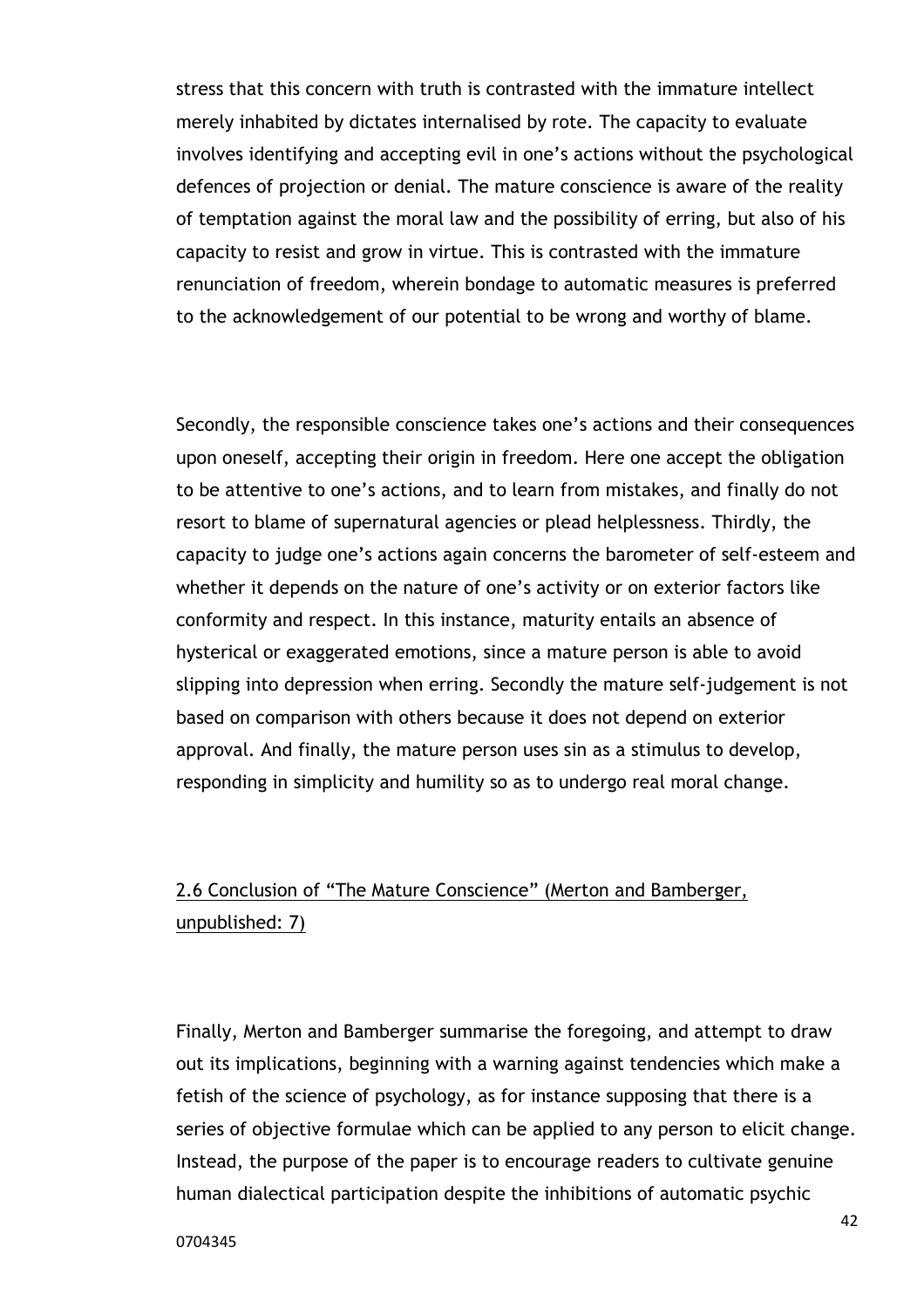stress that this concern with truth is contrasted with the immature intellect merely inhabited by dictates internalised by rote. The capacity to evaluate involves identifying and accepting evil in one's actions without the psychological defences of projection or denial. The mature conscience is aware of the reality of temptation against the moral law and the possibility of erring, but also of his capacity to resist and grow in virtue. This is contrasted with the immature renunciation of freedom, wherein bondage to automatic measures is preferred to the acknowledgement of our potential to be wrong and worthy of blame.

Secondly, the responsible conscience takes one's actions and their consequences upon oneself, accepting their origin in freedom. Here one accept the obligation to be attentive to one's actions, and to learn from mistakes, and finally do not resort to blame of supernatural agencies or plead helplessness. Thirdly, the capacity to judge one's actions again concerns the barometer of self-esteem and whether it depends on the nature of one's activity or on exterior factors like conformity and respect. In this instance, maturity entails an absence of hysterical or exaggerated emotions, since a mature person is able to avoid slipping into depression when erring. Secondly the mature self-judgement is not based on comparison with others because it does not depend on exterior approval. And finally, the mature person uses sin as a stimulus to develop, responding in simplicity and humility so as to undergo real moral change.

### 2.6 Conclusion of "The Mature Conscience" (Merton and Bamberger, unpublished: 7)

Finally, Merton and Bamberger summarise the foregoing, and attempt to draw out its implications, beginning with a warning against tendencies which make a fetish of the science of psychology, as for instance supposing that there is a series of objective formulae which can be applied to any person to elicit change. Instead, the purpose of the paper is to encourage readers to cultivate genuine human dialectical participation despite the inhibitions of automatic psychic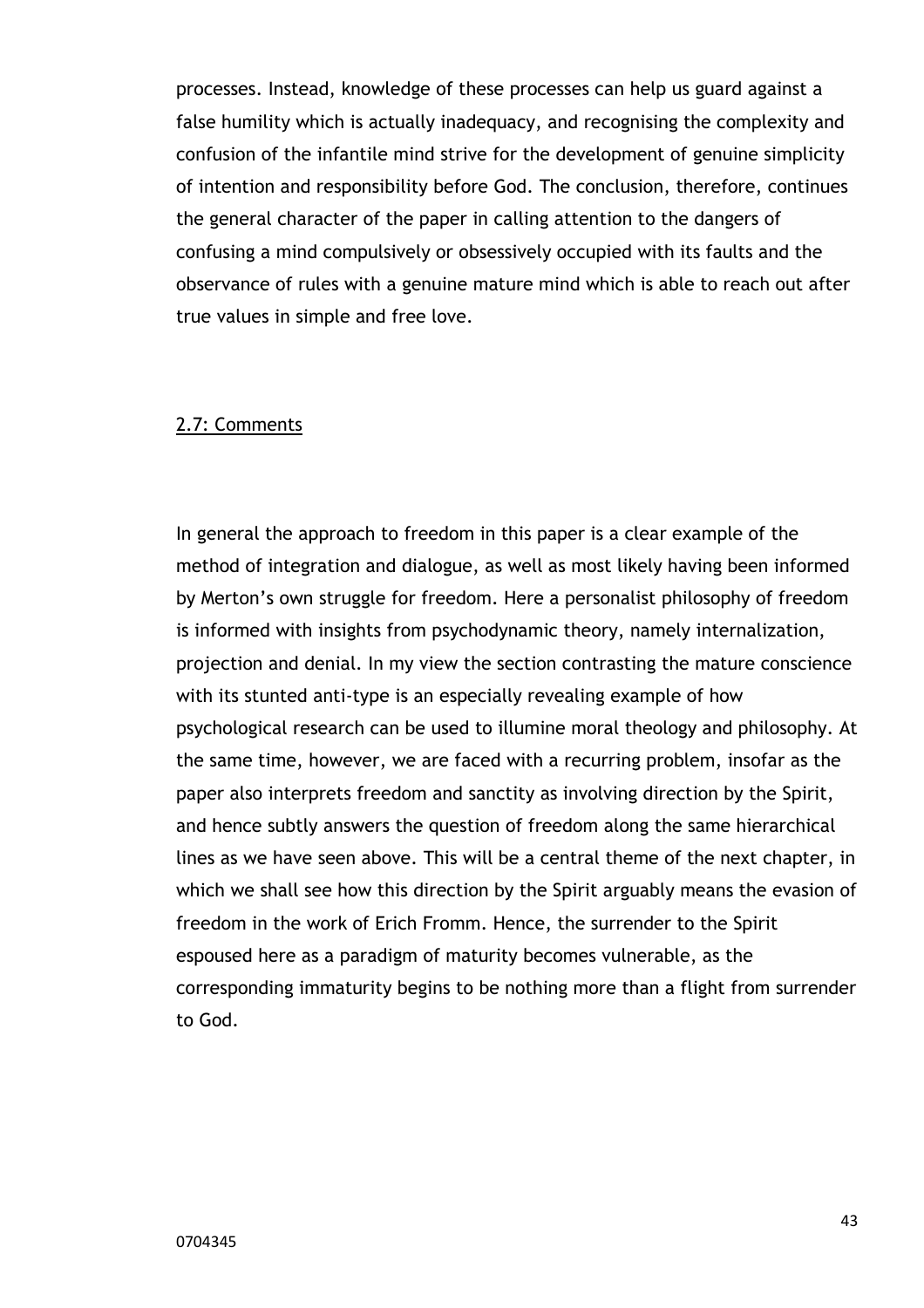processes. Instead, knowledge of these processes can help us guard against a false humility which is actually inadequacy, and recognising the complexity and confusion of the infantile mind strive for the development of genuine simplicity of intention and responsibility before God. The conclusion, therefore, continues the general character of the paper in calling attention to the dangers of confusing a mind compulsively or obsessively occupied with its faults and the observance of rules with a genuine mature mind which is able to reach out after true values in simple and free love.

### 2.7: Comments

In general the approach to freedom in this paper is a clear example of the method of integration and dialogue, as well as most likely having been informed by Merton's own struggle for freedom. Here a personalist philosophy of freedom is informed with insights from psychodynamic theory, namely internalization, projection and denial. In my view the section contrasting the mature conscience with its stunted anti-type is an especially revealing example of how psychological research can be used to illumine moral theology and philosophy. At the same time, however, we are faced with a recurring problem, insofar as the paper also interprets freedom and sanctity as involving direction by the Spirit, and hence subtly answers the question of freedom along the same hierarchical lines as we have seen above. This will be a central theme of the next chapter, in which we shall see how this direction by the Spirit arguably means the evasion of freedom in the work of Erich Fromm. Hence, the surrender to the Spirit espoused here as a paradigm of maturity becomes vulnerable, as the corresponding immaturity begins to be nothing more than a flight from surrender to God.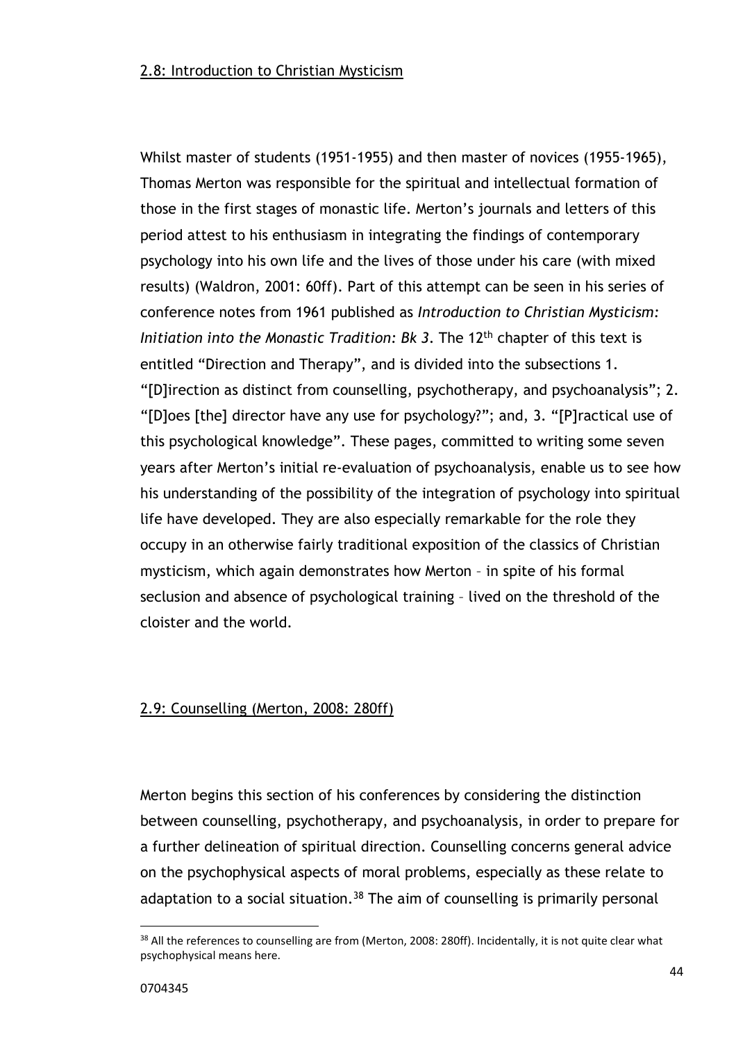## 2.8: Introduction to Christian Mysticism

Whilst master of students (1951-1955) and then master of novices (1955-1965), Thomas Merton was responsible for the spiritual and intellectual formation of those in the first stages of monastic life. Merton's journals and letters of this period attest to his enthusiasm in integrating the findings of contemporary psychology into his own life and the lives of those under his care (with mixed results) (Waldron, 2001: 60ff). Part of this attempt can be seen in his series of conference notes from 1961 published as *Introduction to Christian Mysticism: Initiation into the Monastic Tradition: Bk 3*. The 12th chapter of this text is entitled "Direction and Therapy", and is divided into the subsections 1. "[D]irection as distinct from counselling, psychotherapy, and psychoanalysis"; 2. "[D]oes [the] director have any use for psychology?"; and, 3. "[P]ractical use of this psychological knowledge". These pages, committed to writing some seven years after Merton's initial re-evaluation of psychoanalysis, enable us to see how his understanding of the possibility of the integration of psychology into spiritual life have developed. They are also especially remarkable for the role they occupy in an otherwise fairly traditional exposition of the classics of Christian mysticism, which again demonstrates how Merton – in spite of his formal seclusion and absence of psychological training – lived on the threshold of the cloister and the world.

## 2.9: Counselling (Merton, 2008: 280ff)

Merton begins this section of his conferences by considering the distinction between counselling, psychotherapy, and psychoanalysis, in order to prepare for a further delineation of spiritual direction. Counselling concerns general advice on the psychophysical aspects of moral problems, especially as these relate to adaptation to a social situation.[38] The aim of counselling is primarily personal

[38] All the references to counselling are from (Merton, 2008: 280ff). Incidentally, it is not quite clear what psychophysical means here.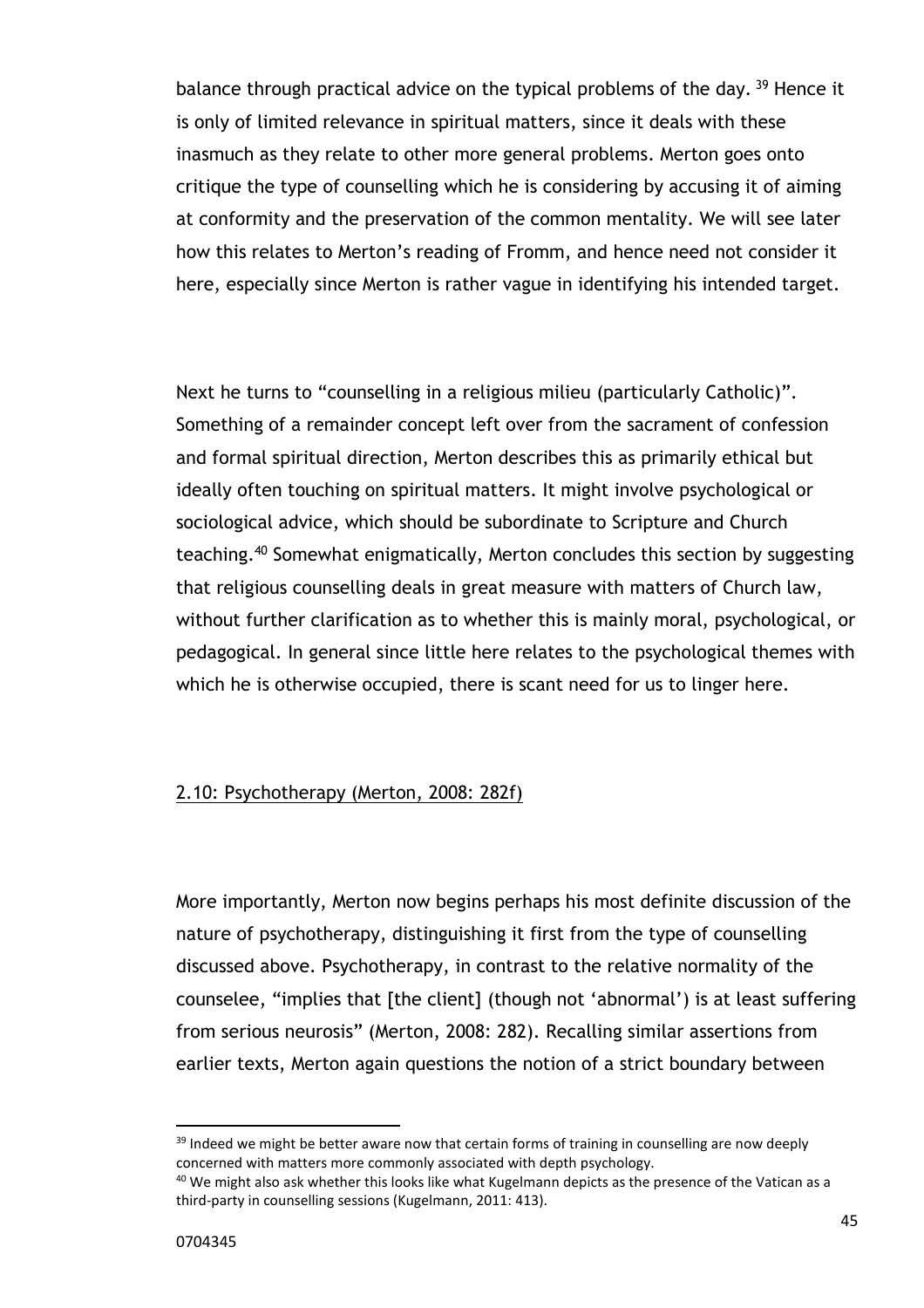balance through practical advice on the typical problems of the day. [39] Hence it is only of limited relevance in spiritual matters, since it deals with these inasmuch as they relate to other more general problems. Merton goes onto critique the type of counselling which he is considering by accusing it of aiming at conformity and the preservation of the common mentality. We will see later how this relates to Merton's reading of Fromm, and hence need not consider it here, especially since Merton is rather vague in identifying his intended target.

Next he turns to "counselling in a religious milieu (particularly Catholic)". Something of a remainder concept left over from the sacrament of confession and formal spiritual direction, Merton describes this as primarily ethical but ideally often touching on spiritual matters. It might involve psychological or sociological advice, which should be subordinate to Scripture and Church teaching.[40] Somewhat enigmatically, Merton concludes this section by suggesting that religious counselling deals in great measure with matters of Church law, without further clarification as to whether this is mainly moral, psychological, or pedagogical. In general since little here relates to the psychological themes with which he is otherwise occupied, there is scant need for us to linger here.

## 2.10: Psychotherapy (Merton, 2008: 282f)

More importantly, Merton now begins perhaps his most definite discussion of the nature of psychotherapy, distinguishing it first from the type of counselling discussed above. Psychotherapy, in contrast to the relative normality of the counselee, "implies that [the client] (though not 'abnormal') is at least suffering from serious neurosis" (Merton, 2008: 282). Recalling similar assertions from earlier texts, Merton again questions the notion of a strict boundary between

---

[39] Indeed we might be better aware now that certain forms of training in counselling are now deeply concerned with matters more commonly associated with depth psychology.

[40] We might also ask whether this looks like what Kugelmann depicts as the presence of the Vatican as a third-party in counselling sessions (Kugelmann, 2011: 413).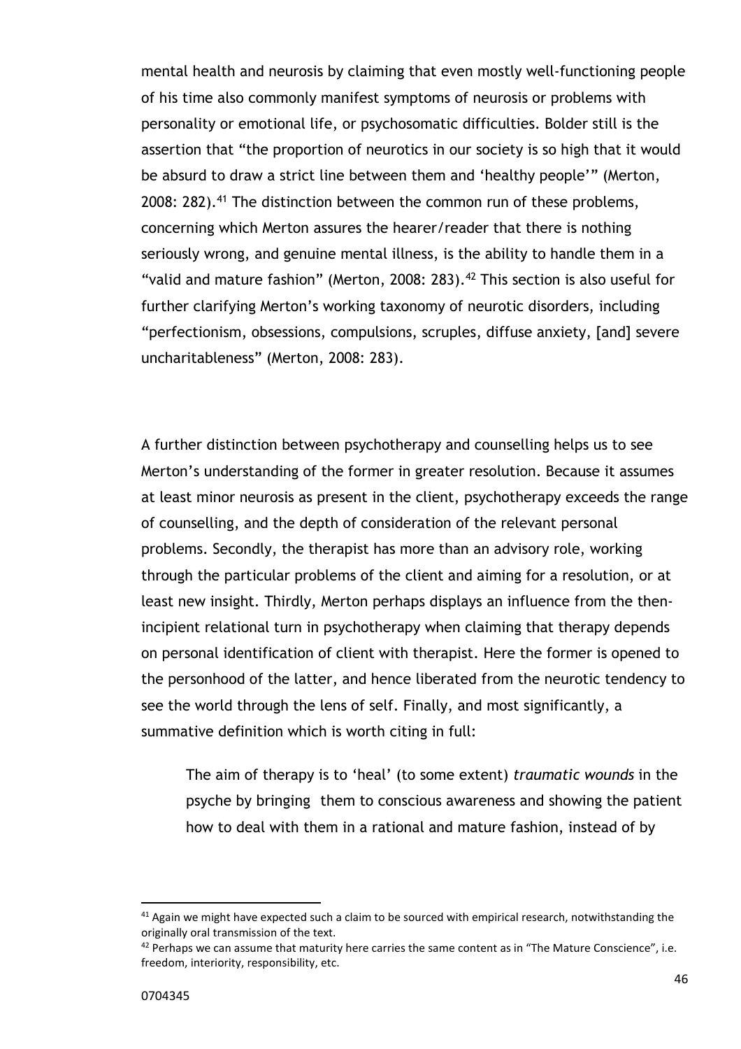mental health and neurosis by claiming that even mostly well-functioning people of his time also commonly manifest symptoms of neurosis or problems with personality or emotional life, or psychosomatic difficulties. Bolder still is the assertion that "the proportion of neurotics in our society is so high that it would be absurd to draw a strict line between them and 'healthy people'" (Merton, 2008: 282).[41] The distinction between the common run of these problems, concerning which Merton assures the hearer/reader that there is nothing seriously wrong, and genuine mental illness, is the ability to handle them in a "valid and mature fashion" (Merton, 2008: 283).[42] This section is also useful for further clarifying Merton's working taxonomy of neurotic disorders, including "perfectionism, obsessions, compulsions, scruples, diffuse anxiety, [and] severe uncharitableness" (Merton, 2008: 283).

A further distinction between psychotherapy and counselling helps us to see Merton's understanding of the former in greater resolution. Because it assumes at least minor neurosis as present in the client, psychotherapy exceeds the range of counselling, and the depth of consideration of the relevant personal problems. Secondly, the therapist has more than an advisory role, working through the particular problems of the client and aiming for a resolution, or at least new insight. Thirdly, Merton perhaps displays an influence from the then-incipient relational turn in psychotherapy when claiming that therapy depends on personal identification of client with therapist. Here the former is opened to the personhood of the latter, and hence liberated from the neurotic tendency to see the world through the lens of self. Finally, and most significantly, a summative definition which is worth citing in full:

> The aim of therapy is to 'heal' (to some extent) *traumatic wounds* in the psyche by bringing them to conscious awareness and showing the patient how to deal with them in a rational and mature fashion, instead of by

[41] Again we might have expected such a claim to be sourced with empirical research, notwithstanding the originally oral transmission of the text.

[42] Perhaps we can assume that maturity here carries the same content as in "The Mature Conscience", i.e. freedom, interiority, responsibility, etc.

0704345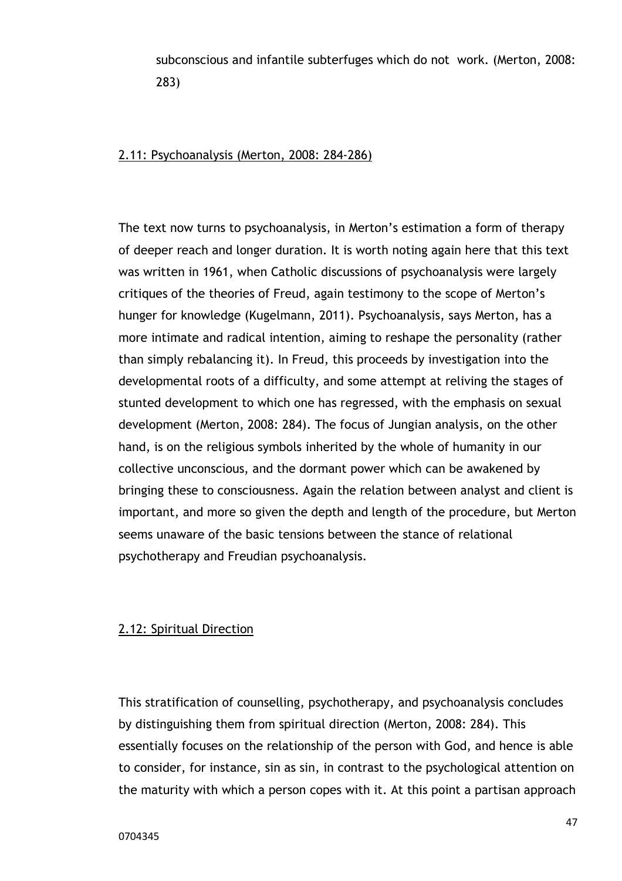subconscious and infantile subterfuges which do not work. (Merton, 2008: 283)

## 2.11: Psychoanalysis (Merton, 2008: 284-286)

The text now turns to psychoanalysis, in Merton's estimation a form of therapy of deeper reach and longer duration. It is worth noting again here that this text was written in 1961, when Catholic discussions of psychoanalysis were largely critiques of the theories of Freud, again testimony to the scope of Merton's hunger for knowledge (Kugelmann, 2011). Psychoanalysis, says Merton, has a more intimate and radical intention, aiming to reshape the personality (rather than simply rebalancing it). In Freud, this proceeds by investigation into the developmental roots of a difficulty, and some attempt at reliving the stages of stunted development to which one has regressed, with the emphasis on sexual development (Merton, 2008: 284). The focus of Jungian analysis, on the other hand, is on the religious symbols inherited by the whole of humanity in our collective unconscious, and the dormant power which can be awakened by bringing these to consciousness. Again the relation between analyst and client is important, and more so given the depth and length of the procedure, but Merton seems unaware of the basic tensions between the stance of relational psychotherapy and Freudian psychoanalysis.

## 2.12: Spiritual Direction

This stratification of counselling, psychotherapy, and psychoanalysis concludes by distinguishing them from spiritual direction (Merton, 2008: 284). This essentially focuses on the relationship of the person with God, and hence is able to consider, for instance, sin as sin, in contrast to the psychological attention on the maturity with which a person copes with it. At this point a partisan approach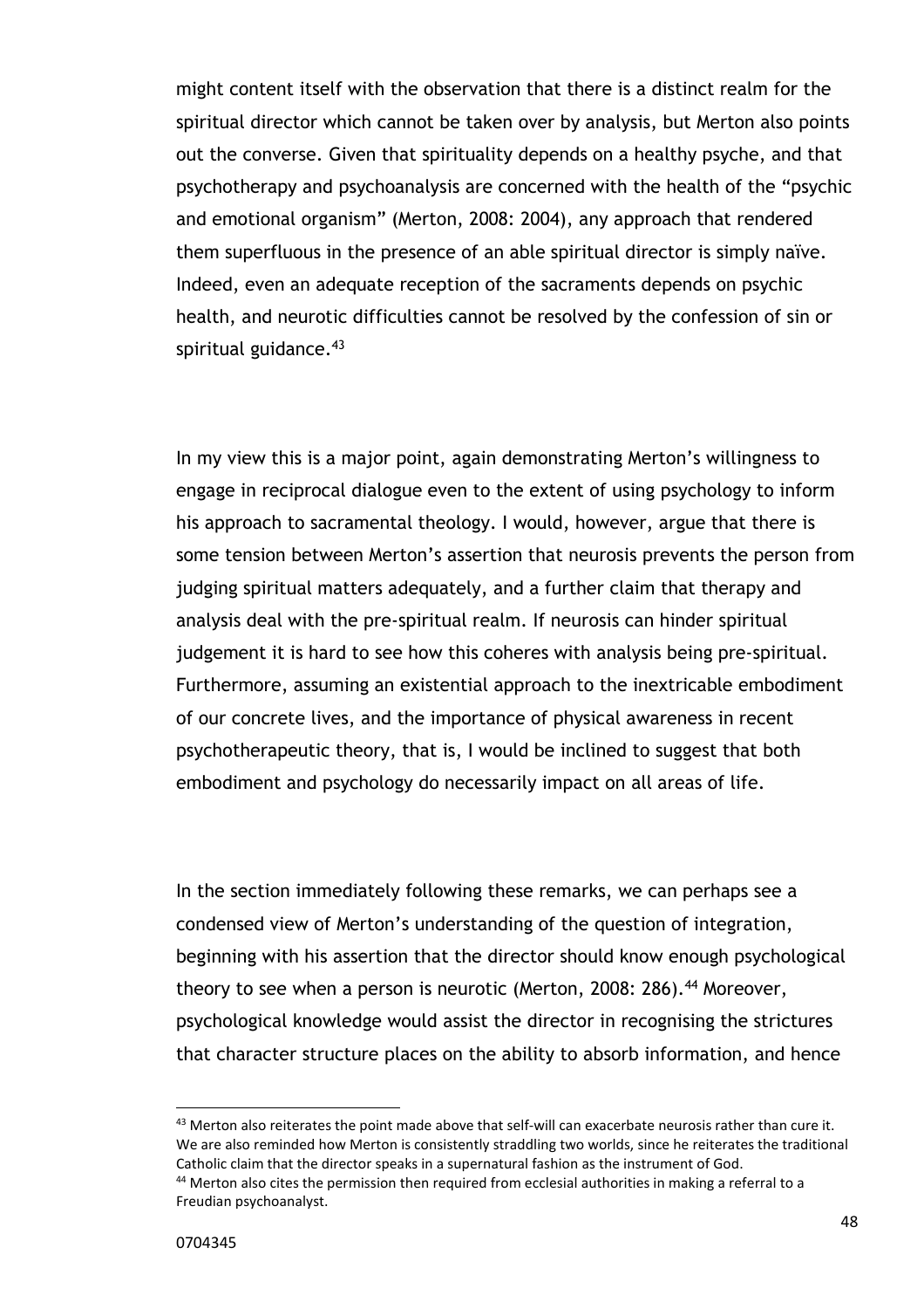might content itself with the observation that there is a distinct realm for the spiritual director which cannot be taken over by analysis, but Merton also points out the converse. Given that spirituality depends on a healthy psyche, and that psychotherapy and psychoanalysis are concerned with the health of the "psychic and emotional organism" (Merton, 2008: 2004), any approach that rendered them superfluous in the presence of an able spiritual director is simply naïve. Indeed, even an adequate reception of the sacraments depends on psychic health, and neurotic difficulties cannot be resolved by the confession of sin or spiritual guidance.[43]

In my view this is a major point, again demonstrating Merton's willingness to engage in reciprocal dialogue even to the extent of using psychology to inform his approach to sacramental theology. I would, however, argue that there is some tension between Merton's assertion that neurosis prevents the person from judging spiritual matters adequately, and a further claim that therapy and analysis deal with the pre-spiritual realm. If neurosis can hinder spiritual judgement it is hard to see how this coheres with analysis being pre-spiritual. Furthermore, assuming an existential approach to the inextricable embodiment of our concrete lives, and the importance of physical awareness in recent psychotherapeutic theory, that is, I would be inclined to suggest that both embodiment and psychology do necessarily impact on all areas of life.

In the section immediately following these remarks, we can perhaps see a condensed view of Merton's understanding of the question of integration, beginning with his assertion that the director should know enough psychological theory to see when a person is neurotic (Merton, 2008: 286).[44] Moreover, psychological knowledge would assist the director in recognising the strictures that character structure places on the ability to absorb information, and hence

[43] Merton also reiterates the point made above that self-will can exacerbate neurosis rather than cure it. We are also reminded how Merton is consistently straddling two worlds, since he reiterates the traditional Catholic claim that the director speaks in a supernatural fashion as the instrument of God.

[44] Merton also cites the permission then required from ecclesial authorities in making a referral to a Freudian psychoanalyst.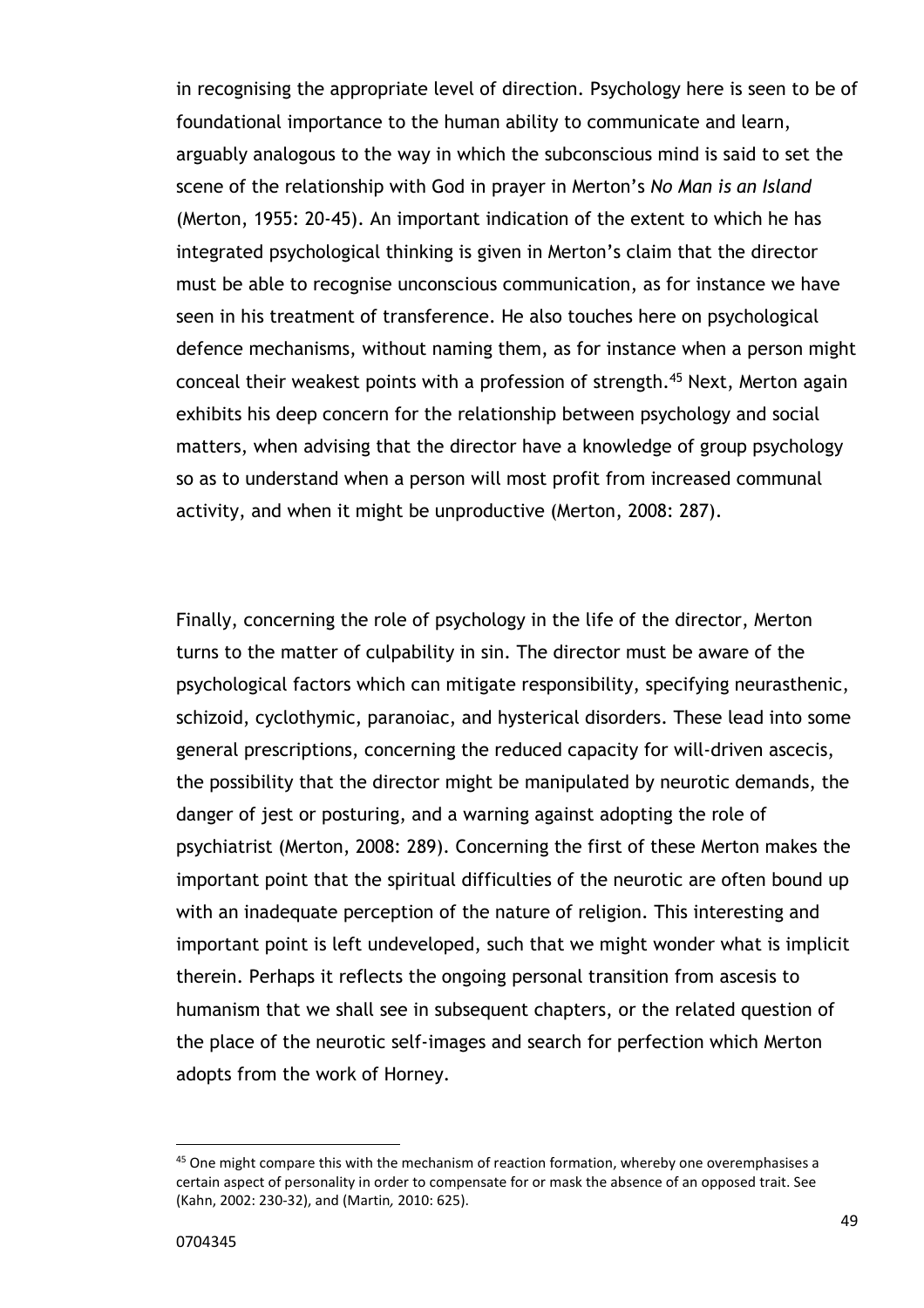in recognising the appropriate level of direction. Psychology here is seen to be of foundational importance to the human ability to communicate and learn, arguably analogous to the way in which the subconscious mind is said to set the scene of the relationship with God in prayer in Merton's *No Man is an Island* (Merton, 1955: 20-45). An important indication of the extent to which he has integrated psychological thinking is given in Merton's claim that the director must be able to recognise unconscious communication, as for instance we have seen in his treatment of transference. He also touches here on psychological defence mechanisms, without naming them, as for instance when a person might conceal their weakest points with a profession of strength.[45] Next, Merton again exhibits his deep concern for the relationship between psychology and social matters, when advising that the director have a knowledge of group psychology so as to understand when a person will most profit from increased communal activity, and when it might be unproductive (Merton, 2008: 287).

Finally, concerning the role of psychology in the life of the director, Merton turns to the matter of culpability in sin. The director must be aware of the psychological factors which can mitigate responsibility, specifying neurasthenic, schizoid, cyclothymic, paranoiac, and hysterical disorders. These lead into some general prescriptions, concerning the reduced capacity for will-driven ascecis, the possibility that the director might be manipulated by neurotic demands, the danger of jest or posturing, and a warning against adopting the role of psychiatrist (Merton, 2008: 289). Concerning the first of these Merton makes the important point that the spiritual difficulties of the neurotic are often bound up with an inadequate perception of the nature of religion. This interesting and important point is left undeveloped, such that we might wonder what is implicit therein. Perhaps it reflects the ongoing personal transition from ascesis to humanism that we shall see in subsequent chapters, or the related question of the place of the neurotic self-images and search for perfection which Merton adopts from the work of Horney.

[45] One might compare this with the mechanism of reaction formation, whereby one overemphasises a certain aspect of personality in order to compensate for or mask the absence of an opposed trait. See (Kahn, 2002: 230-32), and (Martin, 2010: 625).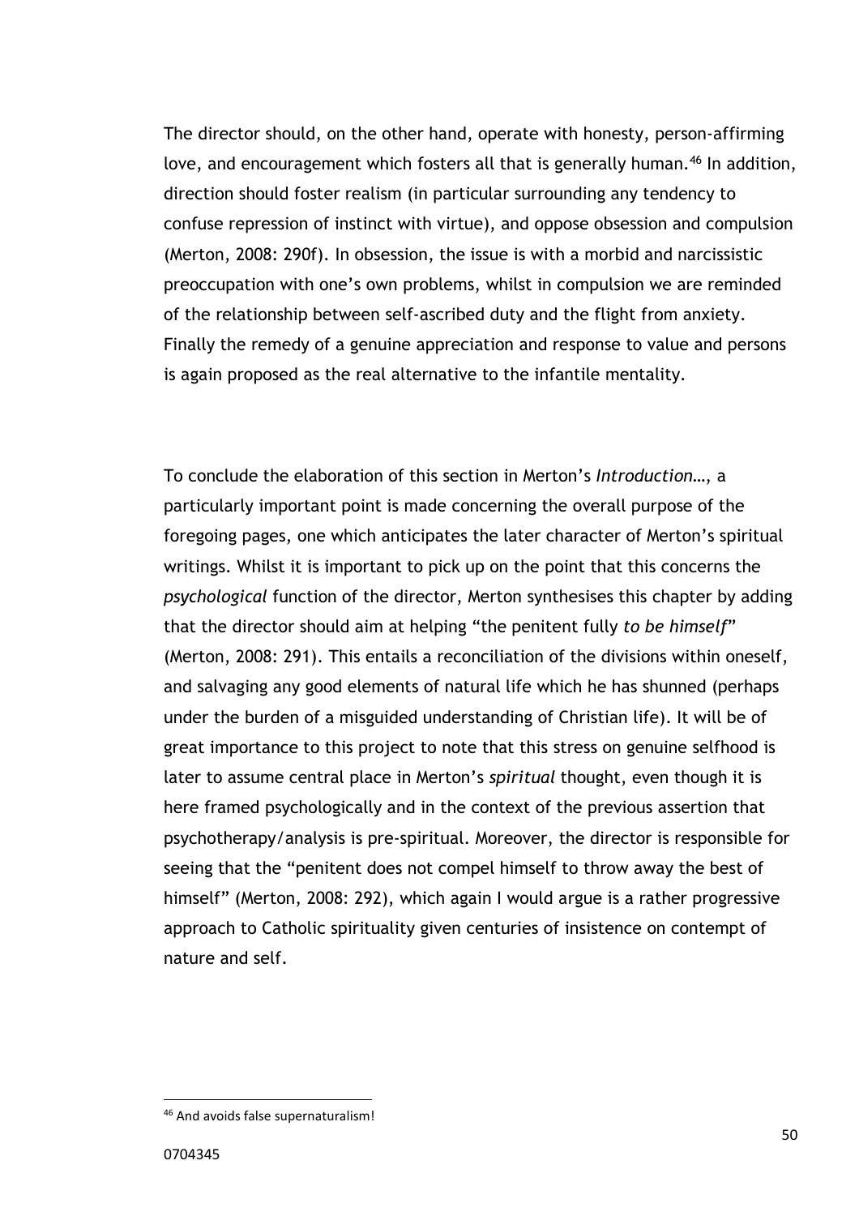The director should, on the other hand, operate with honesty, person-affirming love, and encouragement which fosters all that is generally human.[46] In addition, direction should foster realism (in particular surrounding any tendency to confuse repression of instinct with virtue), and oppose obsession and compulsion (Merton, 2008: 290f). In obsession, the issue is with a morbid and narcissistic preoccupation with one's own problems, whilst in compulsion we are reminded of the relationship between self-ascribed duty and the flight from anxiety. Finally the remedy of a genuine appreciation and response to value and persons is again proposed as the real alternative to the infantile mentality.

To conclude the elaboration of this section in Merton's *Introduction…*, a particularly important point is made concerning the overall purpose of the foregoing pages, one which anticipates the later character of Merton's spiritual writings. Whilst it is important to pick up on the point that this concerns the *psychological* function of the director, Merton synthesises this chapter by adding that the director should aim at helping "the penitent fully *to be himself*" (Merton, 2008: 291). This entails a reconciliation of the divisions within oneself, and salvaging any good elements of natural life which he has shunned (perhaps under the burden of a misguided understanding of Christian life). It will be of great importance to this project to note that this stress on genuine selfhood is later to assume central place in Merton's *spiritual* thought, even though it is here framed psychologically and in the context of the previous assertion that psychotherapy/analysis is pre-spiritual. Moreover, the director is responsible for seeing that the "penitent does not compel himself to throw away the best of himself" (Merton, 2008: 292), which again I would argue is a rather progressive approach to Catholic spirituality given centuries of insistence on contempt of nature and self.

[46] And avoids false supernaturalism!

0704345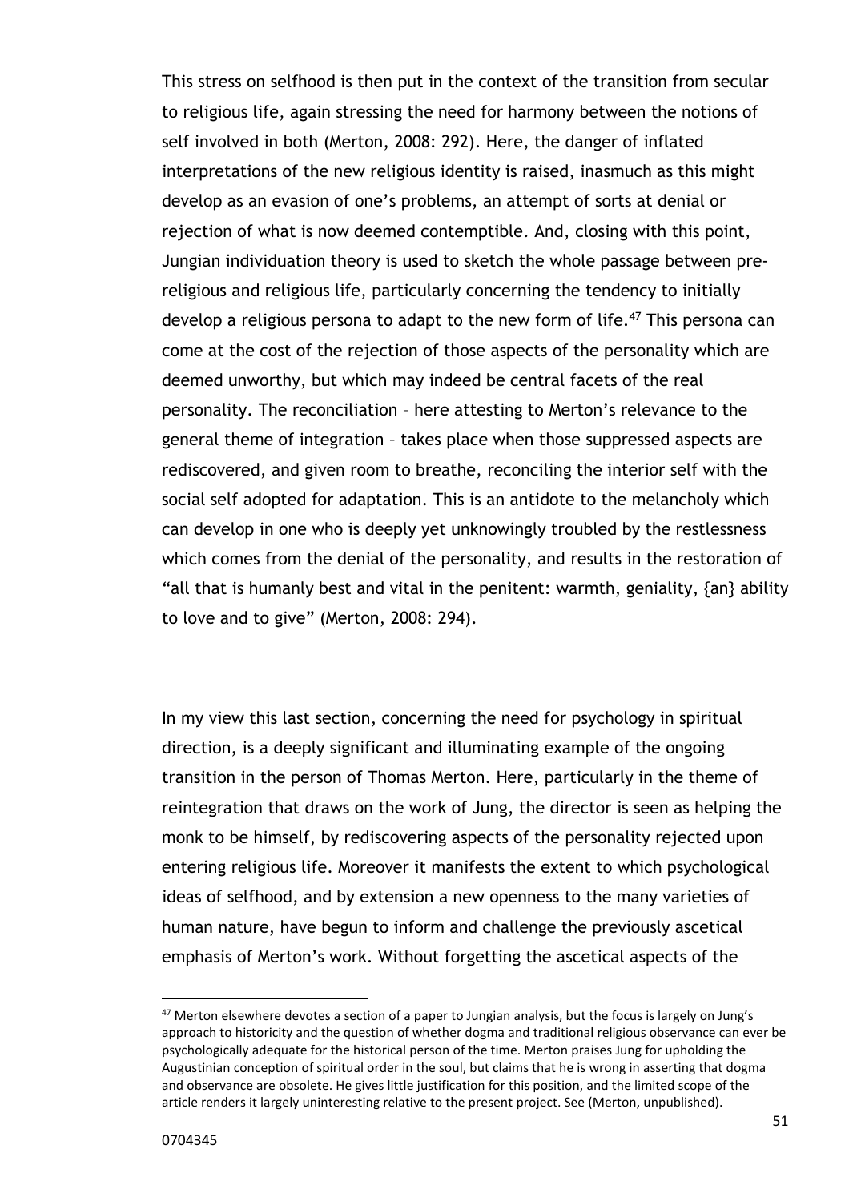This stress on selfhood is then put in the context of the transition from secular to religious life, again stressing the need for harmony between the notions of self involved in both (Merton, 2008: 292). Here, the danger of inflated interpretations of the new religious identity is raised, inasmuch as this might develop as an evasion of one's problems, an attempt of sorts at denial or rejection of what is now deemed contemptible. And, closing with this point, Jungian individuation theory is used to sketch the whole passage between pre-religious and religious life, particularly concerning the tendency to initially develop a religious persona to adapt to the new form of life.[47] This persona can come at the cost of the rejection of those aspects of the personality which are deemed unworthy, but which may indeed be central facets of the real personality. The reconciliation – here attesting to Merton's relevance to the general theme of integration – takes place when those suppressed aspects are rediscovered, and given room to breathe, reconciling the interior self with the social self adopted for adaptation. This is an antidote to the melancholy which can develop in one who is deeply yet unknowingly troubled by the restlessness which comes from the denial of the personality, and results in the restoration of "all that is humanly best and vital in the penitent: warmth, geniality, {an} ability to love and to give" (Merton, 2008: 294).

In my view this last section, concerning the need for psychology in spiritual direction, is a deeply significant and illuminating example of the ongoing transition in the person of Thomas Merton. Here, particularly in the theme of reintegration that draws on the work of Jung, the director is seen as helping the monk to be himself, by rediscovering aspects of the personality rejected upon entering religious life. Moreover it manifests the extent to which psychological ideas of selfhood, and by extension a new openness to the many varieties of human nature, have begun to inform and challenge the previously ascetical emphasis of Merton's work. Without forgetting the ascetical aspects of the

[47] Merton elsewhere devotes a section of a paper to Jungian analysis, but the focus is largely on Jung's approach to historicity and the question of whether dogma and traditional religious observance can ever be psychologically adequate for the historical person of the time. Merton praises Jung for upholding the Augustinian conception of spiritual order in the soul, but claims that he is wrong in asserting that dogma and observance are obsolete. He gives little justification for this position, and the limited scope of the article renders it largely uninteresting relative to the present project. See (Merton, unpublished).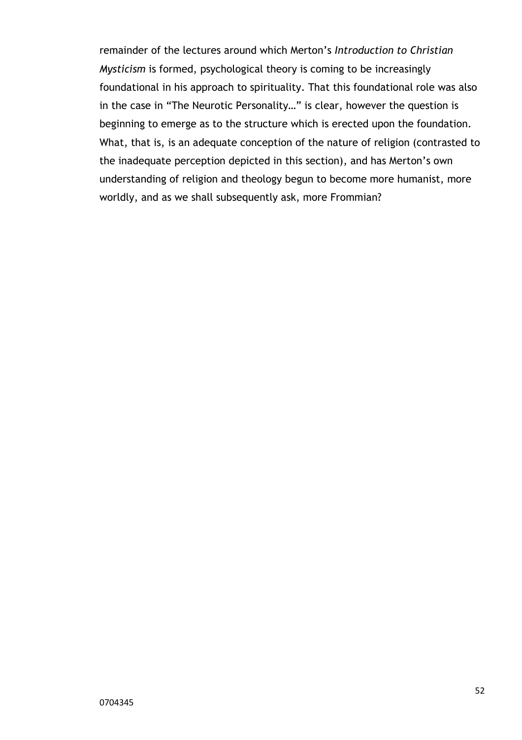remainder of the lectures around which Merton's *Introduction to Christian Mysticism* is formed, psychological theory is coming to be increasingly foundational in his approach to spirituality. That this foundational role was also in the case in "The Neurotic Personality…" is clear, however the question is beginning to emerge as to the structure which is erected upon the foundation. What, that is, is an adequate conception of the nature of religion (contrasted to the inadequate perception depicted in this section), and has Merton's own understanding of religion and theology begun to become more humanist, more worldly, and as we shall subsequently ask, more Frommian?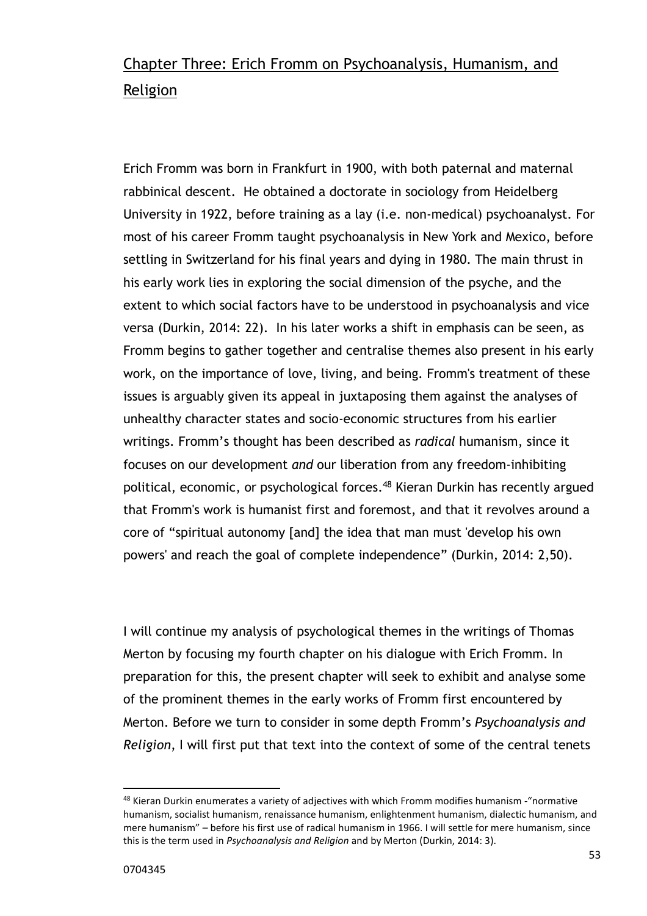## Chapter Three: Erich Fromm on Psychoanalysis, Humanism, and Religion

Erich Fromm was born in Frankfurt in 1900, with both paternal and maternal rabbinical descent. He obtained a doctorate in sociology from Heidelberg University in 1922, before training as a lay (i.e. non-medical) psychoanalyst. For most of his career Fromm taught psychoanalysis in New York and Mexico, before settling in Switzerland for his final years and dying in 1980. The main thrust in his early work lies in exploring the social dimension of the psyche, and the extent to which social factors have to be understood in psychoanalysis and vice versa (Durkin, 2014: 22). In his later works a shift in emphasis can be seen, as Fromm begins to gather together and centralise themes also present in his early work, on the importance of love, living, and being. Fromm's treatment of these issues is arguably given its appeal in juxtaposing them against the analyses of unhealthy character states and socio-economic structures from his earlier writings. Fromm's thought has been described as *radical* humanism, since it focuses on our development *and* our liberation from any freedom-inhibiting political, economic, or psychological forces.[48] Kieran Durkin has recently argued that Fromm's work is humanist first and foremost, and that it revolves around a core of "spiritual autonomy [and] the idea that man must 'develop his own powers' and reach the goal of complete independence" (Durkin, 2014: 2,50).

I will continue my analysis of psychological themes in the writings of Thomas Merton by focusing my fourth chapter on his dialogue with Erich Fromm. In preparation for this, the present chapter will seek to exhibit and analyse some of the prominent themes in the early works of Fromm first encountered by Merton. Before we turn to consider in some depth Fromm's *Psychoanalysis and Religion*, I will first put that text into the context of some of the central tenets

[48] Kieran Durkin enumerates a variety of adjectives with which Fromm modifies humanism -"normative humanism, socialist humanism, renaissance humanism, enlightenment humanism, dialectic humanism, and mere humanism" – before his first use of radical humanism in 1966. I will settle for mere humanism, since this is the term used in *Psychoanalysis and Religion* and by Merton (Durkin, 2014: 3).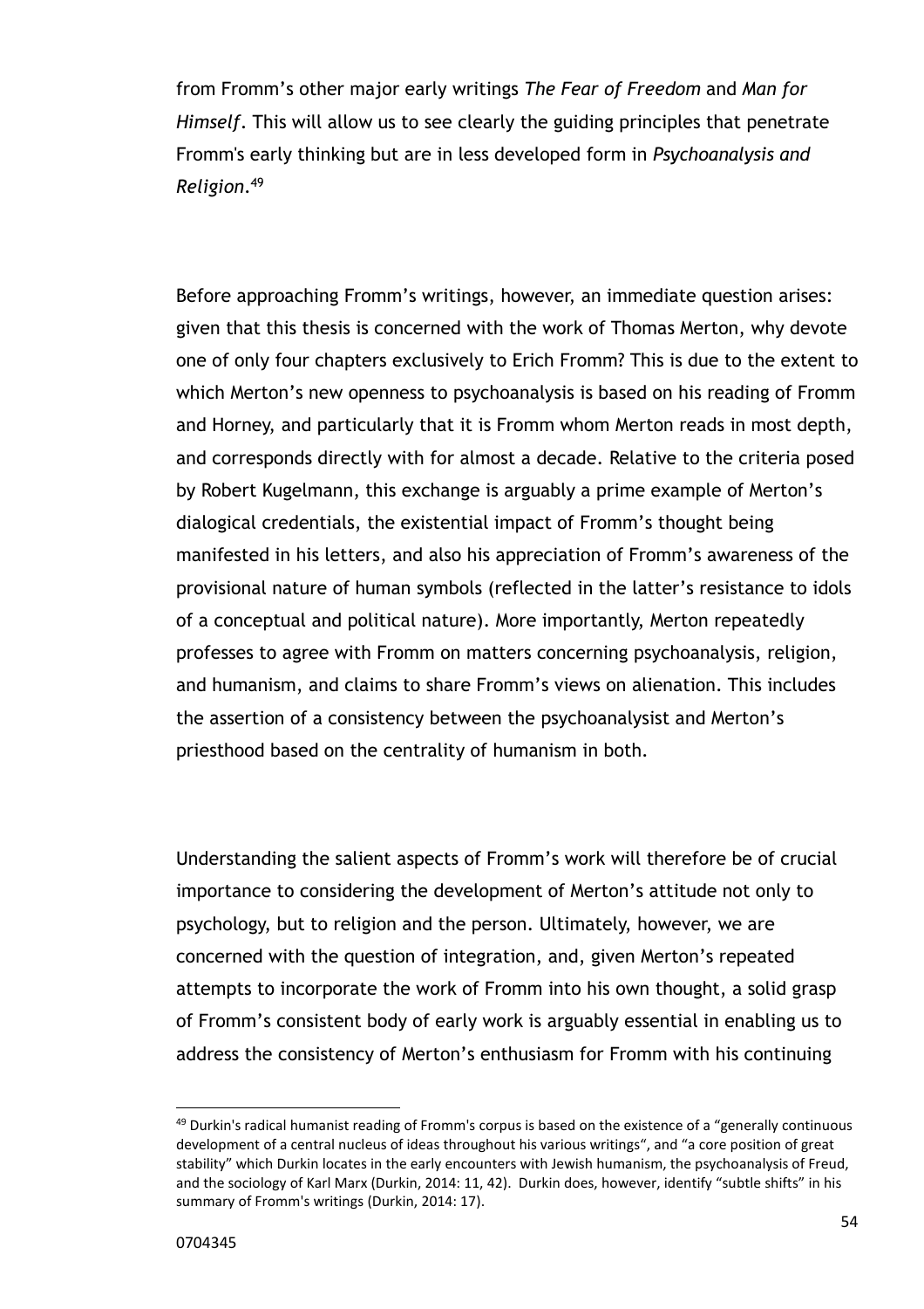from Fromm's other major early writings *The Fear of Freedom* and *Man for Himself*. This will allow us to see clearly the guiding principles that penetrate Fromm's early thinking but are in less developed form in *Psychoanalysis and Religion*.[49]

Before approaching Fromm's writings, however, an immediate question arises: given that this thesis is concerned with the work of Thomas Merton, why devote one of only four chapters exclusively to Erich Fromm? This is due to the extent to which Merton's new openness to psychoanalysis is based on his reading of Fromm and Horney, and particularly that it is Fromm whom Merton reads in most depth, and corresponds directly with for almost a decade. Relative to the criteria posed by Robert Kugelmann, this exchange is arguably a prime example of Merton's dialogical credentials, the existential impact of Fromm's thought being manifested in his letters, and also his appreciation of Fromm's awareness of the provisional nature of human symbols (reflected in the latter's resistance to idols of a conceptual and political nature). More importantly, Merton repeatedly professes to agree with Fromm on matters concerning psychoanalysis, religion, and humanism, and claims to share Fromm's views on alienation. This includes the assertion of a consistency between the psychoanalysist and Merton's priesthood based on the centrality of humanism in both.

Understanding the salient aspects of Fromm's work will therefore be of crucial importance to considering the development of Merton's attitude not only to psychology, but to religion and the person. Ultimately, however, we are concerned with the question of integration, and, given Merton's repeated attempts to incorporate the work of Fromm into his own thought, a solid grasp of Fromm's consistent body of early work is arguably essential in enabling us to address the consistency of Merton's enthusiasm for Fromm with his continuing

[49] Durkin's radical humanist reading of Fromm's corpus is based on the existence of a "generally continuous development of a central nucleus of ideas throughout his various writings", and "a core position of great stability" which Durkin locates in the early encounters with Jewish humanism, the psychoanalysis of Freud, and the sociology of Karl Marx (Durkin, 2014: 11, 42). Durkin does, however, identify "subtle shifts" in his summary of Fromm's writings (Durkin, 2014: 17).

0704345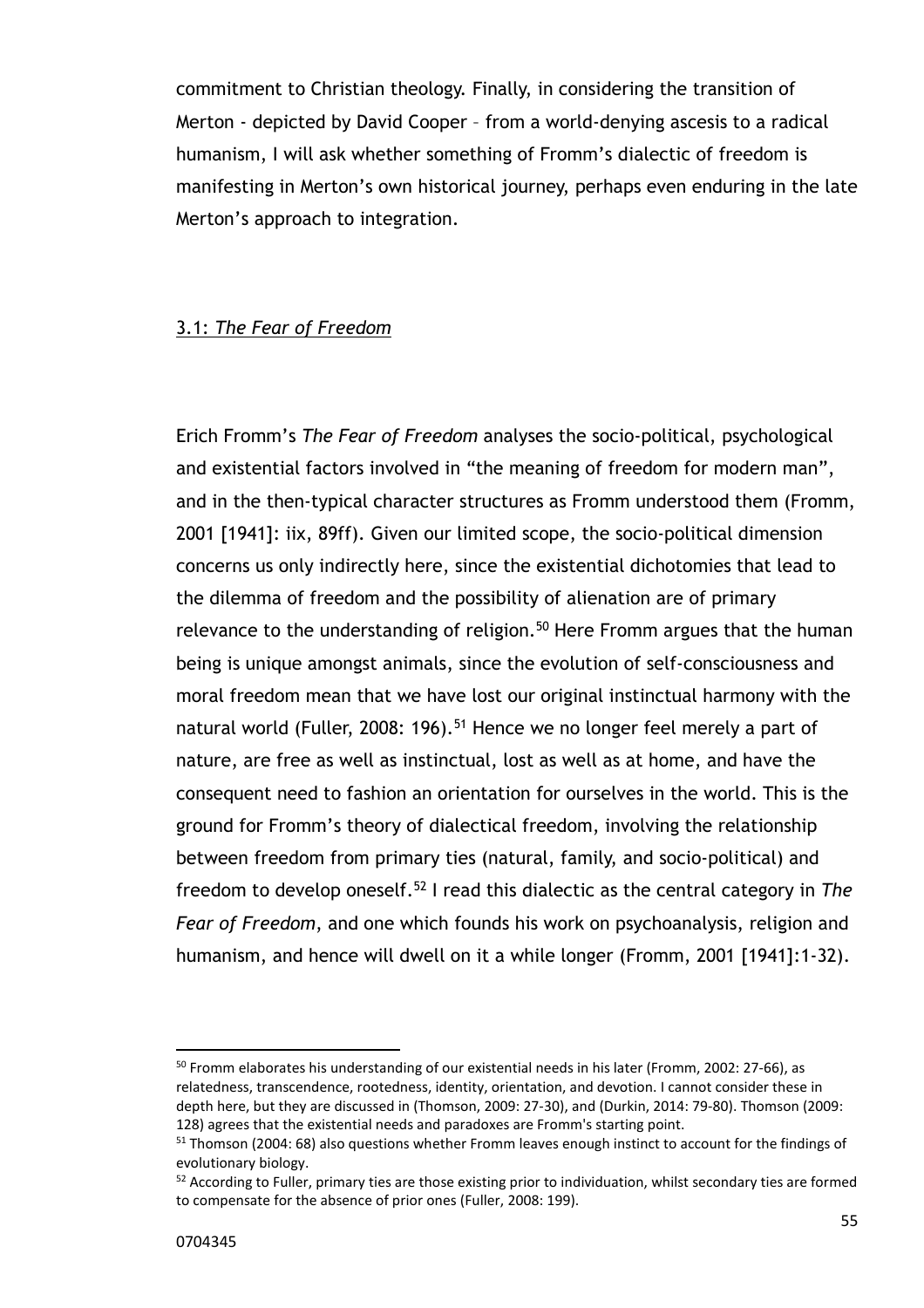commitment to Christian theology. Finally, in considering the transition of Merton - depicted by David Cooper – from a world-denying ascesis to a radical humanism, I will ask whether something of Fromm's dialectic of freedom is manifesting in Merton's own historical journey, perhaps even enduring in the late Merton's approach to integration.

## 3.1: *The Fear of Freedom*

Erich Fromm's *The Fear of Freedom* analyses the socio-political, psychological and existential factors involved in "the meaning of freedom for modern man", and in the then-typical character structures as Fromm understood them (Fromm, 2001 [1941]: iix, 89ff). Given our limited scope, the socio-political dimension concerns us only indirectly here, since the existential dichotomies that lead to the dilemma of freedom and the possibility of alienation are of primary relevance to the understanding of religion.[50] Here Fromm argues that the human being is unique amongst animals, since the evolution of self-consciousness and moral freedom mean that we have lost our original instinctual harmony with the natural world (Fuller, 2008: 196).[51] Hence we no longer feel merely a part of nature, are free as well as instinctual, lost as well as at home, and have the consequent need to fashion an orientation for ourselves in the world. This is the ground for Fromm's theory of dialectical freedom, involving the relationship between freedom from primary ties (natural, family, and socio-political) and freedom to develop oneself.[52] I read this dialectic as the central category in *The Fear of Freedom*, and one which founds his work on psychoanalysis, religion and humanism, and hence will dwell on it a while longer (Fromm, 2001 [1941]:1-32).

---

[50] Fromm elaborates his understanding of our existential needs in his later (Fromm, 2002: 27-66), as relatedness, transcendence, rootedness, identity, orientation, and devotion. I cannot consider these in depth here, but they are discussed in (Thomson, 2009: 27-30), and (Durkin, 2014: 79-80). Thomson (2009: 128) agrees that the existential needs and paradoxes are Fromm's starting point.

[51] Thomson (2004: 68) also questions whether Fromm leaves enough instinct to account for the findings of evolutionary biology.

[52] According to Fuller, primary ties are those existing prior to individuation, whilst secondary ties are formed to compensate for the absence of prior ones (Fuller, 2008: 199).

0704345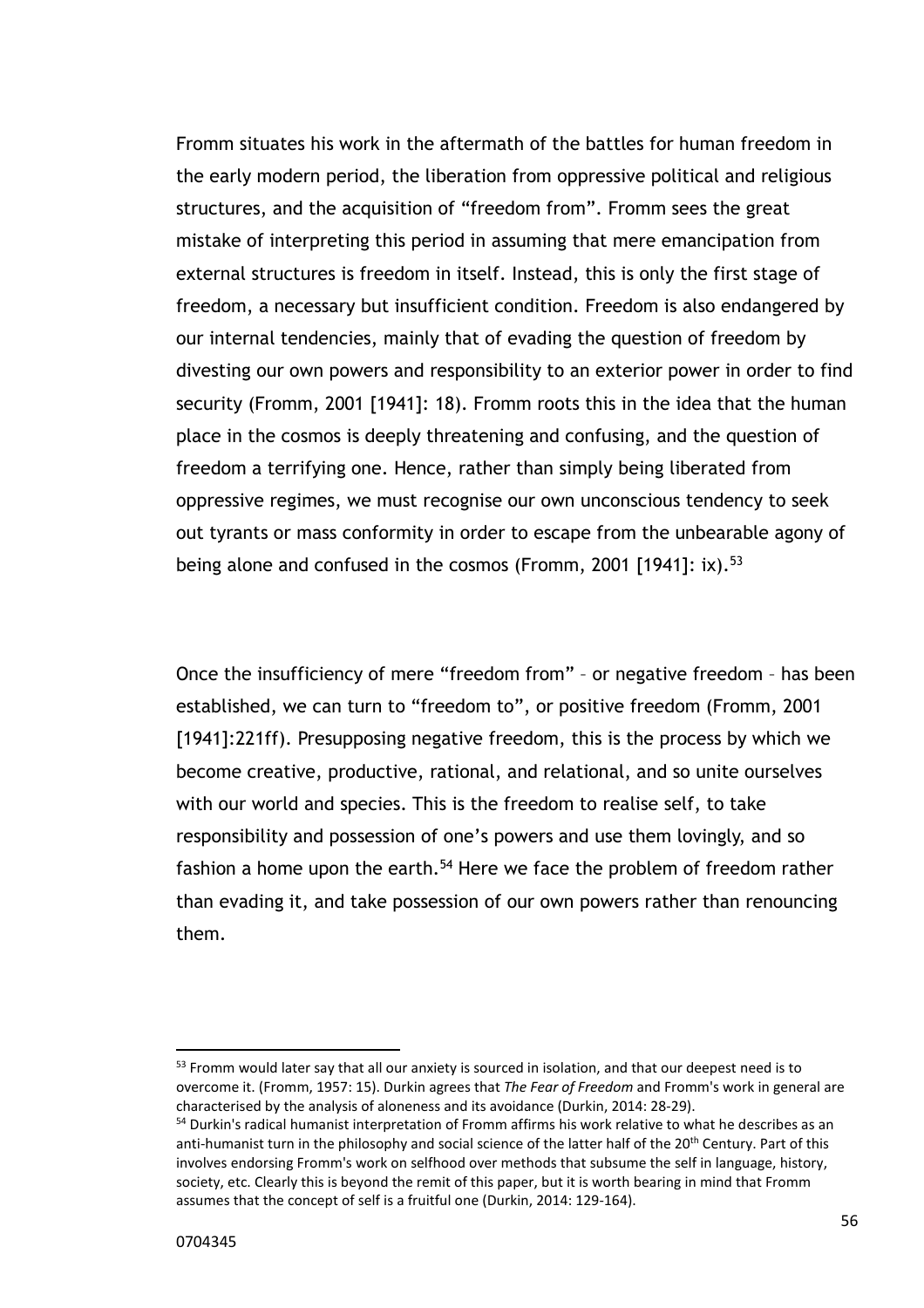Fromm situates his work in the aftermath of the battles for human freedom in the early modern period, the liberation from oppressive political and religious structures, and the acquisition of "freedom from". Fromm sees the great mistake of interpreting this period in assuming that mere emancipation from external structures is freedom in itself. Instead, this is only the first stage of freedom, a necessary but insufficient condition. Freedom is also endangered by our internal tendencies, mainly that of evading the question of freedom by divesting our own powers and responsibility to an exterior power in order to find security (Fromm, 2001 [1941]: 18). Fromm roots this in the idea that the human place in the cosmos is deeply threatening and confusing, and the question of freedom a terrifying one. Hence, rather than simply being liberated from oppressive regimes, we must recognise our own unconscious tendency to seek out tyrants or mass conformity in order to escape from the unbearable agony of being alone and confused in the cosmos (Fromm, 2001 [1941]: ix).[53]

Once the insufficiency of mere "freedom from" – or negative freedom – has been established, we can turn to "freedom to", or positive freedom (Fromm, 2001 [1941]:221ff). Presupposing negative freedom, this is the process by which we become creative, productive, rational, and relational, and so unite ourselves with our world and species. This is the freedom to realise self, to take responsibility and possession of one's powers and use them lovingly, and so fashion a home upon the earth.[54] Here we face the problem of freedom rather than evading it, and take possession of our own powers rather than renouncing them.

---

[53] Fromm would later say that all our anxiety is sourced in isolation, and that our deepest need is to overcome it. (Fromm, 1957: 15). Durkin agrees that *The Fear of Freedom* and Fromm's work in general are characterised by the analysis of aloneness and its avoidance (Durkin, 2014: 28-29).

[54] Durkin's radical humanist interpretation of Fromm affirms his work relative to what he describes as an anti-humanist turn in the philosophy and social science of the latter half of the 20th Century. Part of this involves endorsing Fromm's work on selfhood over methods that subsume the self in language, history, society, etc. Clearly this is beyond the remit of this paper, but it is worth bearing in mind that Fromm assumes that the concept of self is a fruitful one (Durkin, 2014: 129-164).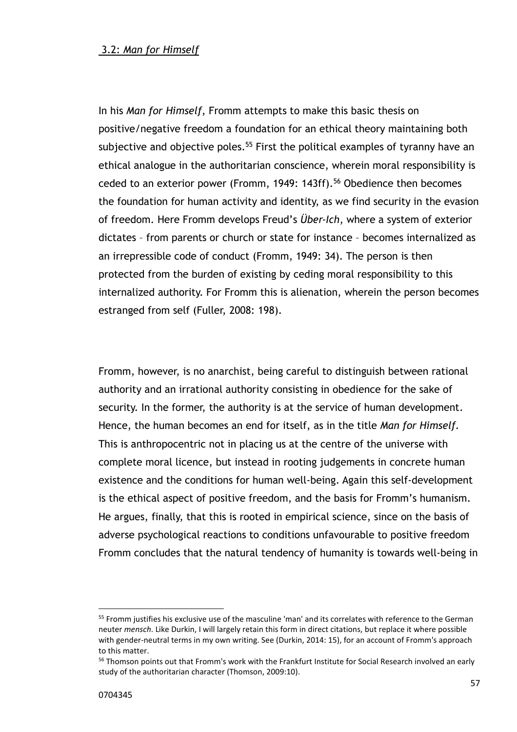### 3.2: *Man for Himself*

In his *Man for Himself*, Fromm attempts to make this basic thesis on positive/negative freedom a foundation for an ethical theory maintaining both subjective and objective poles.[55] First the political examples of tyranny have an ethical analogue in the authoritarian conscience, wherein moral responsibility is ceded to an exterior power (Fromm, 1949: 143ff).[56] Obedience then becomes the foundation for human activity and identity, as we find security in the evasion of freedom. Here Fromm develops Freud's *Über-Ich*, where a system of exterior dictates – from parents or church or state for instance – becomes internalized as an irrepressible code of conduct (Fromm, 1949: 34). The person is then protected from the burden of existing by ceding moral responsibility to this internalized authority. For Fromm this is alienation, wherein the person becomes estranged from self (Fuller, 2008: 198).

Fromm, however, is no anarchist, being careful to distinguish between rational authority and an irrational authority consisting in obedience for the sake of security. In the former, the authority is at the service of human development. Hence, the human becomes an end for itself, as in the title *Man for Himself*. This is anthropocentric not in placing us at the centre of the universe with complete moral licence, but instead in rooting judgements in concrete human existence and the conditions for human well-being. Again this self-development is the ethical aspect of positive freedom, and the basis for Fromm's humanism. He argues, finally, that this is rooted in empirical science, since on the basis of adverse psychological reactions to conditions unfavourable to positive freedom Fromm concludes that the natural tendency of humanity is towards well-being in

---

[55] Fromm justifies his exclusive use of the masculine 'man' and its correlates with reference to the German neuter *mensch*. Like Durkin, I will largely retain this form in direct citations, but replace it where possible with gender-neutral terms in my own writing. See (Durkin, 2014: 15), for an account of Fromm's approach to this matter.

[56] Thomson points out that Fromm's work with the Frankfurt Institute for Social Research involved an early study of the authoritarian character (Thomson, 2009:10).

0704345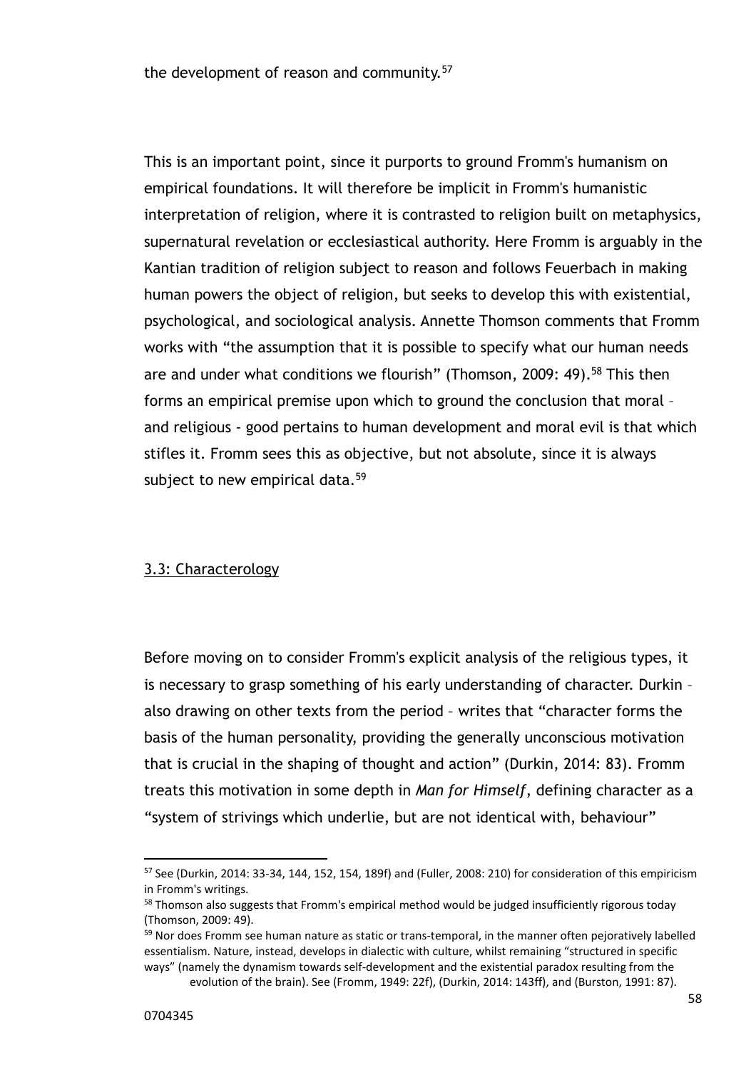the development of reason and community.[57]

This is an important point, since it purports to ground Fromm's humanism on empirical foundations. It will therefore be implicit in Fromm's humanistic interpretation of religion, where it is contrasted to religion built on metaphysics, supernatural revelation or ecclesiastical authority. Here Fromm is arguably in the Kantian tradition of religion subject to reason and follows Feuerbach in making human powers the object of religion, but seeks to develop this with existential, psychological, and sociological analysis. Annette Thomson comments that Fromm works with "the assumption that it is possible to specify what our human needs are and under what conditions we flourish" (Thomson, 2009: 49).[58] This then forms an empirical premise upon which to ground the conclusion that moral – and religious - good pertains to human development and moral evil is that which stifles it. Fromm sees this as objective, but not absolute, since it is always subject to new empirical data.[59]

## 3.3: Characterology

Before moving on to consider Fromm's explicit analysis of the religious types, it is necessary to grasp something of his early understanding of character. Durkin – also drawing on other texts from the period – writes that "character forms the basis of the human personality, providing the generally unconscious motivation that is crucial in the shaping of thought and action" (Durkin, 2014: 83). Fromm treats this motivation in some depth in *Man for Himself*, defining character as a "system of strivings which underlie, but are not identical with, behaviour"

---

[57] See (Durkin, 2014: 33-34, 144, 152, 154, 189f) and (Fuller, 2008: 210) for consideration of this empiricism in Fromm's writings.

[58] Thomson also suggests that Fromm's empirical method would be judged insufficiently rigorous today (Thomson, 2009: 49).

[59] Nor does Fromm see human nature as static or trans-temporal, in the manner often pejoratively labelled essentialism. Nature, instead, develops in dialectic with culture, whilst remaining "structured in specific ways" (namely the dynamism towards self-development and the existential paradox resulting from the evolution of the brain). See (Fromm, 1949: 22f), (Durkin, 2014: 143ff), and (Burston, 1991: 87).

0704345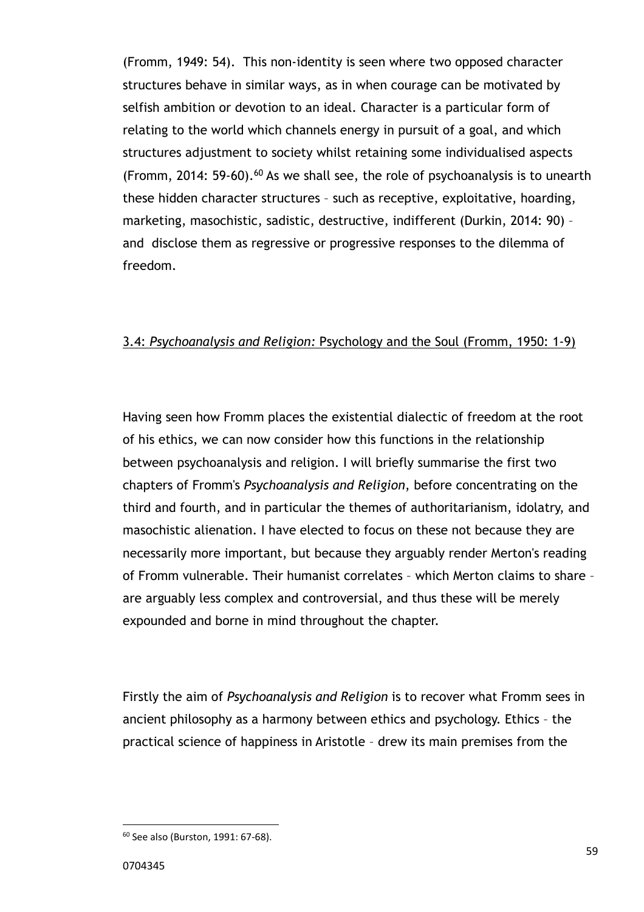(Fromm, 1949: 54). This non-identity is seen where two opposed character structures behave in similar ways, as in when courage can be motivated by selfish ambition or devotion to an ideal. Character is a particular form of relating to the world which channels energy in pursuit of a goal, and which structures adjustment to society whilst retaining some individualised aspects (Fromm, 2014: 59-60).[60] As we shall see, the role of psychoanalysis is to unearth these hidden character structures – such as receptive, exploitative, hoarding, marketing, masochistic, sadistic, destructive, indifferent (Durkin, 2014: 90) – and disclose them as regressive or progressive responses to the dilemma of freedom.

### 3.4: *Psychoanalysis and Religion:* Psychology and the Soul (Fromm, 1950: 1-9)

Having seen how Fromm places the existential dialectic of freedom at the root of his ethics, we can now consider how this functions in the relationship between psychoanalysis and religion. I will briefly summarise the first two chapters of Fromm's *Psychoanalysis and Religion*, before concentrating on the third and fourth, and in particular the themes of authoritarianism, idolatry, and masochistic alienation. I have elected to focus on these not because they are necessarily more important, but because they arguably render Merton's reading of Fromm vulnerable. Their humanist correlates – which Merton claims to share – are arguably less complex and controversial, and thus these will be merely expounded and borne in mind throughout the chapter.

Firstly the aim of *Psychoanalysis and Religion* is to recover what Fromm sees in ancient philosophy as a harmony between ethics and psychology. Ethics – the practical science of happiness in Aristotle – drew its main premises from the

[60] See also (Burston, 1991: 67-68).

0704345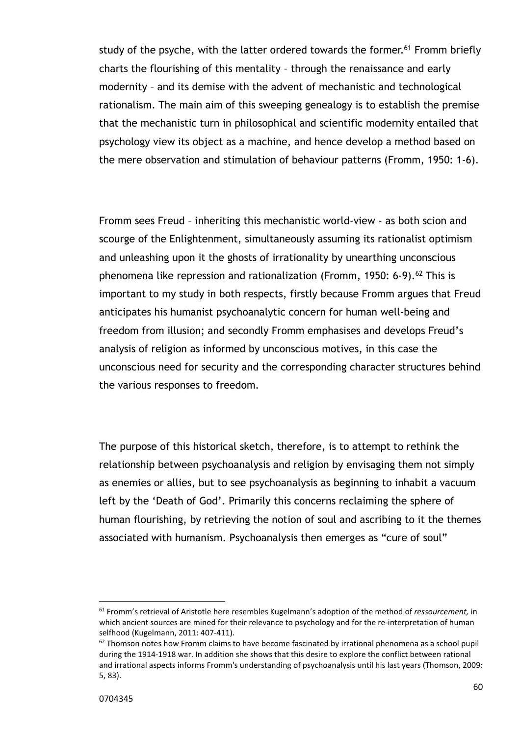study of the psyche, with the latter ordered towards the former.[61] Fromm briefly charts the flourishing of this mentality – through the renaissance and early modernity – and its demise with the advent of mechanistic and technological rationalism. The main aim of this sweeping genealogy is to establish the premise that the mechanistic turn in philosophical and scientific modernity entailed that psychology view its object as a machine, and hence develop a method based on the mere observation and stimulation of behaviour patterns (Fromm, 1950: 1-6).

Fromm sees Freud – inheriting this mechanistic world-view - as both scion and scourge of the Enlightenment, simultaneously assuming its rationalist optimism and unleashing upon it the ghosts of irrationality by unearthing unconscious phenomena like repression and rationalization (Fromm, 1950: 6-9).[62] This is important to my study in both respects, firstly because Fromm argues that Freud anticipates his humanist psychoanalytic concern for human well-being and freedom from illusion; and secondly Fromm emphasises and develops Freud's analysis of religion as informed by unconscious motives, in this case the unconscious need for security and the corresponding character structures behind the various responses to freedom.

The purpose of this historical sketch, therefore, is to attempt to rethink the relationship between psychoanalysis and religion by envisaging them not simply as enemies or allies, but to see psychoanalysis as beginning to inhabit a vacuum left by the 'Death of God'. Primarily this concerns reclaiming the sphere of human flourishing, by retrieving the notion of soul and ascribing to it the themes associated with humanism. Psychoanalysis then emerges as "cure of soul"

---

[61] Fromm's retrieval of Aristotle here resembles Kugelmann's adoption of the method of *ressourcement,* in which ancient sources are mined for their relevance to psychology and for the re-interpretation of human selfhood (Kugelmann, 2011: 407-411).

[62] Thomson notes how Fromm claims to have become fascinated by irrational phenomena as a school pupil during the 1914-1918 war. In addition she shows that this desire to explore the conflict between rational and irrational aspects informs Fromm's understanding of psychoanalysis until his last years (Thomson, 2009: 5, 83).

0704345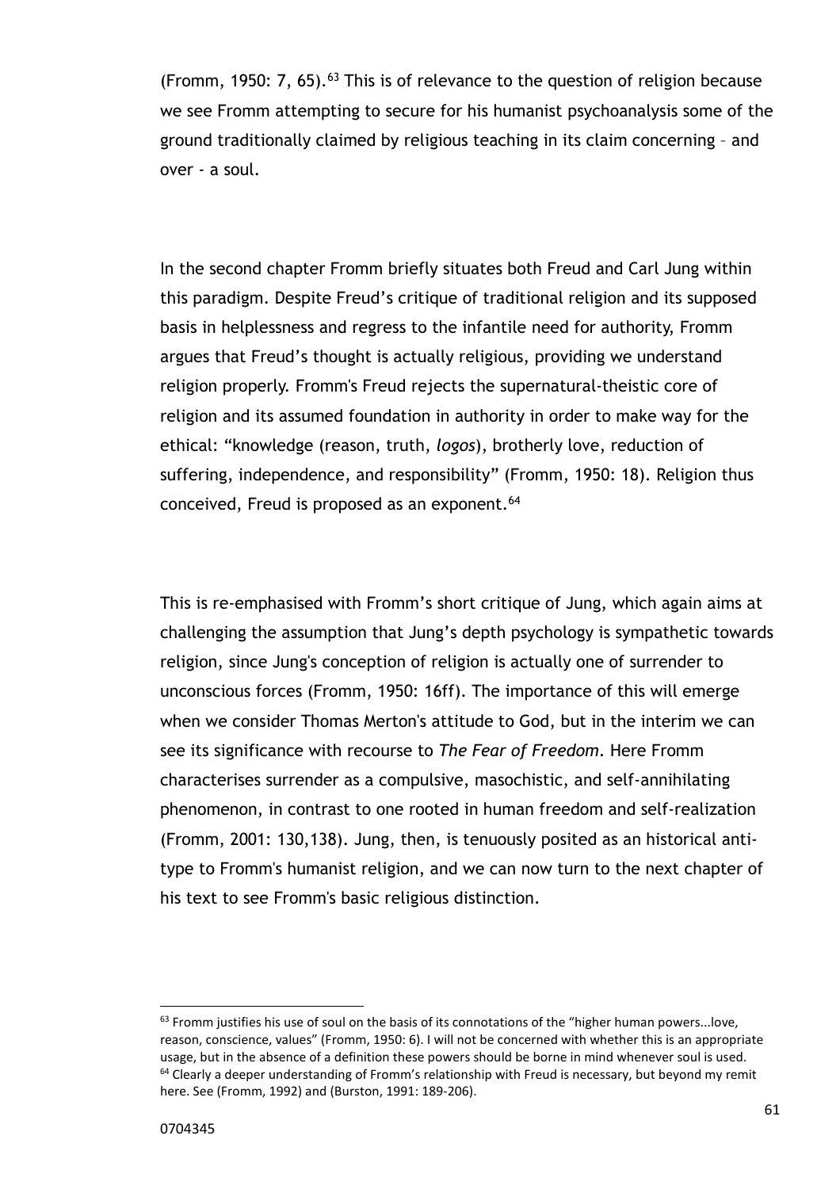(Fromm, 1950: 7, 65).[63] This is of relevance to the question of religion because we see Fromm attempting to secure for his humanist psychoanalysis some of the ground traditionally claimed by religious teaching in its claim concerning – and over - a soul.

In the second chapter Fromm briefly situates both Freud and Carl Jung within this paradigm. Despite Freud's critique of traditional religion and its supposed basis in helplessness and regress to the infantile need for authority, Fromm argues that Freud's thought is actually religious, providing we understand religion properly. Fromm's Freud rejects the supernatural-theistic core of religion and its assumed foundation in authority in order to make way for the ethical: "knowledge (reason, truth, *logos*), brotherly love, reduction of suffering, independence, and responsibility" (Fromm, 1950: 18). Religion thus conceived, Freud is proposed as an exponent.[64]

This is re-emphasised with Fromm's short critique of Jung, which again aims at challenging the assumption that Jung's depth psychology is sympathetic towards religion, since Jung's conception of religion is actually one of surrender to unconscious forces (Fromm, 1950: 16ff). The importance of this will emerge when we consider Thomas Merton's attitude to God, but in the interim we can see its significance with recourse to *The Fear of Freedom*. Here Fromm characterises surrender as a compulsive, masochistic, and self-annihilating phenomenon, in contrast to one rooted in human freedom and self-realization (Fromm, 2001: 130,138). Jung, then, is tenuously posited as an historical anti-type to Fromm's humanist religion, and we can now turn to the next chapter of his text to see Fromm's basic religious distinction.

---

[63] Fromm justifies his use of soul on the basis of its connotations of the "higher human powers...love, reason, conscience, values" (Fromm, 1950: 6). I will not be concerned with whether this is an appropriate usage, but in the absence of a definition these powers should be borne in mind whenever soul is used.

[64] Clearly a deeper understanding of Fromm's relationship with Freud is necessary, but beyond my remit here. See (Fromm, 1992) and (Burston, 1991: 189-206).

0704345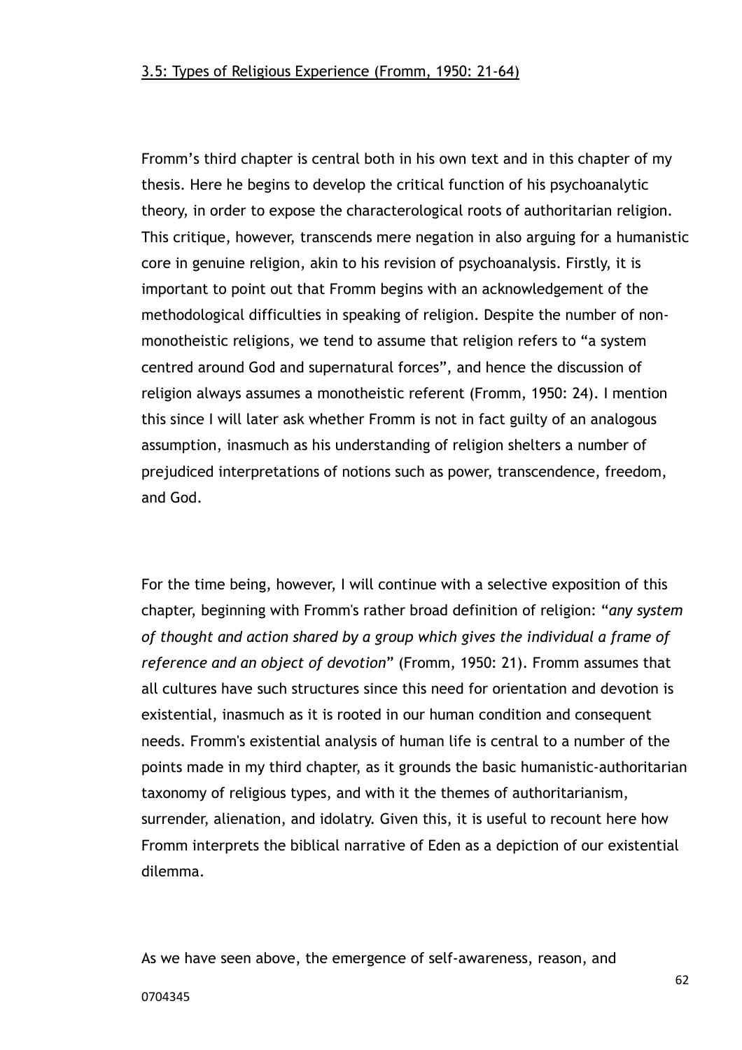3.5: Types of Religious Experience (Fromm, 1950: 21-64)

Fromm's third chapter is central both in his own text and in this chapter of my thesis. Here he begins to develop the critical function of his psychoanalytic theory, in order to expose the characterological roots of authoritarian religion. This critique, however, transcends mere negation in also arguing for a humanistic core in genuine religion, akin to his revision of psychoanalysis. Firstly, it is important to point out that Fromm begins with an acknowledgement of the methodological difficulties in speaking of religion. Despite the number of non-monotheistic religions, we tend to assume that religion refers to "a system centred around God and supernatural forces", and hence the discussion of religion always assumes a monotheistic referent (Fromm, 1950: 24). I mention this since I will later ask whether Fromm is not in fact guilty of an analogous assumption, inasmuch as his understanding of religion shelters a number of prejudiced interpretations of notions such as power, transcendence, freedom, and God.

For the time being, however, I will continue with a selective exposition of this chapter, beginning with Fromm's rather broad definition of religion: "*any system of thought and action shared by a group which gives the individual a frame of reference and an object of devotion*" (Fromm, 1950: 21). Fromm assumes that all cultures have such structures since this need for orientation and devotion is existential, inasmuch as it is rooted in our human condition and consequent needs. Fromm's existential analysis of human life is central to a number of the points made in my third chapter, as it grounds the basic humanistic-authoritarian taxonomy of religious types, and with it the themes of authoritarianism, surrender, alienation, and idolatry. Given this, it is useful to recount here how Fromm interprets the biblical narrative of Eden as a depiction of our existential dilemma.

As we have seen above, the emergence of self-awareness, reason, and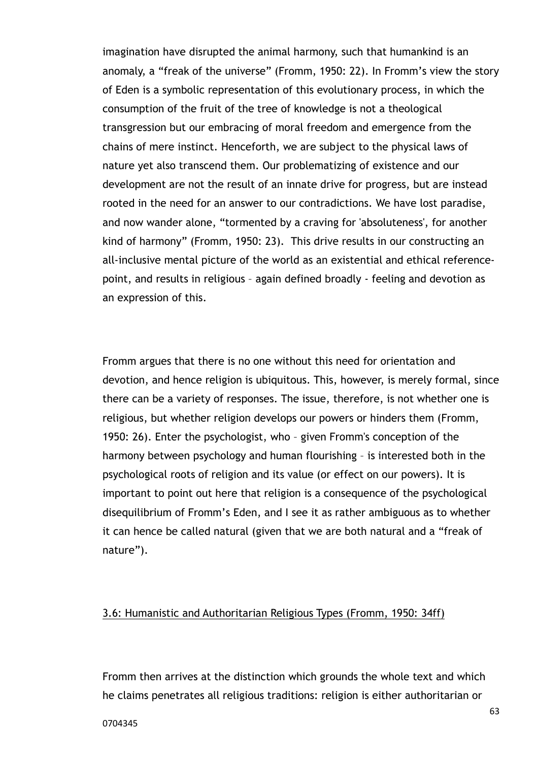imagination have disrupted the animal harmony, such that humankind is an anomaly, a "freak of the universe" (Fromm, 1950: 22). In Fromm's view the story of Eden is a symbolic representation of this evolutionary process, in which the consumption of the fruit of the tree of knowledge is not a theological transgression but our embracing of moral freedom and emergence from the chains of mere instinct. Henceforth, we are subject to the physical laws of nature yet also transcend them. Our problematizing of existence and our development are not the result of an innate drive for progress, but are instead rooted in the need for an answer to our contradictions. We have lost paradise, and now wander alone, "tormented by a craving for 'absoluteness', for another kind of harmony" (Fromm, 1950: 23). This drive results in our constructing an all-inclusive mental picture of the world as an existential and ethical reference-point, and results in religious – again defined broadly - feeling and devotion as an expression of this.

Fromm argues that there is no one without this need for orientation and devotion, and hence religion is ubiquitous. This, however, is merely formal, since there can be a variety of responses. The issue, therefore, is not whether one is religious, but whether religion develops our powers or hinders them (Fromm, 1950: 26). Enter the psychologist, who – given Fromm's conception of the harmony between psychology and human flourishing – is interested both in the psychological roots of religion and its value (or effect on our powers). It is important to point out here that religion is a consequence of the psychological disequilibrium of Fromm's Eden, and I see it as rather ambiguous as to whether it can hence be called natural (given that we are both natural and a "freak of nature").

### 3.6: Humanistic and Authoritarian Religious Types (Fromm, 1950: 34ff)

Fromm then arrives at the distinction which grounds the whole text and which he claims penetrates all religious traditions: religion is either authoritarian or

0704345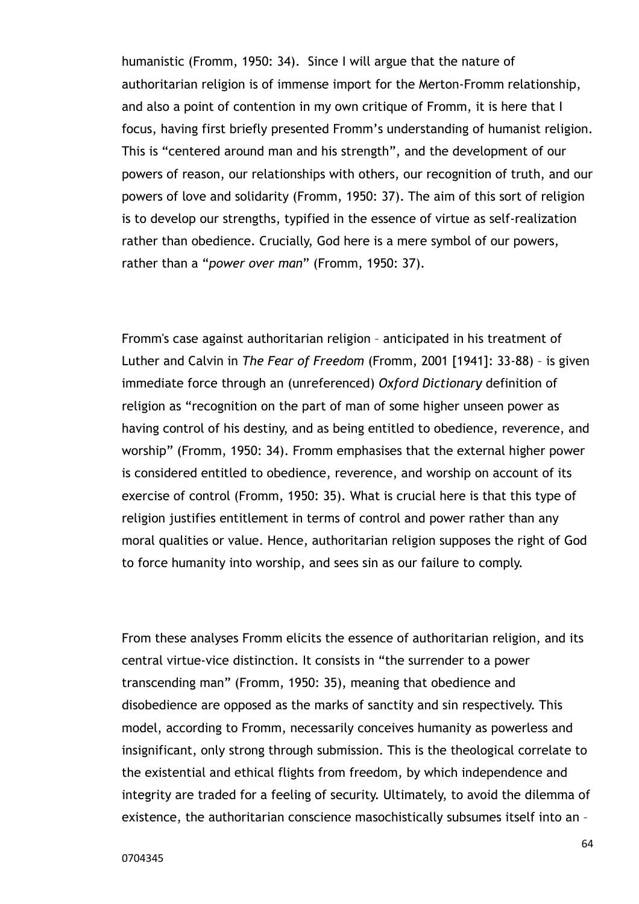humanistic (Fromm, 1950: 34). Since I will argue that the nature of authoritarian religion is of immense import for the Merton-Fromm relationship, and also a point of contention in my own critique of Fromm, it is here that I focus, having first briefly presented Fromm's understanding of humanist religion. This is "centered around man and his strength", and the development of our powers of reason, our relationships with others, our recognition of truth, and our powers of love and solidarity (Fromm, 1950: 37). The aim of this sort of religion is to develop our strengths, typified in the essence of virtue as self-realization rather than obedience. Crucially, God here is a mere symbol of our powers, rather than a "*power over man*" (Fromm, 1950: 37).

Fromm's case against authoritarian religion – anticipated in his treatment of Luther and Calvin in *The Fear of Freedom* (Fromm, 2001 [1941]: 33-88) – is given immediate force through an (unreferenced) *Oxford Dictionary* definition of religion as "recognition on the part of man of some higher unseen power as having control of his destiny, and as being entitled to obedience, reverence, and worship" (Fromm, 1950: 34). Fromm emphasises that the external higher power is considered entitled to obedience, reverence, and worship on account of its exercise of control (Fromm, 1950: 35). What is crucial here is that this type of religion justifies entitlement in terms of control and power rather than any moral qualities or value. Hence, authoritarian religion supposes the right of God to force humanity into worship, and sees sin as our failure to comply.

From these analyses Fromm elicits the essence of authoritarian religion, and its central virtue-vice distinction. It consists in "the surrender to a power transcending man" (Fromm, 1950: 35), meaning that obedience and disobedience are opposed as the marks of sanctity and sin respectively. This model, according to Fromm, necessarily conceives humanity as powerless and insignificant, only strong through submission. This is the theological correlate to the existential and ethical flights from freedom, by which independence and integrity are traded for a feeling of security. Ultimately, to avoid the dilemma of existence, the authoritarian conscience masochistically subsumes itself into an –

0704345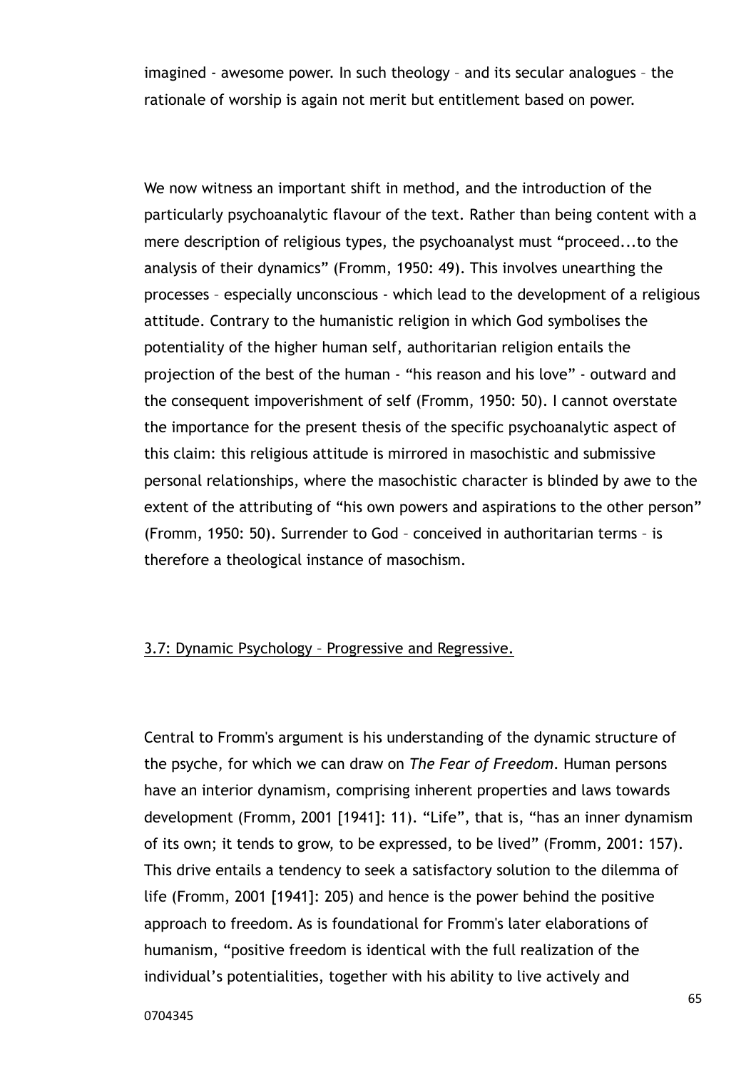imagined - awesome power. In such theology – and its secular analogues – the rationale of worship is again not merit but entitlement based on power.

We now witness an important shift in method, and the introduction of the particularly psychoanalytic flavour of the text. Rather than being content with a mere description of religious types, the psychoanalyst must "proceed...to the analysis of their dynamics" (Fromm, 1950: 49). This involves unearthing the processes – especially unconscious - which lead to the development of a religious attitude. Contrary to the humanistic religion in which God symbolises the potentiality of the higher human self, authoritarian religion entails the projection of the best of the human - "his reason and his love" - outward and the consequent impoverishment of self (Fromm, 1950: 50). I cannot overstate the importance for the present thesis of the specific psychoanalytic aspect of this claim: this religious attitude is mirrored in masochistic and submissive personal relationships, where the masochistic character is blinded by awe to the extent of the attributing of "his own powers and aspirations to the other person" (Fromm, 1950: 50). Surrender to God – conceived in authoritarian terms – is therefore a theological instance of masochism.

### 3.7: Dynamic Psychology – Progressive and Regressive.

Central to Fromm's argument is his understanding of the dynamic structure of the psyche, for which we can draw on *The Fear of Freedom*. Human persons have an interior dynamism, comprising inherent properties and laws towards development (Fromm, 2001 [1941]: 11). "Life", that is, "has an inner dynamism of its own; it tends to grow, to be expressed, to be lived" (Fromm, 2001: 157). This drive entails a tendency to seek a satisfactory solution to the dilemma of life (Fromm, 2001 [1941]: 205) and hence is the power behind the positive approach to freedom. As is foundational for Fromm's later elaborations of humanism, "positive freedom is identical with the full realization of the individual's potentialities, together with his ability to live actively and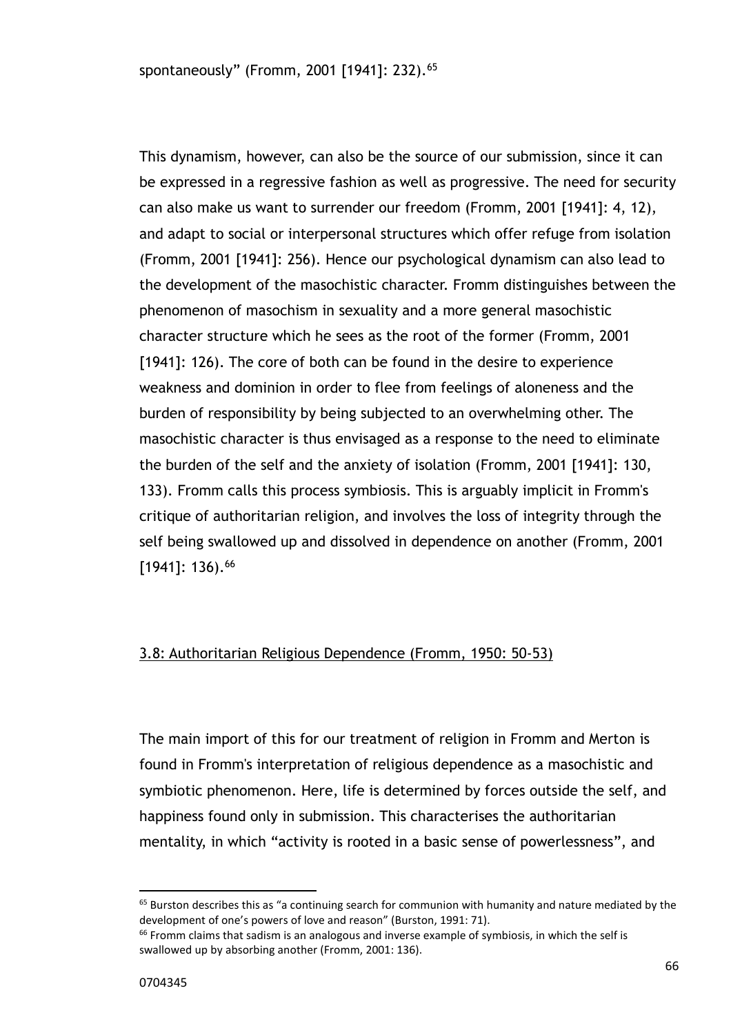spontaneously" (Fromm, 2001 [1941]: 232).[65]

This dynamism, however, can also be the source of our submission, since it can be expressed in a regressive fashion as well as progressive. The need for security can also make us want to surrender our freedom (Fromm, 2001 [1941]: 4, 12), and adapt to social or interpersonal structures which offer refuge from isolation (Fromm, 2001 [1941]: 256). Hence our psychological dynamism can also lead to the development of the masochistic character. Fromm distinguishes between the phenomenon of masochism in sexuality and a more general masochistic character structure which he sees as the root of the former (Fromm, 2001 [1941]: 126). The core of both can be found in the desire to experience weakness and dominion in order to flee from feelings of aloneness and the burden of responsibility by being subjected to an overwhelming other. The masochistic character is thus envisaged as a response to the need to eliminate the burden of the self and the anxiety of isolation (Fromm, 2001 [1941]: 130, 133). Fromm calls this process symbiosis. This is arguably implicit in Fromm's critique of authoritarian religion, and involves the loss of integrity through the self being swallowed up and dissolved in dependence on another (Fromm, 2001 [1941]: 136).[66]

### 3.8: Authoritarian Religious Dependence (Fromm, 1950: 50-53)

The main import of this for our treatment of religion in Fromm and Merton is found in Fromm's interpretation of religious dependence as a masochistic and symbiotic phenomenon. Here, life is determined by forces outside the self, and happiness found only in submission. This characterises the authoritarian mentality, in which "activity is rooted in a basic sense of powerlessness", and

---

[65] Burston describes this as "a continuing search for communion with humanity and nature mediated by the development of one's powers of love and reason" (Burston, 1991: 71).

[66] Fromm claims that sadism is an analogous and inverse example of symbiosis, in which the self is swallowed up by absorbing another (Fromm, 2001: 136).

0704345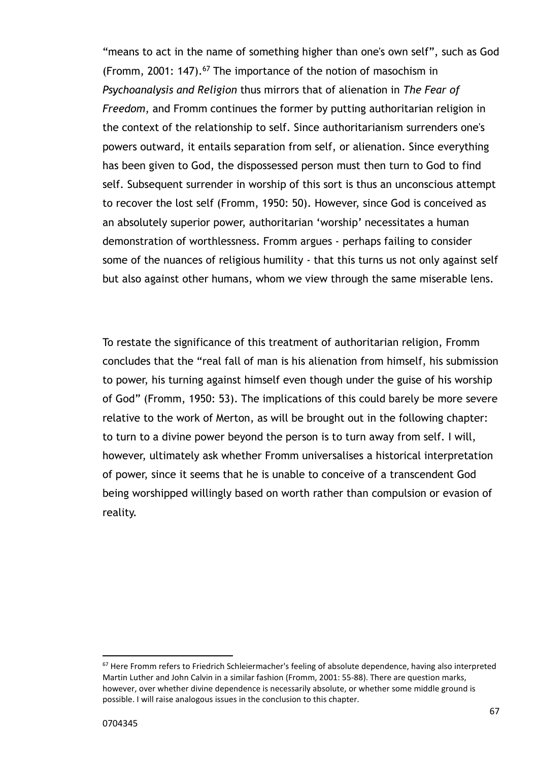"means to act in the name of something higher than one's own self", such as God (Fromm, 2001: 147).[67] The importance of the notion of masochism in *Psychoanalysis and Religion* thus mirrors that of alienation in *The Fear of Freedom*, and Fromm continues the former by putting authoritarian religion in the context of the relationship to self. Since authoritarianism surrenders one's powers outward, it entails separation from self, or alienation. Since everything has been given to God, the dispossessed person must then turn to God to find self. Subsequent surrender in worship of this sort is thus an unconscious attempt to recover the lost self (Fromm, 1950: 50). However, since God is conceived as an absolutely superior power, authoritarian 'worship' necessitates a human demonstration of worthlessness. Fromm argues - perhaps failing to consider some of the nuances of religious humility - that this turns us not only against self but also against other humans, whom we view through the same miserable lens.

To restate the significance of this treatment of authoritarian religion, Fromm concludes that the "real fall of man is his alienation from himself, his submission to power, his turning against himself even though under the guise of his worship of God" (Fromm, 1950: 53). The implications of this could barely be more severe relative to the work of Merton, as will be brought out in the following chapter: to turn to a divine power beyond the person is to turn away from self. I will, however, ultimately ask whether Fromm universalises a historical interpretation of power, since it seems that he is unable to conceive of a transcendent God being worshipped willingly based on worth rather than compulsion or evasion of reality.

[67] Here Fromm refers to Friedrich Schleiermacher's feeling of absolute dependence, having also interpreted Martin Luther and John Calvin in a similar fashion (Fromm, 2001: 55-88). There are question marks, however, over whether divine dependence is necessarily absolute, or whether some middle ground is possible. I will raise analogous issues in the conclusion to this chapter.

0704345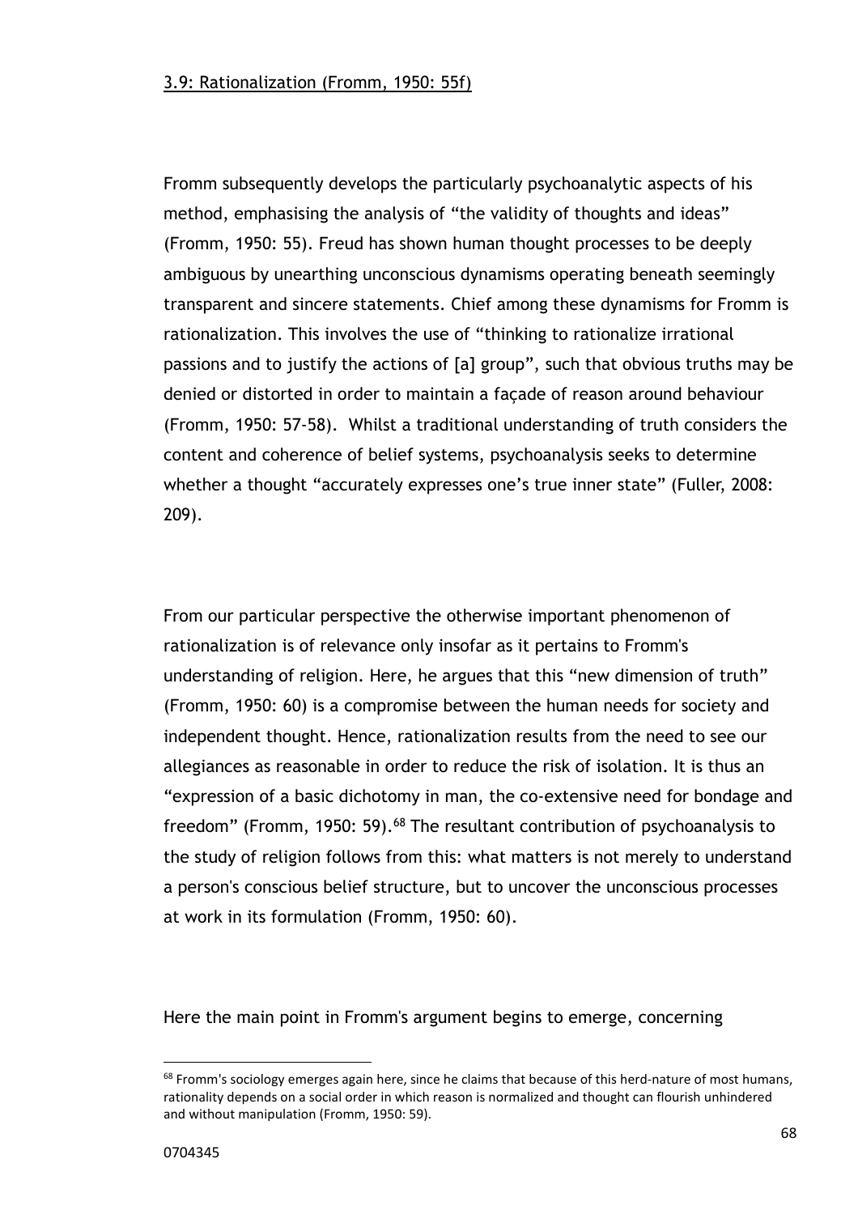### 3.9: Rationalization (Fromm, 1950: 55f)

Fromm subsequently develops the particularly psychoanalytic aspects of his method, emphasising the analysis of "the validity of thoughts and ideas" (Fromm, 1950: 55). Freud has shown human thought processes to be deeply ambiguous by unearthing unconscious dynamisms operating beneath seemingly transparent and sincere statements. Chief among these dynamisms for Fromm is rationalization. This involves the use of "thinking to rationalize irrational passions and to justify the actions of [a] group", such that obvious truths may be denied or distorted in order to maintain a façade of reason around behaviour (Fromm, 1950: 57-58). Whilst a traditional understanding of truth considers the content and coherence of belief systems, psychoanalysis seeks to determine whether a thought "accurately expresses one's true inner state" (Fuller, 2008: 209).

From our particular perspective the otherwise important phenomenon of rationalization is of relevance only insofar as it pertains to Fromm's understanding of religion. Here, he argues that this "new dimension of truth" (Fromm, 1950: 60) is a compromise between the human needs for society and independent thought. Hence, rationalization results from the need to see our allegiances as reasonable in order to reduce the risk of isolation. It is thus an "expression of a basic dichotomy in man, the co-extensive need for bondage and freedom" (Fromm, 1950: 59).[68] The resultant contribution of psychoanalysis to the study of religion follows from this: what matters is not merely to understand a person's conscious belief structure, but to uncover the unconscious processes at work in its formulation (Fromm, 1950: 60).

Here the main point in Fromm's argument begins to emerge, concerning

[68] Fromm's sociology emerges again here, since he claims that because of this herd-nature of most humans, rationality depends on a social order in which reason is normalized and thought can flourish unhindered and without manipulation (Fromm, 1950: 59).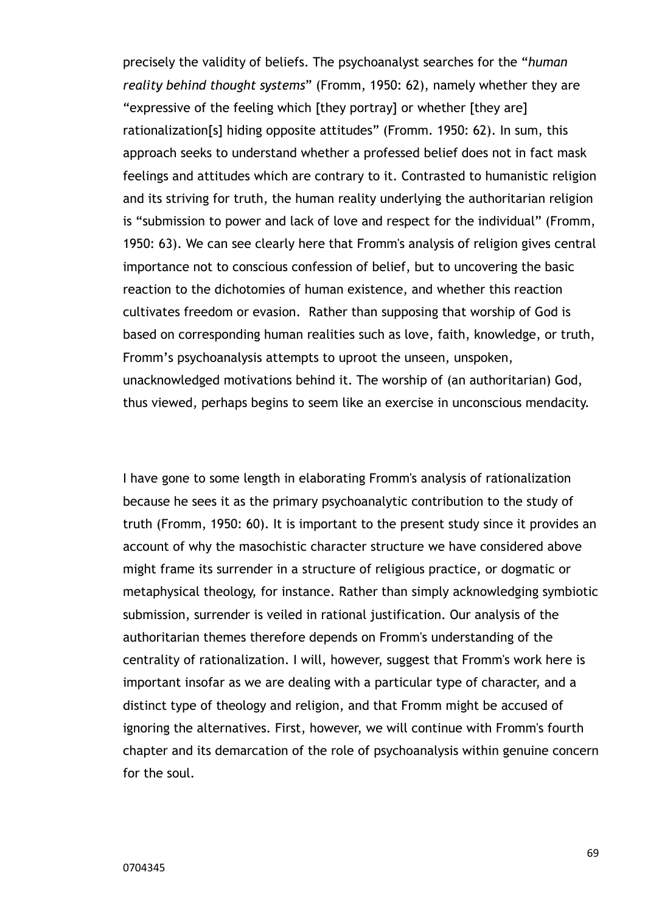precisely the validity of beliefs. The psychoanalyst searches for the "*human reality behind thought systems*" (Fromm, 1950: 62), namely whether they are "expressive of the feeling which [they portray] or whether [they are] rationalization[s] hiding opposite attitudes" (Fromm. 1950: 62). In sum, this approach seeks to understand whether a professed belief does not in fact mask feelings and attitudes which are contrary to it. Contrasted to humanistic religion and its striving for truth, the human reality underlying the authoritarian religion is "submission to power and lack of love and respect for the individual" (Fromm, 1950: 63). We can see clearly here that Fromm's analysis of religion gives central importance not to conscious confession of belief, but to uncovering the basic reaction to the dichotomies of human existence, and whether this reaction cultivates freedom or evasion. Rather than supposing that worship of God is based on corresponding human realities such as love, faith, knowledge, or truth, Fromm's psychoanalysis attempts to uproot the unseen, unspoken, unacknowledged motivations behind it. The worship of (an authoritarian) God, thus viewed, perhaps begins to seem like an exercise in unconscious mendacity.

I have gone to some length in elaborating Fromm's analysis of rationalization because he sees it as the primary psychoanalytic contribution to the study of truth (Fromm, 1950: 60). It is important to the present study since it provides an account of why the masochistic character structure we have considered above might frame its surrender in a structure of religious practice, or dogmatic or metaphysical theology, for instance. Rather than simply acknowledging symbiotic submission, surrender is veiled in rational justification. Our analysis of the authoritarian themes therefore depends on Fromm's understanding of the centrality of rationalization. I will, however, suggest that Fromm's work here is important insofar as we are dealing with a particular type of character, and a distinct type of theology and religion, and that Fromm might be accused of ignoring the alternatives. First, however, we will continue with Fromm's fourth chapter and its demarcation of the role of psychoanalysis within genuine concern for the soul.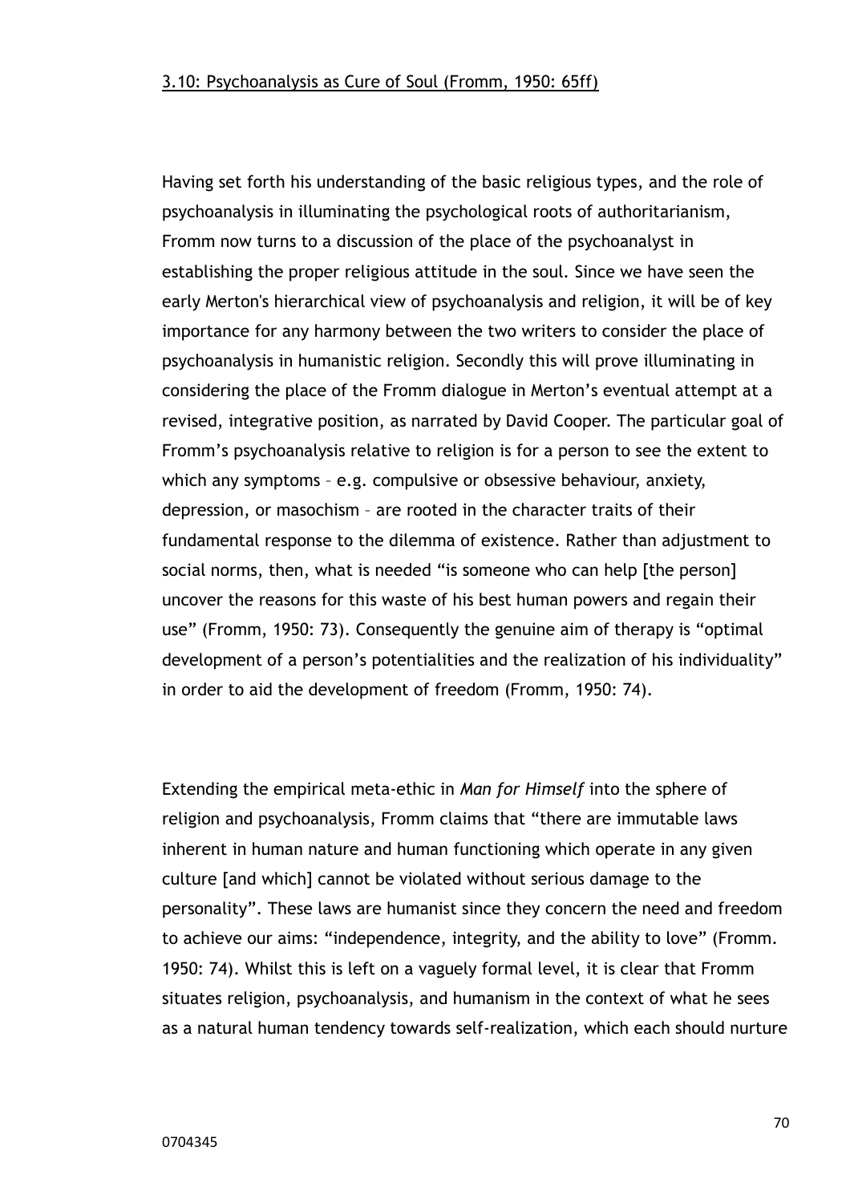3.10: Psychoanalysis as Cure of Soul (Fromm, 1950: 65ff)

Having set forth his understanding of the basic religious types, and the role of psychoanalysis in illuminating the psychological roots of authoritarianism, Fromm now turns to a discussion of the place of the psychoanalyst in establishing the proper religious attitude in the soul. Since we have seen the early Merton's hierarchical view of psychoanalysis and religion, it will be of key importance for any harmony between the two writers to consider the place of psychoanalysis in humanistic religion. Secondly this will prove illuminating in considering the place of the Fromm dialogue in Merton's eventual attempt at a revised, integrative position, as narrated by David Cooper. The particular goal of Fromm's psychoanalysis relative to religion is for a person to see the extent to which any symptoms – e.g. compulsive or obsessive behaviour, anxiety, depression, or masochism – are rooted in the character traits of their fundamental response to the dilemma of existence. Rather than adjustment to social norms, then, what is needed "is someone who can help [the person] uncover the reasons for this waste of his best human powers and regain their use" (Fromm, 1950: 73). Consequently the genuine aim of therapy is "optimal development of a person's potentialities and the realization of his individuality" in order to aid the development of freedom (Fromm, 1950: 74).

Extending the empirical meta-ethic in *Man for Himself* into the sphere of religion and psychoanalysis, Fromm claims that "there are immutable laws inherent in human nature and human functioning which operate in any given culture [and which] cannot be violated without serious damage to the personality". These laws are humanist since they concern the need and freedom to achieve our aims: "independence, integrity, and the ability to love" (Fromm. 1950: 74). Whilst this is left on a vaguely formal level, it is clear that Fromm situates religion, psychoanalysis, and humanism in the context of what he sees as a natural human tendency towards self-realization, which each should nurture

0704345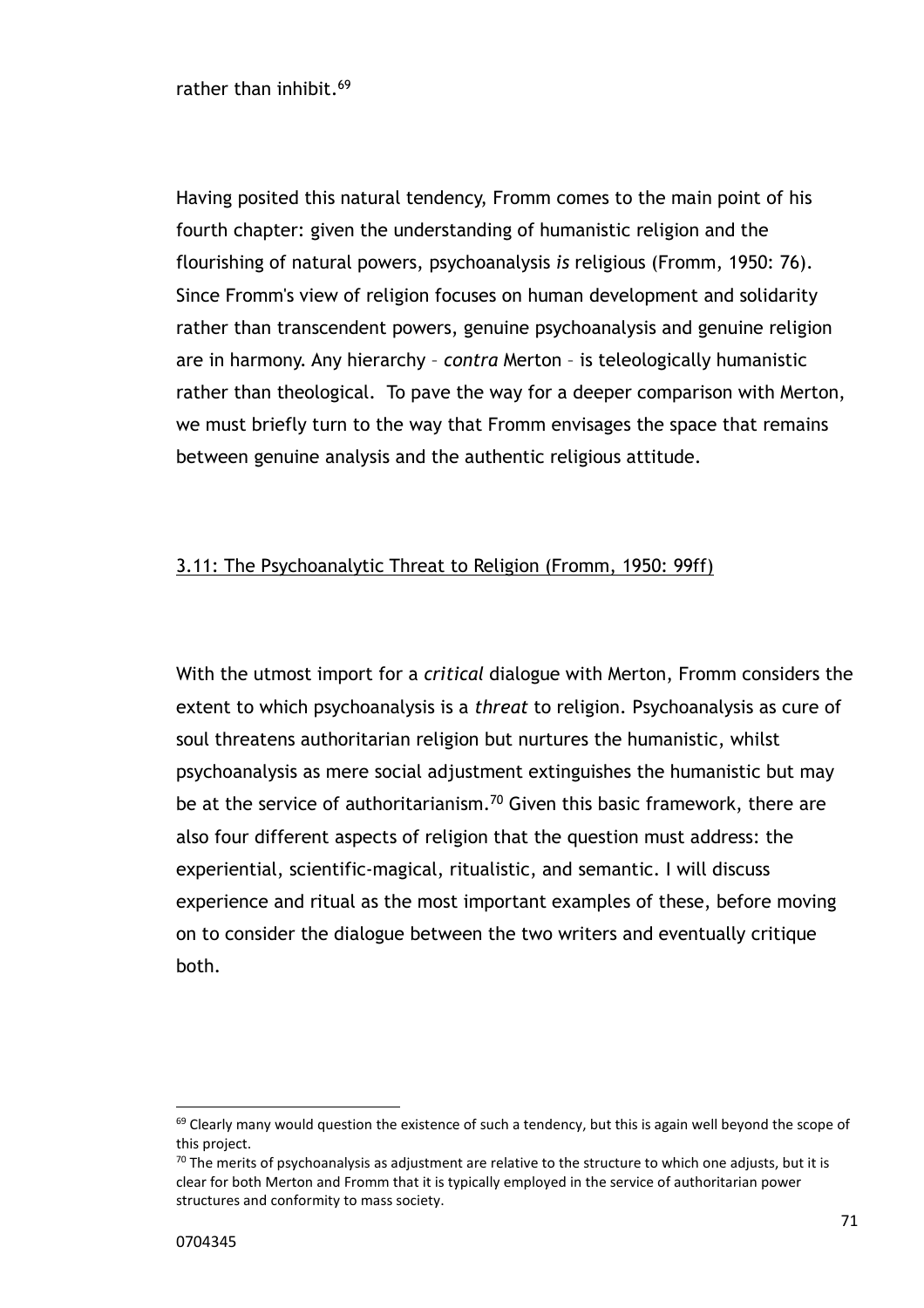rather than inhibit.[69]

Having posited this natural tendency, Fromm comes to the main point of his fourth chapter: given the understanding of humanistic religion and the flourishing of natural powers, psychoanalysis *is* religious (Fromm, 1950: 76). Since Fromm's view of religion focuses on human development and solidarity rather than transcendent powers, genuine psychoanalysis and genuine religion are in harmony. Any hierarchy – *contra* Merton – is teleologically humanistic rather than theological. To pave the way for a deeper comparison with Merton, we must briefly turn to the way that Fromm envisages the space that remains between genuine analysis and the authentic religious attitude.

<u>3.11: The Psychoanalytic Threat to Religion (Fromm, 1950: 99ff)</u>

With the utmost import for a *critical* dialogue with Merton, Fromm considers the extent to which psychoanalysis is a *threat* to religion. Psychoanalysis as cure of soul threatens authoritarian religion but nurtures the humanistic, whilst psychoanalysis as mere social adjustment extinguishes the humanistic but may be at the service of authoritarianism.[70] Given this basic framework, there are also four different aspects of religion that the question must address: the experiential, scientific-magical, ritualistic, and semantic. I will discuss experience and ritual as the most important examples of these, before moving on to consider the dialogue between the two writers and eventually critique both.

---

[69] Clearly many would question the existence of such a tendency, but this is again well beyond the scope of this project.

[70] The merits of psychoanalysis as adjustment are relative to the structure to which one adjusts, but it is clear for both Merton and Fromm that it is typically employed in the service of authoritarian power structures and conformity to mass society.

0704345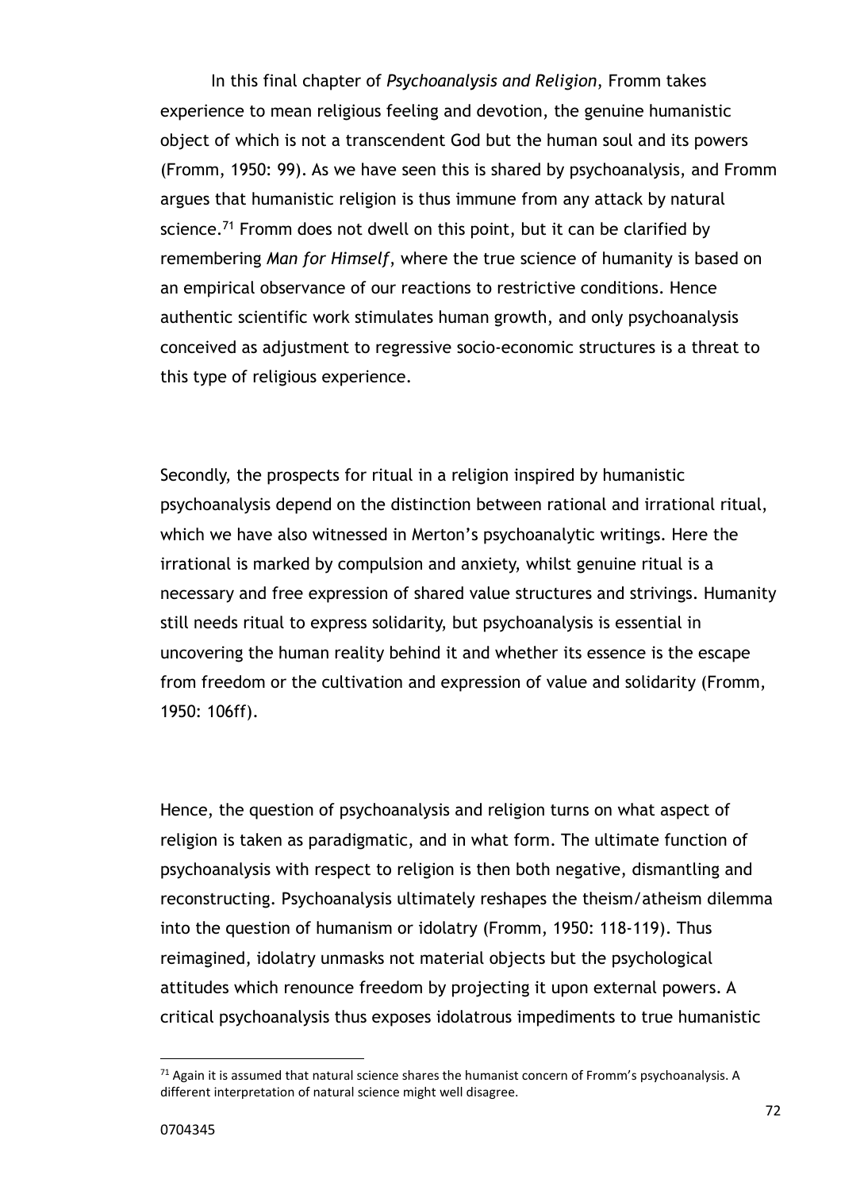In this final chapter of *Psychoanalysis and Religion*, Fromm takes experience to mean religious feeling and devotion, the genuine humanistic object of which is not a transcendent God but the human soul and its powers (Fromm, 1950: 99). As we have seen this is shared by psychoanalysis, and Fromm argues that humanistic religion is thus immune from any attack by natural science.[71] Fromm does not dwell on this point, but it can be clarified by remembering *Man for Himself*, where the true science of humanity is based on an empirical observance of our reactions to restrictive conditions. Hence authentic scientific work stimulates human growth, and only psychoanalysis conceived as adjustment to regressive socio-economic structures is a threat to this type of religious experience.

Secondly, the prospects for ritual in a religion inspired by humanistic psychoanalysis depend on the distinction between rational and irrational ritual, which we have also witnessed in Merton's psychoanalytic writings. Here the irrational is marked by compulsion and anxiety, whilst genuine ritual is a necessary and free expression of shared value structures and strivings. Humanity still needs ritual to express solidarity, but psychoanalysis is essential in uncovering the human reality behind it and whether its essence is the escape from freedom or the cultivation and expression of value and solidarity (Fromm, 1950: 106ff).

Hence, the question of psychoanalysis and religion turns on what aspect of religion is taken as paradigmatic, and in what form. The ultimate function of psychoanalysis with respect to religion is then both negative, dismantling and reconstructing. Psychoanalysis ultimately reshapes the theism/atheism dilemma into the question of humanism or idolatry (Fromm, 1950: 118-119). Thus reimagined, idolatry unmasks not material objects but the psychological attitudes which renounce freedom by projecting it upon external powers. A critical psychoanalysis thus exposes idolatrous impediments to true humanistic

[71] Again it is assumed that natural science shares the humanist concern of Fromm's psychoanalysis. A different interpretation of natural science might well disagree.

0704345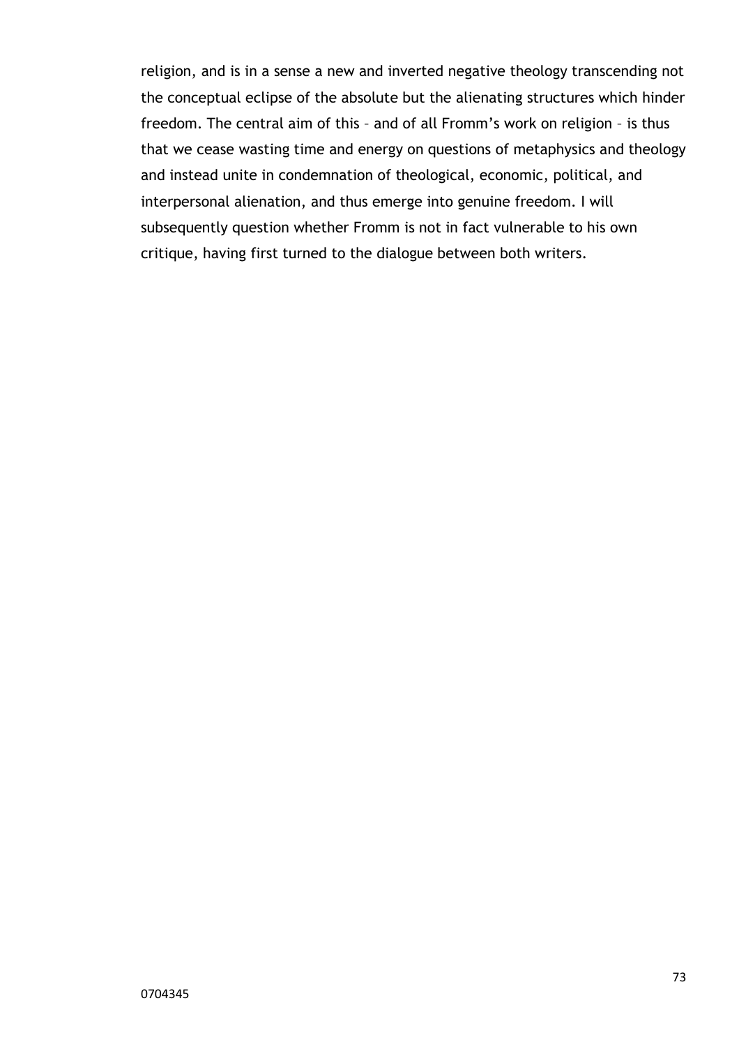religion, and is in a sense a new and inverted negative theology transcending not the conceptual eclipse of the absolute but the alienating structures which hinder freedom. The central aim of this – and of all Fromm's work on religion – is thus that we cease wasting time and energy on questions of metaphysics and theology and instead unite in condemnation of theological, economic, political, and interpersonal alienation, and thus emerge into genuine freedom. I will subsequently question whether Fromm is not in fact vulnerable to his own critique, having first turned to the dialogue between both writers.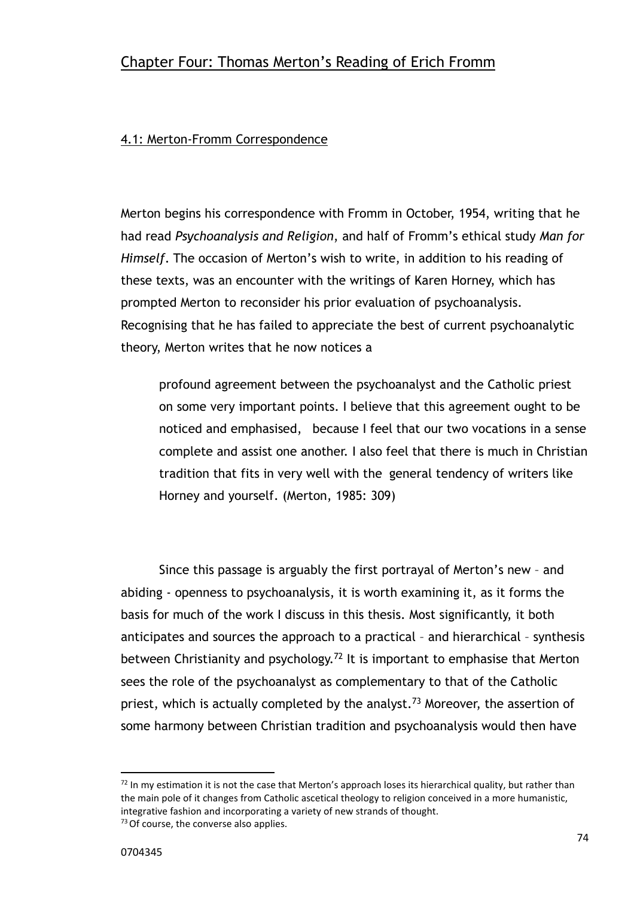## Chapter Four: Thomas Merton's Reading of Erich Fromm

### 4.1: Merton-Fromm Correspondence

Merton begins his correspondence with Fromm in October, 1954, writing that he had read *Psychoanalysis and Religion*, and half of Fromm's ethical study *Man for Himself*. The occasion of Merton's wish to write, in addition to his reading of these texts, was an encounter with the writings of Karen Horney, which has prompted Merton to reconsider his prior evaluation of psychoanalysis. Recognising that he has failed to appreciate the best of current psychoanalytic theory, Merton writes that he now notices a

> profound agreement between the psychoanalyst and the Catholic priest on some very important points. I believe that this agreement ought to be noticed and emphasised, because I feel that our two vocations in a sense complete and assist one another. I also feel that there is much in Christian tradition that fits in very well with the general tendency of writers like Horney and yourself. (Merton, 1985: 309)

Since this passage is arguably the first portrayal of Merton's new – and abiding - openness to psychoanalysis, it is worth examining it, as it forms the basis for much of the work I discuss in this thesis. Most significantly, it both anticipates and sources the approach to a practical – and hierarchical – synthesis between Christianity and psychology.[72] It is important to emphasise that Merton sees the role of the psychoanalyst as complementary to that of the Catholic priest, which is actually completed by the analyst.[73] Moreover, the assertion of some harmony between Christian tradition and psychoanalysis would then have

---

[72] In my estimation it is not the case that Merton's approach loses its hierarchical quality, but rather than the main pole of it changes from Catholic ascetical theology to religion conceived in a more humanistic, integrative fashion and incorporating a variety of new strands of thought.

[73] Of course, the converse also applies.

0704345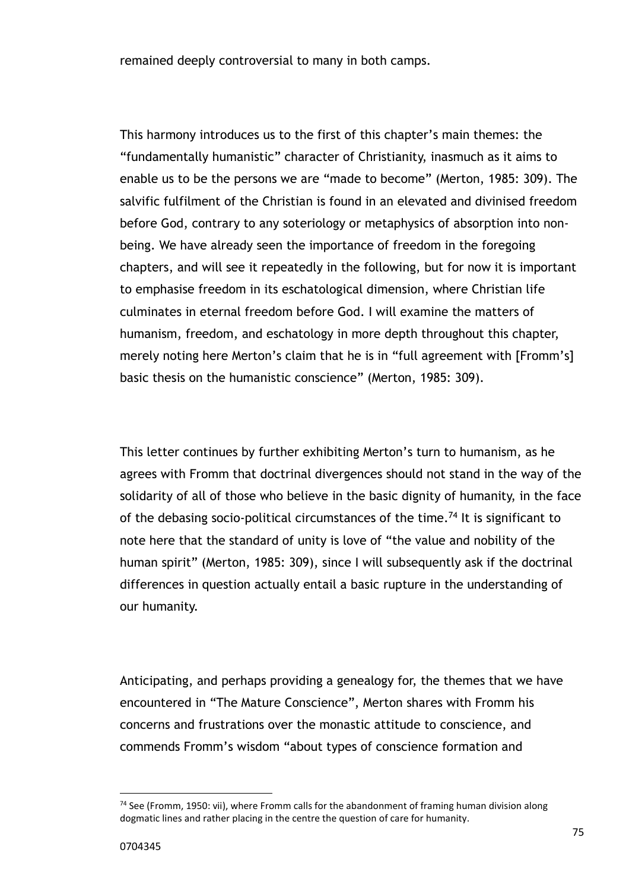remained deeply controversial to many in both camps.

This harmony introduces us to the first of this chapter's main themes: the "fundamentally humanistic" character of Christianity, inasmuch as it aims to enable us to be the persons we are "made to become" (Merton, 1985: 309). The salvific fulfilment of the Christian is found in an elevated and divinised freedom before God, contrary to any soteriology or metaphysics of absorption into non-being. We have already seen the importance of freedom in the foregoing chapters, and will see it repeatedly in the following, but for now it is important to emphasise freedom in its eschatological dimension, where Christian life culminates in eternal freedom before God. I will examine the matters of humanism, freedom, and eschatology in more depth throughout this chapter, merely noting here Merton's claim that he is in "full agreement with [Fromm's] basic thesis on the humanistic conscience" (Merton, 1985: 309).

This letter continues by further exhibiting Merton's turn to humanism, as he agrees with Fromm that doctrinal divergences should not stand in the way of the solidarity of all of those who believe in the basic dignity of humanity, in the face of the debasing socio-political circumstances of the time.[74] It is significant to note here that the standard of unity is love of "the value and nobility of the human spirit" (Merton, 1985: 309), since I will subsequently ask if the doctrinal differences in question actually entail a basic rupture in the understanding of our humanity.

Anticipating, and perhaps providing a genealogy for, the themes that we have encountered in "The Mature Conscience", Merton shares with Fromm his concerns and frustrations over the monastic attitude to conscience, and commends Fromm's wisdom "about types of conscience formation and

[74] See (Fromm, 1950: vii), where Fromm calls for the abandonment of framing human division along dogmatic lines and rather placing in the centre the question of care for humanity.

0704345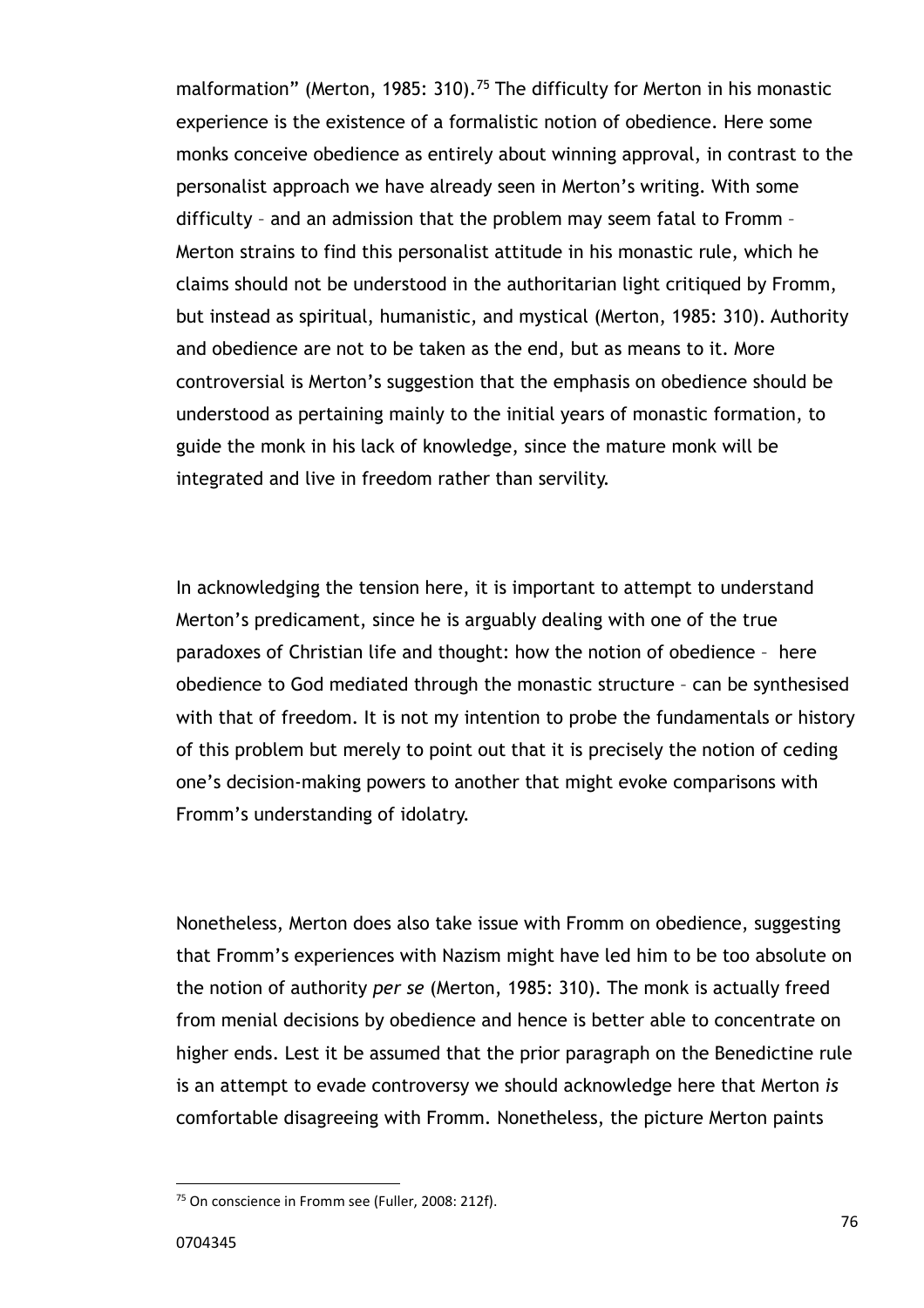malformation" (Merton, 1985: 310).[75] The difficulty for Merton in his monastic experience is the existence of a formalistic notion of obedience. Here some monks conceive obedience as entirely about winning approval, in contrast to the personalist approach we have already seen in Merton's writing. With some difficulty – and an admission that the problem may seem fatal to Fromm – Merton strains to find this personalist attitude in his monastic rule, which he claims should not be understood in the authoritarian light critiqued by Fromm, but instead as spiritual, humanistic, and mystical (Merton, 1985: 310). Authority and obedience are not to be taken as the end, but as means to it. More controversial is Merton's suggestion that the emphasis on obedience should be understood as pertaining mainly to the initial years of monastic formation, to guide the monk in his lack of knowledge, since the mature monk will be integrated and live in freedom rather than servility.

In acknowledging the tension here, it is important to attempt to understand Merton's predicament, since he is arguably dealing with one of the true paradoxes of Christian life and thought: how the notion of obedience – here obedience to God mediated through the monastic structure – can be synthesised with that of freedom. It is not my intention to probe the fundamentals or history of this problem but merely to point out that it is precisely the notion of ceding one's decision-making powers to another that might evoke comparisons with Fromm's understanding of idolatry.

Nonetheless, Merton does also take issue with Fromm on obedience, suggesting that Fromm's experiences with Nazism might have led him to be too absolute on the notion of authority *per se* (Merton, 1985: 310). The monk is actually freed from menial decisions by obedience and hence is better able to concentrate on higher ends. Lest it be assumed that the prior paragraph on the Benedictine rule is an attempt to evade controversy we should acknowledge here that Merton *is* comfortable disagreeing with Fromm. Nonetheless, the picture Merton paints

[75] On conscience in Fromm see (Fuller, 2008: 212f).

0704345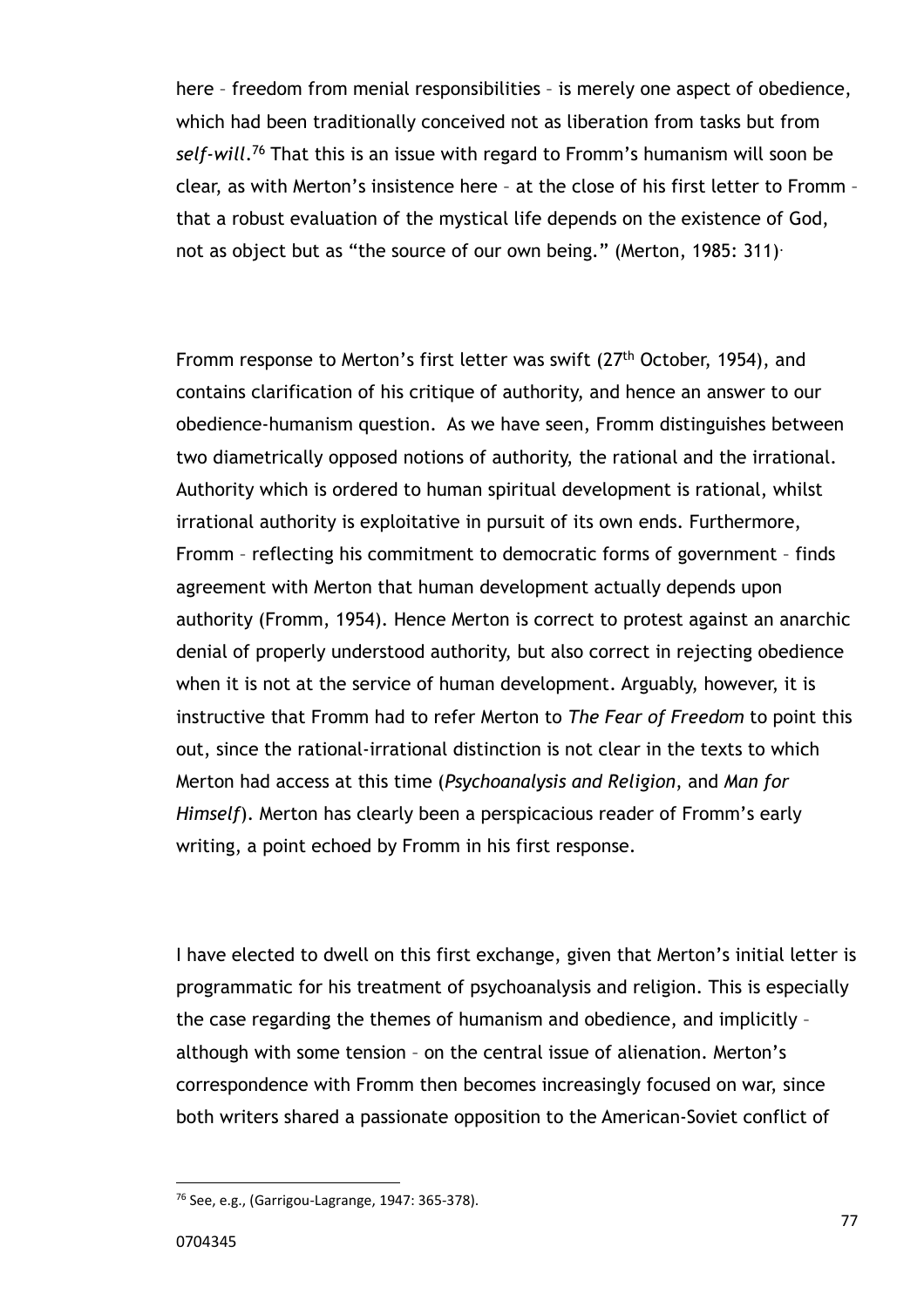here – freedom from menial responsibilities – is merely one aspect of obedience, which had been traditionally conceived not as liberation from tasks but from *self-will*.[76] That this is an issue with regard to Fromm's humanism will soon be clear, as with Merton's insistence here – at the close of his first letter to Fromm – that a robust evaluation of the mystical life depends on the existence of God, not as object but as "the source of our own being." (Merton, 1985: 311).

Fromm response to Merton's first letter was swift (27th October, 1954), and contains clarification of his critique of authority, and hence an answer to our obedience-humanism question. As we have seen, Fromm distinguishes between two diametrically opposed notions of authority, the rational and the irrational. Authority which is ordered to human spiritual development is rational, whilst irrational authority is exploitative in pursuit of its own ends. Furthermore, Fromm – reflecting his commitment to democratic forms of government – finds agreement with Merton that human development actually depends upon authority (Fromm, 1954). Hence Merton is correct to protest against an anarchic denial of properly understood authority, but also correct in rejecting obedience when it is not at the service of human development. Arguably, however, it is instructive that Fromm had to refer Merton to *The Fear of Freedom* to point this out, since the rational-irrational distinction is not clear in the texts to which Merton had access at this time (*Psychoanalysis and Religion*, and *Man for Himself*). Merton has clearly been a perspicacious reader of Fromm's early writing, a point echoed by Fromm in his first response.

I have elected to dwell on this first exchange, given that Merton's initial letter is programmatic for his treatment of psychoanalysis and religion. This is especially the case regarding the themes of humanism and obedience, and implicitly – although with some tension – on the central issue of alienation. Merton's correspondence with Fromm then becomes increasingly focused on war, since both writers shared a passionate opposition to the American-Soviet conflict of

[76] See, e.g., (Garrigou-Lagrange, 1947: 365-378).

0704345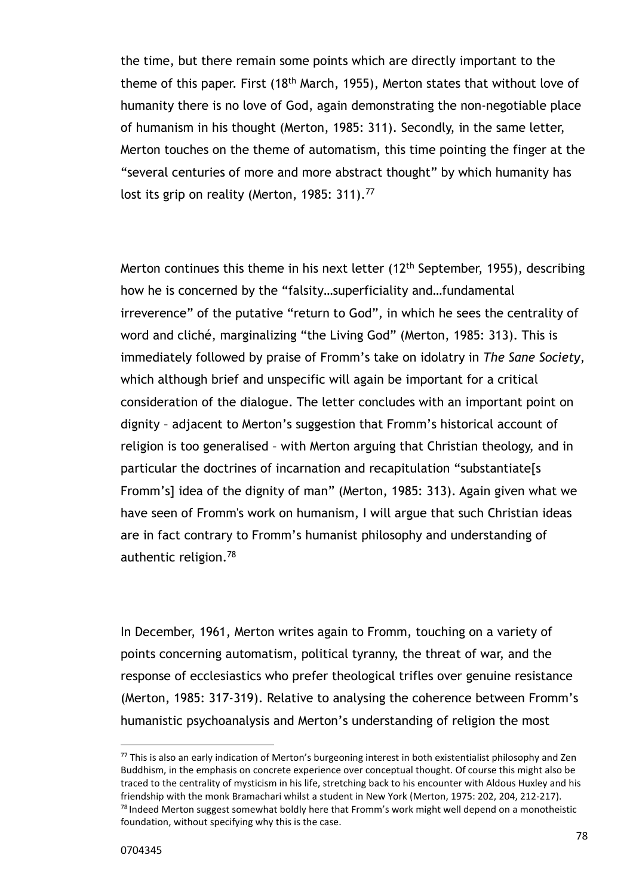the time, but there remain some points which are directly important to the theme of this paper. First (18th March, 1955), Merton states that without love of humanity there is no love of God, again demonstrating the non-negotiable place of humanism in his thought (Merton, 1985: 311). Secondly, in the same letter, Merton touches on the theme of automatism, this time pointing the finger at the "several centuries of more and more abstract thought" by which humanity has lost its grip on reality (Merton, 1985: 311).[77]

Merton continues this theme in his next letter (12th September, 1955), describing how he is concerned by the "falsity…superficiality and…fundamental irreverence" of the putative "return to God", in which he sees the centrality of word and cliché, marginalizing "the Living God" (Merton, 1985: 313). This is immediately followed by praise of Fromm's take on idolatry in *The Sane Society*, which although brief and unspecific will again be important for a critical consideration of the dialogue. The letter concludes with an important point on dignity – adjacent to Merton's suggestion that Fromm's historical account of religion is too generalised – with Merton arguing that Christian theology, and in particular the doctrines of incarnation and recapitulation "substantiate[s Fromm's] idea of the dignity of man" (Merton, 1985: 313). Again given what we have seen of Fromm's work on humanism, I will argue that such Christian ideas are in fact contrary to Fromm's humanist philosophy and understanding of authentic religion.[78]

In December, 1961, Merton writes again to Fromm, touching on a variety of points concerning automatism, political tyranny, the threat of war, and the response of ecclesiastics who prefer theological trifles over genuine resistance (Merton, 1985: 317-319). Relative to analysing the coherence between Fromm's humanistic psychoanalysis and Merton's understanding of religion the most

---

[77] This is also an early indication of Merton's burgeoning interest in both existentialist philosophy and Zen Buddhism, in the emphasis on concrete experience over conceptual thought. Of course this might also be traced to the centrality of mysticism in his life, stretching back to his encounter with Aldous Huxley and his friendship with the monk Bramachari whilst a student in New York (Merton, 1975: 202, 204, 212-217).

[78] Indeed Merton suggest somewhat boldly here that Fromm's work might well depend on a monotheistic foundation, without specifying why this is the case.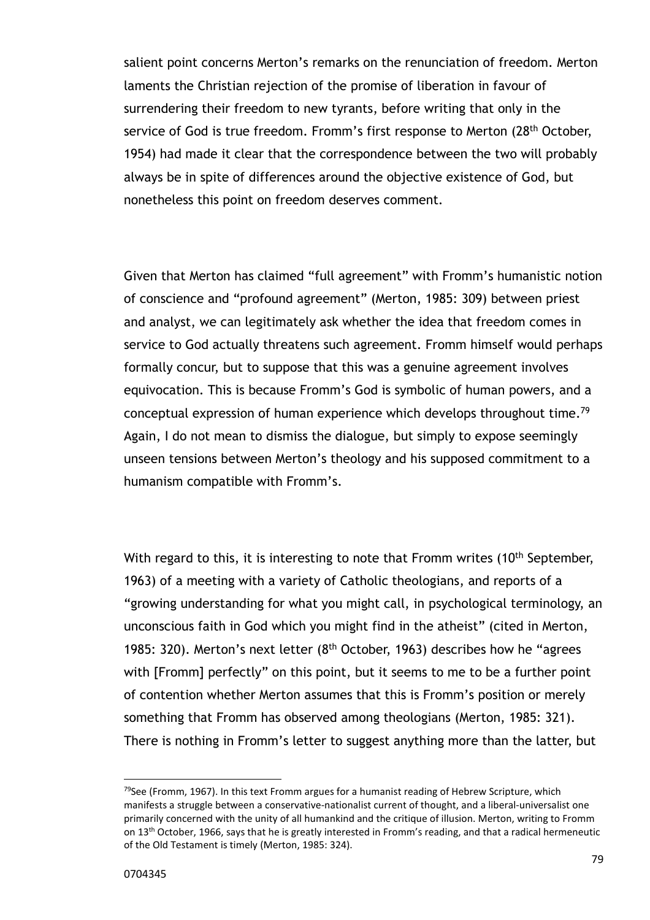salient point concerns Merton's remarks on the renunciation of freedom. Merton laments the Christian rejection of the promise of liberation in favour of surrendering their freedom to new tyrants, before writing that only in the service of God is true freedom. Fromm's first response to Merton (28th October, 1954) had made it clear that the correspondence between the two will probably always be in spite of differences around the objective existence of God, but nonetheless this point on freedom deserves comment.

Given that Merton has claimed "full agreement" with Fromm's humanistic notion of conscience and "profound agreement" (Merton, 1985: 309) between priest and analyst, we can legitimately ask whether the idea that freedom comes in service to God actually threatens such agreement. Fromm himself would perhaps formally concur, but to suppose that this was a genuine agreement involves equivocation. This is because Fromm's God is symbolic of human powers, and a conceptual expression of human experience which develops throughout time.[79] Again, I do not mean to dismiss the dialogue, but simply to expose seemingly unseen tensions between Merton's theology and his supposed commitment to a humanism compatible with Fromm's.

With regard to this, it is interesting to note that Fromm writes (10th September, 1963) of a meeting with a variety of Catholic theologians, and reports of a "growing understanding for what you might call, in psychological terminology, an unconscious faith in God which you might find in the atheist" (cited in Merton, 1985: 320). Merton's next letter (8th October, 1963) describes how he "agrees with [Fromm] perfectly" on this point, but it seems to me to be a further point of contention whether Merton assumes that this is Fromm's position or merely something that Fromm has observed among theologians (Merton, 1985: 321). There is nothing in Fromm's letter to suggest anything more than the latter, but

[79]See (Fromm, 1967). In this text Fromm argues for a humanist reading of Hebrew Scripture, which manifests a struggle between a conservative-nationalist current of thought, and a liberal-universalist one primarily concerned with the unity of all humankind and the critique of illusion. Merton, writing to Fromm on 13th October, 1966, says that he is greatly interested in Fromm's reading, and that a radical hermeneutic of the Old Testament is timely (Merton, 1985: 324).

0704345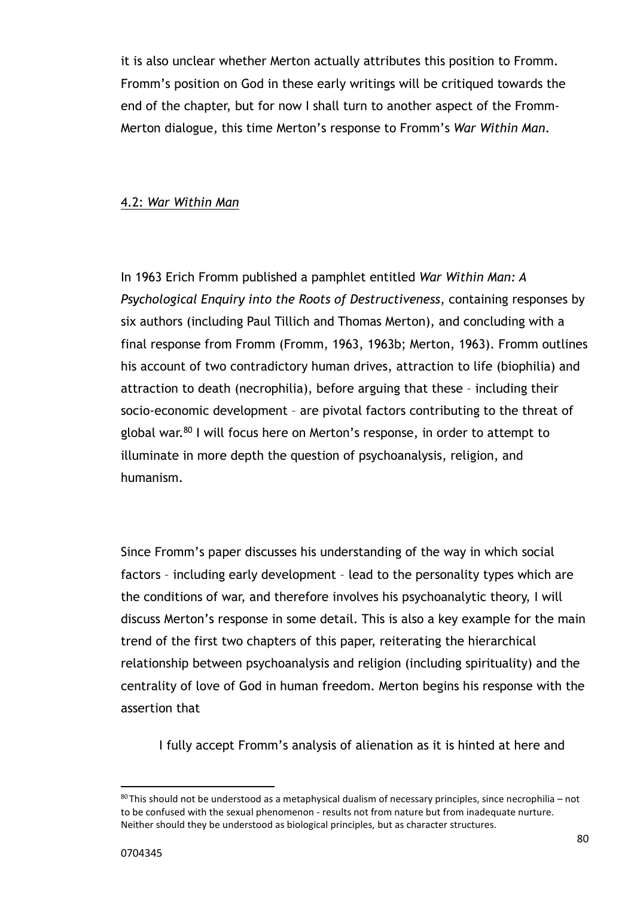it is also unclear whether Merton actually attributes this position to Fromm. Fromm's position on God in these early writings will be critiqued towards the end of the chapter, but for now I shall turn to another aspect of the Fromm-Merton dialogue, this time Merton's response to Fromm's *War Within Man*.

## 4.2: *War Within Man*

In 1963 Erich Fromm published a pamphlet entitled *War Within Man: A Psychological Enquiry into the Roots of Destructiveness*, containing responses by six authors (including Paul Tillich and Thomas Merton), and concluding with a final response from Fromm (Fromm, 1963, 1963b; Merton, 1963). Fromm outlines his account of two contradictory human drives, attraction to life (biophilia) and attraction to death (necrophilia), before arguing that these – including their socio-economic development – are pivotal factors contributing to the threat of global war.[80] I will focus here on Merton's response, in order to attempt to illuminate in more depth the question of psychoanalysis, religion, and humanism.

Since Fromm's paper discusses his understanding of the way in which social factors – including early development – lead to the personality types which are the conditions of war, and therefore involves his psychoanalytic theory, I will discuss Merton's response in some detail. This is also a key example for the main trend of the first two chapters of this paper, reiterating the hierarchical relationship between psychoanalysis and religion (including spirituality) and the centrality of love of God in human freedom. Merton begins his response with the assertion that

> I fully accept Fromm's analysis of alienation as it is hinted at here and

---

[80] This should not be understood as a metaphysical dualism of necessary principles, since necrophilia – not to be confused with the sexual phenomenon - results not from nature but from inadequate nurture. Neither should they be understood as biological principles, but as character structures.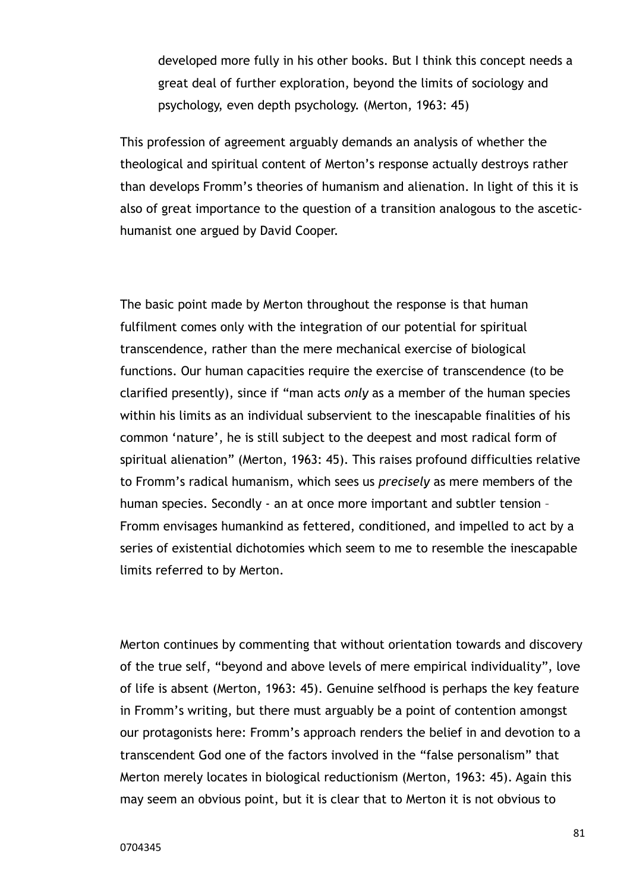> developed more fully in his other books. But I think this concept needs a great deal of further exploration, beyond the limits of sociology and psychology, even depth psychology. (Merton, 1963: 45)

This profession of agreement arguably demands an analysis of whether the theological and spiritual content of Merton's response actually destroys rather than develops Fromm's theories of humanism and alienation. In light of this it is also of great importance to the question of a transition analogous to the ascetic-humanist one argued by David Cooper.

The basic point made by Merton throughout the response is that human fulfilment comes only with the integration of our potential for spiritual transcendence, rather than the mere mechanical exercise of biological functions. Our human capacities require the exercise of transcendence (to be clarified presently), since if "man acts *only* as a member of the human species within his limits as an individual subservient to the inescapable finalities of his common 'nature', he is still subject to the deepest and most radical form of spiritual alienation" (Merton, 1963: 45). This raises profound difficulties relative to Fromm's radical humanism, which sees us *precisely* as mere members of the human species. Secondly - an at once more important and subtler tension – Fromm envisages humankind as fettered, conditioned, and impelled to act by a series of existential dichotomies which seem to me to resemble the inescapable limits referred to by Merton.

Merton continues by commenting that without orientation towards and discovery of the true self, "beyond and above levels of mere empirical individuality", love of life is absent (Merton, 1963: 45). Genuine selfhood is perhaps the key feature in Fromm's writing, but there must arguably be a point of contention amongst our protagonists here: Fromm's approach renders the belief in and devotion to a transcendent God one of the factors involved in the "false personalism" that Merton merely locates in biological reductionism (Merton, 1963: 45). Again this may seem an obvious point, but it is clear that to Merton it is not obvious to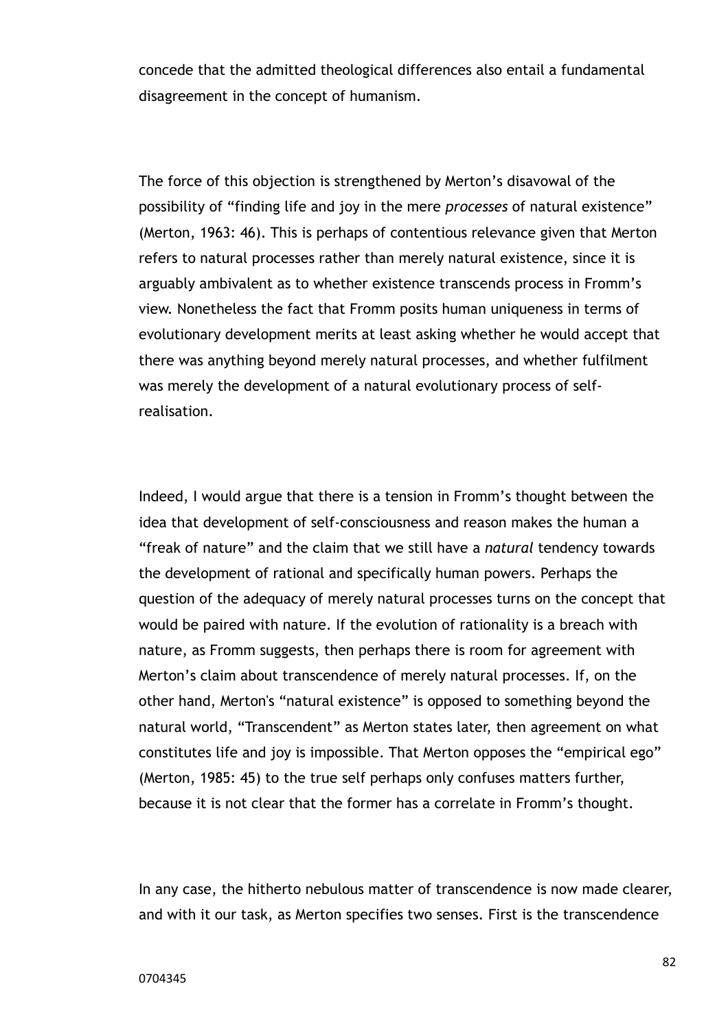concede that the admitted theological differences also entail a fundamental disagreement in the concept of humanism.

The force of this objection is strengthened by Merton's disavowal of the possibility of "finding life and joy in the mere *processes* of natural existence" (Merton, 1963: 46). This is perhaps of contentious relevance given that Merton refers to natural processes rather than merely natural existence, since it is arguably ambivalent as to whether existence transcends process in Fromm's view. Nonetheless the fact that Fromm posits human uniqueness in terms of evolutionary development merits at least asking whether he would accept that there was anything beyond merely natural processes, and whether fulfilment was merely the development of a natural evolutionary process of self-realisation.

Indeed, I would argue that there is a tension in Fromm's thought between the idea that development of self-consciousness and reason makes the human a "freak of nature" and the claim that we still have a *natural* tendency towards the development of rational and specifically human powers. Perhaps the question of the adequacy of merely natural processes turns on the concept that would be paired with nature. If the evolution of rationality is a breach with nature, as Fromm suggests, then perhaps there is room for agreement with Merton's claim about transcendence of merely natural processes. If, on the other hand, Merton's "natural existence" is opposed to something beyond the natural world, "Transcendent" as Merton states later, then agreement on what constitutes life and joy is impossible. That Merton opposes the "empirical ego" (Merton, 1985: 45) to the true self perhaps only confuses matters further, because it is not clear that the former has a correlate in Fromm's thought.

In any case, the hitherto nebulous matter of transcendence is now made clearer, and with it our task, as Merton specifies two senses. First is the transcendence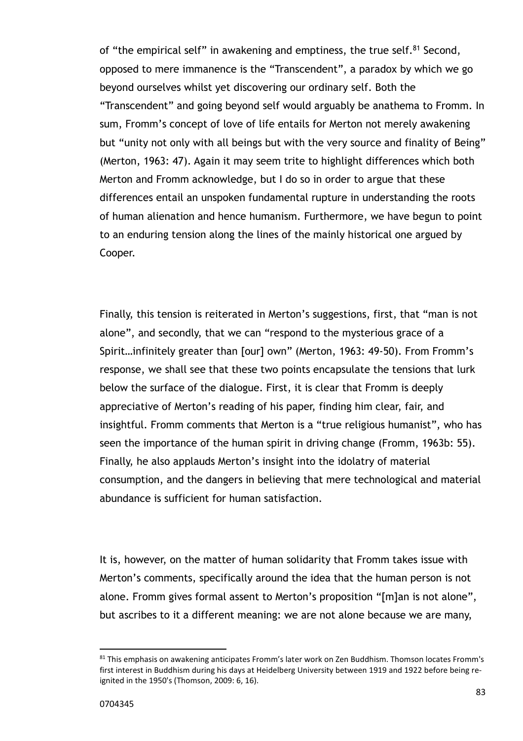of "the empirical self" in awakening and emptiness, the true self.[81] Second, opposed to mere immanence is the "Transcendent", a paradox by which we go beyond ourselves whilst yet discovering our ordinary self. Both the "Transcendent" and going beyond self would arguably be anathema to Fromm. In sum, Fromm's concept of love of life entails for Merton not merely awakening but "unity not only with all beings but with the very source and finality of Being" (Merton, 1963: 47). Again it may seem trite to highlight differences which both Merton and Fromm acknowledge, but I do so in order to argue that these differences entail an unspoken fundamental rupture in understanding the roots of human alienation and hence humanism. Furthermore, we have begun to point to an enduring tension along the lines of the mainly historical one argued by Cooper.

Finally, this tension is reiterated in Merton's suggestions, first, that "man is not alone", and secondly, that we can "respond to the mysterious grace of a Spirit…infinitely greater than [our] own" (Merton, 1963: 49-50). From Fromm's response, we shall see that these two points encapsulate the tensions that lurk below the surface of the dialogue. First, it is clear that Fromm is deeply appreciative of Merton's reading of his paper, finding him clear, fair, and insightful. Fromm comments that Merton is a "true religious humanist", who has seen the importance of the human spirit in driving change (Fromm, 1963b: 55). Finally, he also applauds Merton's insight into the idolatry of material consumption, and the dangers in believing that mere technological and material abundance is sufficient for human satisfaction.

It is, however, on the matter of human solidarity that Fromm takes issue with Merton's comments, specifically around the idea that the human person is not alone. Fromm gives formal assent to Merton's proposition "[m]an is not alone", but ascribes to it a different meaning: we are not alone because we are many,

[81] This emphasis on awakening anticipates Fromm's later work on Zen Buddhism. Thomson locates Fromm's first interest in Buddhism during his days at Heidelberg University between 1919 and 1922 before being re-ignited in the 1950's (Thomson, 2009: 6, 16).

0704345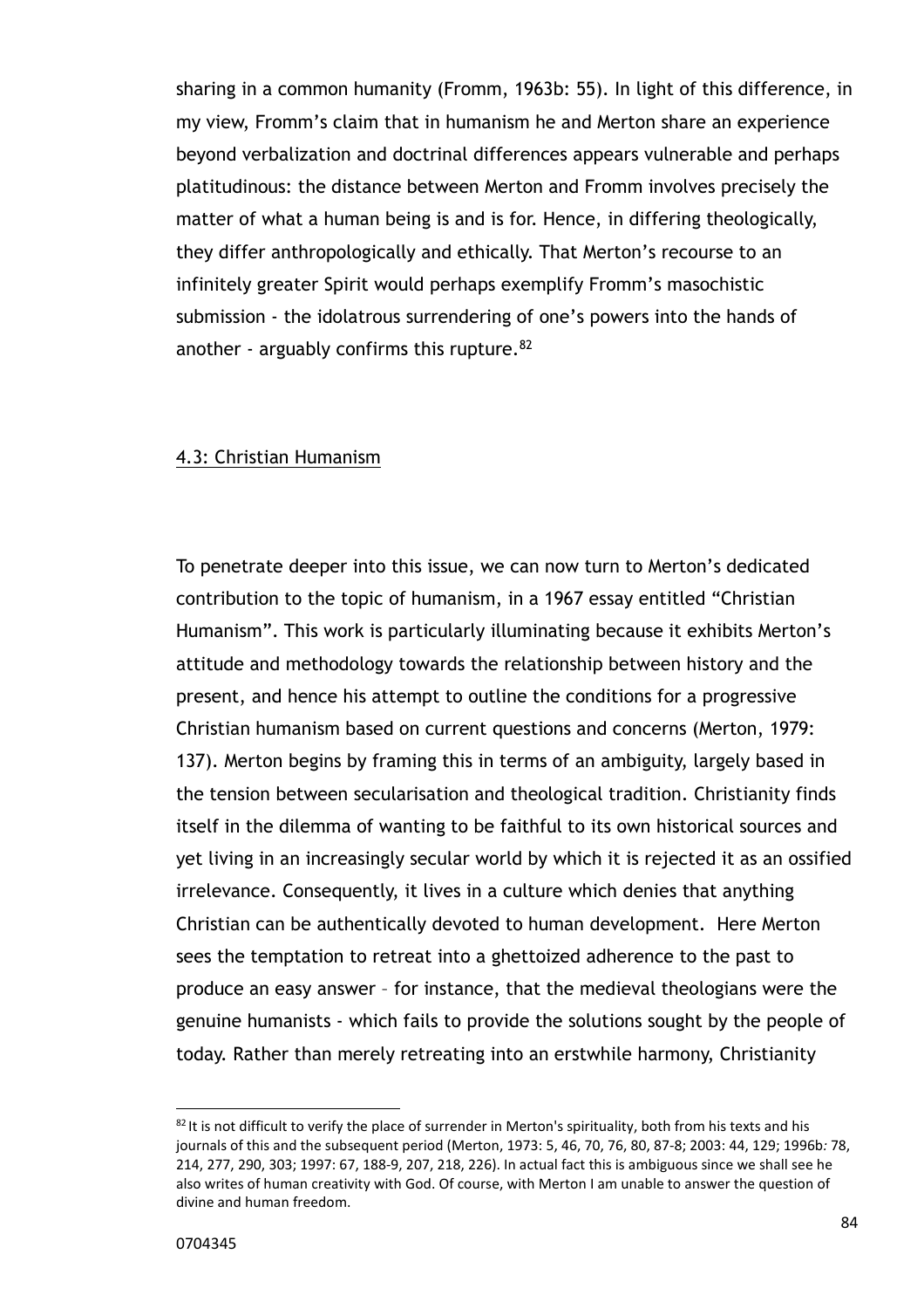sharing in a common humanity (Fromm, 1963b: 55). In light of this difference, in my view, Fromm's claim that in humanism he and Merton share an experience beyond verbalization and doctrinal differences appears vulnerable and perhaps platitudinous: the distance between Merton and Fromm involves precisely the matter of what a human being is and is for. Hence, in differing theologically, they differ anthropologically and ethically. That Merton's recourse to an infinitely greater Spirit would perhaps exemplify Fromm's masochistic submission - the idolatrous surrendering of one's powers into the hands of another - arguably confirms this rupture.[82]

## 4.3: Christian Humanism

To penetrate deeper into this issue, we can now turn to Merton's dedicated contribution to the topic of humanism, in a 1967 essay entitled "Christian Humanism". This work is particularly illuminating because it exhibits Merton's attitude and methodology towards the relationship between history and the present, and hence his attempt to outline the conditions for a progressive Christian humanism based on current questions and concerns (Merton, 1979: 137). Merton begins by framing this in terms of an ambiguity, largely based in the tension between secularisation and theological tradition. Christianity finds itself in the dilemma of wanting to be faithful to its own historical sources and yet living in an increasingly secular world by which it is rejected it as an ossified irrelevance. Consequently, it lives in a culture which denies that anything Christian can be authentically devoted to human development. Here Merton sees the temptation to retreat into a ghettoized adherence to the past to produce an easy answer – for instance, that the medieval theologians were the genuine humanists - which fails to provide the solutions sought by the people of today. Rather than merely retreating into an erstwhile harmony, Christianity

[82] It is not difficult to verify the place of surrender in Merton's spirituality, both from his texts and his journals of this and the subsequent period (Merton, 1973: 5, 46, 70, 76, 80, 87-8; 2003: 44, 129; 1996b*:* 78, 214, 277, 290, 303; 1997: 67, 188-9, 207, 218, 226). In actual fact this is ambiguous since we shall see he also writes of human creativity with God. Of course, with Merton I am unable to answer the question of divine and human freedom.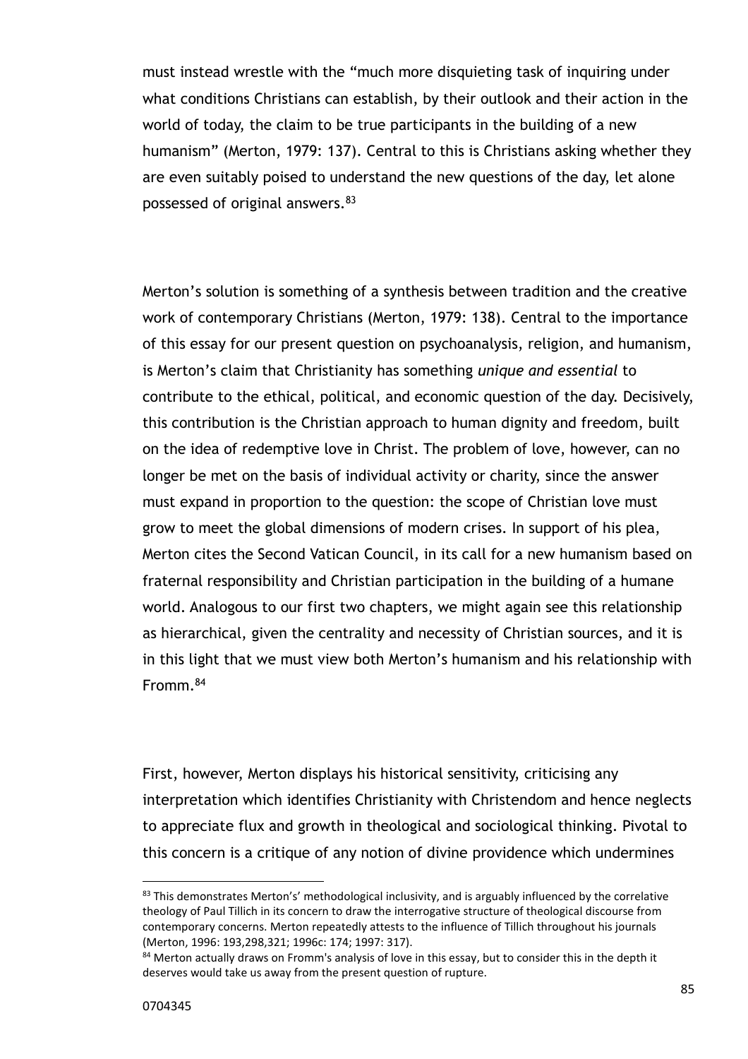must instead wrestle with the "much more disquieting task of inquiring under what conditions Christians can establish, by their outlook and their action in the world of today, the claim to be true participants in the building of a new humanism" (Merton, 1979: 137). Central to this is Christians asking whether they are even suitably poised to understand the new questions of the day, let alone possessed of original answers.[83]

Merton's solution is something of a synthesis between tradition and the creative work of contemporary Christians (Merton, 1979: 138). Central to the importance of this essay for our present question on psychoanalysis, religion, and humanism, is Merton's claim that Christianity has something *unique and essential* to contribute to the ethical, political, and economic question of the day. Decisively, this contribution is the Christian approach to human dignity and freedom, built on the idea of redemptive love in Christ. The problem of love, however, can no longer be met on the basis of individual activity or charity, since the answer must expand in proportion to the question: the scope of Christian love must grow to meet the global dimensions of modern crises. In support of his plea, Merton cites the Second Vatican Council, in its call for a new humanism based on fraternal responsibility and Christian participation in the building of a humane world. Analogous to our first two chapters, we might again see this relationship as hierarchical, given the centrality and necessity of Christian sources, and it is in this light that we must view both Merton's humanism and his relationship with Fromm.[84]

First, however, Merton displays his historical sensitivity, criticising any interpretation which identifies Christianity with Christendom and hence neglects to appreciate flux and growth in theological and sociological thinking. Pivotal to this concern is a critique of any notion of divine providence which undermines

---

[83] This demonstrates Merton's' methodological inclusivity, and is arguably influenced by the correlative theology of Paul Tillich in its concern to draw the interrogative structure of theological discourse from contemporary concerns. Merton repeatedly attests to the influence of Tillich throughout his journals (Merton, 1996: 193,298,321; 1996c: 174; 1997: 317).

[84] Merton actually draws on Fromm's analysis of love in this essay, but to consider this in the depth it deserves would take us away from the present question of rupture.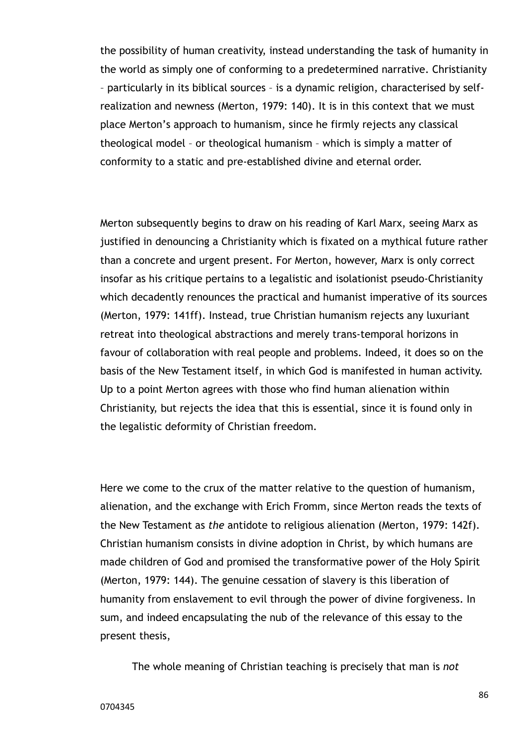the possibility of human creativity, instead understanding the task of humanity in the world as simply one of conforming to a predetermined narrative. Christianity – particularly in its biblical sources – is a dynamic religion, characterised by self-realization and newness (Merton, 1979: 140). It is in this context that we must place Merton's approach to humanism, since he firmly rejects any classical theological model – or theological humanism – which is simply a matter of conformity to a static and pre-established divine and eternal order.

Merton subsequently begins to draw on his reading of Karl Marx, seeing Marx as justified in denouncing a Christianity which is fixated on a mythical future rather than a concrete and urgent present. For Merton, however, Marx is only correct insofar as his critique pertains to a legalistic and isolationist pseudo-Christianity which decadently renounces the practical and humanist imperative of its sources (Merton, 1979: 141ff). Instead, true Christian humanism rejects any luxuriant retreat into theological abstractions and merely trans-temporal horizons in favour of collaboration with real people and problems. Indeed, it does so on the basis of the New Testament itself, in which God is manifested in human activity. Up to a point Merton agrees with those who find human alienation within Christianity, but rejects the idea that this is essential, since it is found only in the legalistic deformity of Christian freedom.

Here we come to the crux of the matter relative to the question of humanism, alienation, and the exchange with Erich Fromm, since Merton reads the texts of the New Testament as *the* antidote to religious alienation (Merton, 1979: 142f). Christian humanism consists in divine adoption in Christ, by which humans are made children of God and promised the transformative power of the Holy Spirit (Merton, 1979: 144). The genuine cessation of slavery is this liberation of humanity from enslavement to evil through the power of divine forgiveness. In sum, and indeed encapsulating the nub of the relevance of this essay to the present thesis,

> The whole meaning of Christian teaching is precisely that man is *not*

0704345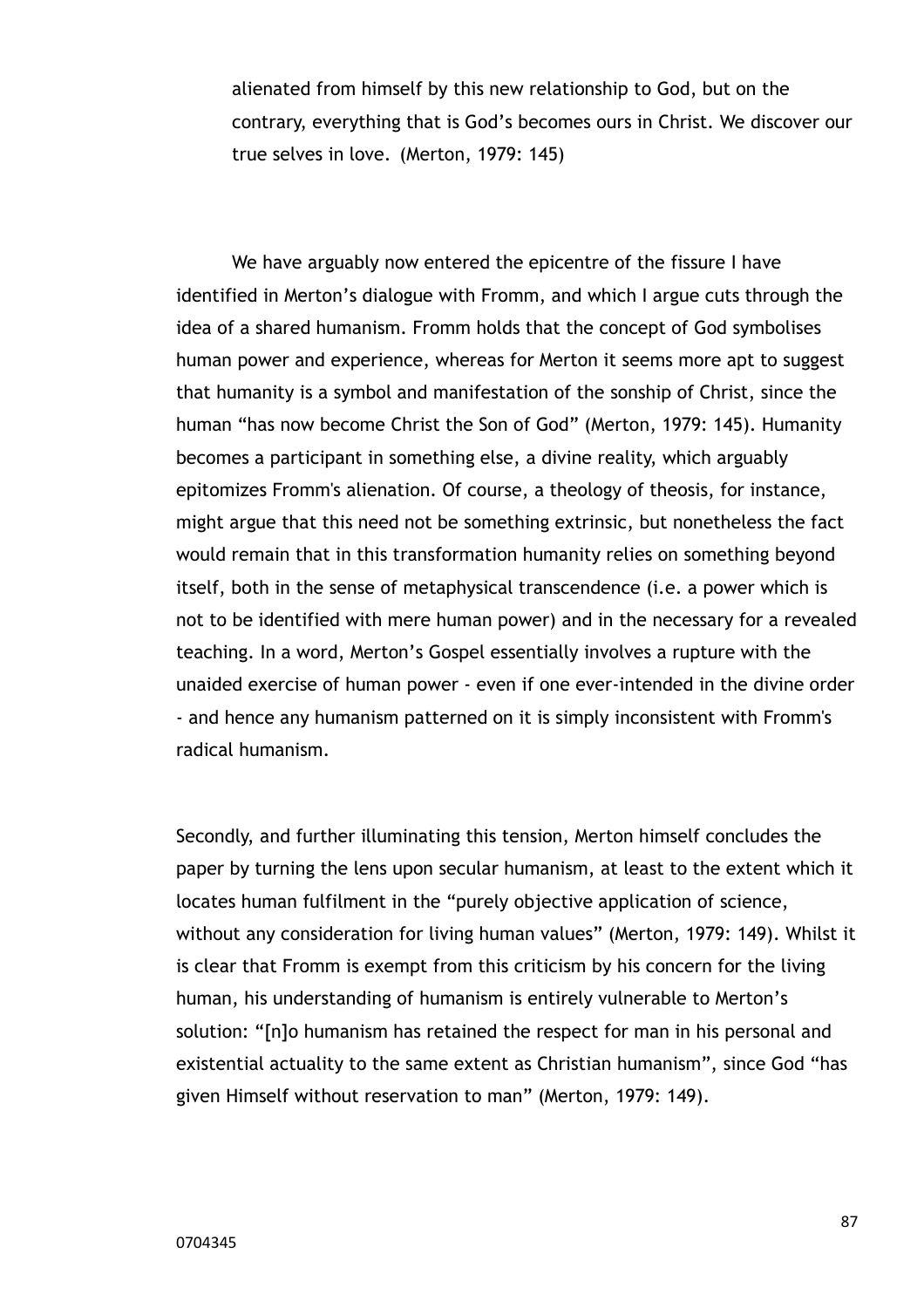> alienated from himself by this new relationship to God, but on the contrary, everything that is God's becomes ours in Christ. We discover our true selves in love. (Merton, 1979: 145)

We have arguably now entered the epicentre of the fissure I have identified in Merton's dialogue with Fromm, and which I argue cuts through the idea of a shared humanism. Fromm holds that the concept of God symbolises human power and experience, whereas for Merton it seems more apt to suggest that humanity is a symbol and manifestation of the sonship of Christ, since the human "has now become Christ the Son of God" (Merton, 1979: 145). Humanity becomes a participant in something else, a divine reality, which arguably epitomizes Fromm's alienation. Of course, a theology of theosis, for instance, might argue that this need not be something extrinsic, but nonetheless the fact would remain that in this transformation humanity relies on something beyond itself, both in the sense of metaphysical transcendence (i.e. a power which is not to be identified with mere human power) and in the necessary for a revealed teaching. In a word, Merton's Gospel essentially involves a rupture with the unaided exercise of human power - even if one ever-intended in the divine order - and hence any humanism patterned on it is simply inconsistent with Fromm's radical humanism.

Secondly, and further illuminating this tension, Merton himself concludes the paper by turning the lens upon secular humanism, at least to the extent which it locates human fulfilment in the "purely objective application of science, without any consideration for living human values" (Merton, 1979: 149). Whilst it is clear that Fromm is exempt from this criticism by his concern for the living human, his understanding of humanism is entirely vulnerable to Merton's solution: "[n]o humanism has retained the respect for man in his personal and existential actuality to the same extent as Christian humanism", since God "has given Himself without reservation to man" (Merton, 1979: 149).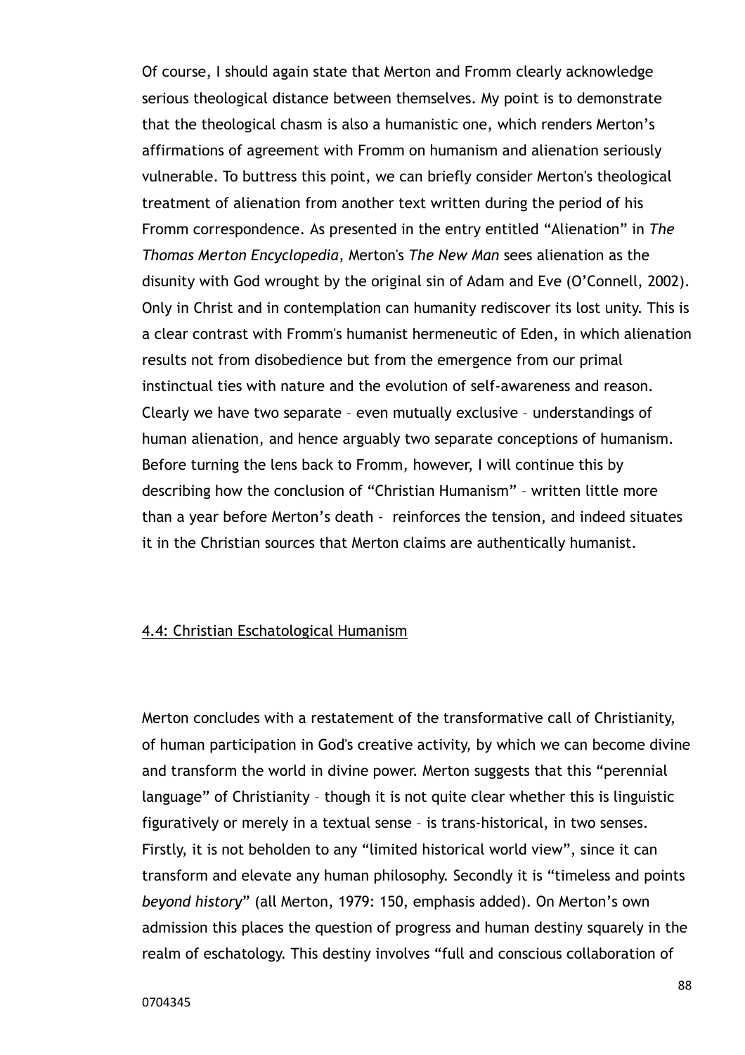Of course, I should again state that Merton and Fromm clearly acknowledge serious theological distance between themselves. My point is to demonstrate that the theological chasm is also a humanistic one, which renders Merton's affirmations of agreement with Fromm on humanism and alienation seriously vulnerable. To buttress this point, we can briefly consider Merton's theological treatment of alienation from another text written during the period of his Fromm correspondence. As presented in the entry entitled "Alienation" in *The Thomas Merton Encyclopedia,* Merton's *The New Man* sees alienation as the disunity with God wrought by the original sin of Adam and Eve (O'Connell, 2002). Only in Christ and in contemplation can humanity rediscover its lost unity. This is a clear contrast with Fromm's humanist hermeneutic of Eden, in which alienation results not from disobedience but from the emergence from our primal instinctual ties with nature and the evolution of self-awareness and reason. Clearly we have two separate – even mutually exclusive – understandings of human alienation, and hence arguably two separate conceptions of humanism. Before turning the lens back to Fromm, however, I will continue this by describing how the conclusion of "Christian Humanism" – written little more than a year before Merton's death - reinforces the tension, and indeed situates it in the Christian sources that Merton claims are authentically humanist.

## 4.4: Christian Eschatological Humanism

Merton concludes with a restatement of the transformative call of Christianity, of human participation in God's creative activity, by which we can become divine and transform the world in divine power. Merton suggests that this "perennial language" of Christianity – though it is not quite clear whether this is linguistic figuratively or merely in a textual sense – is trans-historical, in two senses. Firstly, it is not beholden to any "limited historical world view", since it can transform and elevate any human philosophy. Secondly it is "timeless and points *beyond history*" (all Merton, 1979: 150, emphasis added). On Merton's own admission this places the question of progress and human destiny squarely in the realm of eschatology. This destiny involves "full and conscious collaboration of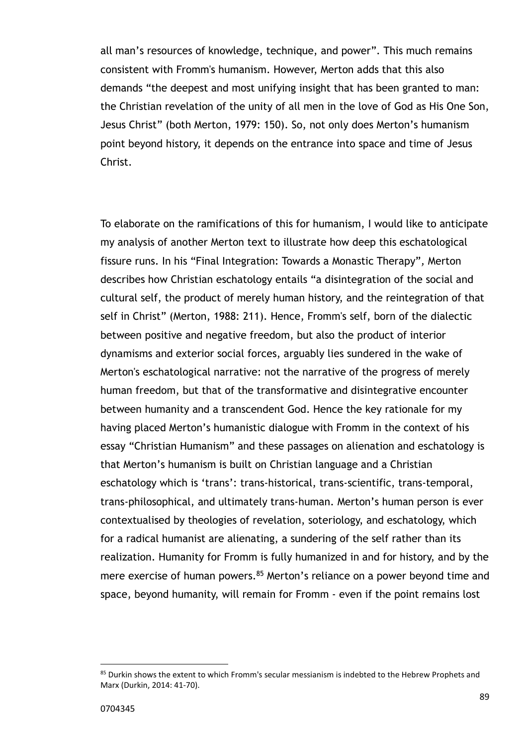all man's resources of knowledge, technique, and power". This much remains consistent with Fromm's humanism. However, Merton adds that this also demands "the deepest and most unifying insight that has been granted to man: the Christian revelation of the unity of all men in the love of God as His One Son, Jesus Christ" (both Merton, 1979: 150). So, not only does Merton's humanism point beyond history, it depends on the entrance into space and time of Jesus Christ.

To elaborate on the ramifications of this for humanism, I would like to anticipate my analysis of another Merton text to illustrate how deep this eschatological fissure runs. In his "Final Integration: Towards a Monastic Therapy", Merton describes how Christian eschatology entails "a disintegration of the social and cultural self, the product of merely human history, and the reintegration of that self in Christ" (Merton, 1988: 211). Hence, Fromm's self, born of the dialectic between positive and negative freedom, but also the product of interior dynamisms and exterior social forces, arguably lies sundered in the wake of Merton's eschatological narrative: not the narrative of the progress of merely human freedom, but that of the transformative and disintegrative encounter between humanity and a transcendent God. Hence the key rationale for my having placed Merton's humanistic dialogue with Fromm in the context of his essay "Christian Humanism" and these passages on alienation and eschatology is that Merton's humanism is built on Christian language and a Christian eschatology which is 'trans': trans-historical, trans-scientific, trans-temporal, trans-philosophical, and ultimately trans-human. Merton's human person is ever contextualised by theologies of revelation, soteriology, and eschatology, which for a radical humanist are alienating, a sundering of the self rather than its realization. Humanity for Fromm is fully humanized in and for history, and by the mere exercise of human powers.[85] Merton's reliance on a power beyond time and space, beyond humanity, will remain for Fromm - even if the point remains lost

[85] Durkin shows the extent to which Fromm's secular messianism is indebted to the Hebrew Prophets and Marx (Durkin, 2014: 41-70).

0704345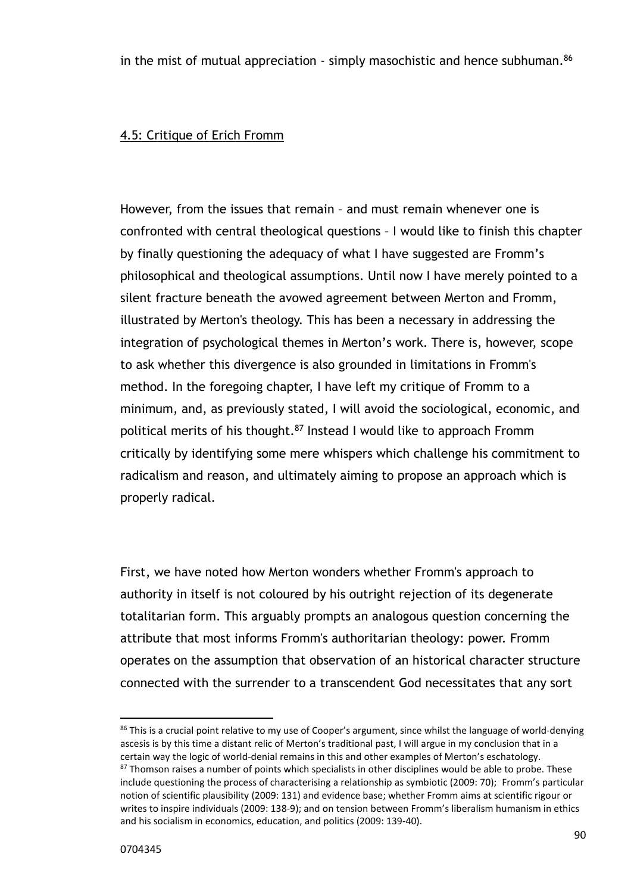in the mist of mutual appreciation - simply masochistic and hence subhuman.[86]

## 4.5: Critique of Erich Fromm

However, from the issues that remain – and must remain whenever one is confronted with central theological questions – I would like to finish this chapter by finally questioning the adequacy of what I have suggested are Fromm's philosophical and theological assumptions. Until now I have merely pointed to a silent fracture beneath the avowed agreement between Merton and Fromm, illustrated by Merton's theology. This has been a necessary in addressing the integration of psychological themes in Merton's work. There is, however, scope to ask whether this divergence is also grounded in limitations in Fromm's method. In the foregoing chapter, I have left my critique of Fromm to a minimum, and, as previously stated, I will avoid the sociological, economic, and political merits of his thought.[87] Instead I would like to approach Fromm critically by identifying some mere whispers which challenge his commitment to radicalism and reason, and ultimately aiming to propose an approach which is properly radical.

First, we have noted how Merton wonders whether Fromm's approach to authority in itself is not coloured by his outright rejection of its degenerate totalitarian form. This arguably prompts an analogous question concerning the attribute that most informs Fromm's authoritarian theology: power. Fromm operates on the assumption that observation of an historical character structure connected with the surrender to a transcendent God necessitates that any sort

[86] This is a crucial point relative to my use of Cooper's argument, since whilst the language of world-denying ascesis is by this time a distant relic of Merton's traditional past, I will argue in my conclusion that in a certain way the logic of world-denial remains in this and other examples of Merton's eschatology.

[87] Thomson raises a number of points which specialists in other disciplines would be able to probe. These include questioning the process of characterising a relationship as symbiotic (2009: 70); Fromm's particular notion of scientific plausibility (2009: 131) and evidence base; whether Fromm aims at scientific rigour or writes to inspire individuals (2009: 138-9); and on tension between Fromm's liberalism humanism in ethics and his socialism in economics, education, and politics (2009: 139-40).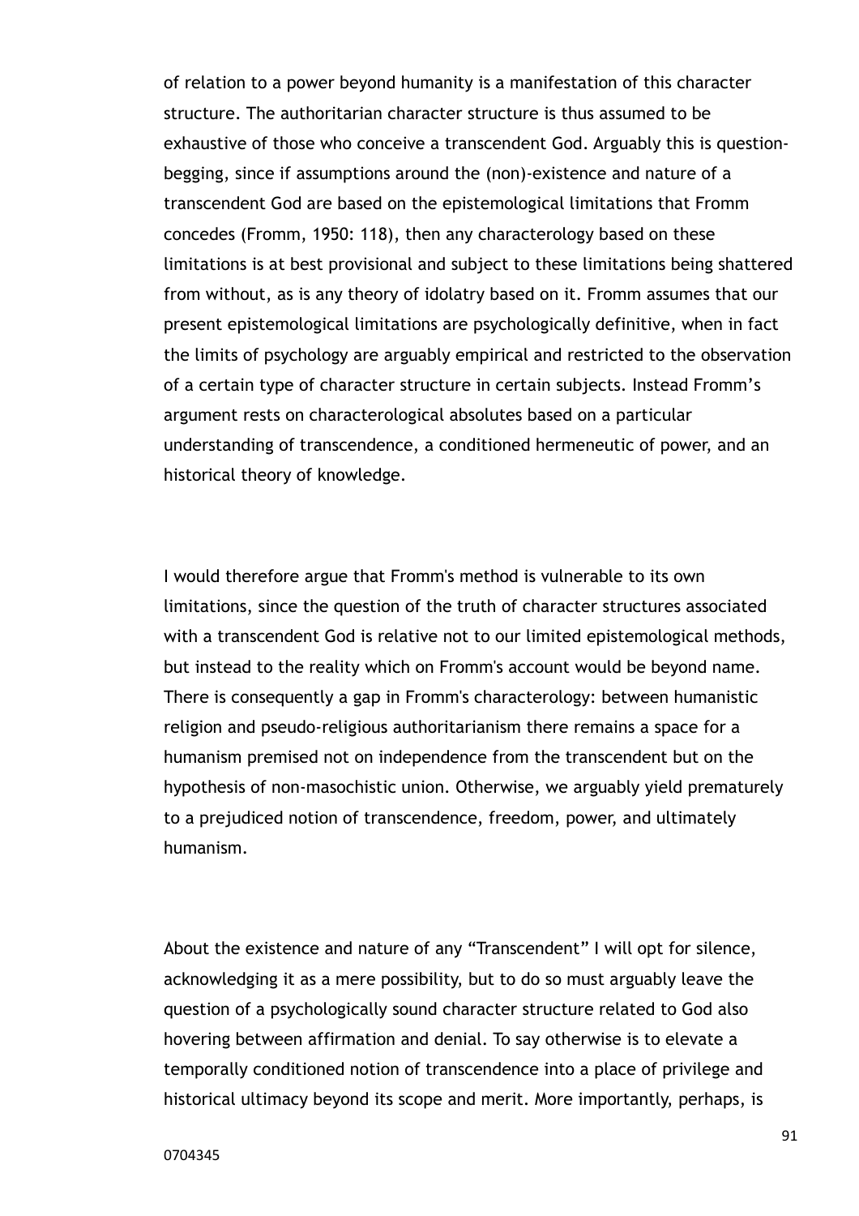of relation to a power beyond humanity is a manifestation of this character structure. The authoritarian character structure is thus assumed to be exhaustive of those who conceive a transcendent God. Arguably this is question-begging, since if assumptions around the (non)-existence and nature of a transcendent God are based on the epistemological limitations that Fromm concedes (Fromm, 1950: 118), then any characterology based on these limitations is at best provisional and subject to these limitations being shattered from without, as is any theory of idolatry based on it. Fromm assumes that our present epistemological limitations are psychologically definitive, when in fact the limits of psychology are arguably empirical and restricted to the observation of a certain type of character structure in certain subjects. Instead Fromm's argument rests on characterological absolutes based on a particular understanding of transcendence, a conditioned hermeneutic of power, and an historical theory of knowledge.

I would therefore argue that Fromm's method is vulnerable to its own limitations, since the question of the truth of character structures associated with a transcendent God is relative not to our limited epistemological methods, but instead to the reality which on Fromm's account would be beyond name. There is consequently a gap in Fromm's characterology: between humanistic religion and pseudo-religious authoritarianism there remains a space for a humanism premised not on independence from the transcendent but on the hypothesis of non-masochistic union. Otherwise, we arguably yield prematurely to a prejudiced notion of transcendence, freedom, power, and ultimately humanism.

About the existence and nature of any "Transcendent" I will opt for silence, acknowledging it as a mere possibility, but to do so must arguably leave the question of a psychologically sound character structure related to God also hovering between affirmation and denial. To say otherwise is to elevate a temporally conditioned notion of transcendence into a place of privilege and historical ultimacy beyond its scope and merit. More importantly, perhaps, is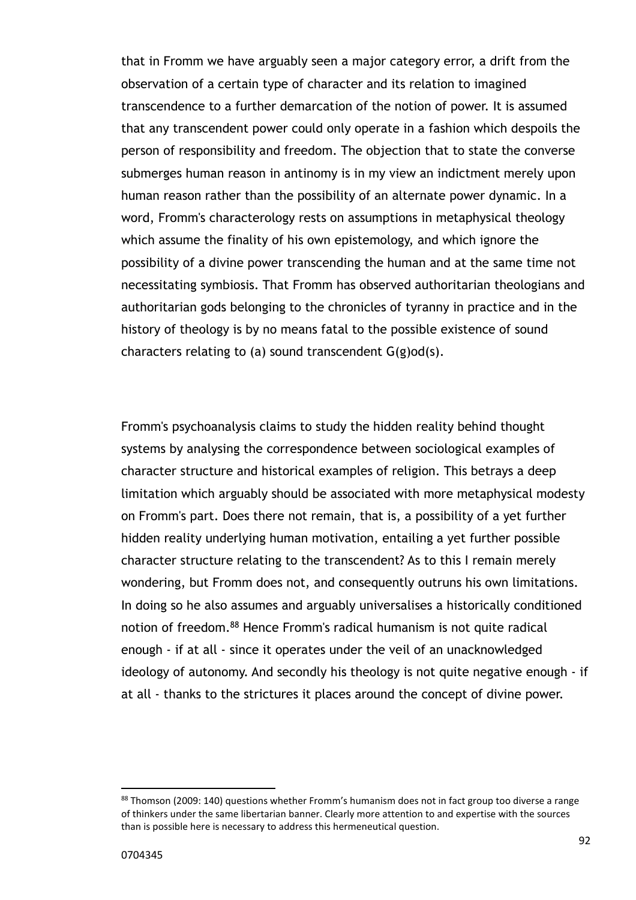that in Fromm we have arguably seen a major category error, a drift from the observation of a certain type of character and its relation to imagined transcendence to a further demarcation of the notion of power. It is assumed that any transcendent power could only operate in a fashion which despoils the person of responsibility and freedom. The objection that to state the converse submerges human reason in antinomy is in my view an indictment merely upon human reason rather than the possibility of an alternate power dynamic. In a word, Fromm's characterology rests on assumptions in metaphysical theology which assume the finality of his own epistemology, and which ignore the possibility of a divine power transcending the human and at the same time not necessitating symbiosis. That Fromm has observed authoritarian theologians and authoritarian gods belonging to the chronicles of tyranny in practice and in the history of theology is by no means fatal to the possible existence of sound characters relating to (a) sound transcendent G(g)od(s).

Fromm's psychoanalysis claims to study the hidden reality behind thought systems by analysing the correspondence between sociological examples of character structure and historical examples of religion. This betrays a deep limitation which arguably should be associated with more metaphysical modesty on Fromm's part. Does there not remain, that is, a possibility of a yet further hidden reality underlying human motivation, entailing a yet further possible character structure relating to the transcendent? As to this I remain merely wondering, but Fromm does not, and consequently outruns his own limitations. In doing so he also assumes and arguably universalises a historically conditioned notion of freedom.[88] Hence Fromm's radical humanism is not quite radical enough - if at all - since it operates under the veil of an unacknowledged ideology of autonomy. And secondly his theology is not quite negative enough - if at all - thanks to the strictures it places around the concept of divine power.

[88] Thomson (2009: 140) questions whether Fromm's humanism does not in fact group too diverse a range of thinkers under the same libertarian banner. Clearly more attention to and expertise with the sources than is possible here is necessary to address this hermeneutical question.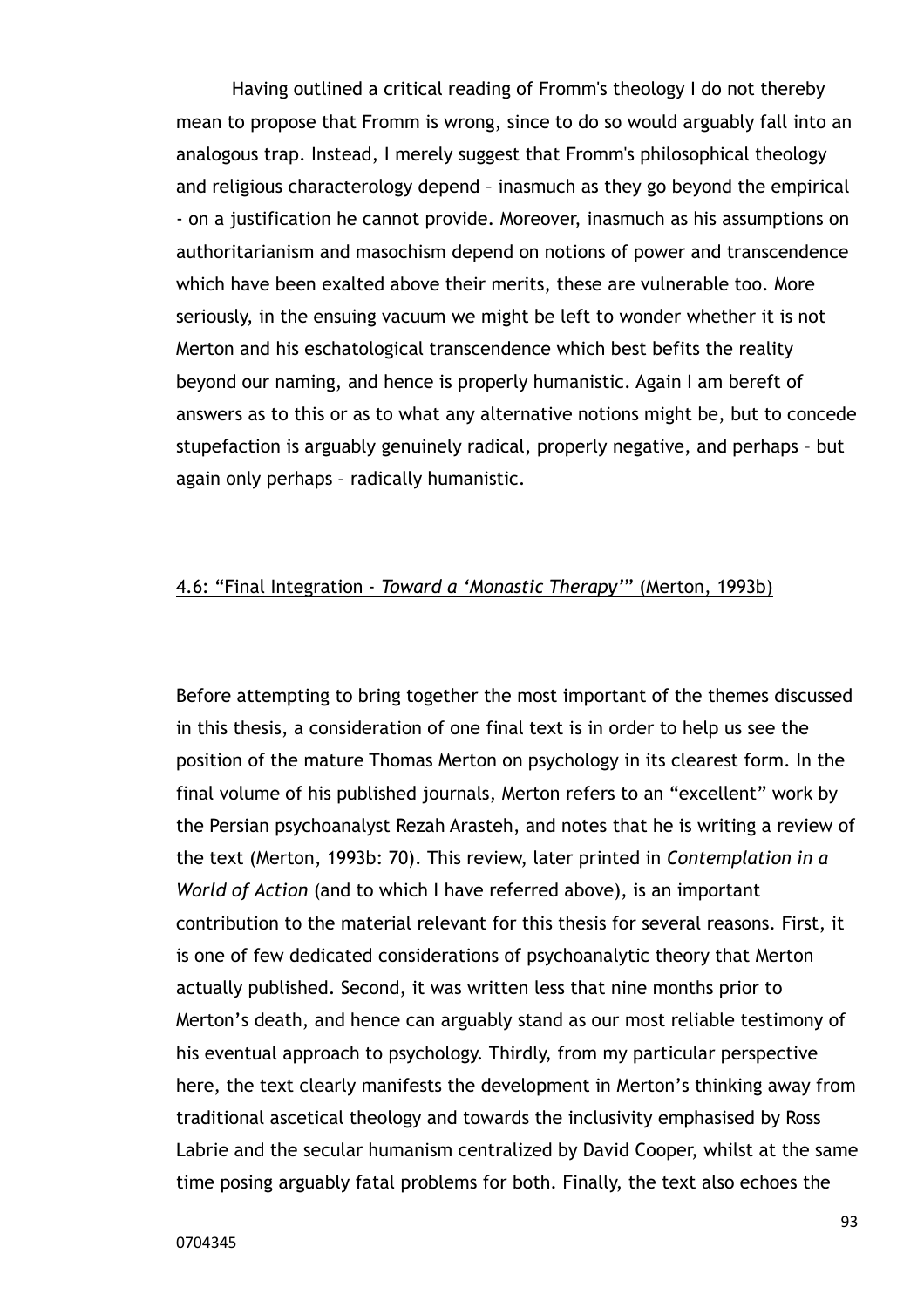Having outlined a critical reading of Fromm's theology I do not thereby mean to propose that Fromm is wrong, since to do so would arguably fall into an analogous trap. Instead, I merely suggest that Fromm's philosophical theology and religious characterology depend – inasmuch as they go beyond the empirical - on a justification he cannot provide. Moreover, inasmuch as his assumptions on authoritarianism and masochism depend on notions of power and transcendence which have been exalted above their merits, these are vulnerable too. More seriously, in the ensuing vacuum we might be left to wonder whether it is not Merton and his eschatological transcendence which best befits the reality beyond our naming, and hence is properly humanistic. Again I am bereft of answers as to this or as to what any alternative notions might be, but to concede stupefaction is arguably genuinely radical, properly negative, and perhaps – but again only perhaps – radically humanistic.

### 4.6: "Final Integration - *Toward a 'Monastic Therapy'*" (Merton, 1993b)

Before attempting to bring together the most important of the themes discussed in this thesis, a consideration of one final text is in order to help us see the position of the mature Thomas Merton on psychology in its clearest form. In the final volume of his published journals, Merton refers to an "excellent" work by the Persian psychoanalyst Rezah Arasteh, and notes that he is writing a review of the text (Merton, 1993b: 70). This review, later printed in *Contemplation in a World of Action* (and to which I have referred above), is an important contribution to the material relevant for this thesis for several reasons. First, it is one of few dedicated considerations of psychoanalytic theory that Merton actually published. Second, it was written less that nine months prior to Merton's death, and hence can arguably stand as our most reliable testimony of his eventual approach to psychology. Thirdly, from my particular perspective here, the text clearly manifests the development in Merton's thinking away from traditional ascetical theology and towards the inclusivity emphasised by Ross Labrie and the secular humanism centralized by David Cooper, whilst at the same time posing arguably fatal problems for both. Finally, the text also echoes the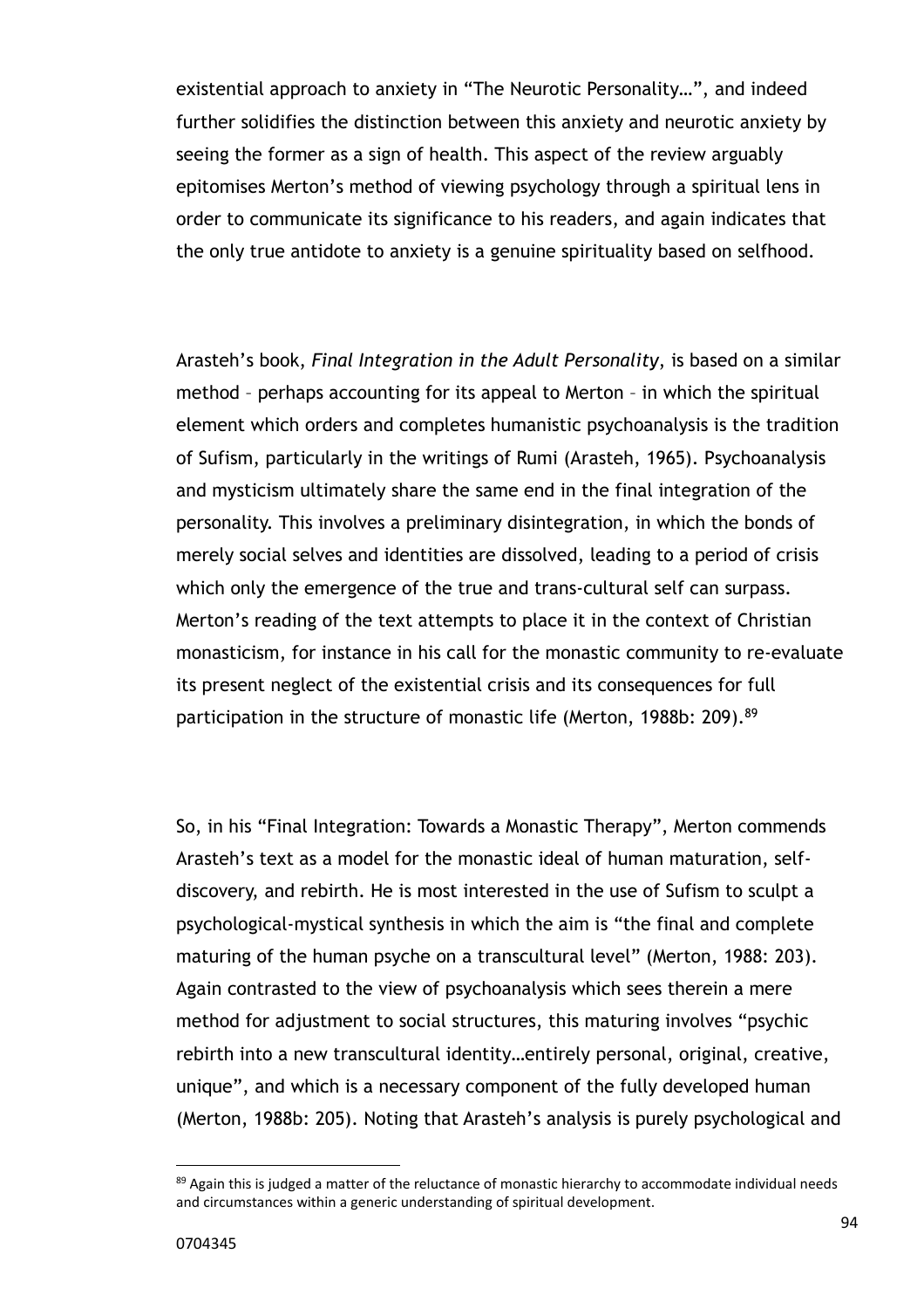existential approach to anxiety in "The Neurotic Personality…", and indeed further solidifies the distinction between this anxiety and neurotic anxiety by seeing the former as a sign of health. This aspect of the review arguably epitomises Merton's method of viewing psychology through a spiritual lens in order to communicate its significance to his readers, and again indicates that the only true antidote to anxiety is a genuine spirituality based on selfhood.

Arasteh's book, *Final Integration in the Adult Personality*, is based on a similar method – perhaps accounting for its appeal to Merton – in which the spiritual element which orders and completes humanistic psychoanalysis is the tradition of Sufism, particularly in the writings of Rumi (Arasteh, 1965). Psychoanalysis and mysticism ultimately share the same end in the final integration of the personality. This involves a preliminary disintegration, in which the bonds of merely social selves and identities are dissolved, leading to a period of crisis which only the emergence of the true and trans-cultural self can surpass. Merton's reading of the text attempts to place it in the context of Christian monasticism, for instance in his call for the monastic community to re-evaluate its present neglect of the existential crisis and its consequences for full participation in the structure of monastic life (Merton, 1988b: 209).[89]

So, in his "Final Integration: Towards a Monastic Therapy", Merton commends Arasteh's text as a model for the monastic ideal of human maturation, self-discovery, and rebirth. He is most interested in the use of Sufism to sculpt a psychological-mystical synthesis in which the aim is "the final and complete maturing of the human psyche on a transcultural level" (Merton, 1988: 203). Again contrasted to the view of psychoanalysis which sees therein a mere method for adjustment to social structures, this maturing involves "psychic rebirth into a new transcultural identity…entirely personal, original, creative, unique", and which is a necessary component of the fully developed human (Merton, 1988b: 205). Noting that Arasteh's analysis is purely psychological and

[89] Again this is judged a matter of the reluctance of monastic hierarchy to accommodate individual needs and circumstances within a generic understanding of spiritual development.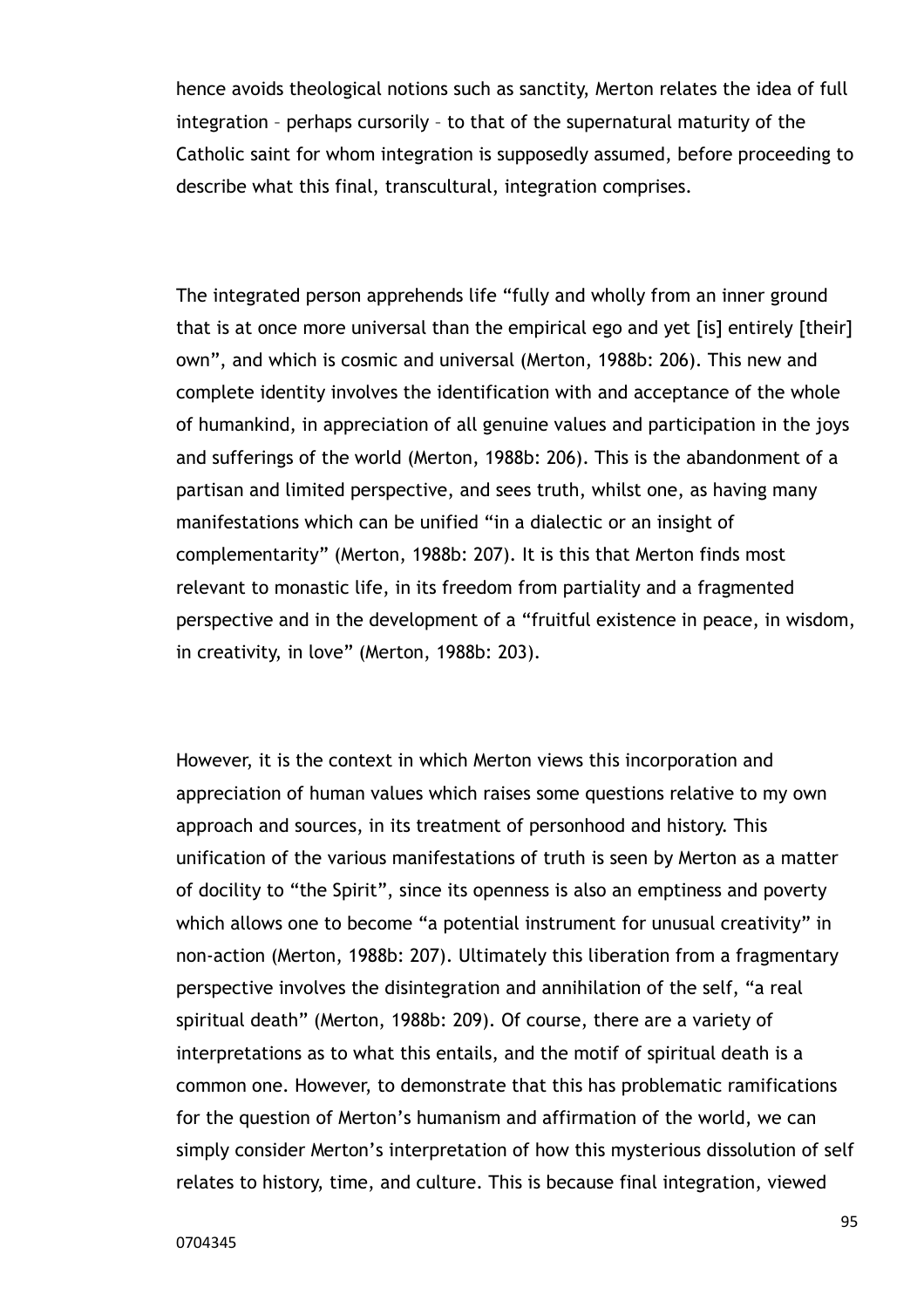hence avoids theological notions such as sanctity, Merton relates the idea of full integration – perhaps cursorily – to that of the supernatural maturity of the Catholic saint for whom integration is supposedly assumed, before proceeding to describe what this final, transcultural, integration comprises.

The integrated person apprehends life "fully and wholly from an inner ground that is at once more universal than the empirical ego and yet [is] entirely [their] own", and which is cosmic and universal (Merton, 1988b: 206). This new and complete identity involves the identification with and acceptance of the whole of humankind, in appreciation of all genuine values and participation in the joys and sufferings of the world (Merton, 1988b: 206). This is the abandonment of a partisan and limited perspective, and sees truth, whilst one, as having many manifestations which can be unified "in a dialectic or an insight of complementarity" (Merton, 1988b: 207). It is this that Merton finds most relevant to monastic life, in its freedom from partiality and a fragmented perspective and in the development of a "fruitful existence in peace, in wisdom, in creativity, in love" (Merton, 1988b: 203).

However, it is the context in which Merton views this incorporation and appreciation of human values which raises some questions relative to my own approach and sources, in its treatment of personhood and history. This unification of the various manifestations of truth is seen by Merton as a matter of docility to "the Spirit", since its openness is also an emptiness and poverty which allows one to become "a potential instrument for unusual creativity" in non-action (Merton, 1988b: 207). Ultimately this liberation from a fragmentary perspective involves the disintegration and annihilation of the self, "a real spiritual death" (Merton, 1988b: 209). Of course, there are a variety of interpretations as to what this entails, and the motif of spiritual death is a common one. However, to demonstrate that this has problematic ramifications for the question of Merton's humanism and affirmation of the world, we can simply consider Merton's interpretation of how this mysterious dissolution of self relates to history, time, and culture. This is because final integration, viewed

0704345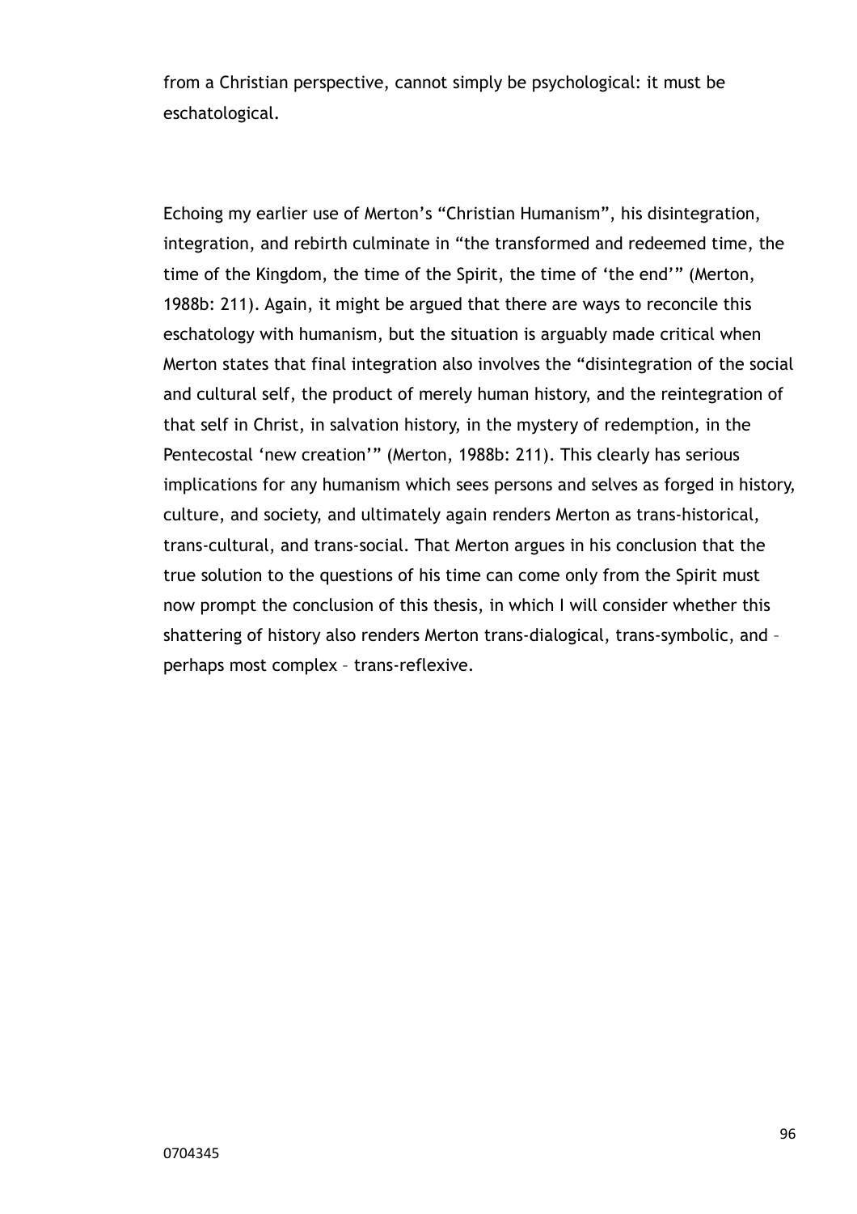from a Christian perspective, cannot simply be psychological: it must be eschatological.

Echoing my earlier use of Merton's "Christian Humanism", his disintegration, integration, and rebirth culminate in "the transformed and redeemed time, the time of the Kingdom, the time of the Spirit, the time of 'the end'" (Merton, 1988b: 211). Again, it might be argued that there are ways to reconcile this eschatology with humanism, but the situation is arguably made critical when Merton states that final integration also involves the "disintegration of the social and cultural self, the product of merely human history, and the reintegration of that self in Christ, in salvation history, in the mystery of redemption, in the Pentecostal 'new creation'" (Merton, 1988b: 211). This clearly has serious implications for any humanism which sees persons and selves as forged in history, culture, and society, and ultimately again renders Merton as trans-historical, trans-cultural, and trans-social. That Merton argues in his conclusion that the true solution to the questions of his time can come only from the Spirit must now prompt the conclusion of this thesis, in which I will consider whether this shattering of history also renders Merton trans-dialogical, trans-symbolic, and – perhaps most complex – trans-reflexive.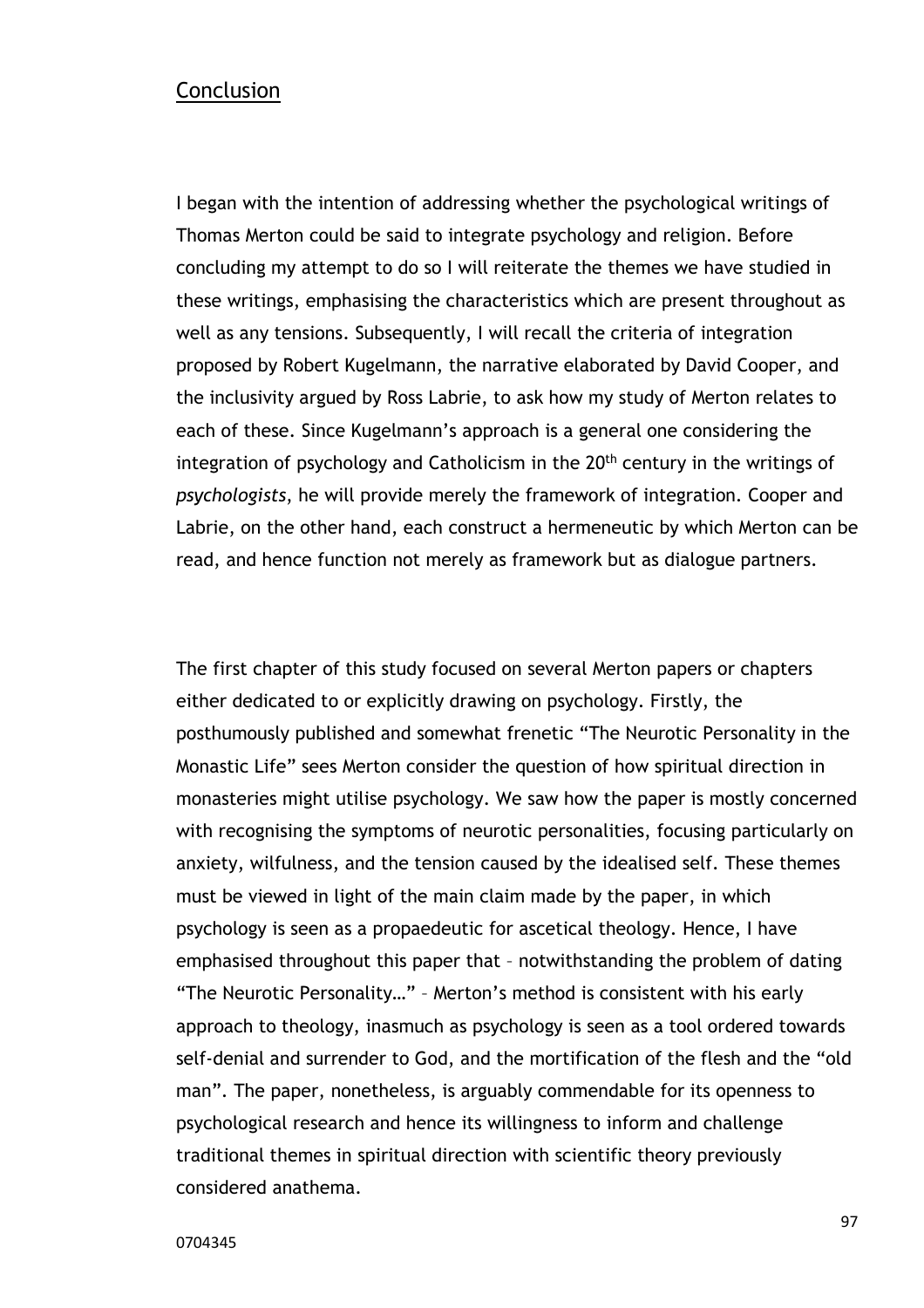## Conclusion

I began with the intention of addressing whether the psychological writings of Thomas Merton could be said to integrate psychology and religion. Before concluding my attempt to do so I will reiterate the themes we have studied in these writings, emphasising the characteristics which are present throughout as well as any tensions. Subsequently, I will recall the criteria of integration proposed by Robert Kugelmann, the narrative elaborated by David Cooper, and the inclusivity argued by Ross Labrie, to ask how my study of Merton relates to each of these. Since Kugelmann's approach is a general one considering the integration of psychology and Catholicism in the 20th century in the writings of *psychologists*, he will provide merely the framework of integration. Cooper and Labrie, on the other hand, each construct a hermeneutic by which Merton can be read, and hence function not merely as framework but as dialogue partners.

The first chapter of this study focused on several Merton papers or chapters either dedicated to or explicitly drawing on psychology. Firstly, the posthumously published and somewhat frenetic "The Neurotic Personality in the Monastic Life" sees Merton consider the question of how spiritual direction in monasteries might utilise psychology. We saw how the paper is mostly concerned with recognising the symptoms of neurotic personalities, focusing particularly on anxiety, wilfulness, and the tension caused by the idealised self. These themes must be viewed in light of the main claim made by the paper, in which psychology is seen as a propaedeutic for ascetical theology. Hence, I have emphasised throughout this paper that – notwithstanding the problem of dating "The Neurotic Personality…" – Merton's method is consistent with his early approach to theology, inasmuch as psychology is seen as a tool ordered towards self-denial and surrender to God, and the mortification of the flesh and the "old man". The paper, nonetheless, is arguably commendable for its openness to psychological research and hence its willingness to inform and challenge traditional themes in spiritual direction with scientific theory previously considered anathema.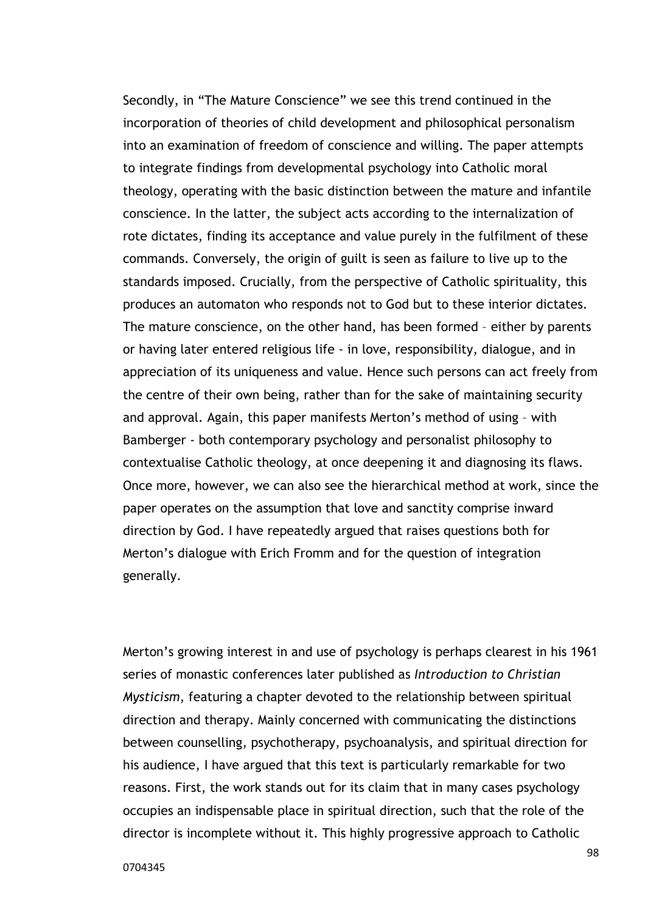Secondly, in “The Mature Conscience” we see this trend continued in the incorporation of theories of child development and philosophical personalism into an examination of freedom of conscience and willing. The paper attempts to integrate findings from developmental psychology into Catholic moral theology, operating with the basic distinction between the mature and infantile conscience. In the latter, the subject acts according to the internalization of rote dictates, finding its acceptance and value purely in the fulfilment of these commands. Conversely, the origin of guilt is seen as failure to live up to the standards imposed. Crucially, from the perspective of Catholic spirituality, this produces an automaton who responds not to God but to these interior dictates. The mature conscience, on the other hand, has been formed – either by parents or having later entered religious life - in love, responsibility, dialogue, and in appreciation of its uniqueness and value. Hence such persons can act freely from the centre of their own being, rather than for the sake of maintaining security and approval. Again, this paper manifests Merton’s method of using – with Bamberger - both contemporary psychology and personalist philosophy to contextualise Catholic theology, at once deepening it and diagnosing its flaws. Once more, however, we can also see the hierarchical method at work, since the paper operates on the assumption that love and sanctity comprise inward direction by God. I have repeatedly argued that raises questions both for Merton’s dialogue with Erich Fromm and for the question of integration generally.

Merton’s growing interest in and use of psychology is perhaps clearest in his 1961 series of monastic conferences later published as *Introduction to Christian Mysticism*, featuring a chapter devoted to the relationship between spiritual direction and therapy. Mainly concerned with communicating the distinctions between counselling, psychotherapy, psychoanalysis, and spiritual direction for his audience, I have argued that this text is particularly remarkable for two reasons. First, the work stands out for its claim that in many cases psychology occupies an indispensable place in spiritual direction, such that the role of the director is incomplete without it. This highly progressive approach to Catholic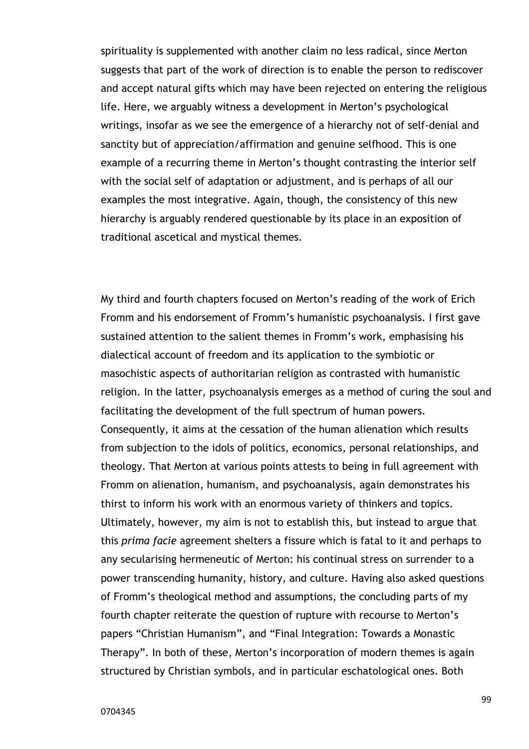spirituality is supplemented with another claim no less radical, since Merton suggests that part of the work of direction is to enable the person to rediscover and accept natural gifts which may have been rejected on entering the religious life. Here, we arguably witness a development in Merton's psychological writings, insofar as we see the emergence of a hierarchy not of self-denial and sanctity but of appreciation/affirmation and genuine selfhood. This is one example of a recurring theme in Merton's thought contrasting the interior self with the social self of adaptation or adjustment, and is perhaps of all our examples the most integrative. Again, though, the consistency of this new hierarchy is arguably rendered questionable by its place in an exposition of traditional ascetical and mystical themes.

My third and fourth chapters focused on Merton's reading of the work of Erich Fromm and his endorsement of Fromm's humanistic psychoanalysis. I first gave sustained attention to the salient themes in Fromm's work, emphasising his dialectical account of freedom and its application to the symbiotic or masochistic aspects of authoritarian religion as contrasted with humanistic religion. In the latter, psychoanalysis emerges as a method of curing the soul and facilitating the development of the full spectrum of human powers. Consequently, it aims at the cessation of the human alienation which results from subjection to the idols of politics, economics, personal relationships, and theology. That Merton at various points attests to being in full agreement with Fromm on alienation, humanism, and psychoanalysis, again demonstrates his thirst to inform his work with an enormous variety of thinkers and topics. Ultimately, however, my aim is not to establish this, but instead to argue that this *prima facie* agreement shelters a fissure which is fatal to it and perhaps to any secularising hermeneutic of Merton: his continual stress on surrender to a power transcending humanity, history, and culture. Having also asked questions of Fromm's theological method and assumptions, the concluding parts of my fourth chapter reiterate the question of rupture with recourse to Merton's papers "Christian Humanism", and "Final Integration: Towards a Monastic Therapy". In both of these, Merton's incorporation of modern themes is again structured by Christian symbols, and in particular eschatological ones. Both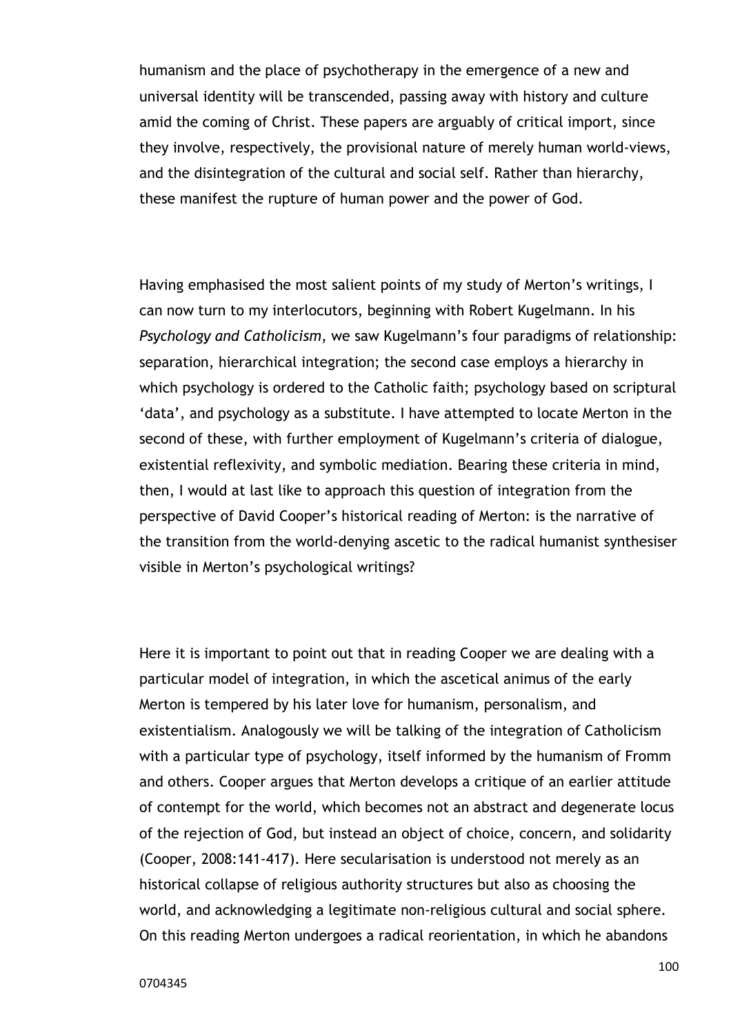humanism and the place of psychotherapy in the emergence of a new and universal identity will be transcended, passing away with history and culture amid the coming of Christ. These papers are arguably of critical import, since they involve, respectively, the provisional nature of merely human world-views, and the disintegration of the cultural and social self. Rather than hierarchy, these manifest the rupture of human power and the power of God.

Having emphasised the most salient points of my study of Merton's writings, I can now turn to my interlocutors, beginning with Robert Kugelmann. In his *Psychology and Catholicism*, we saw Kugelmann's four paradigms of relationship: separation, hierarchical integration; the second case employs a hierarchy in which psychology is ordered to the Catholic faith; psychology based on scriptural 'data', and psychology as a substitute. I have attempted to locate Merton in the second of these, with further employment of Kugelmann's criteria of dialogue, existential reflexivity, and symbolic mediation. Bearing these criteria in mind, then, I would at last like to approach this question of integration from the perspective of David Cooper's historical reading of Merton: is the narrative of the transition from the world-denying ascetic to the radical humanist synthesiser visible in Merton's psychological writings?

Here it is important to point out that in reading Cooper we are dealing with a particular model of integration, in which the ascetical animus of the early Merton is tempered by his later love for humanism, personalism, and existentialism. Analogously we will be talking of the integration of Catholicism with a particular type of psychology, itself informed by the humanism of Fromm and others. Cooper argues that Merton develops a critique of an earlier attitude of contempt for the world, which becomes not an abstract and degenerate locus of the rejection of God, but instead an object of choice, concern, and solidarity (Cooper, 2008:141-417). Here secularisation is understood not merely as an historical collapse of religious authority structures but also as choosing the world, and acknowledging a legitimate non-religious cultural and social sphere. On this reading Merton undergoes a radical reorientation, in which he abandons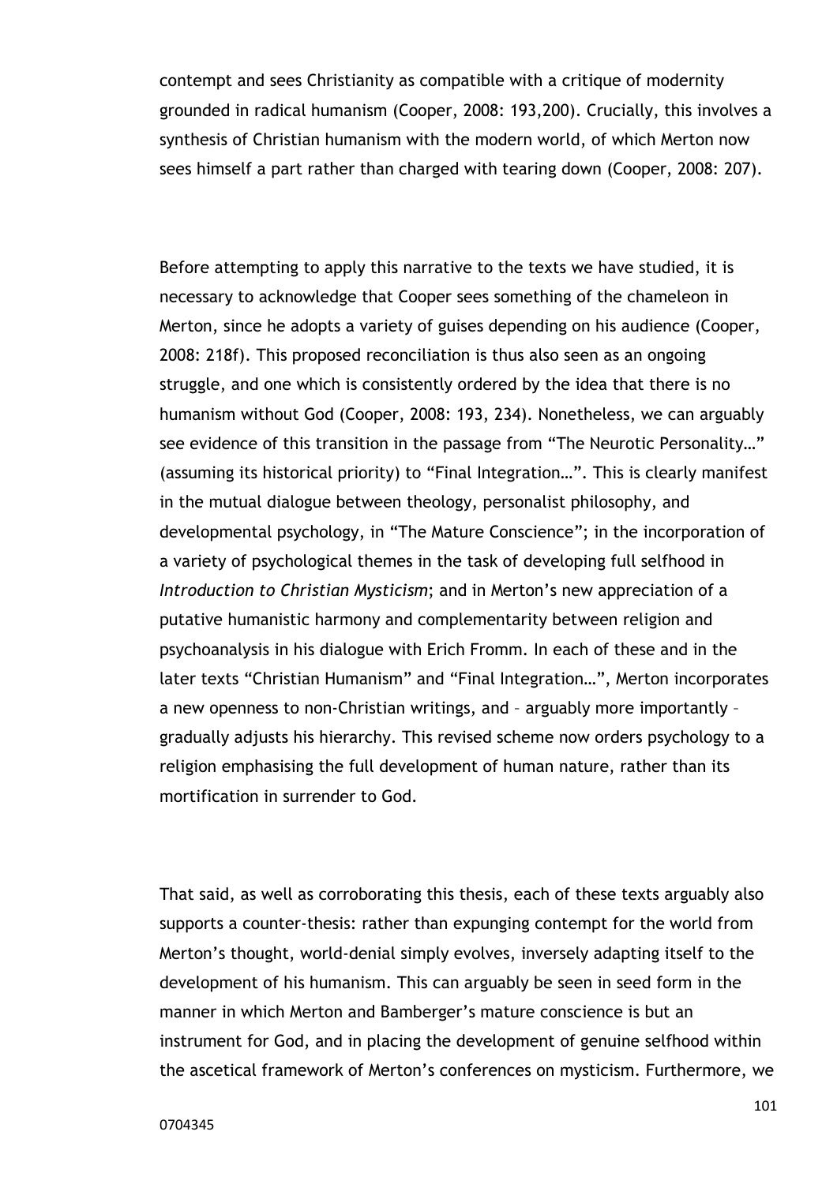contempt and sees Christianity as compatible with a critique of modernity grounded in radical humanism (Cooper, 2008: 193,200). Crucially, this involves a synthesis of Christian humanism with the modern world, of which Merton now sees himself a part rather than charged with tearing down (Cooper, 2008: 207).

Before attempting to apply this narrative to the texts we have studied, it is necessary to acknowledge that Cooper sees something of the chameleon in Merton, since he adopts a variety of guises depending on his audience (Cooper, 2008: 218f). This proposed reconciliation is thus also seen as an ongoing struggle, and one which is consistently ordered by the idea that there is no humanism without God (Cooper, 2008: 193, 234). Nonetheless, we can arguably see evidence of this transition in the passage from "The Neurotic Personality…" (assuming its historical priority) to "Final Integration…". This is clearly manifest in the mutual dialogue between theology, personalist philosophy, and developmental psychology, in "The Mature Conscience"; in the incorporation of a variety of psychological themes in the task of developing full selfhood in *Introduction to Christian Mysticism*; and in Merton's new appreciation of a putative humanistic harmony and complementarity between religion and psychoanalysis in his dialogue with Erich Fromm. In each of these and in the later texts "Christian Humanism" and "Final Integration…", Merton incorporates a new openness to non-Christian writings, and – arguably more importantly – gradually adjusts his hierarchy. This revised scheme now orders psychology to a religion emphasising the full development of human nature, rather than its mortification in surrender to God.

That said, as well as corroborating this thesis, each of these texts arguably also supports a counter-thesis: rather than expunging contempt for the world from Merton's thought, world-denial simply evolves, inversely adapting itself to the development of his humanism. This can arguably be seen in seed form in the manner in which Merton and Bamberger's mature conscience is but an instrument for God, and in placing the development of genuine selfhood within the ascetical framework of Merton's conferences on mysticism. Furthermore, we

0704345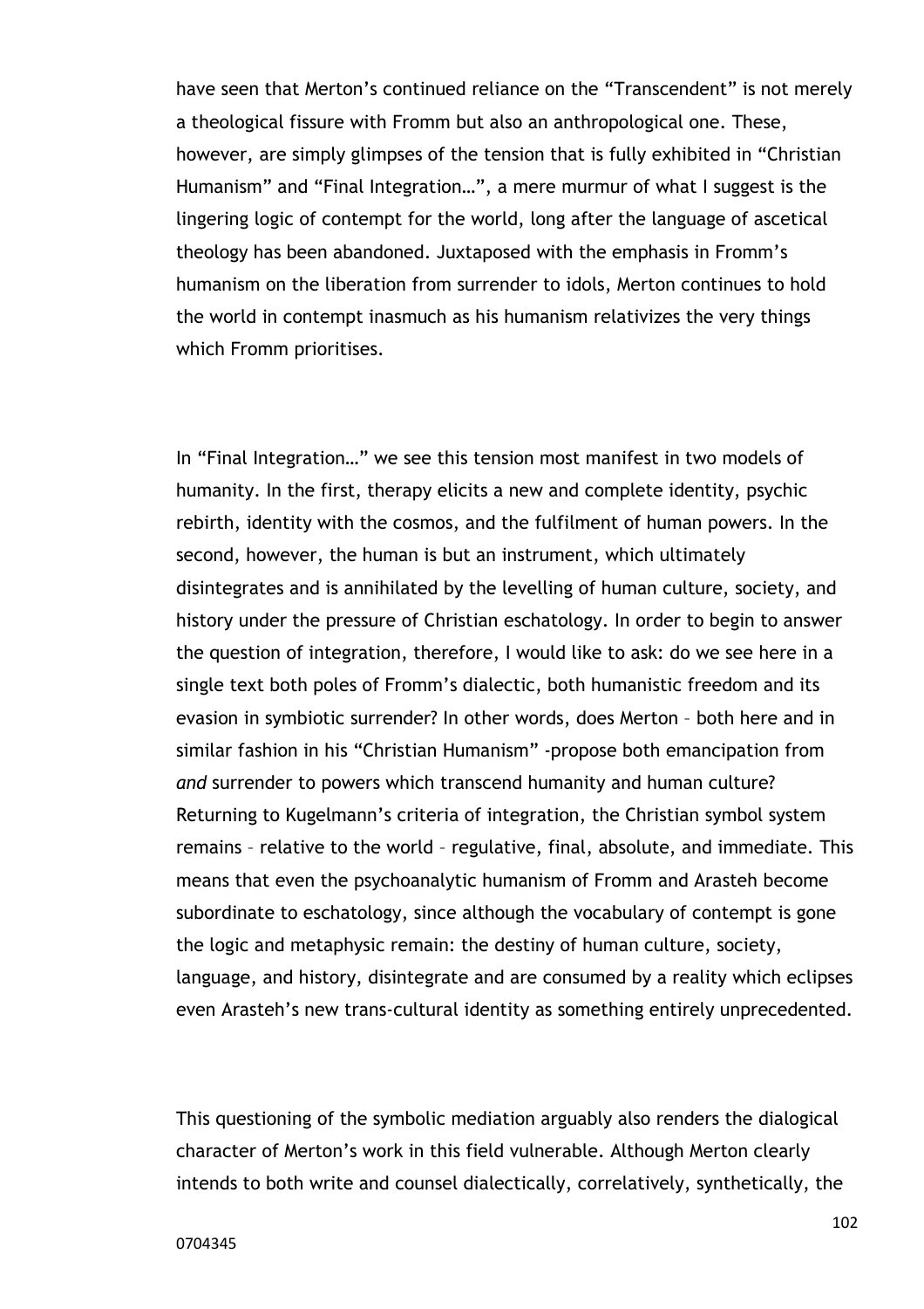have seen that Merton's continued reliance on the "Transcendent" is not merely a theological fissure with Fromm but also an anthropological one. These, however, are simply glimpses of the tension that is fully exhibited in "Christian Humanism" and "Final Integration…", a mere murmur of what I suggest is the lingering logic of contempt for the world, long after the language of ascetical theology has been abandoned. Juxtaposed with the emphasis in Fromm's humanism on the liberation from surrender to idols, Merton continues to hold the world in contempt inasmuch as his humanism relativizes the very things which Fromm prioritises.

In "Final Integration…" we see this tension most manifest in two models of humanity. In the first, therapy elicits a new and complete identity, psychic rebirth, identity with the cosmos, and the fulfilment of human powers. In the second, however, the human is but an instrument, which ultimately disintegrates and is annihilated by the levelling of human culture, society, and history under the pressure of Christian eschatology. In order to begin to answer the question of integration, therefore, I would like to ask: do we see here in a single text both poles of Fromm's dialectic, both humanistic freedom and its evasion in symbiotic surrender? In other words, does Merton – both here and in similar fashion in his "Christian Humanism" -propose both emancipation from *and* surrender to powers which transcend humanity and human culture? Returning to Kugelmann's criteria of integration, the Christian symbol system remains – relative to the world – regulative, final, absolute, and immediate. This means that even the psychoanalytic humanism of Fromm and Arasteh become subordinate to eschatology, since although the vocabulary of contempt is gone the logic and metaphysic remain: the destiny of human culture, society, language, and history, disintegrate and are consumed by a reality which eclipses even Arasteh's new trans-cultural identity as something entirely unprecedented.

This questioning of the symbolic mediation arguably also renders the dialogical character of Merton's work in this field vulnerable. Although Merton clearly intends to both write and counsel dialectically, correlatively, synthetically, the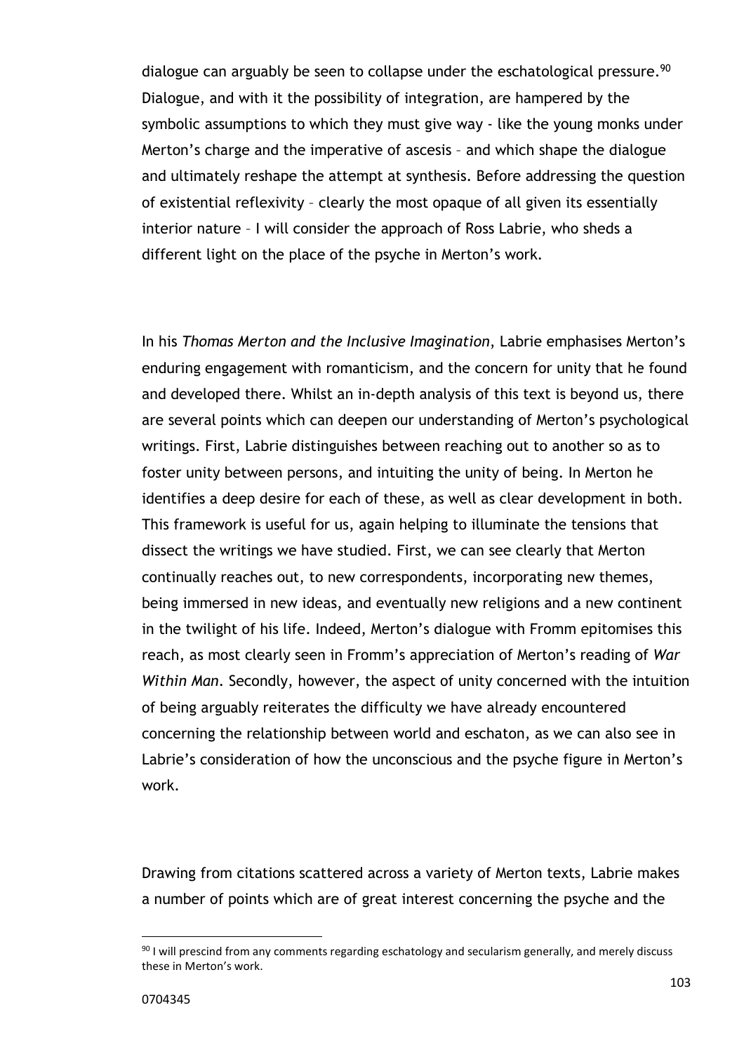dialogue can arguably be seen to collapse under the eschatological pressure.[90] Dialogue, and with it the possibility of integration, are hampered by the symbolic assumptions to which they must give way - like the young monks under Merton's charge and the imperative of ascesis – and which shape the dialogue and ultimately reshape the attempt at synthesis. Before addressing the question of existential reflexivity – clearly the most opaque of all given its essentially interior nature – I will consider the approach of Ross Labrie, who sheds a different light on the place of the psyche in Merton's work.

In his *Thomas Merton and the Inclusive Imagination*, Labrie emphasises Merton's enduring engagement with romanticism, and the concern for unity that he found and developed there. Whilst an in-depth analysis of this text is beyond us, there are several points which can deepen our understanding of Merton's psychological writings. First, Labrie distinguishes between reaching out to another so as to foster unity between persons, and intuiting the unity of being. In Merton he identifies a deep desire for each of these, as well as clear development in both. This framework is useful for us, again helping to illuminate the tensions that dissect the writings we have studied. First, we can see clearly that Merton continually reaches out, to new correspondents, incorporating new themes, being immersed in new ideas, and eventually new religions and a new continent in the twilight of his life. Indeed, Merton's dialogue with Fromm epitomises this reach, as most clearly seen in Fromm's appreciation of Merton's reading of *War Within Man*. Secondly, however, the aspect of unity concerned with the intuition of being arguably reiterates the difficulty we have already encountered concerning the relationship between world and eschaton, as we can also see in Labrie's consideration of how the unconscious and the psyche figure in Merton's work.

Drawing from citations scattered across a variety of Merton texts, Labrie makes a number of points which are of great interest concerning the psyche and the

[90] I will prescind from any comments regarding eschatology and secularism generally, and merely discuss these in Merton's work.

0704345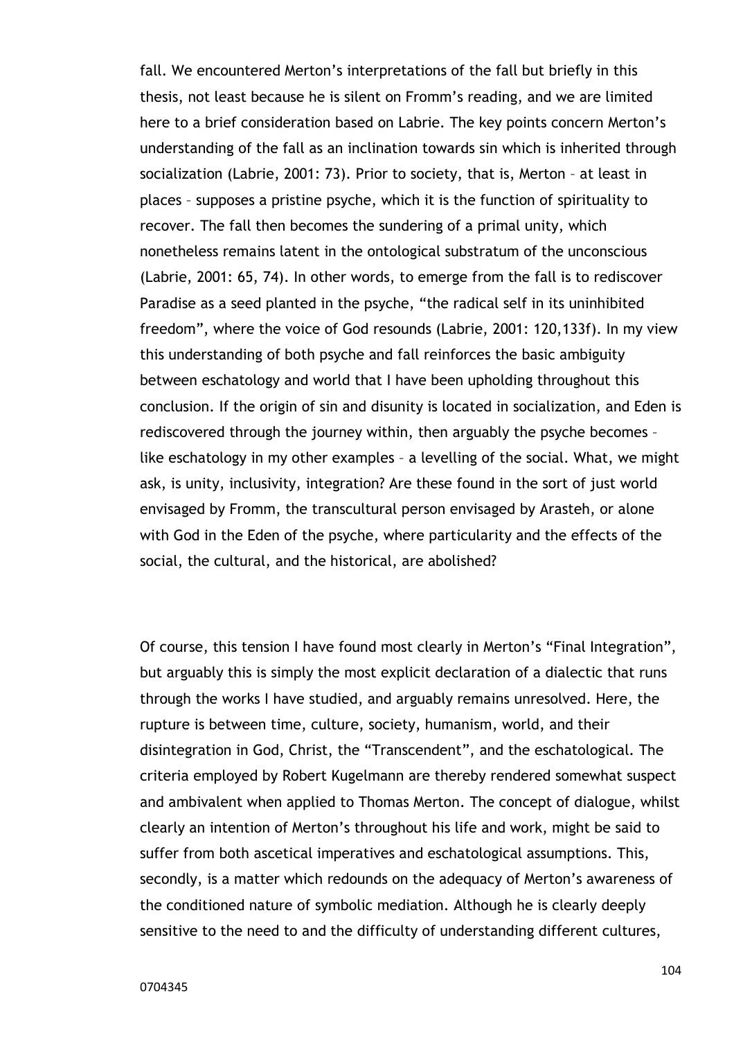fall. We encountered Merton's interpretations of the fall but briefly in this thesis, not least because he is silent on Fromm's reading, and we are limited here to a brief consideration based on Labrie. The key points concern Merton's understanding of the fall as an inclination towards sin which is inherited through socialization (Labrie, 2001: 73). Prior to society, that is, Merton – at least in places – supposes a pristine psyche, which it is the function of spirituality to recover. The fall then becomes the sundering of a primal unity, which nonetheless remains latent in the ontological substratum of the unconscious (Labrie, 2001: 65, 74). In other words, to emerge from the fall is to rediscover Paradise as a seed planted in the psyche, "the radical self in its uninhibited freedom", where the voice of God resounds (Labrie, 2001: 120,133f). In my view this understanding of both psyche and fall reinforces the basic ambiguity between eschatology and world that I have been upholding throughout this conclusion. If the origin of sin and disunity is located in socialization, and Eden is rediscovered through the journey within, then arguably the psyche becomes – like eschatology in my other examples – a levelling of the social. What, we might ask, is unity, inclusivity, integration? Are these found in the sort of just world envisaged by Fromm, the transcultural person envisaged by Arasteh, or alone with God in the Eden of the psyche, where particularity and the effects of the social, the cultural, and the historical, are abolished?

Of course, this tension I have found most clearly in Merton's "Final Integration", but arguably this is simply the most explicit declaration of a dialectic that runs through the works I have studied, and arguably remains unresolved. Here, the rupture is between time, culture, society, humanism, world, and their disintegration in God, Christ, the "Transcendent", and the eschatological. The criteria employed by Robert Kugelmann are thereby rendered somewhat suspect and ambivalent when applied to Thomas Merton. The concept of dialogue, whilst clearly an intention of Merton's throughout his life and work, might be said to suffer from both ascetical imperatives and eschatological assumptions. This, secondly, is a matter which redounds on the adequacy of Merton's awareness of the conditioned nature of symbolic mediation. Although he is clearly deeply sensitive to the need to and the difficulty of understanding different cultures,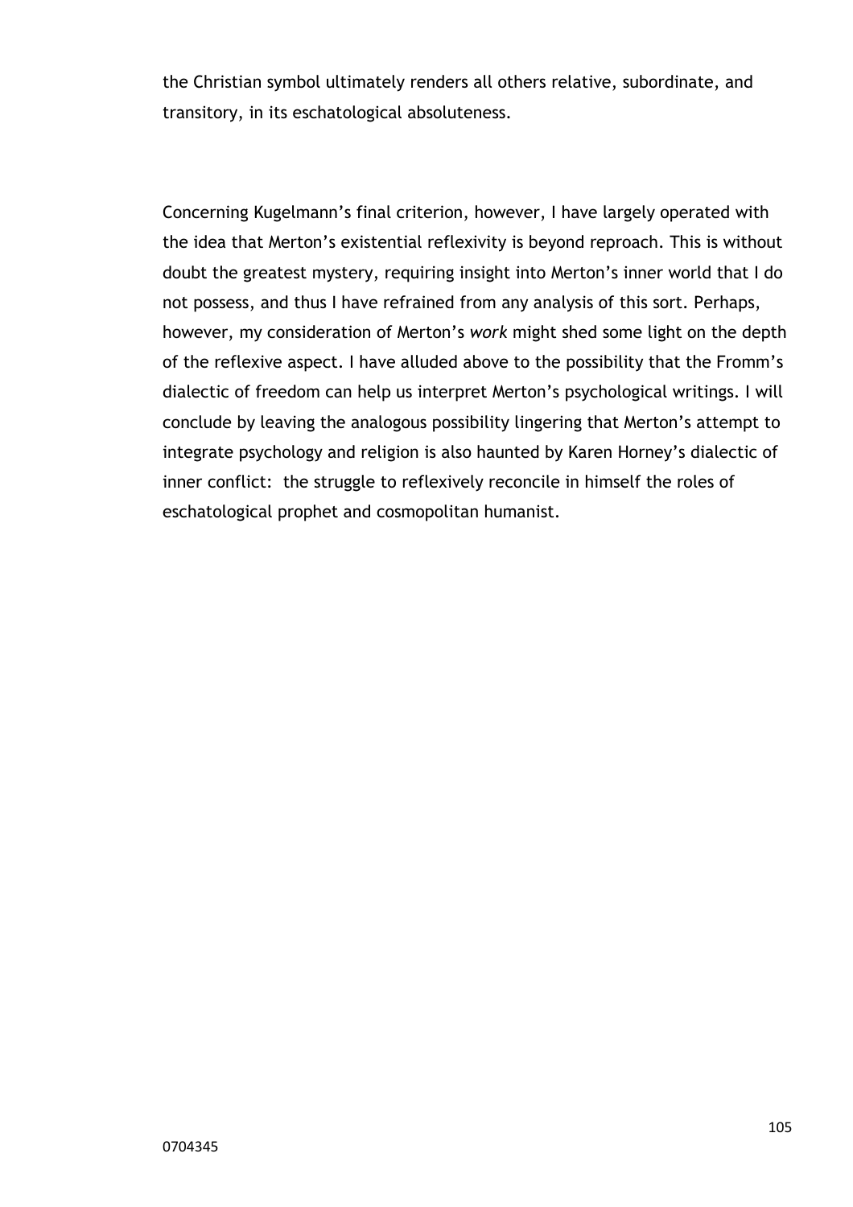the Christian symbol ultimately renders all others relative, subordinate, and transitory, in its eschatological absoluteness.

Concerning Kugelmann's final criterion, however, I have largely operated with the idea that Merton's existential reflexivity is beyond reproach. This is without doubt the greatest mystery, requiring insight into Merton's inner world that I do not possess, and thus I have refrained from any analysis of this sort. Perhaps, however, my consideration of Merton's *work* might shed some light on the depth of the reflexive aspect. I have alluded above to the possibility that the Fromm's dialectic of freedom can help us interpret Merton's psychological writings. I will conclude by leaving the analogous possibility lingering that Merton's attempt to integrate psychology and religion is also haunted by Karen Horney's dialectic of inner conflict: the struggle to reflexively reconcile in himself the roles of eschatological prophet and cosmopolitan humanist.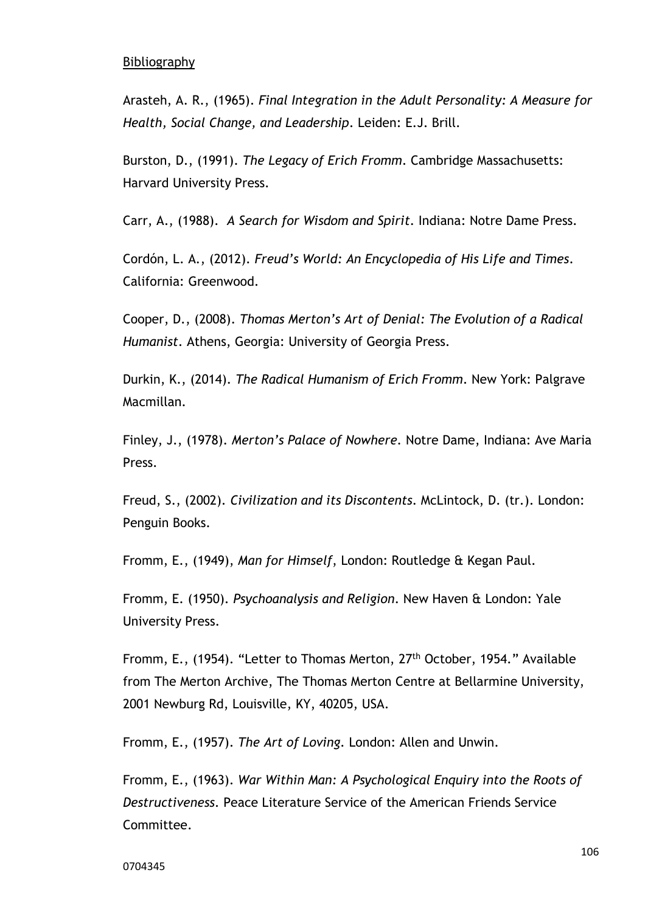Bibliography

Arasteh, A. R., (1965). *Final Integration in the Adult Personality: A Measure for Health, Social Change, and Leadership*. Leiden: E.J. Brill.

Burston, D., (1991). *The Legacy of Erich Fromm*. Cambridge Massachusetts: Harvard University Press.

Carr, A., (1988). *A Search for Wisdom and Spirit*. Indiana: Notre Dame Press.

Cordón, L. A., (2012). *Freud's World: An Encyclopedia of His Life and Times*. California: Greenwood.

Cooper, D., (2008). *Thomas Merton's Art of Denial: The Evolution of a Radical Humanist*. Athens, Georgia: University of Georgia Press.

Durkin, K., (2014). *The Radical Humanism of Erich Fromm*. New York: Palgrave Macmillan.

Finley, J., (1978). *Merton's Palace of Nowhere*. Notre Dame, Indiana: Ave Maria Press.

Freud, S., (2002). *Civilization and its Discontents*. McLintock, D. (tr.). London: Penguin Books.

Fromm, E., (1949), *Man for Himself*, London: Routledge & Kegan Paul.

Fromm, E. (1950). *Psychoanalysis and Religion*. New Haven & London: Yale University Press.

Fromm, E., (1954). "Letter to Thomas Merton, 27th October, 1954." Available from The Merton Archive, The Thomas Merton Centre at Bellarmine University, 2001 Newburg Rd, Louisville, KY, 40205, USA.

Fromm, E., (1957). *The Art of Loving*. London: Allen and Unwin.

Fromm, E., (1963). *War Within Man: A Psychological Enquiry into the Roots of Destructiveness*. Peace Literature Service of the American Friends Service Committee.

0704345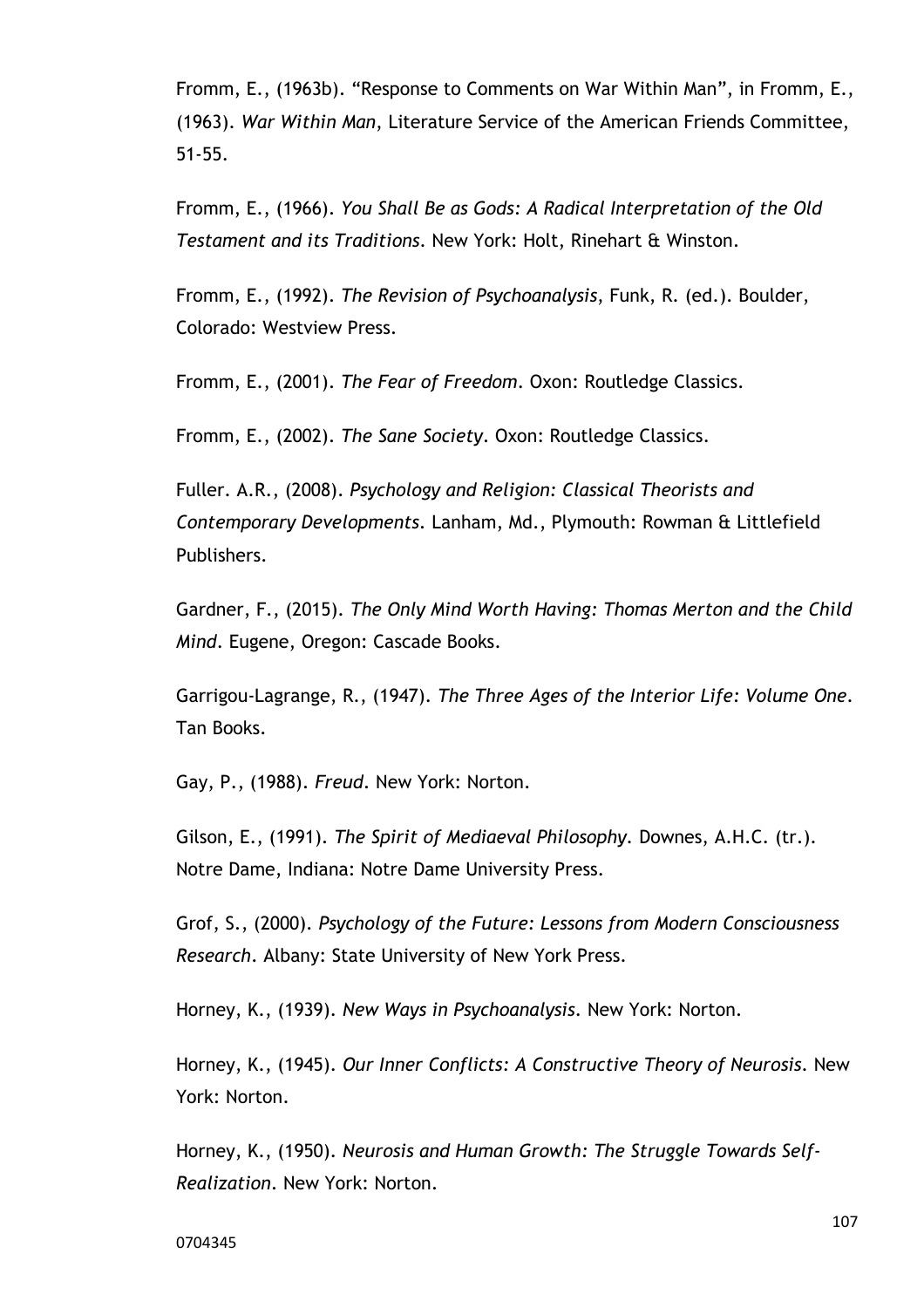Fromm, E., (1963b). “Response to Comments on War Within Man”, in Fromm, E., (1963). *War Within Man*, Literature Service of the American Friends Committee, 51-55.

Fromm, E., (1966). *You Shall Be as Gods: A Radical Interpretation of the Old Testament and its Traditions*. New York: Holt, Rinehart & Winston.

Fromm, E., (1992). *The Revision of Psychoanalysis*, Funk, R. (ed.). Boulder, Colorado: Westview Press.

Fromm, E., (2001). *The Fear of Freedom*. Oxon: Routledge Classics.

Fromm, E., (2002). *The Sane Society*. Oxon: Routledge Classics.

Fuller. A.R., (2008). *Psychology and Religion: Classical Theorists and Contemporary Developments*. Lanham, Md., Plymouth: Rowman & Littlefield Publishers.

Gardner, F., (2015). *The Only Mind Worth Having: Thomas Merton and the Child Mind*. Eugene, Oregon: Cascade Books.

Garrigou-Lagrange, R., (1947). *The Three Ages of the Interior Life: Volume One*. Tan Books.

Gay, P., (1988). *Freud*. New York: Norton.

Gilson, E., (1991). *The Spirit of Mediaeval Philosophy*. Downes, A.H.C. (tr.). Notre Dame, Indiana: Notre Dame University Press.

Grof, S., (2000). *Psychology of the Future: Lessons from Modern Consciousness Research*. Albany: State University of New York Press.

Horney, K., (1939). *New Ways in Psychoanalysis*. New York: Norton.

Horney, K., (1945). *Our Inner Conflicts: A Constructive Theory of Neurosis*. New York: Norton.

Horney, K., (1950). *Neurosis and Human Growth: The Struggle Towards Self-Realization*. New York: Norton.

0704345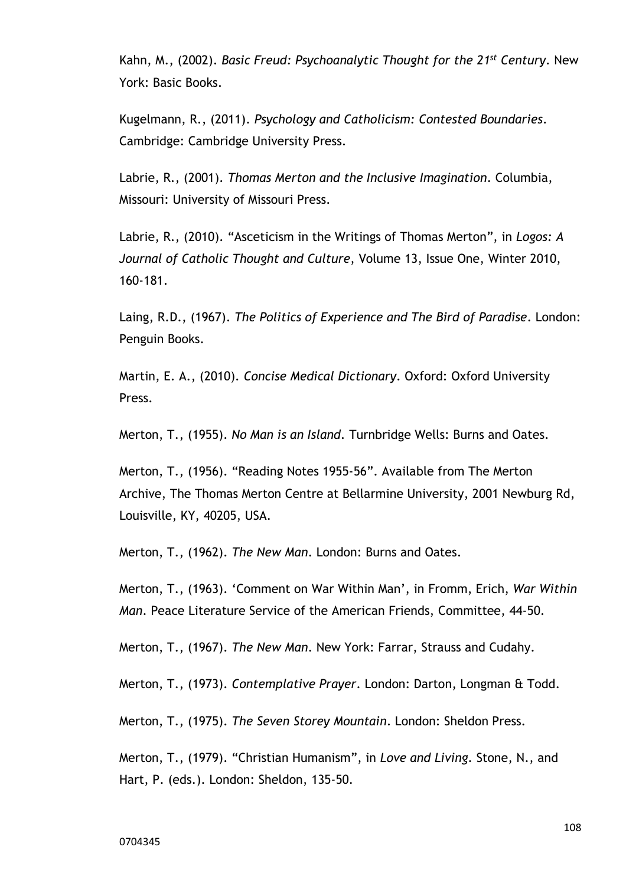Kahn, M., (2002). *Basic Freud: Psychoanalytic Thought for the 21st Century*. New York: Basic Books.

Kugelmann, R., (2011). *Psychology and Catholicism: Contested Boundaries*. Cambridge: Cambridge University Press.

Labrie, R., (2001). *Thomas Merton and the Inclusive Imagination*. Columbia, Missouri: University of Missouri Press.

Labrie, R., (2010). "Asceticism in the Writings of Thomas Merton", in *Logos: A Journal of Catholic Thought and Culture*, Volume 13, Issue One, Winter 2010, 160-181.

Laing, R.D., (1967). *The Politics of Experience and The Bird of Paradise*. London: Penguin Books.

Martin, E. A., (2010). *Concise Medical Dictionary*. Oxford: Oxford University Press.

Merton, T., (1955). *No Man is an Island*. Turnbridge Wells: Burns and Oates.

Merton, T., (1956). "Reading Notes 1955-56". Available from The Merton Archive, The Thomas Merton Centre at Bellarmine University, 2001 Newburg Rd, Louisville, KY, 40205, USA.

Merton, T., (1962). *The New Man*. London: Burns and Oates.

Merton, T., (1963). 'Comment on War Within Man', in Fromm, Erich, *War Within Man*. Peace Literature Service of the American Friends, Committee, 44-50.

Merton, T., (1967). *The New Man*. New York: Farrar, Strauss and Cudahy.

Merton, T., (1973). *Contemplative Prayer*. London: Darton, Longman & Todd.

Merton, T., (1975). *The Seven Storey Mountain*. London: Sheldon Press.

Merton, T., (1979). "Christian Humanism", in *Love and Living*. Stone, N., and Hart, P. (eds.). London: Sheldon, 135-50.

0704345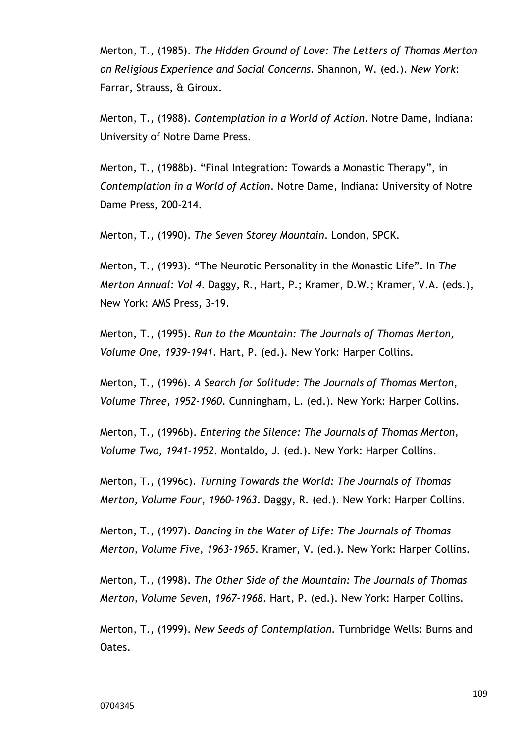Merton, T., (1985). *The Hidden Ground of Love: The Letters of Thomas Merton on Religious Experience and Social Concerns.* Shannon, W. (ed.). *New York*: Farrar, Strauss, & Giroux.

Merton, T., (1988). *Contemplation in a World of Action*. Notre Dame, Indiana: University of Notre Dame Press.

Merton, T., (1988b). "Final Integration: Towards a Monastic Therapy", in *Contemplation in a World of Action*. Notre Dame, Indiana: University of Notre Dame Press, 200-214.

Merton, T., (1990). *The Seven Storey Mountain*. London, SPCK.

Merton, T., (1993). "The Neurotic Personality in the Monastic Life". In *The Merton Annual: Vol 4*. Daggy, R., Hart, P.; Kramer, D.W.; Kramer, V.A. (eds.), New York: AMS Press, 3-19.

Merton, T., (1995). *Run to the Mountain: The Journals of Thomas Merton, Volume One, 1939-1941*. Hart, P. (ed.). New York: Harper Collins.

Merton, T., (1996). *A Search for Solitude: The Journals of Thomas Merton, Volume Three, 1952-1960*. Cunningham, L. (ed.). New York: Harper Collins.

Merton, T., (1996b). *Entering the Silence: The Journals of Thomas Merton, Volume Two, 1941-1952*. Montaldo, J. (ed.). New York: Harper Collins.

Merton, T., (1996c). *Turning Towards the World: The Journals of Thomas Merton, Volume Four, 1960-1963*. Daggy, R. (ed.). New York: Harper Collins.

Merton, T., (1997). *Dancing in the Water of Life: The Journals of Thomas Merton, Volume Five, 1963-1965*. Kramer, V. (ed.). New York: Harper Collins.

Merton, T., (1998). *The Other Side of the Mountain: The Journals of Thomas Merton, Volume Seven, 1967-1968*. Hart, P. (ed.). New York: Harper Collins.

Merton, T., (1999). *New Seeds of Contemplation.* Turnbridge Wells: Burns and Oates.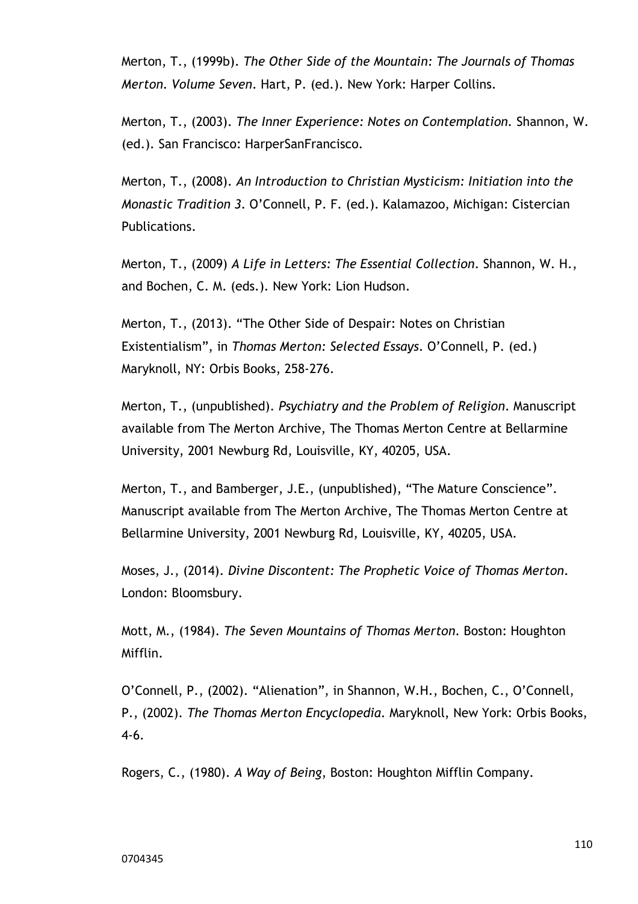Merton, T., (1999b). *The Other Side of the Mountain: The Journals of Thomas Merton. Volume Seven*. Hart, P. (ed.). New York: Harper Collins.

Merton, T., (2003). *The Inner Experience: Notes on Contemplation.* Shannon, W. (ed.). San Francisco: HarperSanFrancisco.

Merton, T., (2008). *An Introduction to Christian Mysticism: Initiation into the Monastic Tradition 3.* O'Connell, P. F. (ed.). Kalamazoo, Michigan: Cistercian Publications.

Merton, T., (2009) *A Life in Letters: The Essential Collection*. Shannon, W. H., and Bochen, C. M. (eds.). New York: Lion Hudson.

Merton, T., (2013). "The Other Side of Despair: Notes on Christian Existentialism", in *Thomas Merton: Selected Essays*. O'Connell, P. (ed.) Maryknoll, NY: Orbis Books, 258-276.

Merton, T., (unpublished). *Psychiatry and the Problem of Religion*. Manuscript available from The Merton Archive, The Thomas Merton Centre at Bellarmine University, 2001 Newburg Rd, Louisville, KY, 40205, USA.

Merton, T., and Bamberger, J.E., (unpublished), "The Mature Conscience". Manuscript available from The Merton Archive, The Thomas Merton Centre at Bellarmine University, 2001 Newburg Rd, Louisville, KY, 40205, USA.

Moses, J., (2014). *Divine Discontent: The Prophetic Voice of Thomas Merton*. London: Bloomsbury.

Mott, M., (1984). *The Seven Mountains of Thomas Merton*. Boston: Houghton Mifflin.

O'Connell, P., (2002). "Alienation", in Shannon, W.H., Bochen, C., O'Connell, P., (2002). *The Thomas Merton Encyclopedia*. Maryknoll, New York: Orbis Books, 4-6.

Rogers, C., (1980). *A Way of Being*, Boston: Houghton Mifflin Company.

0704345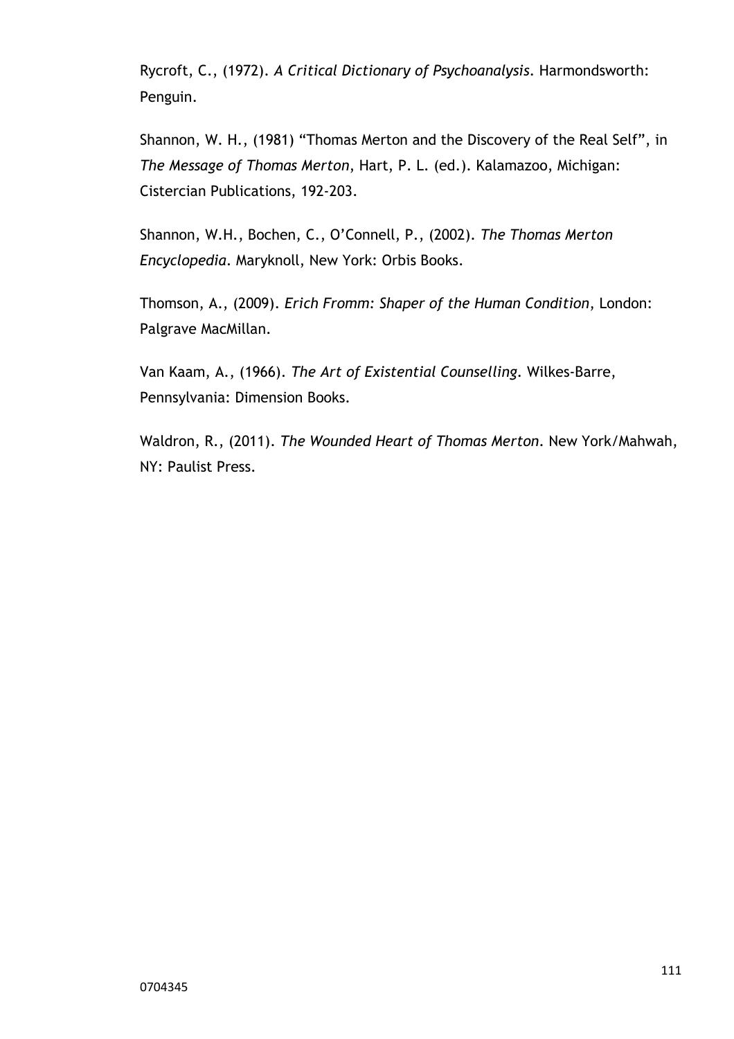Rycroft, C., (1972). *A Critical Dictionary of Psychoanalysis*. Harmondsworth: Penguin.

Shannon, W. H., (1981) "Thomas Merton and the Discovery of the Real Self", in *The Message of Thomas Merton*, Hart, P. L. (ed.). Kalamazoo, Michigan: Cistercian Publications, 192-203.

Shannon, W.H., Bochen, C., O'Connell, P., (2002). *The Thomas Merton Encyclopedia*. Maryknoll, New York: Orbis Books.

Thomson, A., (2009). *Erich Fromm: Shaper of the Human Condition*, London: Palgrave MacMillan.

Van Kaam, A., (1966). *The Art of Existential Counselling*. Wilkes-Barre, Pennsylvania: Dimension Books.

Waldron, R., (2011). *The Wounded Heart of Thomas Merton*. New York/Mahwah, NY: Paulist Press.